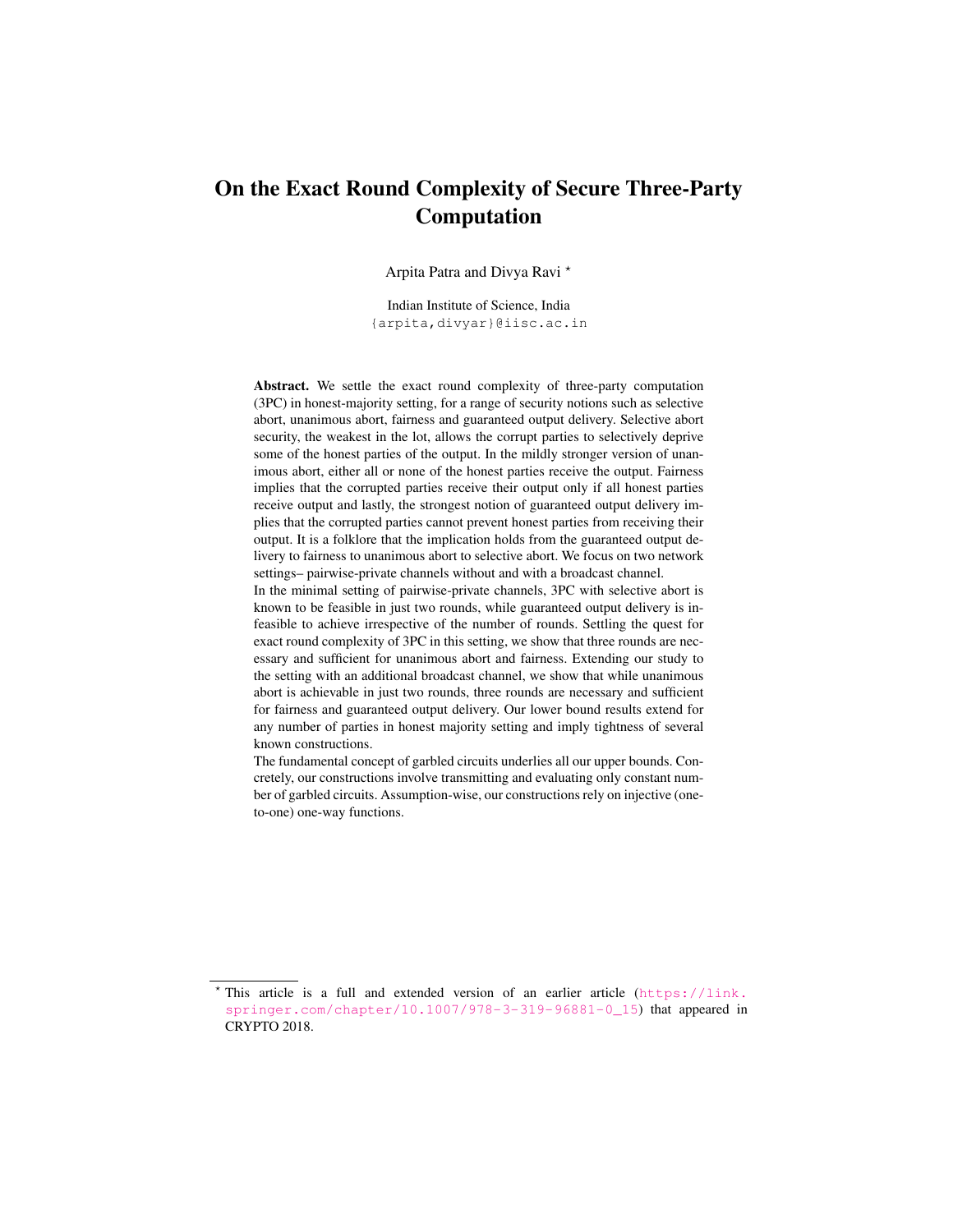# On the Exact Round Complexity of Secure Three-Party Computation

Arpita Patra and Divya Ravi [*]

Indian Institute of Science, India
{arpita,divyar}@iisc.ac.in

**Abstract.** We settle the exact round complexity of three-party computation (3PC) in honest-majority setting, for a range of security notions such as selective abort, unanimous abort, fairness and guaranteed output delivery. Selective abort security, the weakest in the lot, allows the corrupt parties to selectively deprive some of the honest parties of the output. In the mildly stronger version of unanimous abort, either all or none of the honest parties receive the output. Fairness implies that the corrupted parties receive their output only if all honest parties receive output and lastly, the strongest notion of guaranteed output delivery implies that the corrupted parties cannot prevent honest parties from receiving their output. It is a folklore that the implication holds from the guaranteed output delivery to fairness to unanimous abort to selective abort. We focus on two network settings– pairwise-private channels without and with a broadcast channel.

In the minimal setting of pairwise-private channels, 3PC with selective abort is known to be feasible in just two rounds, while guaranteed output delivery is infeasible to achieve irrespective of the number of rounds. Settling the quest for exact round complexity of 3PC in this setting, we show that three rounds are necessary and sufficient for unanimous abort and fairness. Extending our study to the setting with an additional broadcast channel, we show that while unanimous abort is achievable in just two rounds, three rounds are necessary and sufficient for fairness and guaranteed output delivery. Our lower bound results extend for any number of parties in honest majority setting and imply tightness of several known constructions.

The fundamental concept of garbled circuits underlies all our upper bounds. Concretely, our constructions involve transmitting and evaluating only constant number of garbled circuits. Assumption-wise, our constructions rely on injective (one-to-one) one-way functions.

[*] This article is a full and extended version of an earlier article (https://link.springer.com/chapter/10.1007/978-3-319-96881-0_15) that appeared in CRYPTO 2018.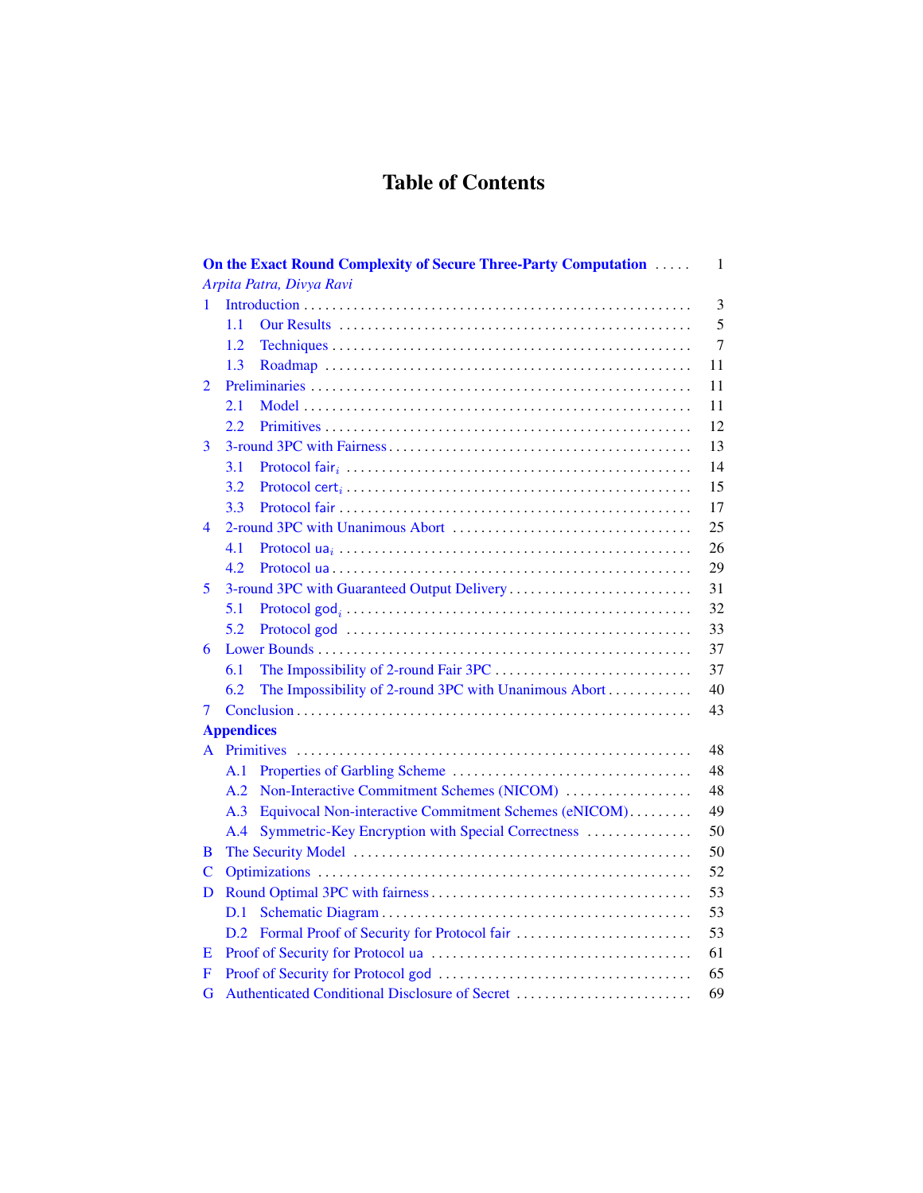# Table of Contents

**On the Exact Round Complexity of Secure Three-Party Computation** ..... 1
*Arpita Patra, Divya Ravi*

1 Introduction ..... 3
  1.1 Our Results ..... 5
  1.2 Techniques ..... 7
  1.3 Roadmap ..... 11
2 Preliminaries ..... 11
  2.1 Model ..... 11
  2.2 Primitives ..... 12
3 3-round 3PC with Fairness ..... 13
  3.1 Protocol $\mathsf{fair}_i$ ..... 14
  3.2 Protocol $\mathsf{cert}_i$ ..... 15
  3.3 Protocol $\mathsf{fair}$ ..... 17
4 2-round 3PC with Unanimous Abort ..... 25
  4.1 Protocol $\mathsf{ua}_i$ ..... 26
  4.2 Protocol $\mathsf{ua}$ ..... 29
5 3-round 3PC with Guaranteed Output Delivery ..... 31
  5.1 Protocol $\mathsf{god}_i$ ..... 32
  5.2 Protocol $\mathsf{god}$ ..... 33
6 Lower Bounds ..... 37
  6.1 The Impossibility of 2-round Fair 3PC ..... 37
  6.2 The Impossibility of 2-round 3PC with Unanimous Abort ..... 40
7 Conclusion ..... 43

**Appendices**

A Primitives ..... 48
  A.1 Properties of Garbling Scheme ..... 48
  A.2 Non-Interactive Commitment Schemes (NICOM) ..... 48
  A.3 Equivocal Non-interactive Commitment Schemes (eNICOM) ..... 49
  A.4 Symmetric-Key Encryption with Special Correctness ..... 50
B The Security Model ..... 50
C Optimizations ..... 52
D Round Optimal 3PC with fairness ..... 53
  D.1 Schematic Diagram ..... 53
  D.2 Formal Proof of Security for Protocol $\mathsf{fair}$ ..... 53
E Proof of Security for Protocol $\mathsf{ua}$ ..... 61
F Proof of Security for Protocol $\mathsf{god}$ ..... 65
G Authenticated Conditional Disclosure of Secret ..... 69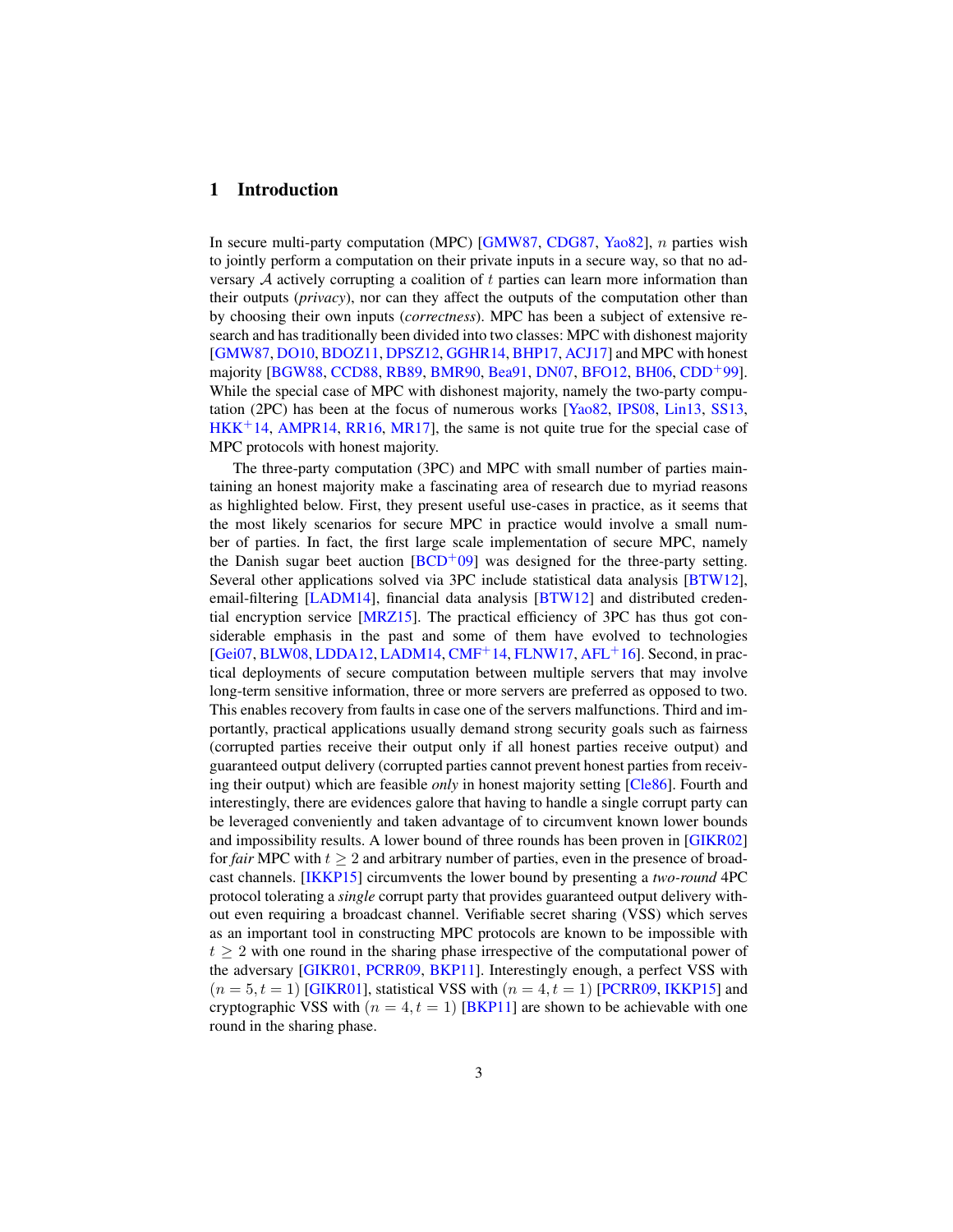## 1 Introduction

In secure multi-party computation (MPC) [GMW87, CDG87, Yao82], $n$ parties wish to jointly perform a computation on their private inputs in a secure way, so that no adversary $\mathcal{A}$ actively corrupting a coalition of $t$ parties can learn more information than their outputs (*privacy*), nor can they affect the outputs of the computation other than by choosing their own inputs (*correctness*). MPC has been a subject of extensive research and has traditionally been divided into two classes: MPC with dishonest majority [GMW87, DO10, BDOZ11, DPSZ12, GGHR14, BHP17, ACJ17] and MPC with honest majority [BGW88, CCD88, RB89, BMR90, Bea91, DN07, BFO12, BH06, CDD+99]. While the special case of MPC with dishonest majority, namely the two-party computation (2PC) has been at the focus of numerous works [Yao82, IPS08, Lin13, SS13, HKK+14, AMPR14, RR16, MR17], the same is not quite true for the special case of MPC protocols with honest majority.

The three-party computation (3PC) and MPC with small number of parties maintaining an honest majority make a fascinating area of research due to myriad reasons as highlighted below. First, they present useful use-cases in practice, as it seems that the most likely scenarios for secure MPC in practice would involve a small number of parties. In fact, the first large scale implementation of secure MPC, namely the Danish sugar beet auction [BCD+09] was designed for the three-party setting. Several other applications solved via 3PC include statistical data analysis [BTW12], email-filtering [LADM14], financial data analysis [BTW12] and distributed credential encryption service [MRZ15]. The practical efficiency of 3PC has thus got considerable emphasis in the past and some of them have evolved to technologies [Gei07, BLW08, LDDA12, LADM14, CMF+14, FLNW17, AFL+16]. Second, in practical deployments of secure computation between multiple servers that may involve long-term sensitive information, three or more servers are preferred as opposed to two. This enables recovery from faults in case one of the servers malfunctions. Third and importantly, practical applications usually demand strong security goals such as fairness (corrupted parties receive their output only if all honest parties receive output) and guaranteed output delivery (corrupted parties cannot prevent honest parties from receiving their output) which are feasible *only* in honest majority setting [Cle86]. Fourth and interestingly, there are evidences galore that having to handle a single corrupt party can be leveraged conveniently and taken advantage of to circumvent known lower bounds and impossibility results. A lower bound of three rounds has been proven in [GIKR02] for *fair* MPC with $t \geq 2$ and arbitrary number of parties, even in the presence of broadcast channels. [IKKP15] circumvents the lower bound by presenting a *two-round* 4PC protocol tolerating a *single* corrupt party that provides guaranteed output delivery without even requiring a broadcast channel. Verifiable secret sharing (VSS) which serves as an important tool in constructing MPC protocols are known to be impossible with $t \geq 2$ with one round in the sharing phase irrespective of the computational power of the adversary [GIKR01, PCRR09, BKP11]. Interestingly enough, a perfect VSS with $(n = 5, t = 1)$ [GIKR01], statistical VSS with $(n = 4, t = 1)$ [PCRR09, IKKP15] and cryptographic VSS with $(n = 4, t = 1)$ [BKP11] are shown to be achievable with one round in the sharing phase.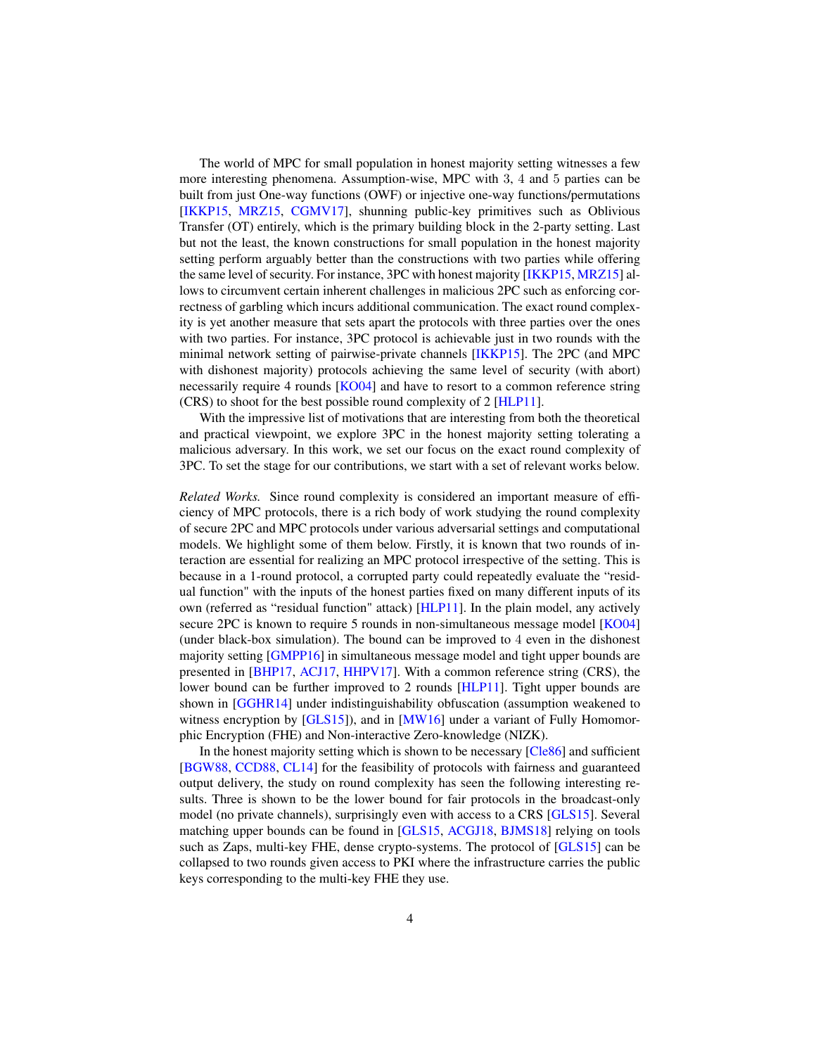The world of MPC for small population in honest majority setting witnesses a few more interesting phenomena. Assumption-wise, MPC with 3, 4 and 5 parties can be built from just One-way functions (OWF) or injective one-way functions/permutations [IKKP15, MRZ15, CGMV17], shunning public-key primitives such as Oblivious Transfer (OT) entirely, which is the primary building block in the 2-party setting. Last but not the least, the known constructions for small population in the honest majority setting perform arguably better than the constructions with two parties while offering the same level of security. For instance, 3PC with honest majority [IKKP15, MRZ15] allows to circumvent certain inherent challenges in malicious 2PC such as enforcing correctness of garbling which incurs additional communication. The exact round complexity is yet another measure that sets apart the protocols with three parties over the ones with two parties. For instance, 3PC protocol is achievable just in two rounds with the minimal network setting of pairwise-private channels [IKKP15]. The 2PC (and MPC with dishonest majority) protocols achieving the same level of security (with abort) necessarily require 4 rounds [KO04] and have to resort to a common reference string (CRS) to shoot for the best possible round complexity of 2 [HLP11].

With the impressive list of motivations that are interesting from both the theoretical and practical viewpoint, we explore 3PC in the honest majority setting tolerating a malicious adversary. In this work, we set our focus on the exact round complexity of 3PC. To set the stage for our contributions, we start with a set of relevant works below.

*Related Works.* Since round complexity is considered an important measure of efficiency of MPC protocols, there is a rich body of work studying the round complexity of secure 2PC and MPC protocols under various adversarial settings and computational models. We highlight some of them below. Firstly, it is known that two rounds of interaction are essential for realizing an MPC protocol irrespective of the setting. This is because in a 1-round protocol, a corrupted party could repeatedly evaluate the "residual function" with the inputs of the honest parties fixed on many different inputs of its own (referred as "residual function" attack) [HLP11]. In the plain model, any actively secure 2PC is known to require 5 rounds in non-simultaneous message model [KO04] (under black-box simulation). The bound can be improved to 4 even in the dishonest majority setting [GMPP16] in simultaneous message model and tight upper bounds are presented in [BHP17, ACJ17, HHPV17]. With a common reference string (CRS), the lower bound can be further improved to 2 rounds [HLP11]. Tight upper bounds are shown in [GGHR14] under indistinguishability obfuscation (assumption weakened to witness encryption by [GLS15]), and in [MW16] under a variant of Fully Homomorphic Encryption (FHE) and Non-interactive Zero-knowledge (NIZK).

In the honest majority setting which is shown to be necessary [Cle86] and sufficient [BGW88, CCD88, CL14] for the feasibility of protocols with fairness and guaranteed output delivery, the study on round complexity has seen the following interesting results. Three is shown to be the lower bound for fair protocols in the broadcast-only model (no private channels), surprisingly even with access to a CRS [GLS15]. Several matching upper bounds can be found in [GLS15, ACGJ18, BJMS18] relying on tools such as Zaps, multi-key FHE, dense crypto-systems. The protocol of [GLS15] can be collapsed to two rounds given access to PKI where the infrastructure carries the public keys corresponding to the multi-key FHE they use.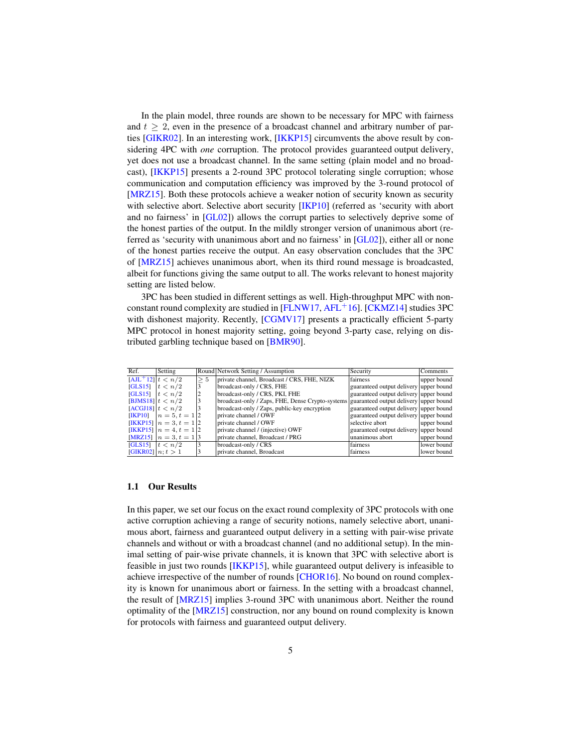In the plain model, three rounds are shown to be necessary for MPC with fairness and $t \geq 2$, even in the presence of a broadcast channel and arbitrary number of parties [GIKR02]. In an interesting work, [IKKP15] circumvents the above result by considering 4PC with *one* corruption. The protocol provides guaranteed output delivery, yet does not use a broadcast channel. In the same setting (plain model and no broadcast), [IKKP15] presents a 2-round 3PC protocol tolerating single corruption; whose communication and computation efficiency was improved by the 3-round protocol of [MRZ15]. Both these protocols achieve a weaker notion of security known as security with selective abort. Selective abort security [IKP10] (referred as 'security with abort and no fairness' in [GL02]) allows the corrupt parties to selectively deprive some of the honest parties of the output. In the mildly stronger version of unanimous abort (referred as 'security with unanimous abort and no fairness' in [GL02]), either all or none of the honest parties receive the output. An easy observation concludes that the 3PC of [MRZ15] achieves unanimous abort, when its third round message is broadcasted, albeit for functions giving the same output to all. The works relevant to honest majority setting are listed below.

3PC has been studied in different settings as well. High-throughput MPC with non-constant round complexity are studied in [FLNW17, AFL[+]16]. [CKMZ14] studies 3PC with dishonest majority. Recently, [CGMV17] presents a practically efficient 5-party MPC protocol in honest majority setting, going beyond 3-party case, relying on distributed garbling technique based on [BMR90].

| Ref. | Setting | Round | Network Setting / Assumption | Security | Comments |
|---|---|---|---|---|---|
| [AJL[+]12] | $t < n/2$ | $\geq 5$ | private channel, Broadcast / CRS, FHE, NIZK | fairness | upper bound |
| [GLS15] | $t < n/2$ | 3 | broadcast-only / CRS, FHE | guaranteed output delivery | upper bound |
| [GLS15] | $t < n/2$ | 2 | broadcast-only / CRS, PKI, FHE | guaranteed output delivery | upper bound |
| [BJMS18] | $t < n/2$ | 3 | broadcast-only / Zaps, FHE, Dense Crypto-systems | guaranteed output delivery | upper bound |
| [ACGJ18] | $t < n/2$ | 3 | broadcast-only / Zaps, public-key encryption | guaranteed output delivery | upper bound |
| [IKP10] | $n = 5, t = 1$ | 2 | private channel / OWF | guaranteed output delivery | upper bound |
| [IKKP15] | $n = 3, t = 1$ | 2 | private channel / OWF | selective abort | upper bound |
| [IKKP15] | $n = 4, t = 1$ | 2 | private channel / (injective) OWF | guaranteed output delivery | upper bound |
| [MRZ15] | $n = 3, t = 1$ | 3 | private channel, Broadcast / PRG | unanimous abort | upper bound |
| [GLS15] | $t < n/2$ | 3 | broadcast-only / CRS | fairness | lower bound |
| [GIKR02] | $n; t > 1$ | 3 | private channel, Broadcast | fairness | lower bound |

### 1.1 Our Results

In this paper, we set our focus on the exact round complexity of 3PC protocols with one active corruption achieving a range of security notions, namely selective abort, unanimous abort, fairness and guaranteed output delivery in a setting with pair-wise private channels and without or with a broadcast channel (and no additional setup). In the minimal setting of pair-wise private channels, it is known that 3PC with selective abort is feasible in just two rounds [IKKP15], while guaranteed output delivery is infeasible to achieve irrespective of the number of rounds [CHOR16]. No bound on round complexity is known for unanimous abort or fairness. In the setting with a broadcast channel, the result of [MRZ15] implies 3-round 3PC with unanimous abort. Neither the round optimality of the [MRZ15] construction, nor any bound on round complexity is known for protocols with fairness and guaranteed output delivery.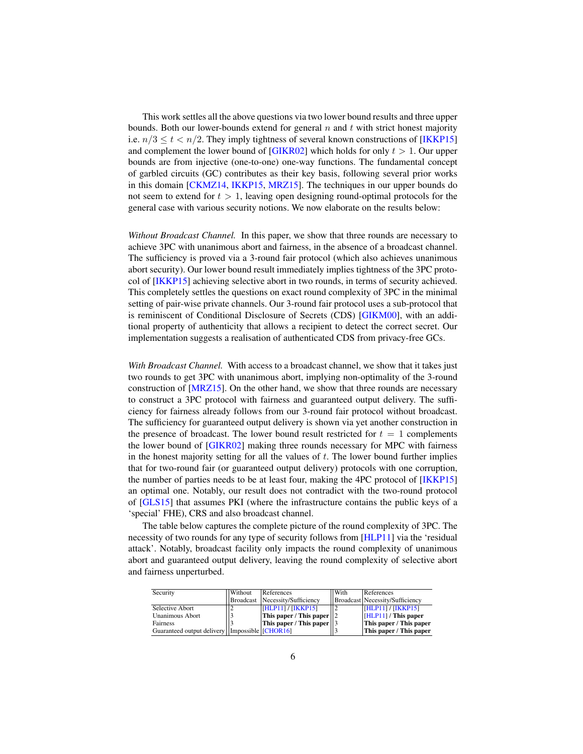This work settles all the above questions via two lower bound results and three upper bounds. Both our lower-bounds extend for general $n$ and $t$ with strict honest majority i.e. $n/3 \leq t < n/2$. They imply tightness of several known constructions of [IKKP15] and complement the lower bound of [GIKR02] which holds for only $t > 1$. Our upper bounds are from injective (one-to-one) one-way functions. The fundamental concept of garbled circuits (GC) contributes as their key basis, following several prior works in this domain [CKMZ14, IKKP15, MRZ15]. The techniques in our upper bounds do not seem to extend for $t > 1$, leaving open designing round-optimal protocols for the general case with various security notions. We now elaborate on the results below:

*Without Broadcast Channel.* In this paper, we show that three rounds are necessary to achieve 3PC with unanimous abort and fairness, in the absence of a broadcast channel. The sufficiency is proved via a 3-round fair protocol (which also achieves unanimous abort security). Our lower bound result immediately implies tightness of the 3PC protocol of [IKKP15] achieving selective abort in two rounds, in terms of security achieved. This completely settles the questions on exact round complexity of 3PC in the minimal setting of pair-wise private channels. Our 3-round fair protocol uses a sub-protocol that is reminiscent of Conditional Disclosure of Secrets (CDS) [GIKM00], with an additional property of authenticity that allows a recipient to detect the correct secret. Our implementation suggests a realisation of authenticated CDS from privacy-free GCs.

*With Broadcast Channel.* With access to a broadcast channel, we show that it takes just two rounds to get 3PC with unanimous abort, implying non-optimality of the 3-round construction of [MRZ15]. On the other hand, we show that three rounds are necessary to construct a 3PC protocol with fairness and guaranteed output delivery. The sufficiency for fairness already follows from our 3-round fair protocol without broadcast. The sufficiency for guaranteed output delivery is shown via yet another construction in the presence of broadcast. The lower bound result restricted for $t = 1$ complements the lower bound of [GIKR02] making three rounds necessary for MPC with fairness in the honest majority setting for all the values of $t$. The lower bound further implies that for two-round fair (or guaranteed output delivery) protocols with one corruption, the number of parties needs to be at least four, making the 4PC protocol of [IKKP15] an optimal one. Notably, our result does not contradict with the two-round protocol of [GLS15] that assumes PKI (where the infrastructure contains the public keys of a 'special' FHE), CRS and also broadcast channel.

The table below captures the complete picture of the round complexity of 3PC. The necessity of two rounds for any type of security follows from [HLP11] via the 'residual attack'. Notably, broadcast facility only impacts the round complexity of unanimous abort and guaranteed output delivery, leaving the round complexity of selective abort and fairness unperturbed.

| Security | Without Broadcast | References Necessity/Sufficiency | With Broadcast | References Necessity/Sufficiency |
|---|---|---|---|---|
| Selective Abort | 2 | [HLP11] / [IKKP15] | 2 | [HLP11] / [IKKP15] |
| Unanimous Abort | 3 | **This paper / This paper** | 2 | [HLP11] / **This paper** |
| Fairness | 3 | **This paper / This paper** | 3 | **This paper / This paper** |
| Guaranteed output delivery | Impossible | [CHOR16] | 3 | **This paper / This paper** |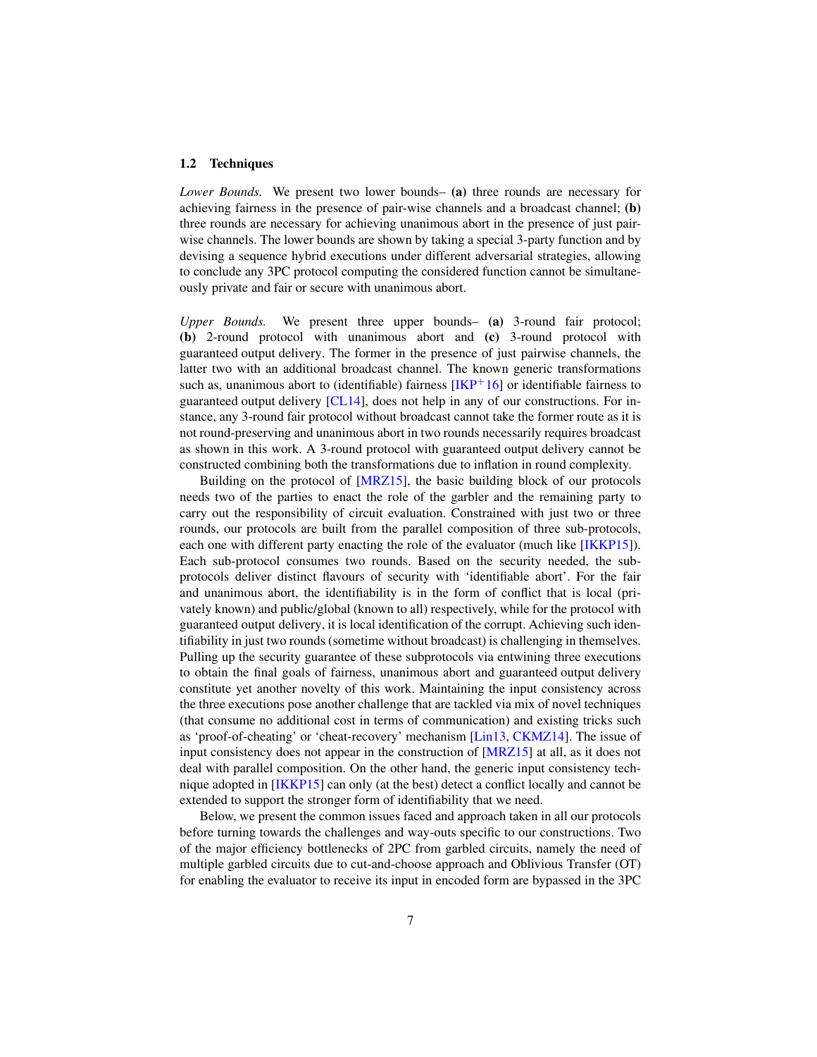### 1.2 Techniques

*Lower Bounds.* We present two lower bounds– **(a)** three rounds are necessary for achieving fairness in the presence of pair-wise channels and a broadcast channel; **(b)** three rounds are necessary for achieving unanimous abort in the presence of just pair-wise channels. The lower bounds are shown by taking a special 3-party function and by devising a sequence hybrid executions under different adversarial strategies, allowing to conclude any 3PC protocol computing the considered function cannot be simultaneously private and fair or secure with unanimous abort.

*Upper Bounds.* We present three upper bounds– **(a)** 3-round fair protocol; **(b)** 2-round protocol with unanimous abort and **(c)** 3-round protocol with guaranteed output delivery. The former in the presence of just pairwise channels, the latter two with an additional broadcast channel. The known generic transformations such as, unanimous abort to (identifiable) fairness [IKP+16] or identifiable fairness to guaranteed output delivery [CL14], does not help in any of our constructions. For instance, any 3-round fair protocol without broadcast cannot take the former route as it is not round-preserving and unanimous abort in two rounds necessarily requires broadcast as shown in this work. A 3-round protocol with guaranteed output delivery cannot be constructed combining both the transformations due to inflation in round complexity.

Building on the protocol of [MRZ15], the basic building block of our protocols needs two of the parties to enact the role of the garbler and the remaining party to carry out the responsibility of circuit evaluation. Constrained with just two or three rounds, our protocols are built from the parallel composition of three sub-protocols, each one with different party enacting the role of the evaluator (much like [IKKP15]). Each sub-protocol consumes two rounds. Based on the security needed, the sub-protocols deliver distinct flavours of security with 'identifiable abort'. For the fair and unanimous abort, the identifiability is in the form of conflict that is local (privately known) and public/global (known to all) respectively, while for the protocol with guaranteed output delivery, it is local identification of the corrupt. Achieving such identifiability in just two rounds (sometime without broadcast) is challenging in themselves. Pulling up the security guarantee of these subprotocols via entwining three executions to obtain the final goals of fairness, unanimous abort and guaranteed output delivery constitute yet another novelty of this work. Maintaining the input consistency across the three executions pose another challenge that are tackled via mix of novel techniques (that consume no additional cost in terms of communication) and existing tricks such as 'proof-of-cheating' or 'cheat-recovery' mechanism [Lin13, CKMZ14]. The issue of input consistency does not appear in the construction of [MRZ15] at all, as it does not deal with parallel composition. On the other hand, the generic input consistency technique adopted in [IKKP15] can only (at the best) detect a conflict locally and cannot be extended to support the stronger form of identifiability that we need.

Below, we present the common issues faced and approach taken in all our protocols before turning towards the challenges and way-outs specific to our constructions. Two of the major efficiency bottlenecks of 2PC from garbled circuits, namely the need of multiple garbled circuits due to cut-and-choose approach and Oblivious Transfer (OT) for enabling the evaluator to receive its input in encoded form are bypassed in the 3PC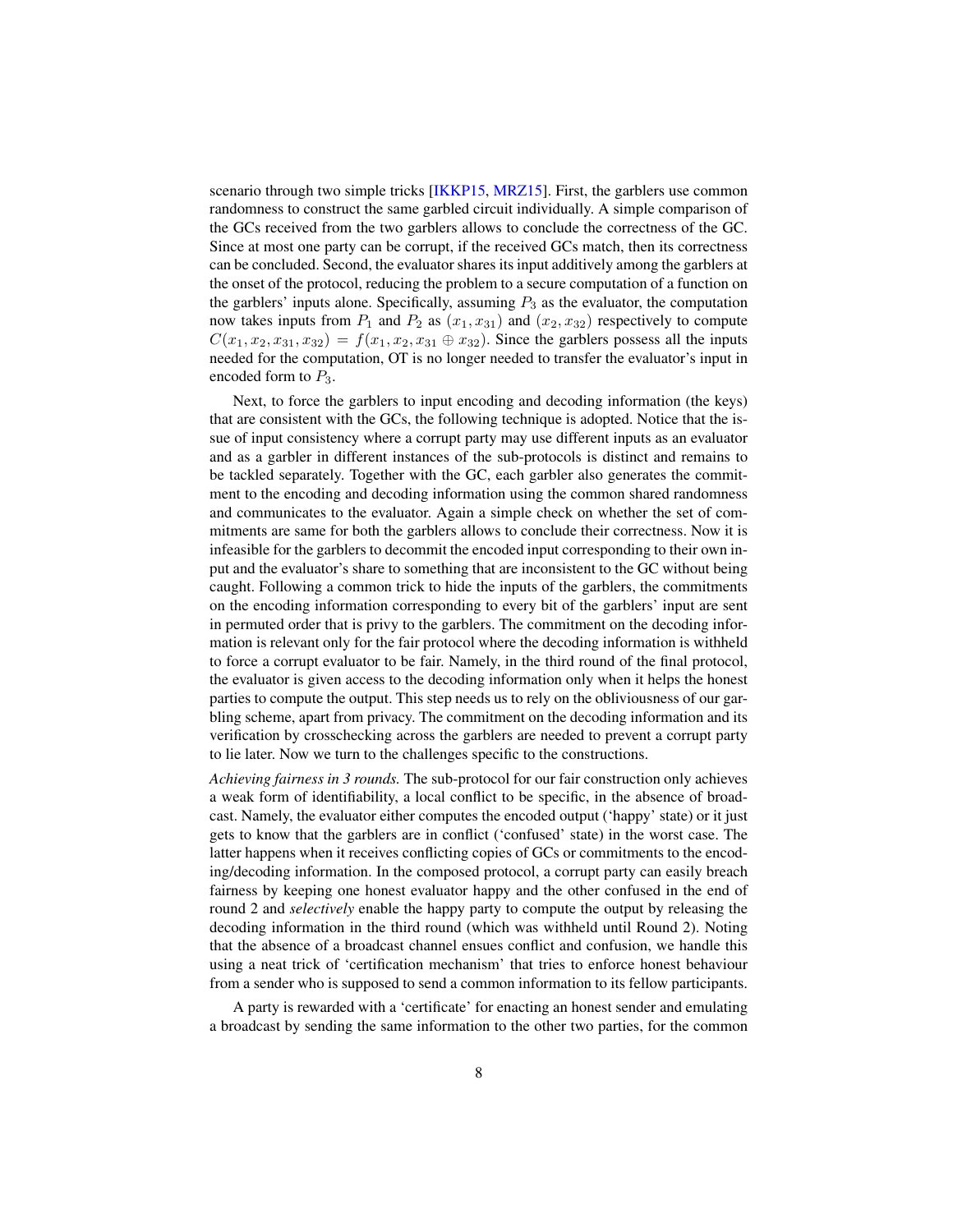scenario through two simple tricks [IKKP15, MRZ15]. First, the garblers use common randomness to construct the same garbled circuit individually. A simple comparison of the GCs received from the two garblers allows to conclude the correctness of the GC. Since at most one party can be corrupt, if the received GCs match, then its correctness can be concluded. Second, the evaluator shares its input additively among the garblers at the onset of the protocol, reducing the problem to a secure computation of a function on the garblers' inputs alone. Specifically, assuming $P_3$ as the evaluator, the computation now takes inputs from $P_1$ and $P_2$ as $(x_1, x_{31})$ and $(x_2, x_{32})$ respectively to compute $C(x_1, x_2, x_{31}, x_{32}) = f(x_1, x_2, x_{31} \oplus x_{32})$. Since the garblers possess all the inputs needed for the computation, OT is no longer needed to transfer the evaluator's input in encoded form to $P_3$.

Next, to force the garblers to input encoding and decoding information (the keys) that are consistent with the GCs, the following technique is adopted. Notice that the issue of input consistency where a corrupt party may use different inputs as an evaluator and as a garbler in different instances of the sub-protocols is distinct and remains to be tackled separately. Together with the GC, each garbler also generates the commitment to the encoding and decoding information using the common shared randomness and communicates to the evaluator. Again a simple check on whether the set of commitments are same for both the garblers allows to conclude their correctness. Now it is infeasible for the garblers to decommit the encoded input corresponding to their own input and the evaluator's share to something that are inconsistent to the GC without being caught. Following a common trick to hide the inputs of the garblers, the commitments on the encoding information corresponding to every bit of the garblers' input are sent in permuted order that is privy to the garblers. The commitment on the decoding information is relevant only for the fair protocol where the decoding information is withheld to force a corrupt evaluator to be fair. Namely, in the third round of the final protocol, the evaluator is given access to the decoding information only when it helps the honest parties to compute the output. This step needs us to rely on the obliviousness of our garbling scheme, apart from privacy. The commitment on the decoding information and its verification by crosschecking across the garblers are needed to prevent a corrupt party to lie later. Now we turn to the challenges specific to the constructions.

*Achieving fairness in 3 rounds.* The sub-protocol for our fair construction only achieves a weak form of identifiability, a local conflict to be specific, in the absence of broadcast. Namely, the evaluator either computes the encoded output ('happy' state) or it just gets to know that the garblers are in conflict ('confused' state) in the worst case. The latter happens when it receives conflicting copies of GCs or commitments to the encoding/decoding information. In the composed protocol, a corrupt party can easily breach fairness by keeping one honest evaluator happy and the other confused in the end of round 2 and *selectively* enable the happy party to compute the output by releasing the decoding information in the third round (which was withheld until Round 2). Noting that the absence of a broadcast channel ensues conflict and confusion, we handle this using a neat trick of 'certification mechanism' that tries to enforce honest behaviour from a sender who is supposed to send a common information to its fellow participants.

A party is rewarded with a 'certificate' for enacting an honest sender and emulating a broadcast by sending the same information to the other two parties, for the common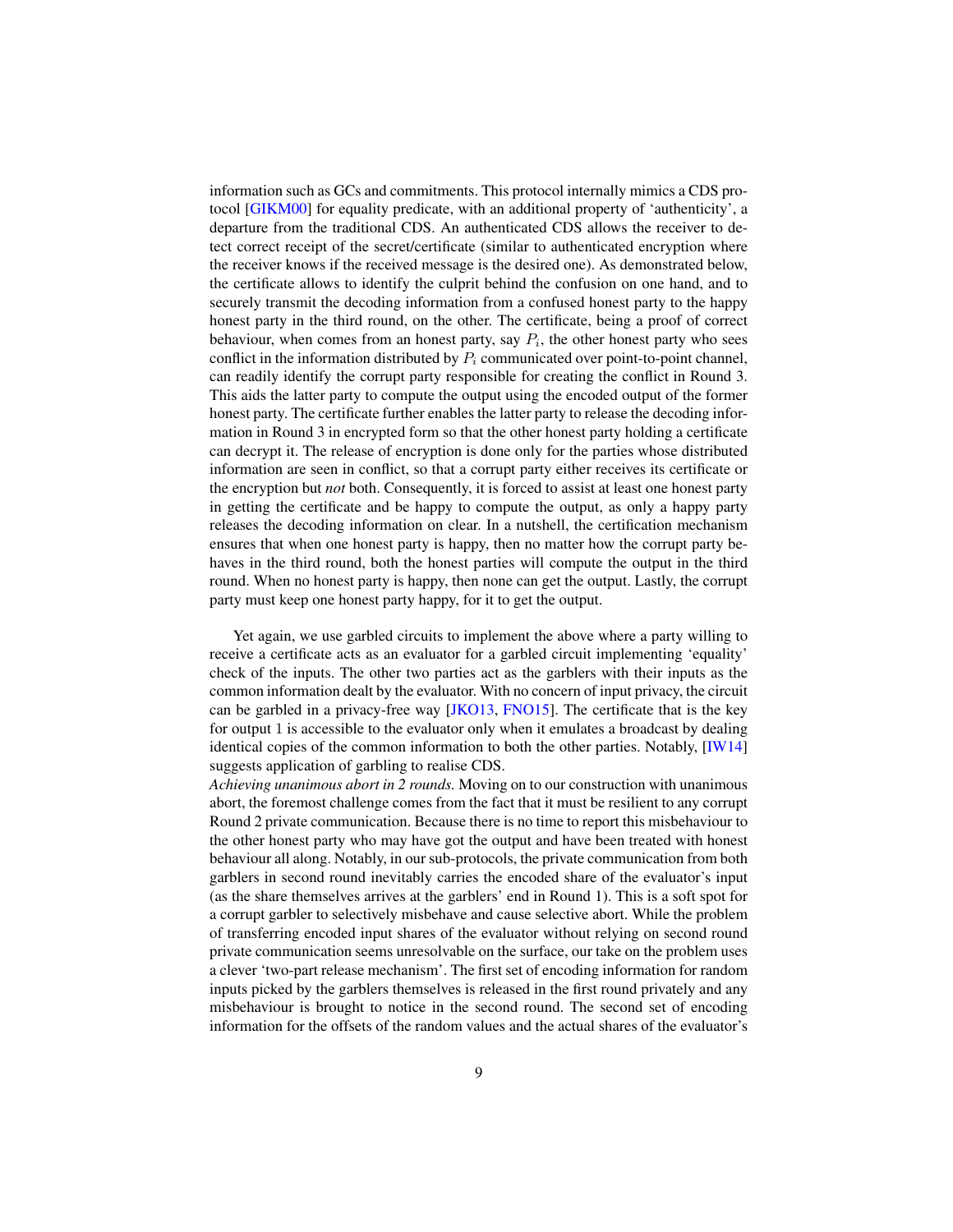information such as GCs and commitments. This protocol internally mimics a CDS protocol [GIKM00] for equality predicate, with an additional property of 'authenticity', a departure from the traditional CDS. An authenticated CDS allows the receiver to detect correct receipt of the secret/certificate (similar to authenticated encryption where the receiver knows if the received message is the desired one). As demonstrated below, the certificate allows to identify the culprit behind the confusion on one hand, and to securely transmit the decoding information from a confused honest party to the happy honest party in the third round, on the other. The certificate, being a proof of correct behaviour, when comes from an honest party, say $P_i$, the other honest party who sees conflict in the information distributed by $P_i$ communicated over point-to-point channel, can readily identify the corrupt party responsible for creating the conflict in Round 3. This aids the latter party to compute the output using the encoded output of the former honest party. The certificate further enables the latter party to release the decoding information in Round 3 in encrypted form so that the other honest party holding a certificate can decrypt it. The release of encryption is done only for the parties whose distributed information are seen in conflict, so that a corrupt party either receives its certificate or the encryption but *not* both. Consequently, it is forced to assist at least one honest party in getting the certificate and be happy to compute the output, as only a happy party releases the decoding information on clear. In a nutshell, the certification mechanism ensures that when one honest party is happy, then no matter how the corrupt party behaves in the third round, both the honest parties will compute the output in the third round. When no honest party is happy, then none can get the output. Lastly, the corrupt party must keep one honest party happy, for it to get the output.

Yet again, we use garbled circuits to implement the above where a party willing to receive a certificate acts as an evaluator for a garbled circuit implementing 'equality' check of the inputs. The other two parties act as the garblers with their inputs as the common information dealt by the evaluator. With no concern of input privacy, the circuit can be garbled in a privacy-free way [JKO13, FNO15]. The certificate that is the key for output 1 is accessible to the evaluator only when it emulates a broadcast by dealing identical copies of the common information to both the other parties. Notably, [IW14] suggests application of garbling to realise CDS.

*Achieving unanimous abort in 2 rounds.* Moving on to our construction with unanimous abort, the foremost challenge comes from the fact that it must be resilient to any corrupt Round 2 private communication. Because there is no time to report this misbehaviour to the other honest party who may have got the output and have been treated with honest behaviour all along. Notably, in our sub-protocols, the private communication from both garblers in second round inevitably carries the encoded share of the evaluator's input (as the share themselves arrives at the garblers' end in Round 1). This is a soft spot for a corrupt garbler to selectively misbehave and cause selective abort. While the problem of transferring encoded input shares of the evaluator without relying on second round private communication seems unresolvable on the surface, our take on the problem uses a clever 'two-part release mechanism'. The first set of encoding information for random inputs picked by the garblers themselves is released in the first round privately and any misbehaviour is brought to notice in the second round. The second set of encoding information for the offsets of the random values and the actual shares of the evaluator's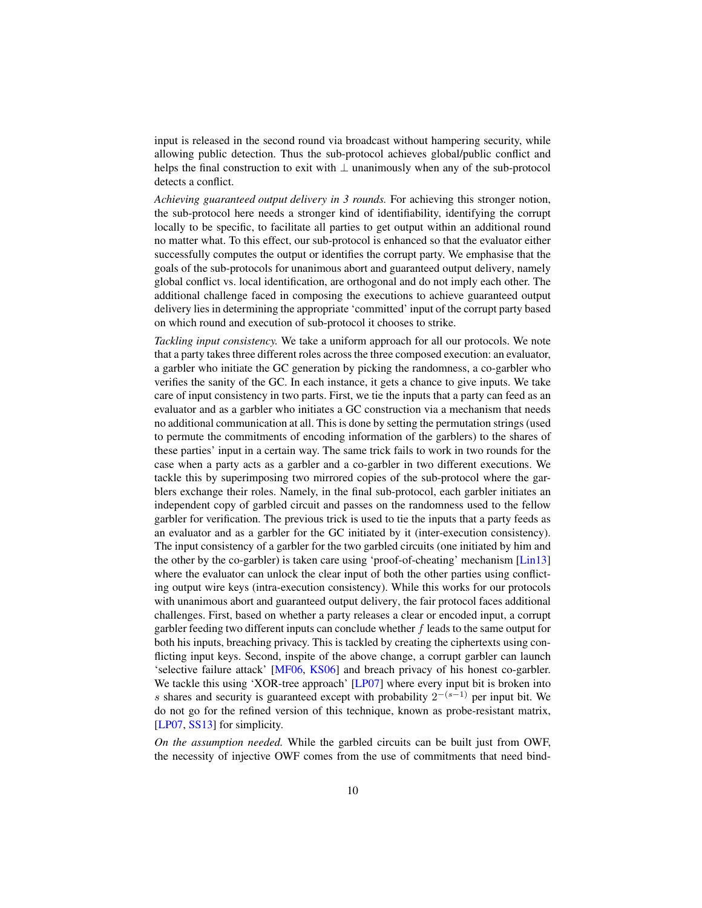input is released in the second round via broadcast without hampering security, while allowing public detection. Thus the sub-protocol achieves global/public conflict and helps the final construction to exit with $\perp$ unanimously when any of the sub-protocol detects a conflict.

*Achieving guaranteed output delivery in 3 rounds.* For achieving this stronger notion, the sub-protocol here needs a stronger kind of identifiability, identifying the corrupt locally to be specific, to facilitate all parties to get output within an additional round no matter what. To this effect, our sub-protocol is enhanced so that the evaluator either successfully computes the output or identifies the corrupt party. We emphasise that the goals of the sub-protocols for unanimous abort and guaranteed output delivery, namely global conflict vs. local identification, are orthogonal and do not imply each other. The additional challenge faced in composing the executions to achieve guaranteed output delivery lies in determining the appropriate 'committed' input of the corrupt party based on which round and execution of sub-protocol it chooses to strike.

*Tackling input consistency.* We take a uniform approach for all our protocols. We note that a party takes three different roles across the three composed execution: an evaluator, a garbler who initiate the GC generation by picking the randomness, a co-garbler who verifies the sanity of the GC. In each instance, it gets a chance to give inputs. We take care of input consistency in two parts. First, we tie the inputs that a party can feed as an evaluator and as a garbler who initiates a GC construction via a mechanism that needs no additional communication at all. This is done by setting the permutation strings (used to permute the commitments of encoding information of the garblers) to the shares of these parties' input in a certain way. The same trick fails to work in two rounds for the case when a party acts as a garbler and a co-garbler in two different executions. We tackle this by superimposing two mirrored copies of the sub-protocol where the garblers exchange their roles. Namely, in the final sub-protocol, each garbler initiates an independent copy of garbled circuit and passes on the randomness used to the fellow garbler for verification. The previous trick is used to tie the inputs that a party feeds as an evaluator and as a garbler for the GC initiated by it (inter-execution consistency). The input consistency of a garbler for the two garbled circuits (one initiated by him and the other by the co-garbler) is taken care using 'proof-of-cheating' mechanism [Lin13] where the evaluator can unlock the clear input of both the other parties using conflicting output wire keys (intra-execution consistency). While this works for our protocols with unanimous abort and guaranteed output delivery, the fair protocol faces additional challenges. First, based on whether a party releases a clear or encoded input, a corrupt garbler feeding two different inputs can conclude whether $f$ leads to the same output for both his inputs, breaching privacy. This is tackled by creating the ciphertexts using conflicting input keys. Second, inspite of the above change, a corrupt garbler can launch 'selective failure attack' [MF06, KS06] and breach privacy of his honest co-garbler. We tackle this using 'XOR-tree approach' [LP07] where every input bit is broken into $s$ shares and security is guaranteed except with probability $2^{-(s-1)}$ per input bit. We do not go for the refined version of this technique, known as probe-resistant matrix, [LP07, SS13] for simplicity.

*On the assumption needed.* While the garbled circuits can be built just from OWF, the necessity of injective OWF comes from the use of commitments that need bind-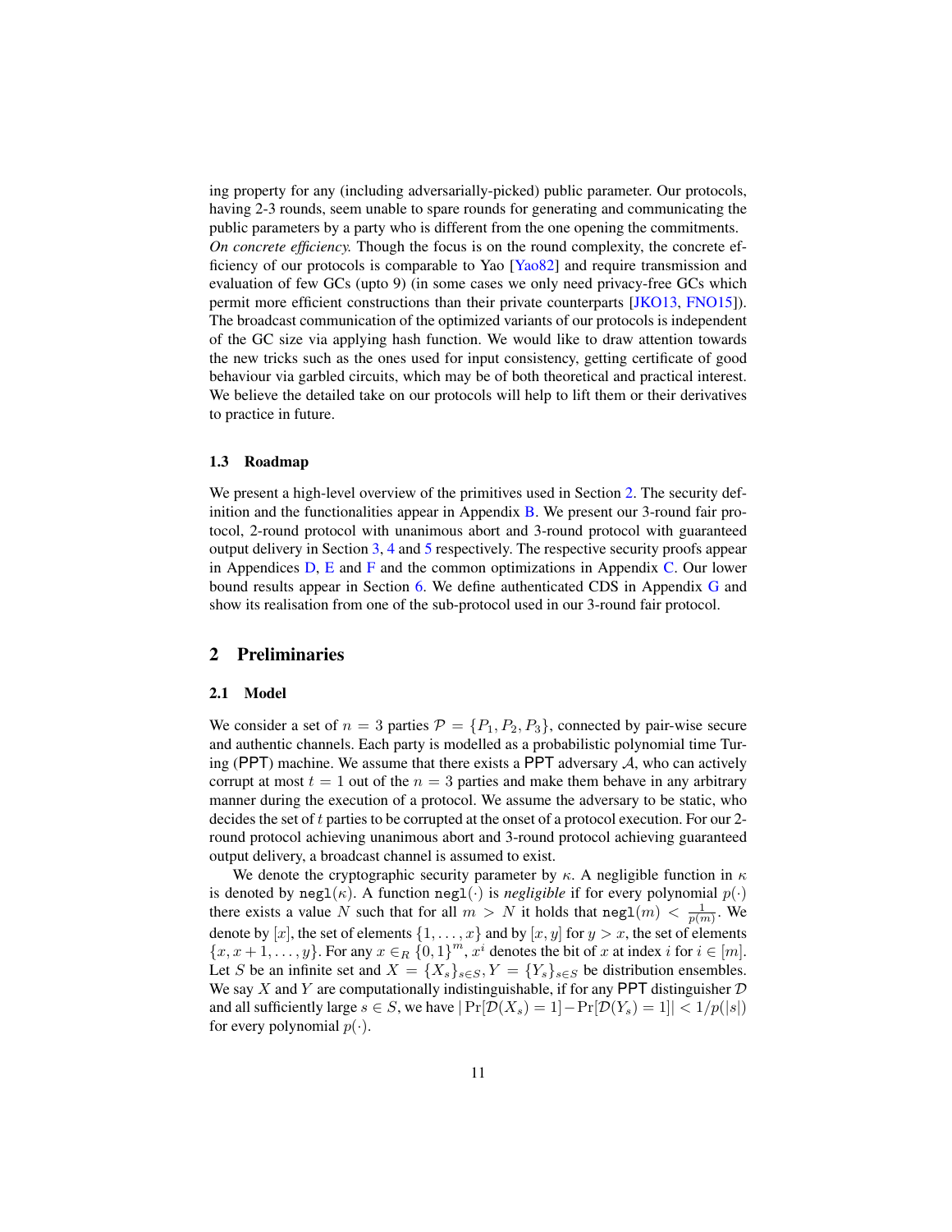ing property for any (including adversarially-picked) public parameter. Our protocols, having 2-3 rounds, seem unable to spare rounds for generating and communicating the public parameters by a party who is different from the one opening the commitments.

*On concrete efficiency.* Though the focus is on the round complexity, the concrete efficiency of our protocols is comparable to Yao [Yao82] and require transmission and evaluation of few GCs (upto 9) (in some cases we only need privacy-free GCs which permit more efficient constructions than their private counterparts [JKO13, FNO15]). The broadcast communication of the optimized variants of our protocols is independent of the GC size via applying hash function. We would like to draw attention towards the new tricks such as the ones used for input consistency, getting certificate of good behaviour via garbled circuits, which may be of both theoretical and practical interest. We believe the detailed take on our protocols will help to lift them or their derivatives to practice in future.

### 1.3 Roadmap

We present a high-level overview of the primitives used in Section 2. The security definition and the functionalities appear in Appendix B. We present our 3-round fair protocol, 2-round protocol with unanimous abort and 3-round protocol with guaranteed output delivery in Section 3, 4 and 5 respectively. The respective security proofs appear in Appendices D, E and F and the common optimizations in Appendix C. Our lower bound results appear in Section 6. We define authenticated CDS in Appendix G and show its realisation from one of the sub-protocol used in our 3-round fair protocol.

## 2 Preliminaries

### 2.1 Model

We consider a set of $n = 3$ parties $\mathcal{P} = \{P_1, P_2, P_3\}$, connected by pair-wise secure and authentic channels. Each party is modelled as a probabilistic polynomial time Turing (PPT) machine. We assume that there exists a PPT adversary $\mathcal{A}$, who can actively corrupt at most $t = 1$ out of the $n = 3$ parties and make them behave in any arbitrary manner during the execution of a protocol. We assume the adversary to be static, who decides the set of $t$ parties to be corrupted at the onset of a protocol execution. For our 2-round protocol achieving unanimous abort and 3-round protocol achieving guaranteed output delivery, a broadcast channel is assumed to exist.

We denote the cryptographic security parameter by $\kappa$. A negligible function in $\kappa$ is denoted by $\texttt{negl}(\kappa)$. A function $\texttt{negl}(\cdot)$ is *negligible* if for every polynomial $p(\cdot)$ there exists a value $N$ such that for all $m > N$ it holds that $\texttt{negl}(m) < \frac{1}{p(m)}$. We denote by $[x]$, the set of elements $\{1, \ldots, x\}$ and by $[x, y]$ for $y > x$, the set of elements $\{x, x+1, \ldots, y\}$. For any $x \in_R \{0,1\}^m$, $x^i$ denotes the bit of $x$ at index $i$ for $i \in [m]$. Let $S$ be an infinite set and $X = \{X_s\}_{s \in S}, Y = \{Y_s\}_{s \in S}$ be distribution ensembles. We say $X$ and $Y$ are computationally indistinguishable, if for any PPT distinguisher $\mathcal{D}$ and all sufficiently large $s \in S$, we have $|\Pr[\mathcal{D}(X_s) = 1] - \Pr[\mathcal{D}(Y_s) = 1]| < 1/p(|s|)$ for every polynomial $p(\cdot)$.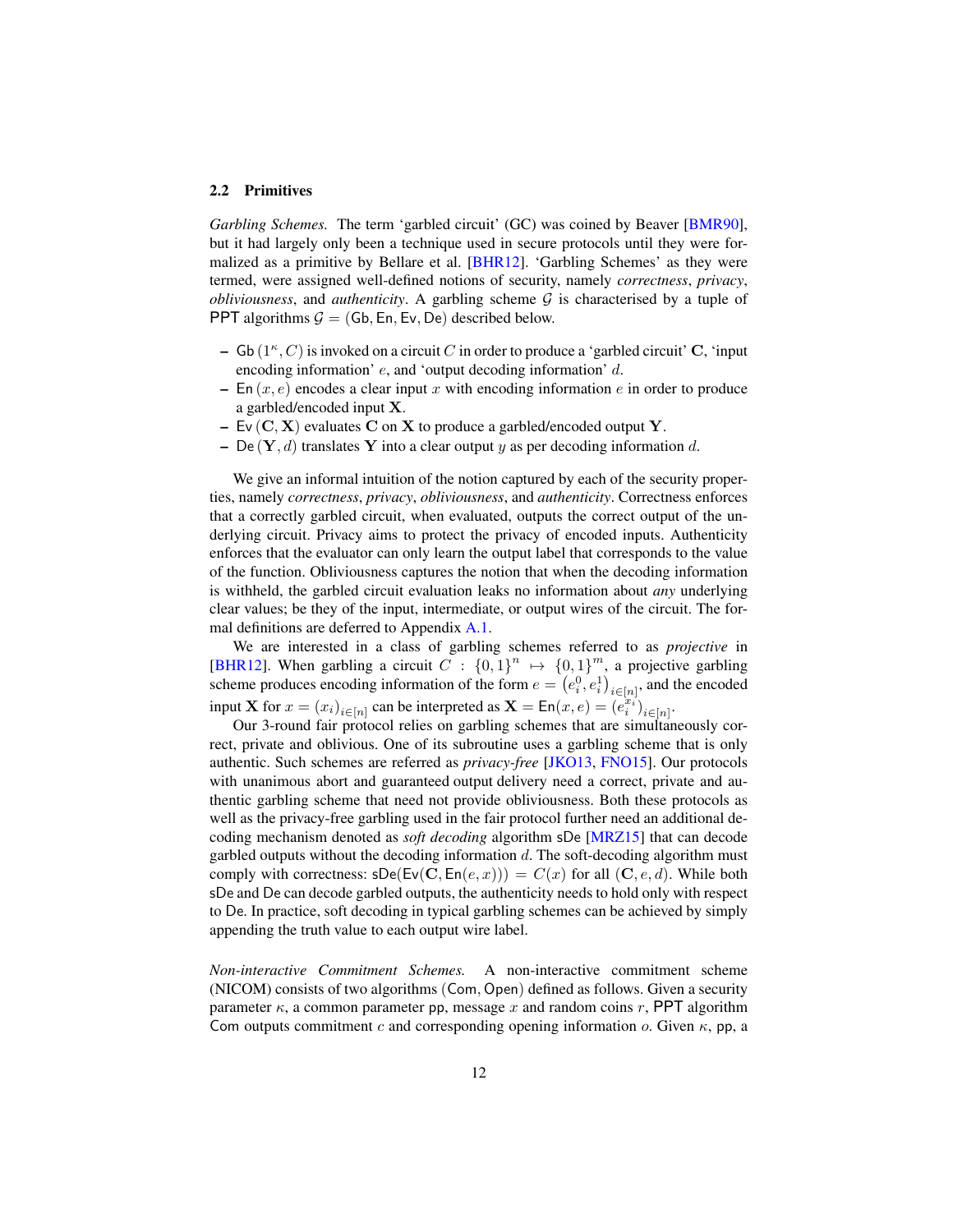### 2.2 Primitives

*Garbling Schemes.* The term 'garbled circuit' (GC) was coined by Beaver [BMR90], but it had largely only been a technique used in secure protocols until they were formalized as a primitive by Bellare et al. [BHR12]. 'Garbling Schemes' as they were termed, were assigned well-defined notions of security, namely *correctness*, *privacy*, *obliviousness*, and *authenticity*. A garbling scheme $\mathcal{G}$ is characterised by a tuple of PPT algorithms $\mathcal{G} = (\mathsf{Gb}, \mathsf{En}, \mathsf{Ev}, \mathsf{De})$ described below.

- $\mathsf{Gb}\left(1^\kappa, C\right)$ is invoked on a circuit $C$ in order to produce a 'garbled circuit' $\mathbf{C}$, 'input encoding information' $e$, and 'output decoding information' $d$.
- $\mathsf{En}\left(x, e\right)$ encodes a clear input $x$ with encoding information $e$ in order to produce a garbled/encoded input $\mathbf{X}$.
- $\mathsf{Ev}\left(\mathbf{C}, \mathbf{X}\right)$ evaluates $\mathbf{C}$ on $\mathbf{X}$ to produce a garbled/encoded output $\mathbf{Y}$.
- $\mathsf{De}\left(\mathbf{Y}, d\right)$ translates $\mathbf{Y}$ into a clear output $y$ as per decoding information $d$.

We give an informal intuition of the notion captured by each of the security properties, namely *correctness*, *privacy*, *obliviousness*, and *authenticity*. Correctness enforces that a correctly garbled circuit, when evaluated, outputs the correct output of the underlying circuit. Privacy aims to protect the privacy of encoded inputs. Authenticity enforces that the evaluator can only learn the output label that corresponds to the value of the function. Obliviousness captures the notion that when the decoding information is withheld, the garbled circuit evaluation leaks no information about *any* underlying clear values; be they of the input, intermediate, or output wires of the circuit. The formal definitions are deferred to Appendix A.1.

We are interested in a class of garbling schemes referred to as *projective* in [BHR12]. When garbling a circuit $C : \{0,1\}^n \mapsto \{0,1\}^m$, a projective garbling scheme produces encoding information of the form $e = \left(e_i^0, e_i^1\right)_{i \in [n]}$, and the encoded input $\mathbf{X}$ for $x = (x_i)_{i \in [n]}$ can be interpreted as $\mathbf{X} = \mathsf{En}(x, e) = \left(e_i^{x_i}\right)_{i \in [n]}$.

Our 3-round fair protocol relies on garbling schemes that are simultaneously correct, private and oblivious. One of its subroutine uses a garbling scheme that is only authentic. Such schemes are referred as *privacy-free* [JKO13, FNO15]. Our protocols with unanimous abort and guaranteed output delivery need a correct, private and authentic garbling scheme that need not provide obliviousness. Both these protocols as well as the privacy-free garbling used in the fair protocol further need an additional decoding mechanism denoted as *soft decoding* algorithm $\mathsf{sDe}$ [MRZ15] that can decode garbled outputs without the decoding information $d$. The soft-decoding algorithm must comply with correctness: $\mathsf{sDe}(\mathsf{Ev}(\mathbf{C}, \mathsf{En}(e, x))) = C(x)$ for all $(\mathbf{C}, e, d)$. While both $\mathsf{sDe}$ and $\mathsf{De}$ can decode garbled outputs, the authenticity needs to hold only with respect to $\mathsf{De}$. In practice, soft decoding in typical garbling schemes can be achieved by simply appending the truth value to each output wire label.

*Non-interactive Commitment Schemes.* A non-interactive commitment scheme (NICOM) consists of two algorithms $(\mathsf{Com}, \mathsf{Open})$ defined as follows. Given a security parameter $\kappa$, a common parameter $\mathsf{pp}$, message $x$ and random coins $r$, PPT algorithm $\mathsf{Com}$ outputs commitment $c$ and corresponding opening information $o$. Given $\kappa$, $\mathsf{pp}$, a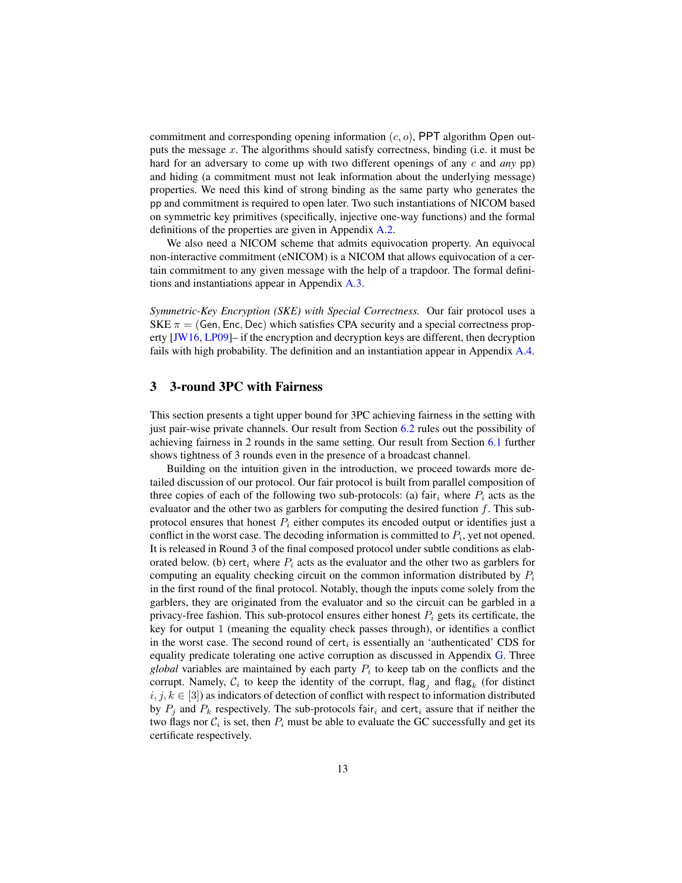commitment and corresponding opening information $(c, o)$, PPT algorithm $\mathsf{Open}$ outputs the message $x$. The algorithms should satisfy correctness, binding (i.e. it must be hard for an adversary to come up with two different openings of any $c$ and *any* $\mathsf{pp}$) and hiding (a commitment must not leak information about the underlying message) properties. We need this kind of strong binding as the same party who generates the $\mathsf{pp}$ and commitment is required to open later. Two such instantiations of NICOM based on symmetric key primitives (specifically, injective one-way functions) and the formal definitions of the properties are given in Appendix A.2.

We also need a NICOM scheme that admits equivocation property. An equivocal non-interactive commitment (eNICOM) is a NICOM that allows equivocation of a certain commitment to any given message with the help of a trapdoor. The formal definitions and instantiations appear in Appendix A.3.

*Symmetric-Key Encryption (SKE) with Special Correctness.* Our fair protocol uses a SKE $\pi = (\mathsf{Gen}, \mathsf{Enc}, \mathsf{Dec})$ which satisfies CPA security and a special correctness property [JW16, LP09]– if the encryption and decryption keys are different, then decryption fails with high probability. The definition and an instantiation appear in Appendix A.4.

## 3 3-round 3PC with Fairness

This section presents a tight upper bound for 3PC achieving fairness in the setting with just pair-wise private channels. Our result from Section 6.2 rules out the possibility of achieving fairness in 2 rounds in the same setting. Our result from Section 6.1 further shows tightness of 3 rounds even in the presence of a broadcast channel.

Building on the intuition given in the introduction, we proceed towards more detailed discussion of our protocol. Our fair protocol is built from parallel composition of three copies of each of the following two sub-protocols: (a) $\mathsf{fair}_i$ where $P_i$ acts as the evaluator and the other two as garblers for computing the desired function $f$. This sub-protocol ensures that honest $P_i$ either computes its encoded output or identifies just a conflict in the worst case. The decoding information is committed to $P_i$, yet not opened. It is released in Round 3 of the final composed protocol under subtle conditions as elaborated below. (b) $\mathsf{cert}_i$ where $P_i$ acts as the evaluator and the other two as garblers for computing an equality checking circuit on the common information distributed by $P_i$ in the first round of the final protocol. Notably, though the inputs come solely from the garblers, they are originated from the evaluator and so the circuit can be garbled in a privacy-free fashion. This sub-protocol ensures either honest $P_i$ gets its certificate, the key for output 1 (meaning the equality check passes through), or identifies a conflict in the worst case. The second round of $\mathsf{cert}_i$ is essentially an 'authenticated' CDS for equality predicate tolerating one active corruption as discussed in Appendix G. Three *global* variables are maintained by each party $P_i$ to keep tab on the conflicts and the corrupt. Namely, $\mathcal{C}_i$ to keep the identity of the corrupt, $\mathsf{flag}_j$ and $\mathsf{flag}_k$ (for distinct $i, j, k \in [3]$) as indicators of detection of conflict with respect to information distributed by $P_j$ and $P_k$ respectively. The sub-protocols $\mathsf{fair}_i$ and $\mathsf{cert}_i$ assure that if neither the two flags nor $\mathcal{C}_i$ is set, then $P_i$ must be able to evaluate the GC successfully and get its certificate respectively.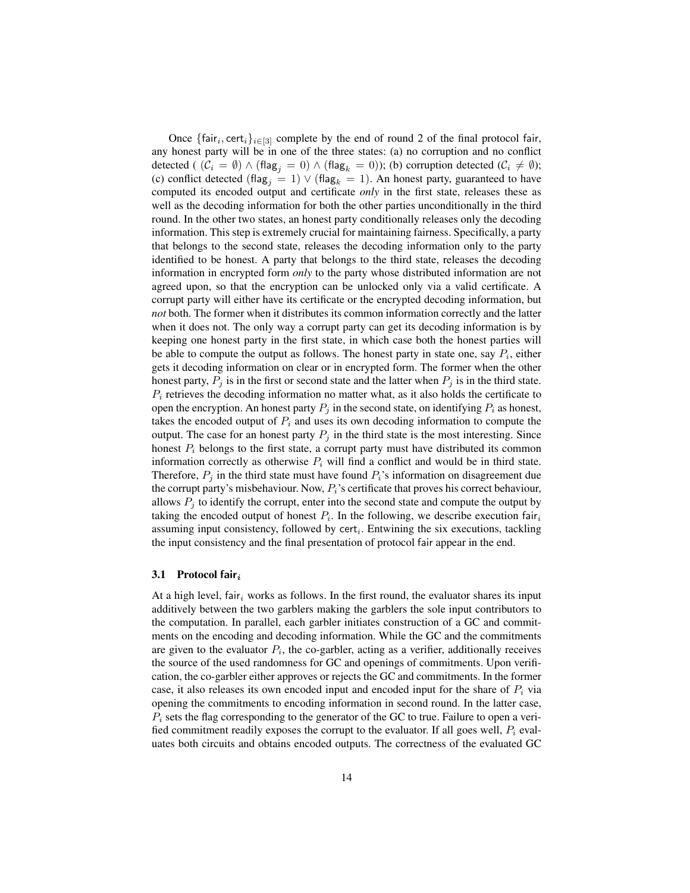Once $\{\mathsf{fair}_i, \mathsf{cert}_i\}_{i \in [3]}$ complete by the end of round 2 of the final protocol fair, any honest party will be in one of the three states: (a) no corruption and no conflict detected ( $(\mathcal{C}_i = \emptyset) \wedge (\mathsf{flag}_j = 0) \wedge (\mathsf{flag}_k = 0)$); (b) corruption detected ($\mathcal{C}_i \neq \emptyset$); (c) conflict detected $(\mathsf{flag}_j = 1) \vee (\mathsf{flag}_k = 1)$. An honest party, guaranteed to have computed its encoded output and certificate *only* in the first state, releases these as well as the decoding information for both the other parties unconditionally in the third round. In the other two states, an honest party conditionally releases only the decoding information. This step is extremely crucial for maintaining fairness. Specifically, a party that belongs to the second state, releases the decoding information only to the party identified to be honest. A party that belongs to the third state, releases the decoding information in encrypted form *only* to the party whose distributed information are not agreed upon, so that the encryption can be unlocked only via a valid certificate. A corrupt party will either have its certificate or the encrypted decoding information, but *not* both. The former when it distributes its common information correctly and the latter when it does not. The only way a corrupt party can get its decoding information is by keeping one honest party in the first state, in which case both the honest parties will be able to compute the output as follows. The honest party in state one, say $P_i$, either gets it decoding information on clear or in encrypted form. The former when the other honest party, $P_j$ is in the first or second state and the latter when $P_j$ is in the third state. $P_i$ retrieves the decoding information no matter what, as it also holds the certificate to open the encryption. An honest party $P_j$ in the second state, on identifying $P_i$ as honest, takes the encoded output of $P_i$ and uses its own decoding information to compute the output. The case for an honest party $P_j$ in the third state is the most interesting. Since honest $P_i$ belongs to the first state, a corrupt party must have distributed its common information correctly as otherwise $P_i$ will find a conflict and would be in third state. Therefore, $P_j$ in the third state must have found $P_i$'s information on disagreement due the corrupt party's misbehaviour. Now, $P_i$'s certificate that proves his correct behaviour, allows $P_j$ to identify the corrupt, enter into the second state and compute the output by taking the encoded output of honest $P_i$. In the following, we describe execution $\mathsf{fair}_i$ assuming input consistency, followed by $\mathsf{cert}_i$. Entwining the six executions, tackling the input consistency and the final presentation of protocol fair appear in the end.

### 3.1 Protocol $\mathsf{fair}_i$

At a high level, $\mathsf{fair}_i$ works as follows. In the first round, the evaluator shares its input additively between the two garblers making the garblers the sole input contributors to the computation. In parallel, each garbler initiates construction of a GC and commitments on the encoding and decoding information. While the GC and the commitments are given to the evaluator $P_i$, the co-garbler, acting as a verifier, additionally receives the source of the used randomness for GC and openings of commitments. Upon verification, the co-garbler either approves or rejects the GC and commitments. In the former case, it also releases its own encoded input and encoded input for the share of $P_i$ via opening the commitments to encoding information in second round. In the latter case, $P_i$ sets the flag corresponding to the generator of the GC to true. Failure to open a verified commitment readily exposes the corrupt to the evaluator. If all goes well, $P_i$ evaluates both circuits and obtains encoded outputs. The correctness of the evaluated GC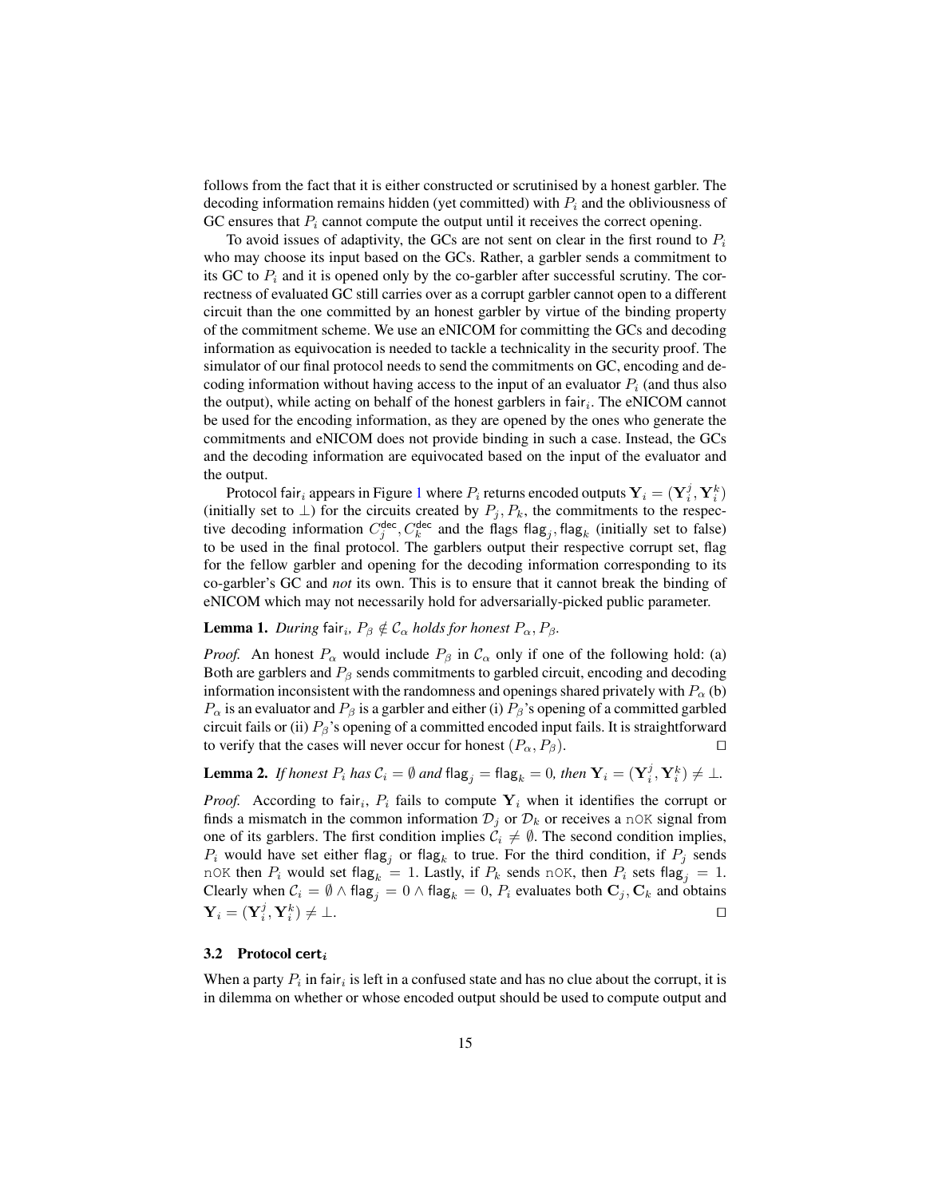follows from the fact that it is either constructed or scrutinised by a honest garbler. The decoding information remains hidden (yet committed) with $P_i$ and the obliviousness of GC ensures that $P_i$ cannot compute the output until it receives the correct opening.

To avoid issues of adaptivity, the GCs are not sent on clear in the first round to $P_i$ who may choose its input based on the GCs. Rather, a garbler sends a commitment to its GC to $P_i$ and it is opened only by the co-garbler after successful scrutiny. The correctness of evaluated GC still carries over as a corrupt garbler cannot open to a different circuit than the one committed by an honest garbler by virtue of the binding property of the commitment scheme. We use an eNICOM for committing the GCs and decoding information as equivocation is needed to tackle a technicality in the security proof. The simulator of our final protocol needs to send the commitments on GC, encoding and decoding information without having access to the input of an evaluator $P_i$ (and thus also the output), while acting on behalf of the honest garblers in $\mathsf{fair}_i$. The eNICOM cannot be used for the encoding information, as they are opened by the ones who generate the commitments and eNICOM does not provide binding in such a case. Instead, the GCs and the decoding information are equivocated based on the input of the evaluator and the output.

Protocol $\mathsf{fair}_i$ appears in Figure 1 where $P_i$ returns encoded outputs $\mathbf{Y}_i = (\mathbf{Y}_i^j, \mathbf{Y}_i^k)$ (initially set to $\perp$) for the circuits created by $P_j, P_k$, the commitments to the respective decoding information $C_j^{\mathsf{dec}}, C_k^{\mathsf{dec}}$ and the flags $\mathsf{flag}_j, \mathsf{flag}_k$ (initially set to false) to be used in the final protocol. The garblers output their respective corrupt set, flag for the fellow garbler and opening for the decoding information corresponding to its co-garbler's GC and *not* its own. This is to ensure that it cannot break the binding of eNICOM which may not necessarily hold for adversarially-picked public parameter.

**Lemma 1.** *During $\mathsf{fair}_i$, $P_\beta \notin \mathcal{C}_\alpha$ holds for honest $P_\alpha, P_\beta$.*

*Proof.* An honest $P_\alpha$ would include $P_\beta$ in $\mathcal{C}_\alpha$ only if one of the following hold: (a) Both are garblers and $P_\beta$ sends commitments to garbled circuit, encoding and decoding information inconsistent with the randomness and openings shared privately with $P_\alpha$ (b) $P_\alpha$ is an evaluator and $P_\beta$ is a garbler and either (i) $P_\beta$'s opening of a committed garbled circuit fails or (ii) $P_\beta$'s opening of a committed encoded input fails. It is straightforward to verify that the cases will never occur for honest $(P_\alpha, P_\beta)$. ◻

**Lemma 2.** *If honest $P_i$ has $\mathcal{C}_i = \emptyset$ and $\mathsf{flag}_j = \mathsf{flag}_k = 0$, then $\mathbf{Y}_i = (\mathbf{Y}_i^j, \mathbf{Y}_i^k) \neq \perp$.*

*Proof.* According to $\mathsf{fair}_i$, $P_i$ fails to compute $\mathbf{Y}_i$ when it identifies the corrupt or finds a mismatch in the common information $\mathcal{D}_j$ or $\mathcal{D}_k$ or receives a `nOK` signal from one of its garblers. The first condition implies $\mathcal{C}_i \neq \emptyset$. The second condition implies, $P_i$ would have set either $\mathsf{flag}_j$ or $\mathsf{flag}_k$ to true. For the third condition, if $P_j$ sends `nOK` then $P_i$ would set $\mathsf{flag}_k = 1$. Lastly, if $P_k$ sends `nOK`, then $P_i$ sets $\mathsf{flag}_j = 1$. Clearly when $\mathcal{C}_i = \emptyset \wedge \mathsf{flag}_j = 0 \wedge \mathsf{flag}_k = 0$, $P_i$ evaluates both $\mathbf{C}_j, \mathbf{C}_k$ and obtains $\mathbf{Y}_i = (\mathbf{Y}_i^j, \mathbf{Y}_i^k) \neq \perp$. ◻

### 3.2 Protocol $\mathsf{cert}_i$

When a party $P_i$ in $\mathsf{fair}_i$ is left in a confused state and has no clue about the corrupt, it is in dilemma on whether or whose encoded output should be used to compute output and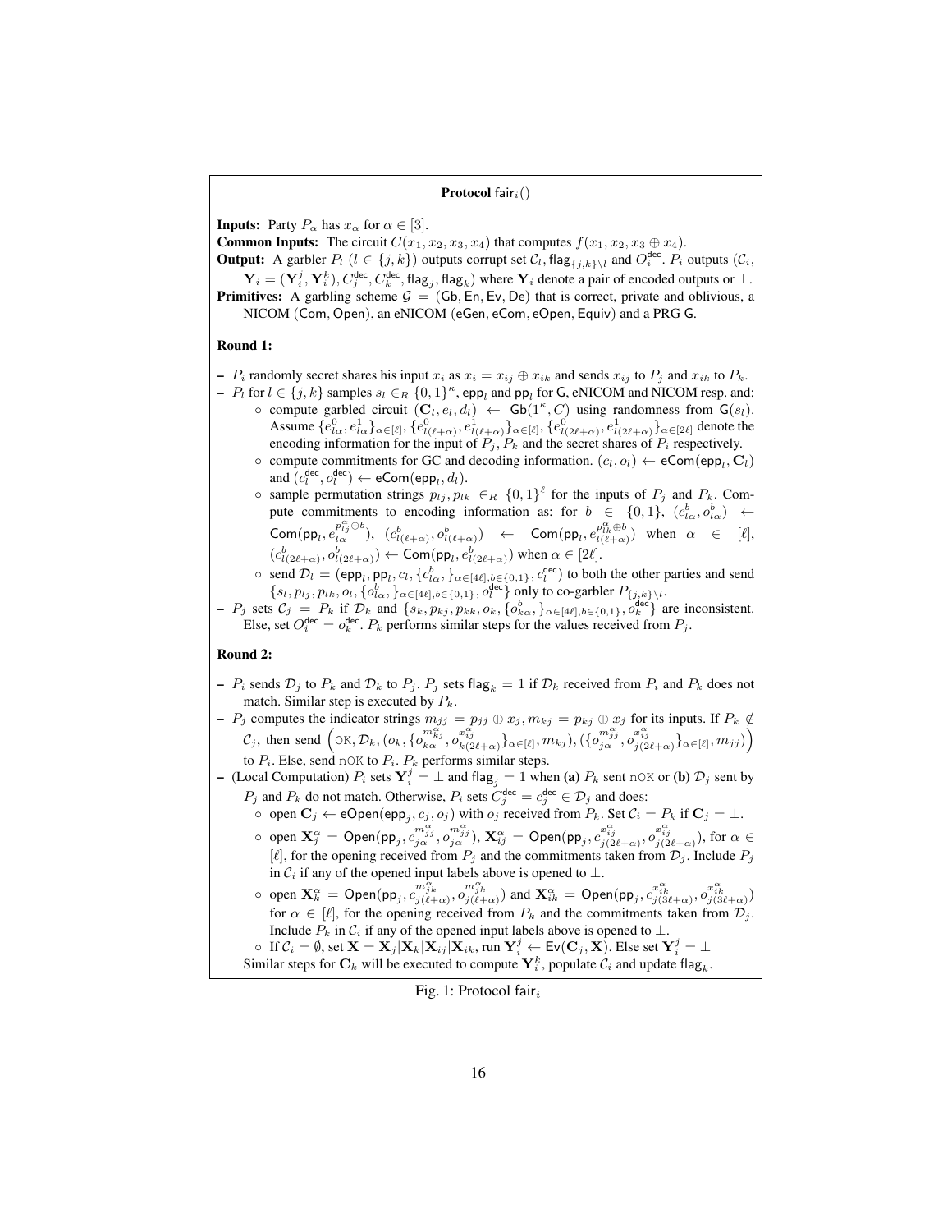**Protocol** $\mathsf{fair}_i()$

**Inputs:** Party $P_\alpha$ has $x_\alpha$ for $\alpha \in [3]$.

**Common Inputs:** The circuit $C(x_1, x_2, x_3, x_4)$ that computes $f(x_1, x_2, x_3 \oplus x_4)$.

**Output:** A garbler $P_l$ ($l \in \{j,k\}$) outputs corrupt set $\mathcal{C}_l$, $\mathsf{flag}_{\{j,k\}\setminus l}$ and $O_i^{\mathsf{dec}}$. $P_i$ outputs ($\mathcal{C}_i$, $\mathbf{Y}_i = (\mathbf{Y}_i^j, \mathbf{Y}_i^k), C_j^{\mathsf{dec}}, C_k^{\mathsf{dec}}, \mathsf{flag}_j, \mathsf{flag}_k$) where $\mathbf{Y}_i$ denote a pair of encoded outputs or $\perp$.

**Primitives:** A garbling scheme $\mathcal{G} = (\mathsf{Gb}, \mathsf{En}, \mathsf{Ev}, \mathsf{De})$ that is correct, private and oblivious, a NICOM $(\mathsf{Com}, \mathsf{Open})$, an eNICOM $(\mathsf{eGen}, \mathsf{eCom}, \mathsf{eOpen}, \mathsf{Equiv})$ and a PRG $\mathsf{G}$.

**Round 1:**

- $P_i$ randomly secret shares his input $x_i$ as $x_i = x_{ij} \oplus x_{ik}$ and sends $x_{ij}$ to $P_j$ and $x_{ik}$ to $P_k$.
- $P_l$ for $l \in \{j,k\}$ samples $s_l \in_R \{0,1\}^\kappa$, $\mathsf{epp}_l$ and $\mathsf{pp}_l$ for $\mathsf{G}$, eNICOM and NICOM resp. and:
  - compute garbled circuit $(\mathbf{C}_l, e_l, d_l) \leftarrow \mathsf{Gb}(1^\kappa, C)$ using randomness from $\mathsf{G}(s_l)$. Assume $\{e^0_{l\alpha}, e^1_{l\alpha}\}_{\alpha\in[\ell]}, \{e^0_{l(\ell+\alpha)}, e^1_{l(\ell+\alpha)}\}_{\alpha\in[\ell]}, \{e^0_{l(2\ell+\alpha)}, e^1_{l(2\ell+\alpha)}\}_{\alpha\in[2\ell]}$ denote the encoding information for the input of $P_j$, $P_k$ and the secret shares of $P_i$ respectively.
  - compute commitments for GC and decoding information. $(c_l, o_l) \leftarrow \mathsf{eCom}(\mathsf{epp}_l, \mathbf{C}_l)$ and $(c_l^{\mathsf{dec}}, o_l^{\mathsf{dec}}) \leftarrow \mathsf{eCom}(\mathsf{epp}_l, d_l)$.
  - sample permutation strings $p_{lj}, p_{lk} \in_R \{0,1\}^\ell$ for the inputs of $P_j$ and $P_k$. Compute commitments to encoding information as: for $b \in \{0,1\}$, $(c^b_{l\alpha}, o^b_{l\alpha}) \leftarrow \mathsf{Com}(\mathsf{pp}_l, e_{l\alpha}^{p^\alpha_{lj}\oplus b})$, $(c^b_{l(\ell+\alpha)}, o^b_{l(\ell+\alpha)}) \leftarrow \mathsf{Com}(\mathsf{pp}_l, e_{l(\ell+\alpha)}^{p^\alpha_{lk}\oplus b})$ when $\alpha \in [\ell]$, $(c^b_{l(2\ell+\alpha)}, o^b_{l(2\ell+\alpha)}) \leftarrow \mathsf{Com}(\mathsf{pp}_l, e^b_{l(2\ell+\alpha)})$ when $\alpha \in [2\ell]$.
  - send $\mathcal{D}_l = (\mathsf{epp}_l, \mathsf{pp}_l, c_l, \{c^b_{l\alpha},\}_{\alpha\in[4\ell],b\in\{0,1\}}, c_l^{\mathsf{dec}})$ to both the other parties and send $\{s_l, p_{lj}, p_{lk}, o_l, \{o^b_{l\alpha},\}_{\alpha\in[4\ell],b\in\{0,1\}}, o_l^{\mathsf{dec}}\}$ only to co-garbler $P_{\{j,k\}\setminus l}$.
- $P_j$ sets $\mathcal{C}_j = P_k$ if $\mathcal{D}_k$ and $\{s_k, p_{kj}, p_{kk}, o_k, \{o^b_{k\alpha},\}_{\alpha\in[4\ell],b\in\{0,1\}}, o_k^{\mathsf{dec}}\}$ are inconsistent. Else, set $O_i^{\mathsf{dec}} = o_k^{\mathsf{dec}}$. $P_k$ performs similar steps for the values received from $P_j$.

**Round 2:**

- $P_i$ sends $\mathcal{D}_j$ to $P_k$ and $\mathcal{D}_k$ to $P_j$. $P_j$ sets $\mathsf{flag}_k = 1$ if $\mathcal{D}_k$ received from $P_i$ and $P_k$ does not match. Similar step is executed by $P_k$.
- $P_j$ computes the indicator strings $m_{jj} = p_{jj} \oplus x_j$, $m_{kj} = p_{kj} \oplus x_j$ for its inputs. If $P_k \notin \mathcal{C}_j$, then send $\left(\texttt{OK}, \mathcal{D}_k, (o_k, \{o_{k\alpha}^{m^\alpha_{kj}}, o_{k(2\ell+\alpha)}^{x^\alpha_{ij}}\}_{\alpha\in[\ell]}, m_{kj}), (\{o_{j\alpha}^{m^\alpha_{jj}}, o_{j(2\ell+\alpha)}^{x^\alpha_{ij}}\}_{\alpha\in[\ell]}, m_{jj})\right)$ to $P_i$. Else, send $\texttt{nOK}$ to $P_i$. $P_k$ performs similar steps.
- (Local Computation) $P_i$ sets $\mathbf{Y}_i^j = \perp$ and $\mathsf{flag}_j = 1$ when **(a)** $P_k$ sent $\texttt{nOK}$ or **(b)** $\mathcal{D}_j$ sent by $P_j$ and $P_k$ do not match. Otherwise, $P_i$ sets $C_j^{\mathsf{dec}} = c_j^{\mathsf{dec}} \in \mathcal{D}_j$ and does:
  - open $\mathbf{C}_j \leftarrow \mathsf{eOpen}(\mathsf{epp}_j, c_j, o_j)$ with $o_j$ received from $P_k$. Set $\mathcal{C}_i = P_k$ if $\mathbf{C}_j = \perp$.
  - open $\mathbf{X}_j^\alpha = \mathsf{Open}(\mathsf{pp}_j, c_{j\alpha}^{m^\alpha_{jj}}, o_{j\alpha}^{m^\alpha_{jj}})$, $\mathbf{X}_{ij}^\alpha = \mathsf{Open}(\mathsf{pp}_j, c_{j(2\ell+\alpha)}^{x^\alpha_{ij}}, o_{j(2\ell+\alpha)}^{x^\alpha_{ij}})$, for $\alpha \in [\ell]$, for the opening received from $P_j$ and the commitments taken from $\mathcal{D}_j$. Include $P_j$ in $\mathcal{C}_i$ if any of the opened input labels above is opened to $\perp$.
  - open $\mathbf{X}_k^\alpha = \mathsf{Open}(\mathsf{pp}_j, c_{j(\ell+\alpha)}^{m^\alpha_{jk}}, o_{j(\ell+\alpha)}^{m^\alpha_{jk}})$ and $\mathbf{X}_{ik}^\alpha = \mathsf{Open}(\mathsf{pp}_j, c_{j(3\ell+\alpha)}^{x^\alpha_{ik}}, o_{j(3\ell+\alpha)}^{x^\alpha_{ik}})$ for $\alpha \in [\ell]$, for the opening received from $P_k$ and the commitments taken from $\mathcal{D}_j$. Include $P_k$ in $\mathcal{C}_i$ if any of the opened input labels above is opened to $\perp$.
  - If $\mathcal{C}_i = \emptyset$, set $\mathbf{X} = \mathbf{X}_j|\mathbf{X}_k|\mathbf{X}_{ij}|\mathbf{X}_{ik}$, run $\mathbf{Y}_i^j \leftarrow \mathsf{Ev}(\mathbf{C}_j, \mathbf{X})$. Else set $\mathbf{Y}_i^j = \perp$

  Similar steps for $\mathbf{C}_k$ will be executed to compute $\mathbf{Y}_i^k$, populate $\mathcal{C}_i$ and update $\mathsf{flag}_k$.

Fig. 1: Protocol $\mathsf{fair}_i$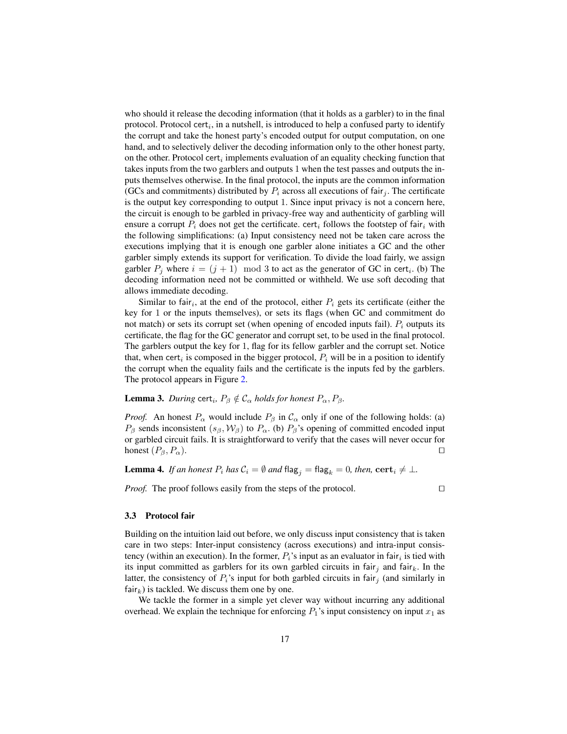who should it release the decoding information (that it holds as a garbler) to in the final protocol. Protocol $\mathsf{cert}_i$, in a nutshell, is introduced to help a confused party to identify the corrupt and take the honest party's encoded output for output computation, on one hand, and to selectively deliver the decoding information only to the other honest party, on the other. Protocol $\mathsf{cert}_i$ implements evaluation of an equality checking function that takes inputs from the two garblers and outputs 1 when the test passes and outputs the inputs themselves otherwise. In the final protocol, the inputs are the common information (GCs and commitments) distributed by $P_i$ across all executions of $\mathsf{fair}_j$. The certificate is the output key corresponding to output 1. Since input privacy is not a concern here, the circuit is enough to be garbled in privacy-free way and authenticity of garbling will ensure a corrupt $P_i$ does not get the certificate. $\mathsf{cert}_i$ follows the footstep of $\mathsf{fair}_i$ with the following simplifications: (a) Input consistency need not be taken care across the executions implying that it is enough one garbler alone initiates a GC and the other garbler simply extends its support for verification. To divide the load fairly, we assign garbler $P_j$ where $i = (j+1) \mod 3$ to act as the generator of GC in $\mathsf{cert}_i$. (b) The decoding information need not be committed or withheld. We use soft decoding that allows immediate decoding.

Similar to $\mathsf{fair}_i$, at the end of the protocol, either $P_i$ gets its certificate (either the key for 1 or the inputs themselves), or sets its flags (when GC and commitment do not match) or sets its corrupt set (when opening of encoded inputs fail). $P_i$ outputs its certificate, the flag for the GC generator and corrupt set, to be used in the final protocol. The garblers output the key for 1, flag for its fellow garbler and the corrupt set. Notice that, when $\mathsf{cert}_i$ is composed in the bigger protocol, $P_i$ will be in a position to identify the corrupt when the equality fails and the certificate is the inputs fed by the garblers. The protocol appears in Figure 2.

**Lemma 3.** *During $\mathsf{cert}_i$, $P_\beta \notin \mathcal{C}_\alpha$ holds for honest $P_\alpha, P_\beta$.*

*Proof.* An honest $P_\alpha$ would include $P_\beta$ in $\mathcal{C}_\alpha$ only if one of the following holds: (a) $P_\beta$ sends inconsistent $(s_\beta, \mathcal{W}_\beta)$ to $P_\alpha$. (b) $P_\beta$'s opening of committed encoded input or garbled circuit fails. It is straightforward to verify that the cases will never occur for honest $(P_\beta, P_\alpha)$. ◻

**Lemma 4.** *If an honest $P_i$ has $\mathcal{C}_i = \emptyset$ and $\mathsf{flag}_j = \mathsf{flag}_k = 0$, then, $\mathbf{cert}_i \neq \perp$.*

*Proof.* The proof follows easily from the steps of the protocol. ◻

### 3.3 Protocol fair

Building on the intuition laid out before, we only discuss input consistency that is taken care in two steps: Inter-input consistency (across executions) and intra-input consistency (within an execution). In the former, $P_i$'s input as an evaluator in $\mathsf{fair}_i$ is tied with its input committed as garblers for its own garbled circuits in $\mathsf{fair}_j$ and $\mathsf{fair}_k$. In the latter, the consistency of $P_i$'s input for both garbled circuits in $\mathsf{fair}_j$ (and similarly in $\mathsf{fair}_k$) is tackled. We discuss them one by one.

We tackle the former in a simple yet clever way without incurring any additional overhead. We explain the technique for enforcing $P_1$'s input consistency on input $x_1$ as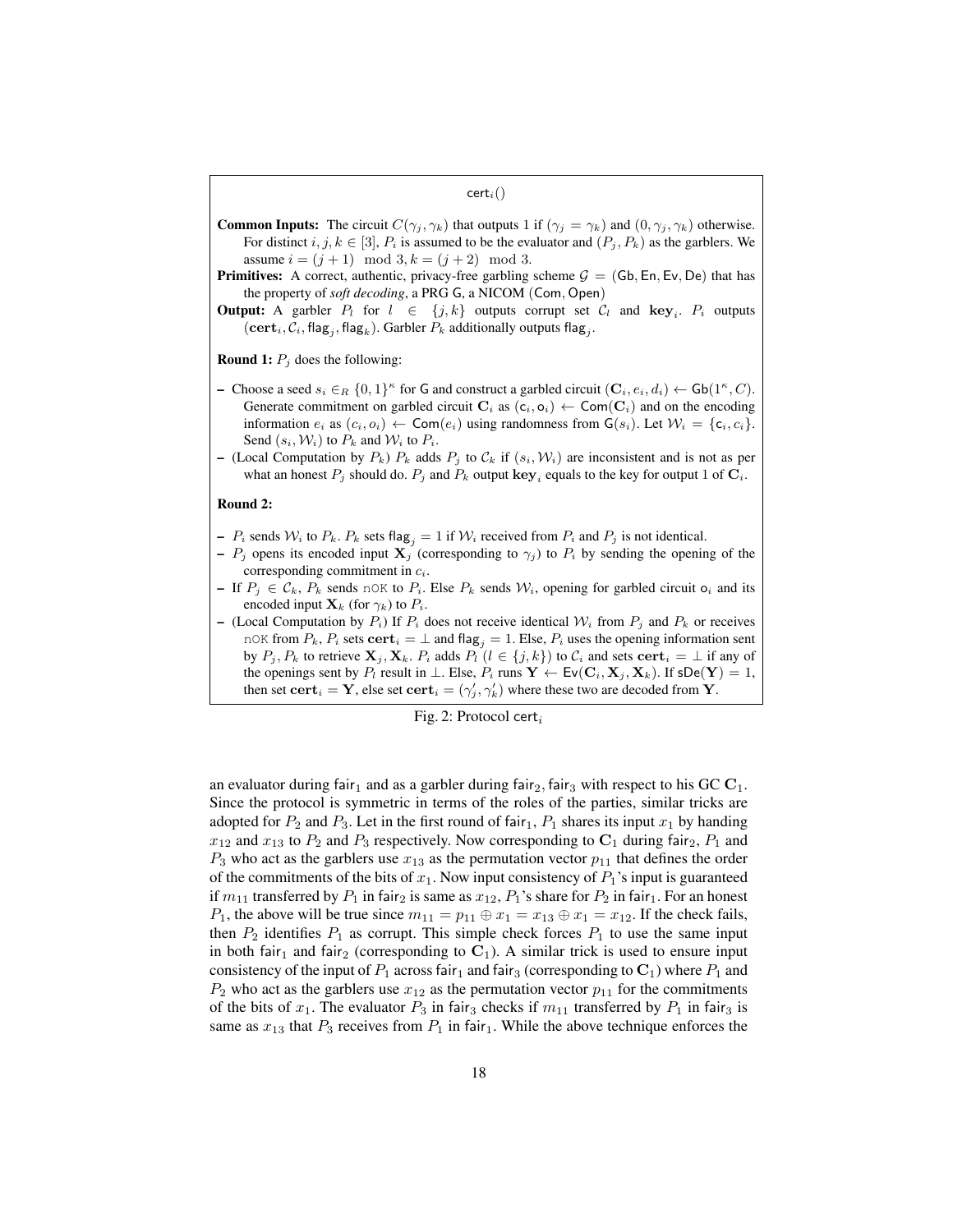$\mathsf{cert}_i()$

**Common Inputs:** The circuit $C(\gamma_j, \gamma_k)$ that outputs 1 if $(\gamma_j = \gamma_k)$ and $(0, \gamma_j, \gamma_k)$ otherwise. For distinct $i, j, k \in [3]$, $P_i$ is assumed to be the evaluator and $(P_j, P_k)$ as the garblers. We assume $i = (j+1) \mod 3, k = (j+2) \mod 3$.

**Primitives:** A correct, authentic, privacy-free garbling scheme $\mathcal{G} = (\mathsf{Gb}, \mathsf{En}, \mathsf{Ev}, \mathsf{De})$ that has the property of *soft decoding*, a PRG $\mathsf{G}$, a NICOM $(\mathsf{Com}, \mathsf{Open})$

**Output:** A garbler $P_l$ for $l \in \{j, k\}$ outputs corrupt set $\mathcal{C}_l$ and $\mathbf{key}_i$. $P_i$ outputs $(\mathbf{cert}_i, \mathcal{C}_i, \mathsf{flag}_j, \mathsf{flag}_k)$. Garbler $P_k$ additionally outputs $\mathsf{flag}_j$.

**Round 1:** $P_j$ does the following:

- Choose a seed $s_i \in_R \{0,1\}^\kappa$ for $\mathsf{G}$ and construct a garbled circuit $(\mathbf{C}_i, e_i, d_i) \leftarrow \mathsf{Gb}(1^\kappa, C)$. Generate commitment on garbled circuit $\mathbf{C}_i$ as $(\mathsf{c}_i, \mathsf{o}_i) \leftarrow \mathsf{Com}(\mathbf{C}_i)$ and on the encoding information $e_i$ as $(c_i, o_i) \leftarrow \mathsf{Com}(e_i)$ using randomness from $\mathsf{G}(s_i)$. Let $\mathcal{W}_i = \{\mathsf{c}_i, c_i\}$. Send $(s_i, \mathcal{W}_i)$ to $P_k$ and $\mathcal{W}_i$ to $P_i$.
- (Local Computation by $P_k$) $P_k$ adds $P_j$ to $\mathcal{C}_k$ if $(s_i, \mathcal{W}_i)$ are inconsistent and is not as per what an honest $P_j$ should do. $P_j$ and $P_k$ output $\mathbf{key}_i$ equals to the key for output 1 of $\mathbf{C}_i$.

**Round 2:**

- $P_i$ sends $\mathcal{W}_i$ to $P_k$. $P_k$ sets $\mathsf{flag}_j = 1$ if $\mathcal{W}_i$ received from $P_i$ and $P_j$ is not identical.
- $P_j$ opens its encoded input $\mathbf{X}_j$ (corresponding to $\gamma_j$) to $P_i$ by sending the opening of the corresponding commitment in $c_i$.
- If $P_j \in \mathcal{C}_k$, $P_k$ sends `nOK` to $P_i$. Else $P_k$ sends $\mathcal{W}_i$, opening for garbled circuit $\mathsf{o}_i$ and its encoded input $\mathbf{X}_k$ (for $\gamma_k$) to $P_i$.
- (Local Computation by $P_i$) If $P_i$ does not receive identical $\mathcal{W}_i$ from $P_j$ and $P_k$ or receives `nOK` from $P_k$, $P_i$ sets $\mathbf{cert}_i = \perp$ and $\mathsf{flag}_j = 1$. Else, $P_i$ uses the opening information sent by $P_j, P_k$ to retrieve $\mathbf{X}_j, \mathbf{X}_k$. $P_i$ adds $P_l$ $(l \in \{j,k\})$ to $\mathcal{C}_i$ and sets $\mathbf{cert}_i = \perp$ if any of the openings sent by $P_l$ result in $\perp$. Else, $P_i$ runs $\mathbf{Y} \leftarrow \mathsf{Ev}(\mathbf{C}_i, \mathbf{X}_j, \mathbf{X}_k)$. If $\mathsf{sDe}(\mathbf{Y}) = 1$, then set $\mathbf{cert}_i = \mathbf{Y}$, else set $\mathbf{cert}_i = (\gamma'_j, \gamma'_k)$ where these two are decoded from $\mathbf{Y}$.

Fig. 2: Protocol $\mathsf{cert}_i$

an evaluator during $\mathsf{fair}_1$ and as a garbler during $\mathsf{fair}_2, \mathsf{fair}_3$ with respect to his GC $\mathbf{C}_1$. Since the protocol is symmetric in terms of the roles of the parties, similar tricks are adopted for $P_2$ and $P_3$. Let in the first round of $\mathsf{fair}_1$, $P_1$ shares its input $x_1$ by handing $x_{12}$ and $x_{13}$ to $P_2$ and $P_3$ respectively. Now corresponding to $\mathbf{C}_1$ during $\mathsf{fair}_2$, $P_1$ and $P_3$ who act as the garblers use $x_{13}$ as the permutation vector $p_{11}$ that defines the order of the commitments of the bits of $x_1$. Now input consistency of $P_1$'s input is guaranteed if $m_{11}$ transferred by $P_1$ in $\mathsf{fair}_2$ is same as $x_{12}$, $P_1$'s share for $P_2$ in $\mathsf{fair}_1$. For an honest $P_1$, the above will be true since $m_{11} = p_{11} \oplus x_1 = x_{13} \oplus x_1 = x_{12}$. If the check fails, then $P_2$ identifies $P_1$ as corrupt. This simple check forces $P_1$ to use the same input in both $\mathsf{fair}_1$ and $\mathsf{fair}_2$ (corresponding to $\mathbf{C}_1$). A similar trick is used to ensure input consistency of the input of $P_1$ across $\mathsf{fair}_1$ and $\mathsf{fair}_3$ (corresponding to $\mathbf{C}_1$) where $P_1$ and $P_2$ who act as the garblers use $x_{12}$ as the permutation vector $p_{11}$ for the commitments of the bits of $x_1$. The evaluator $P_3$ in $\mathsf{fair}_3$ checks if $m_{11}$ transferred by $P_1$ in $\mathsf{fair}_3$ is same as $x_{13}$ that $P_3$ receives from $P_1$ in $\mathsf{fair}_1$. While the above technique enforces the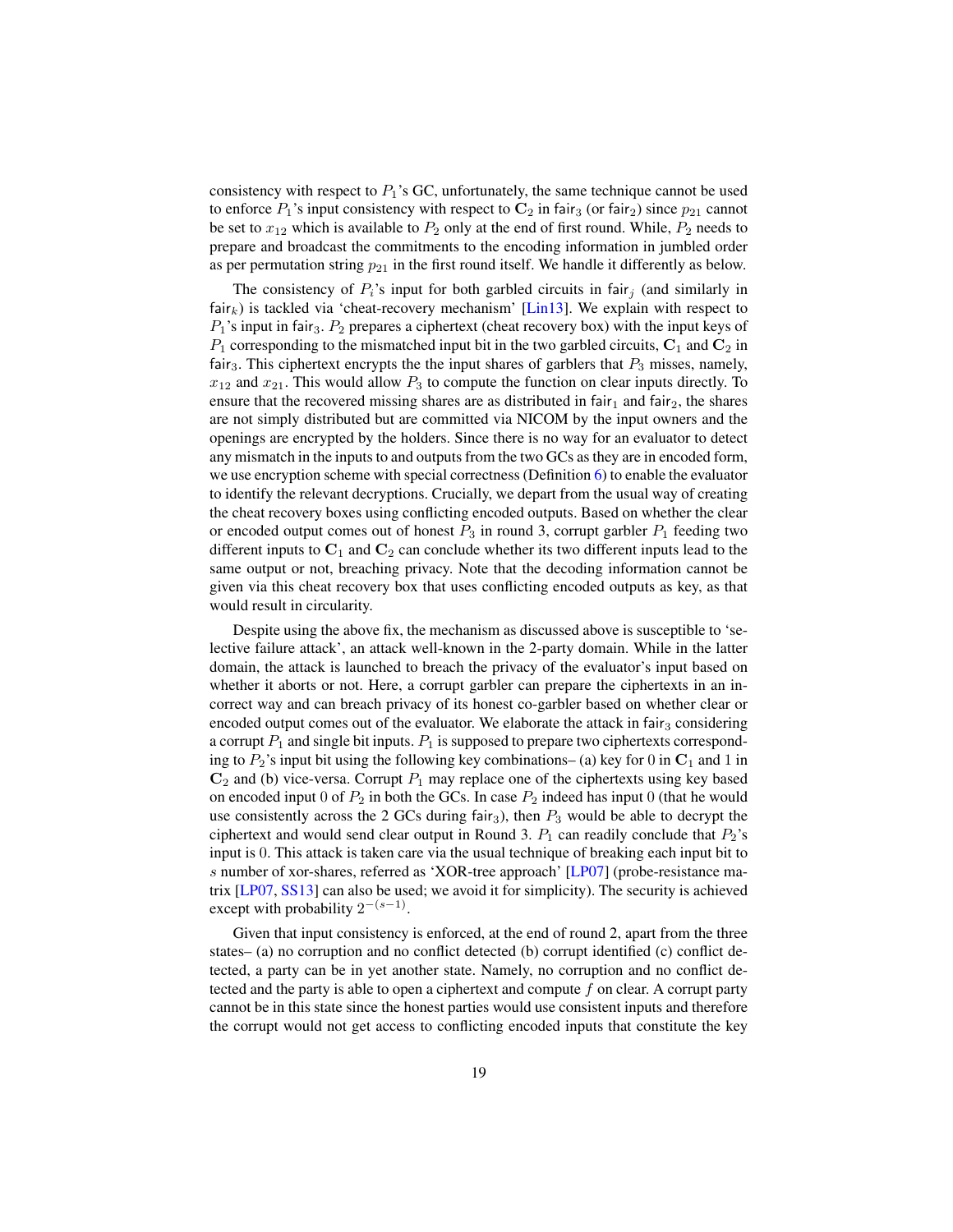consistency with respect to $P_1$'s GC, unfortunately, the same technique cannot be used to enforce $P_1$'s input consistency with respect to $\mathbf{C}_2$ in $\mathsf{fair}_3$ (or $\mathsf{fair}_2$) since $p_{21}$ cannot be set to $x_{12}$ which is available to $P_2$ only at the end of first round. While, $P_2$ needs to prepare and broadcast the commitments to the encoding information in jumbled order as per permutation string $p_{21}$ in the first round itself. We handle it differently as below.

The consistency of $P_i$'s input for both garbled circuits in $\mathsf{fair}_j$ (and similarly in $\mathsf{fair}_k$) is tackled via 'cheat-recovery mechanism' [Lin13]. We explain with respect to $P_1$'s input in $\mathsf{fair}_3$. $P_2$ prepares a ciphertext (cheat recovery box) with the input keys of $P_1$ corresponding to the mismatched input bit in the two garbled circuits, $\mathbf{C}_1$ and $\mathbf{C}_2$ in $\mathsf{fair}_3$. This ciphertext encrypts the the input shares of garblers that $P_3$ misses, namely, $x_{12}$ and $x_{21}$. This would allow $P_3$ to compute the function on clear inputs directly. To ensure that the recovered missing shares are as distributed in $\mathsf{fair}_1$ and $\mathsf{fair}_2$, the shares are not simply distributed but are committed via NICOM by the input owners and the openings are encrypted by the holders. Since there is no way for an evaluator to detect any mismatch in the inputs to and outputs from the two GCs as they are in encoded form, we use encryption scheme with special correctness (Definition 6) to enable the evaluator to identify the relevant decryptions. Crucially, we depart from the usual way of creating the cheat recovery boxes using conflicting encoded outputs. Based on whether the clear or encoded output comes out of honest $P_3$ in round 3, corrupt garbler $P_1$ feeding two different inputs to $\mathbf{C}_1$ and $\mathbf{C}_2$ can conclude whether its two different inputs lead to the same output or not, breaching privacy. Note that the decoding information cannot be given via this cheat recovery box that uses conflicting encoded outputs as key, as that would result in circularity.

Despite using the above fix, the mechanism as discussed above is susceptible to 'selective failure attack', an attack well-known in the 2-party domain. While in the latter domain, the attack is launched to breach the privacy of the evaluator's input based on whether it aborts or not. Here, a corrupt garbler can prepare the ciphertexts in an incorrect way and can breach privacy of its honest co-garbler based on whether clear or encoded output comes out of the evaluator. We elaborate the attack in $\mathsf{fair}_3$ considering a corrupt $P_1$ and single bit inputs. $P_1$ is supposed to prepare two ciphertexts corresponding to $P_2$'s input bit using the following key combinations– (a) key for 0 in $\mathbf{C}_1$ and 1 in $\mathbf{C}_2$ and (b) vice-versa. Corrupt $P_1$ may replace one of the ciphertexts using key based on encoded input 0 of $P_2$ in both the GCs. In case $P_2$ indeed has input 0 (that he would use consistently across the 2 GCs during $\mathsf{fair}_3$), then $P_3$ would be able to decrypt the ciphertext and would send clear output in Round 3. $P_1$ can readily conclude that $P_2$'s input is 0. This attack is taken care via the usual technique of breaking each input bit to $s$ number of xor-shares, referred as 'XOR-tree approach' [LP07] (probe-resistance matrix [LP07, SS13] can also be used; we avoid it for simplicity). The security is achieved except with probability $2^{-(s-1)}$.

Given that input consistency is enforced, at the end of round 2, apart from the three states– (a) no corruption and no conflict detected (b) corrupt identified (c) conflict detected, a party can be in yet another state. Namely, no corruption and no conflict detected and the party is able to open a ciphertext and compute $f$ on clear. A corrupt party cannot be in this state since the honest parties would use consistent inputs and therefore the corrupt would not get access to conflicting encoded inputs that constitute the key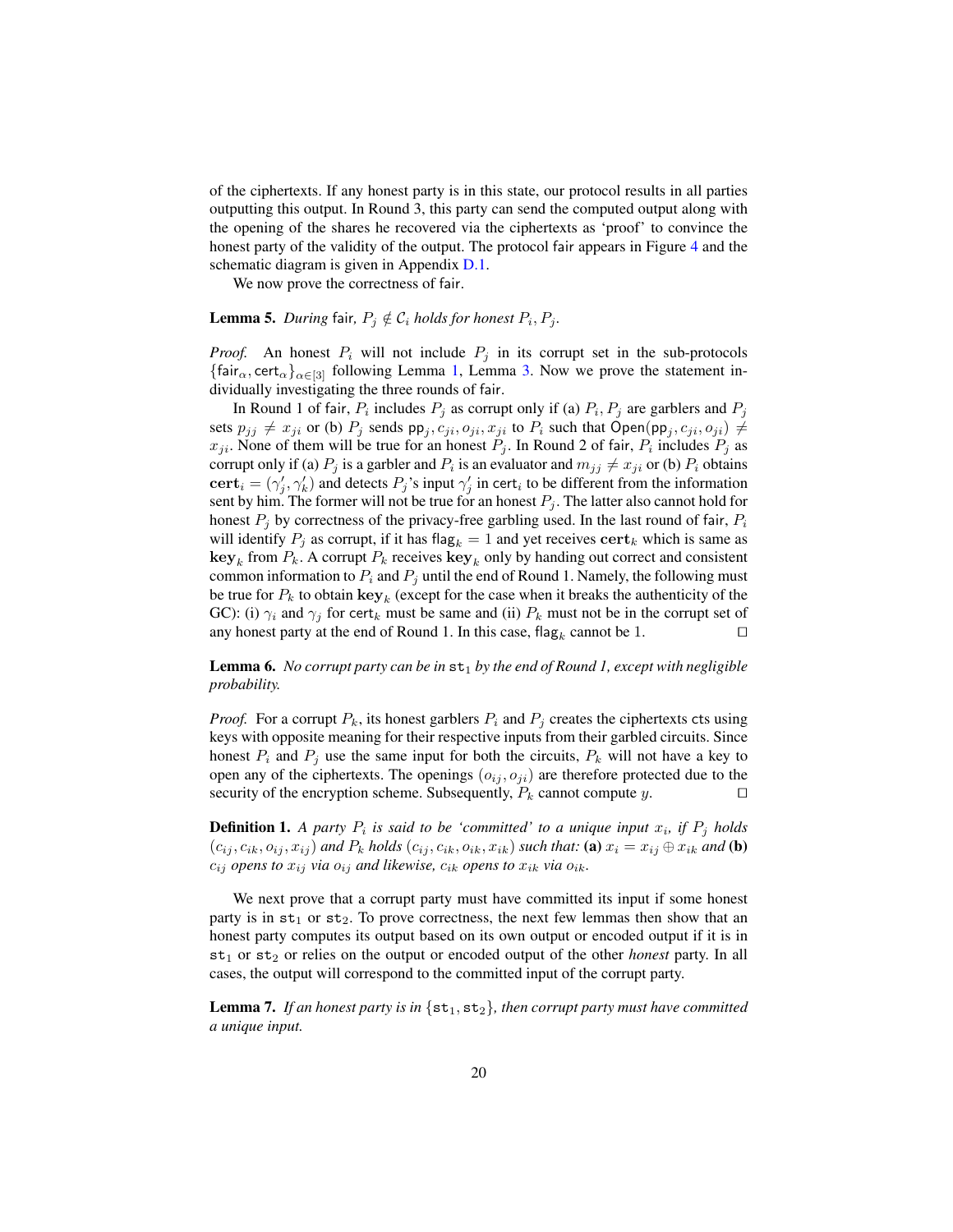of the ciphertexts. If any honest party is in this state, our protocol results in all parties outputting this output. In Round 3, this party can send the computed output along with the opening of the shares he recovered via the ciphertexts as 'proof' to convince the honest party of the validity of the output. The protocol fair appears in Figure 4 and the schematic diagram is given in Appendix D.1.

We now prove the correctness of fair.

**Lemma 5.** *During* fair*, $P_j \notin \mathcal{C}_i$ holds for honest $P_i, P_j$.*

*Proof.* An honest $P_i$ will not include $P_j$ in its corrupt set in the sub-protocols $\{\mathsf{fair}_\alpha, \mathsf{cert}_\alpha\}_{\alpha \in [3]}$ following Lemma 1, Lemma 3. Now we prove the statement individually investigating the three rounds of fair.

In Round 1 of fair, $P_i$ includes $P_j$ as corrupt only if (a) $P_i, P_j$ are garblers and $P_j$ sets $p_{jj} \neq x_{ji}$ or (b) $P_j$ sends $\mathsf{pp}_j, c_{ji}, o_{ji}, x_{ji}$ to $P_i$ such that $\mathsf{Open}(\mathsf{pp}_j, c_{ji}, o_{ji}) \neq x_{ji}$. None of them will be true for an honest $P_j$. In Round 2 of fair, $P_i$ includes $P_j$ as corrupt only if (a) $P_j$ is a garbler and $P_i$ is an evaluator and $m_{jj} \neq x_{ji}$ or (b) $P_i$ obtains $\mathbf{cert}_i = (\gamma'_j, \gamma'_k)$ and detects $P_j$'s input $\gamma'_j$ in $\mathsf{cert}_i$ to be different from the information sent by him. The former will not be true for an honest $P_j$. The latter also cannot hold for honest $P_j$ by correctness of the privacy-free garbling used. In the last round of fair, $P_i$ will identify $P_j$ as corrupt, if it has $\mathsf{flag}_k = 1$ and yet receives $\mathbf{cert}_k$ which is same as $\mathbf{key}_k$ from $P_k$. A corrupt $P_k$ receives $\mathbf{key}_k$ only by handing out correct and consistent common information to $P_i$ and $P_j$ until the end of Round 1. Namely, the following must be true for $P_k$ to obtain $\mathbf{key}_k$ (except for the case when it breaks the authenticity of the GC): (i) $\gamma_i$ and $\gamma_j$ for $\mathsf{cert}_k$ must be same and (ii) $P_k$ must not be in the corrupt set of any honest party at the end of Round 1. In this case, $\mathsf{flag}_k$ cannot be 1. $\square$

**Lemma 6.** *No corrupt party can be in $\mathtt{st}_1$ by the end of Round 1, except with negligible probability.*

*Proof.* For a corrupt $P_k$, its honest garblers $P_i$ and $P_j$ creates the ciphertexts cts using keys with opposite meaning for their respective inputs from their garbled circuits. Since honest $P_i$ and $P_j$ use the same input for both the circuits, $P_k$ will not have a key to open any of the ciphertexts. The openings $(o_{ij}, o_{ji})$ are therefore protected due to the security of the encryption scheme. Subsequently, $P_k$ cannot compute $y$. $\square$

**Definition 1.** *A party $P_i$ is said to be 'committed' to a unique input $x_i$, if $P_j$ holds $(c_{ij}, c_{ik}, o_{ij}, x_{ij})$ and $P_k$ holds $(c_{ij}, c_{ik}, o_{ik}, x_{ik})$ such that:* **(a)** *$x_i = x_{ij} \oplus x_{ik}$ and* **(b)** *$c_{ij}$ opens to $x_{ij}$ via $o_{ij}$ and likewise, $c_{ik}$ opens to $x_{ik}$ via $o_{ik}$.*

We next prove that a corrupt party must have committed its input if some honest party is in $\mathtt{st}_1$ or $\mathtt{st}_2$. To prove correctness, the next few lemmas then show that an honest party computes its output based on its own output or encoded output if it is in $\mathtt{st}_1$ or $\mathtt{st}_2$ or relies on the output or encoded output of the other *honest* party. In all cases, the output will correspond to the committed input of the corrupt party.

**Lemma 7.** *If an honest party is in $\{\mathtt{st}_1, \mathtt{st}_2\}$, then corrupt party must have committed a unique input.*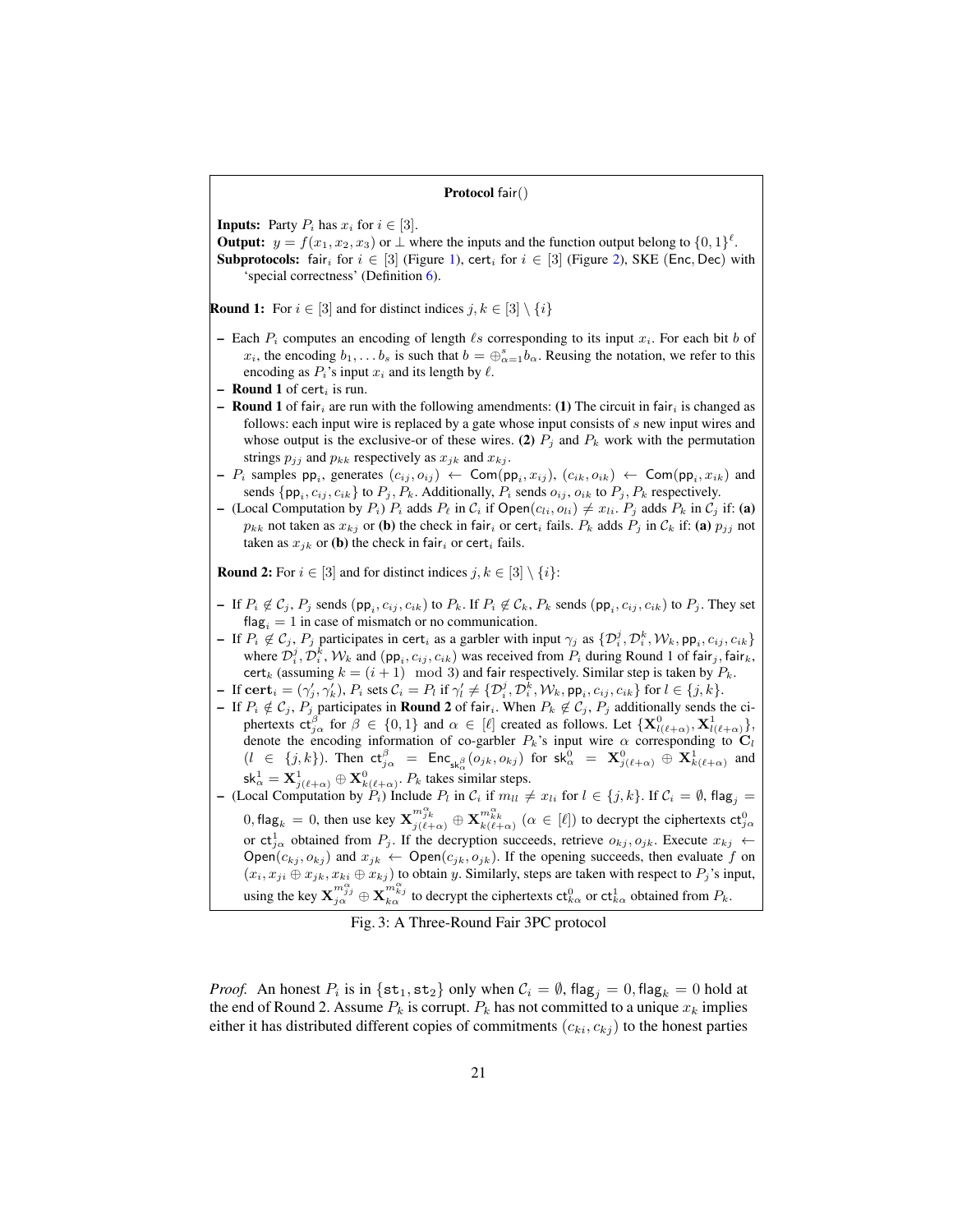**Protocol** $\mathsf{fair}()$

**Inputs:** Party $P_i$ has $x_i$ for $i \in [3]$.

**Output:** $y = f(x_1, x_2, x_3)$ or $\perp$ where the inputs and the function output belong to $\{0,1\}^\ell$.

**Subprotocols:** $\mathsf{fair}_i$ for $i \in [3]$ (Figure 1), $\mathsf{cert}_i$ for $i \in [3]$ (Figure 2), SKE $(\mathsf{Enc}, \mathsf{Dec})$ with 'special correctness' (Definition 6).

**Round 1:** For $i \in [3]$ and for distinct indices $j, k \in [3] \setminus \{i\}$

- Each $P_i$ computes an encoding of length $\ell s$ corresponding to its input $x_i$. For each bit $b$ of $x_i$, the encoding $b_1, \ldots b_s$ is such that $b = \oplus_{\alpha=1}^{s} b_\alpha$. Reusing the notation, we refer to this encoding as $P_i$'s input $x_i$ and its length by $\ell$.
- **Round 1** of $\mathsf{cert}_i$ is run.
- **Round 1** of $\mathsf{fair}_i$ are run with the following amendments: **(1)** The circuit in $\mathsf{fair}_i$ is changed as follows: each input wire is replaced by a gate whose input consists of $s$ new input wires and whose output is the exclusive-or of these wires. **(2)** $P_j$ and $P_k$ work with the permutation strings $p_{jj}$ and $p_{kk}$ respectively as $x_{jk}$ and $x_{kj}$.
- $P_i$ samples $\mathsf{pp}_i$, generates $(c_{ij}, o_{ij}) \leftarrow \mathsf{Com}(\mathsf{pp}_i, x_{ij})$, $(c_{ik}, o_{ik}) \leftarrow \mathsf{Com}(\mathsf{pp}_i, x_{ik})$ and sends $\{\mathsf{pp}_i, c_{ij}, c_{ik}\}$ to $P_j, P_k$. Additionally, $P_i$ sends $o_{ij}, o_{ik}$ to $P_j, P_k$ respectively.
- (Local Computation by $P_i$) $P_i$ adds $P_\ell$ in $\mathcal{C}_i$ if $\mathsf{Open}(c_{li}, o_{li}) \neq x_{li}$. $P_j$ adds $P_k$ in $\mathcal{C}_j$ if: **(a)** $p_{kk}$ not taken as $x_{kj}$ or **(b)** the check in $\mathsf{fair}_i$ or $\mathsf{cert}_i$ fails. $P_k$ adds $P_j$ in $\mathcal{C}_k$ if: **(a)** $p_{jj}$ not taken as $x_{jk}$ or **(b)** the check in $\mathsf{fair}_i$ or $\mathsf{cert}_i$ fails.

**Round 2:** For $i \in [3]$ and for distinct indices $j, k \in [3] \setminus \{i\}$:

- If $P_i \notin \mathcal{C}_j$, $P_j$ sends $(\mathsf{pp}_i, c_{ij}, c_{ik})$ to $P_k$. If $P_i \notin \mathcal{C}_k$, $P_k$ sends $(\mathsf{pp}_i, c_{ij}, c_{ik})$ to $P_j$. They set $\mathsf{flag}_i = 1$ in case of mismatch or no communication.
- If $P_i \notin \mathcal{C}_j$, $P_j$ participates in $\mathsf{cert}_i$ as a garbler with input $\gamma_j$ as $\{\mathcal{D}_i^j, \mathcal{D}_i^k, \mathcal{W}_k, \mathsf{pp}_i, c_{ij}, c_{ik}\}$ where $\mathcal{D}_i^j, \mathcal{D}_i^k, \mathcal{W}_k$ and $(\mathsf{pp}_i, c_{ij}, c_{ik})$ was received from $P_i$ during Round 1 of $\mathsf{fair}_j, \mathsf{fair}_k$, $\mathsf{cert}_k$ (assuming $k = (i+1) \mod 3$) and $\mathsf{fair}$ respectively. Similar step is taken by $P_k$.
- If $\mathbf{cert}_i = (\gamma'_j, \gamma'_k)$, $P_i$ sets $\mathcal{C}_i = P_l$ if $\gamma'_l \neq \{\mathcal{D}_i^j, \mathcal{D}_i^k, \mathcal{W}_k, \mathsf{pp}_i, c_{ij}, c_{ik}\}$ for $l \in \{j, k\}$.
- If $P_i \notin \mathcal{C}_j$, $P_j$ participates in **Round 2** of $\mathsf{fair}_i$. When $P_k \notin \mathcal{C}_j$, $P_j$ additionally sends the ciphertexts $\mathsf{ct}_{j\alpha}^\beta$ for $\beta \in \{0,1\}$ and $\alpha \in [\ell]$ created as follows. Let $\{\mathbf{X}^0_{l(\ell+\alpha)}, \mathbf{X}^1_{l(\ell+\alpha)}\}$, denote the encoding information of co-garbler $P_k$'s input wire $\alpha$ corresponding to $\mathbf{C}_l$ $(l \in \{j,k\})$. Then $\mathsf{ct}_{j\alpha}^\beta = \mathsf{Enc}_{\mathsf{sk}_\alpha^\beta}(o_{jk}, o_{kj})$ for $\mathsf{sk}_\alpha^0 = \mathbf{X}^0_{j(\ell+\alpha)} \oplus \mathbf{X}^1_{k(\ell+\alpha)}$ and $\mathsf{sk}_\alpha^1 = \mathbf{X}^1_{j(\ell+\alpha)} \oplus \mathbf{X}^0_{k(\ell+\alpha)}$. $P_k$ takes similar steps.
- (Local Computation by $P_i$) Include $P_l$ in $\mathcal{C}_i$ if $m_{ll} \neq x_{li}$ for $l \in \{j,k\}$. If $\mathcal{C}_i = \emptyset$, $\mathsf{flag}_j = 0, \mathsf{flag}_k = 0$, then use key $\mathbf{X}^{m_{jk}^\alpha}_{j(\ell+\alpha)} \oplus \mathbf{X}^{m_{kk}^\alpha}_{k(\ell+\alpha)}$ $(\alpha \in [\ell])$ to decrypt the ciphertexts $\mathsf{ct}_{j\alpha}^0$ or $\mathsf{ct}_{j\alpha}^1$ obtained from $P_j$. If the decryption succeeds, retrieve $o_{kj}, o_{jk}$. Execute $x_{kj} \leftarrow \mathsf{Open}(c_{kj}, o_{kj})$ and $x_{jk} \leftarrow \mathsf{Open}(c_{jk}, o_{jk})$. If the opening succeeds, then evaluate $f$ on $(x_i, x_{ji} \oplus x_{jk}, x_{ki} \oplus x_{kj})$ to obtain $y$. Similarly, steps are taken with respect to $P_j$'s input, using the key $\mathbf{X}^{m_{jj}^\alpha}_{j\alpha} \oplus \mathbf{X}^{m_{kj}^\alpha}_{k\alpha}$ to decrypt the ciphertexts $\mathsf{ct}_{k\alpha}^0$ or $\mathsf{ct}_{k\alpha}^1$ obtained from $P_k$.

Fig. 3: A Three-Round Fair 3PC protocol

*Proof.* An honest $P_i$ is in $\{\mathtt{st}_1, \mathtt{st}_2\}$ only when $\mathcal{C}_i = \emptyset$, $\mathsf{flag}_j = 0$, $\mathsf{flag}_k = 0$ hold at the end of Round 2. Assume $P_k$ is corrupt. $P_k$ has not committed to a unique $x_k$ implies either it has distributed different copies of commitments $(c_{ki}, c_{kj})$ to the honest parties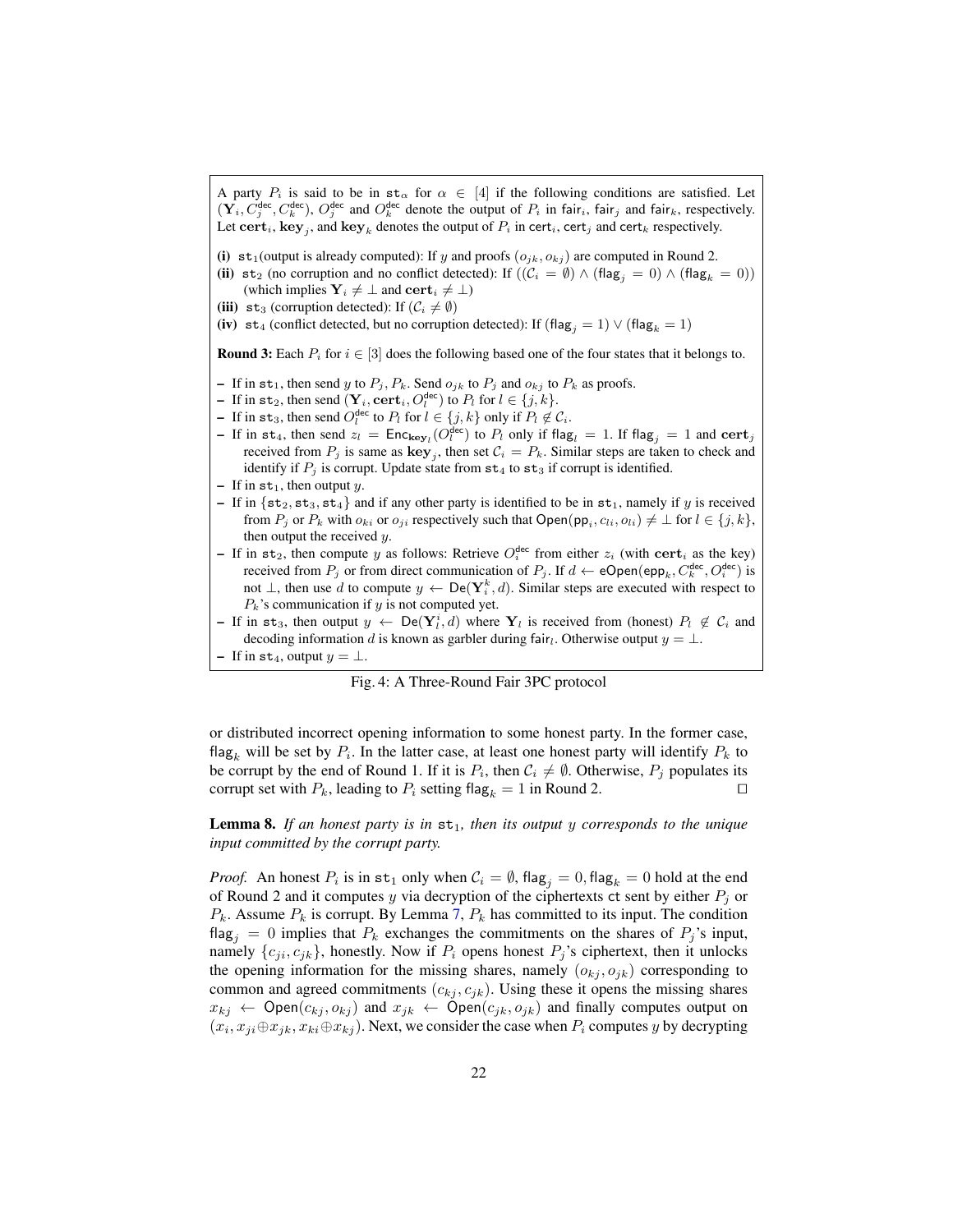A party $P_i$ is said to be in $\mathtt{st}_\alpha$ for $\alpha \in [4]$ if the following conditions are satisfied. Let $(\mathbf{Y}_i, C_j^{\mathsf{dec}}, C_k^{\mathsf{dec}})$, $O_j^{\mathsf{dec}}$ and $O_k^{\mathsf{dec}}$ denote the output of $P_i$ in $\mathsf{fair}_i$, $\mathsf{fair}_j$ and $\mathsf{fair}_k$, respectively. Let $\mathbf{cert}_i$, $\mathbf{key}_j$, and $\mathbf{key}_k$ denotes the output of $P_i$ in $\mathsf{cert}_i$, $\mathsf{cert}_j$ and $\mathsf{cert}_k$ respectively.

**(i)** $\mathtt{st}_1$(output is already computed): If $y$ and proofs $(o_{jk}, o_{kj})$ are computed in Round 2.

**(ii)** $\mathtt{st}_2$ (no corruption and no conflict detected): If $((\mathcal{C}_i = \emptyset) \wedge (\mathsf{flag}_j = 0) \wedge (\mathsf{flag}_k = 0))$ (which implies $\mathbf{Y}_i \neq \bot$ and $\mathbf{cert}_i \neq \bot$)

**(iii)** $\mathtt{st}_3$ (corruption detected): If $(\mathcal{C}_i \neq \emptyset)$

**(iv)** $\mathtt{st}_4$ (conflict detected, but no corruption detected): If $(\mathsf{flag}_j = 1) \vee (\mathsf{flag}_k = 1)$

**Round 3:** Each $P_i$ for $i \in [3]$ does the following based one of the four states that it belongs to.

- If in $\mathtt{st}_1$, then send $y$ to $P_j, P_k$. Send $o_{jk}$ to $P_j$ and $o_{kj}$ to $P_k$ as proofs.
- If in $\mathtt{st}_2$, then send $(\mathbf{Y}_i, \mathbf{cert}_i, O_l^{\mathsf{dec}})$ to $P_l$ for $l \in \{j, k\}$.
- If in $\mathtt{st}_3$, then send $O_l^{\mathsf{dec}}$ to $P_l$ for $l \in \{j, k\}$ only if $P_l \notin \mathcal{C}_i$.
- If in $\mathtt{st}_4$, then send $z_l = \mathsf{Enc}_{\mathbf{key}_l}(O_l^{\mathsf{dec}})$ to $P_l$ only if $\mathsf{flag}_l = 1$. If $\mathsf{flag}_j = 1$ and $\mathbf{cert}_j$ received from $P_j$ is same as $\mathbf{key}_j$, then set $\mathcal{C}_i = P_k$. Similar steps are taken to check and identify if $P_j$ is corrupt. Update state from $\mathtt{st}_4$ to $\mathtt{st}_3$ if corrupt is identified.
- If in $\mathtt{st}_1$, then output $y$.
- If in $\{\mathtt{st}_2, \mathtt{st}_3, \mathtt{st}_4\}$ and if any other party is identified to be in $\mathtt{st}_1$, namely if $y$ is received from $P_j$ or $P_k$ with $o_{ki}$ or $o_{ji}$ respectively such that $\mathsf{Open}(\mathsf{pp}_i, c_{li}, o_{li}) \neq \bot$ for $l \in \{j, k\}$, then output the received $y$.
- If in $\mathtt{st}_2$, then compute $y$ as follows: Retrieve $O_i^{\mathsf{dec}}$ from either $z_i$ (with $\mathbf{cert}_i$ as the key) received from $P_j$ or from direct communication of $P_j$. If $d \leftarrow \mathsf{eOpen}(\mathsf{epp}_k, C_k^{\mathsf{dec}}, O_i^{\mathsf{dec}})$ is not $\bot$, then use $d$ to compute $y \leftarrow \mathsf{De}(\mathbf{Y}_i^k, d)$. Similar steps are executed with respect to $P_k$'s communication if $y$ is not computed yet.
- If in $\mathtt{st}_3$, then output $y \leftarrow \mathsf{De}(\mathbf{Y}_l^i, d)$ where $\mathbf{Y}_l$ is received from (honest) $P_l \notin \mathcal{C}_i$ and decoding information $d$ is known as garbler during $\mathsf{fair}_l$. Otherwise output $y = \bot$.
- If in $\mathtt{st}_4$, output $y = \bot$.

Fig. 4: A Three-Round Fair 3PC protocol

or distributed incorrect opening information to some honest party. In the former case, $\mathsf{flag}_k$ will be set by $P_i$. In the latter case, at least one honest party will identify $P_k$ to be corrupt by the end of Round 1. If it is $P_i$, then $\mathcal{C}_i \neq \emptyset$. Otherwise, $P_j$ populates its corrupt set with $P_k$, leading to $P_i$ setting $\mathsf{flag}_k = 1$ in Round 2. ◻

**Lemma 8.** *If an honest party is in* $\mathtt{st}_1$*, then its output* $y$ *corresponds to the unique input committed by the corrupt party.*

*Proof.* An honest $P_i$ is in $\mathtt{st}_1$ only when $\mathcal{C}_i = \emptyset, \mathsf{flag}_j = 0, \mathsf{flag}_k = 0$ hold at the end of Round 2 and it computes $y$ via decryption of the ciphertexts $\mathsf{ct}$ sent by either $P_j$ or $P_k$. Assume $P_k$ is corrupt. By Lemma 7, $P_k$ has committed to its input. The condition $\mathsf{flag}_j = 0$ implies that $P_k$ exchanges the commitments on the shares of $P_j$'s input, namely $\{c_{ji}, c_{jk}\}$, honestly. Now if $P_i$ opens honest $P_j$'s ciphertext, then it unlocks the opening information for the missing shares, namely $(o_{kj}, o_{jk})$ corresponding to common and agreed commitments $(c_{kj}, c_{jk})$. Using these it opens the missing shares $x_{kj} \leftarrow \mathsf{Open}(c_{kj}, o_{kj})$ and $x_{jk} \leftarrow \mathsf{Open}(c_{jk}, o_{jk})$ and finally computes output on $(x_i, x_{ji} \oplus x_{jk}, x_{ki} \oplus x_{kj})$. Next, we consider the case when $P_i$ computes $y$ by decrypting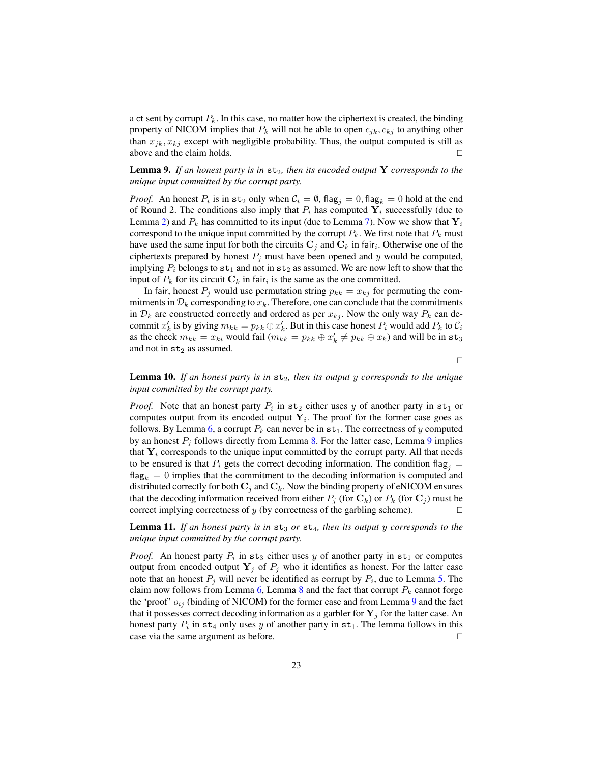a $\mathsf{ct}$ sent by corrupt $P_k$. In this case, no matter how the ciphertext is created, the binding property of NICOM implies that $P_k$ will not be able to open $c_{jk}, c_{kj}$ to anything other than $x_{jk}, x_{kj}$ except with negligible probability. Thus, the output computed is still as above and the claim holds. □

**Lemma 9.** *If an honest party is in* $\mathtt{st}_2$*, then its encoded output* $\mathbf{Y}$ *corresponds to the unique input committed by the corrupt party.*

*Proof.* An honest $P_i$ is in $\mathtt{st}_2$ only when $\mathcal{C}_i = \emptyset$, $\mathsf{flag}_j = 0, \mathsf{flag}_k = 0$ hold at the end of Round 2. The conditions also imply that $P_i$ has computed $\mathbf{Y}_i$ successfully (due to Lemma 2) and $P_k$ has committed to its input (due to Lemma 7). Now we show that $\mathbf{Y}_i$ correspond to the unique input committed by the corrupt $P_k$. We first note that $P_k$ must have used the same input for both the circuits $\mathbf{C}_j$ and $\mathbf{C}_k$ in $\mathsf{fair}_i$. Otherwise one of the ciphertexts prepared by honest $P_j$ must have been opened and $y$ would be computed, implying $P_i$ belongs to $\mathtt{st}_1$ and not in $\mathtt{st}_2$ as assumed. We are now left to show that the input of $P_k$ for its circuit $\mathbf{C}_k$ in $\mathsf{fair}_i$ is the same as the one committed.

In fair, honest $P_j$ would use permutation string $p_{kk} = x_{kj}$ for permuting the commitments in $\mathcal{D}_k$ corresponding to $x_k$. Therefore, one can conclude that the commitments in $\mathcal{D}_k$ are constructed correctly and ordered as per $x_{kj}$. Now the only way $P_k$ can decommit $x'_k$ is by giving $m_{kk} = p_{kk} \oplus x'_k$. But in this case honest $P_i$ would add $P_k$ to $\mathcal{C}_i$ as the check $m_{kk} = x_{ki}$ would fail ($m_{kk} = p_{kk} \oplus x'_k \neq p_{kk} \oplus x_k$) and will be in $\mathtt{st}_3$ and not in $\mathtt{st}_2$ as assumed.

□

**Lemma 10.** *If an honest party is in* $\mathtt{st}_2$*, then its output* $y$ *corresponds to the unique input committed by the corrupt party.*

*Proof.* Note that an honest party $P_i$ in $\mathtt{st}_2$ either uses $y$ of another party in $\mathtt{st}_1$ or computes output from its encoded output $\mathbf{Y}_i$. The proof for the former case goes as follows. By Lemma 6, a corrupt $P_k$ can never be in $\mathtt{st}_1$. The correctness of $y$ computed by an honest $P_j$ follows directly from Lemma 8. For the latter case, Lemma 9 implies that $\mathbf{Y}_i$ corresponds to the unique input committed by the corrupt party. All that needs to be ensured is that $P_i$ gets the correct decoding information. The condition $\mathsf{flag}_j = \mathsf{flag}_k = 0$ implies that the commitment to the decoding information is computed and distributed correctly for both $\mathbf{C}_j$ and $\mathbf{C}_k$. Now the binding property of eNICOM ensures that the decoding information received from either $P_j$ (for $\mathbf{C}_k$) or $P_k$ (for $\mathbf{C}_j$) must be correct implying correctness of $y$ (by correctness of the garbling scheme). □

**Lemma 11.** *If an honest party is in* $\mathtt{st}_3$ *or* $\mathtt{st}_4$*, then its output* $y$ *corresponds to the unique input committed by the corrupt party.*

*Proof.* An honest party $P_i$ in $\mathtt{st}_3$ either uses $y$ of another party in $\mathtt{st}_1$ or computes output from encoded output $\mathbf{Y}_j$ of $P_j$ who it identifies as honest. For the latter case note that an honest $P_j$ will never be identified as corrupt by $P_i$, due to Lemma 5. The claim now follows from Lemma 6, Lemma 8 and the fact that corrupt $P_k$ cannot forge the 'proof' $o_{ij}$ (binding of NICOM) for the former case and from Lemma 9 and the fact that it possesses correct decoding information as a garbler for $\mathbf{Y}_j$ for the latter case. An honest party $P_i$ in $\mathtt{st}_4$ only uses $y$ of another party in $\mathtt{st}_1$. The lemma follows in this case via the same argument as before. □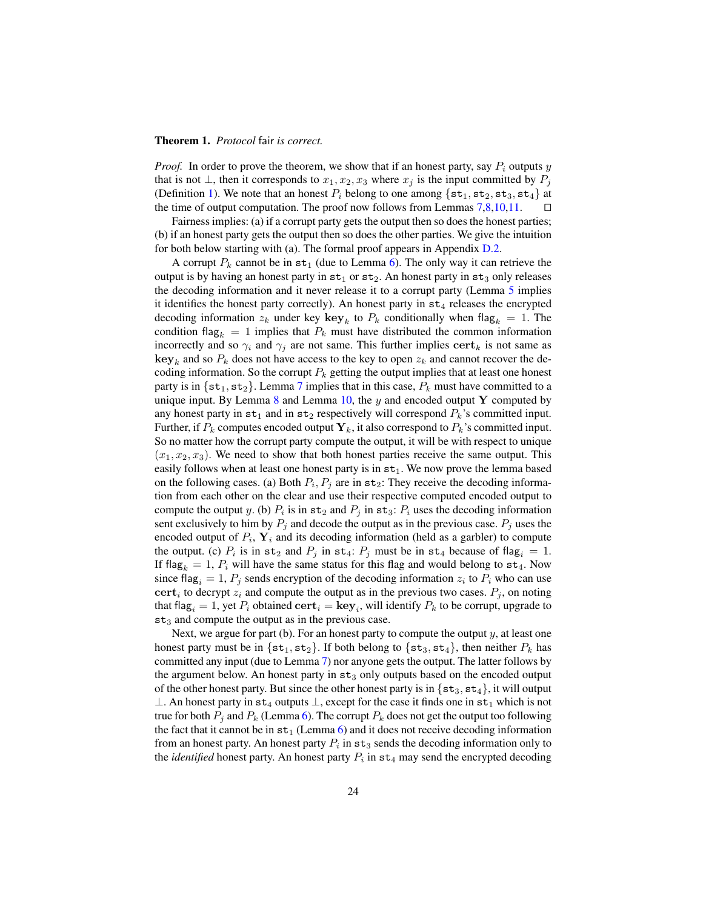**Theorem 1.** *Protocol* fair *is correct.*

*Proof.* In order to prove the theorem, we show that if an honest party, say $P_i$ outputs $y$ that is not $\bot$, then it corresponds to $x_1, x_2, x_3$ where $x_j$ is the input committed by $P_j$ (Definition 1). We note that an honest $P_i$ belong to one among $\{\mathtt{st}_1, \mathtt{st}_2, \mathtt{st}_3, \mathtt{st}_4\}$ at the time of output computation. The proof now follows from Lemmas 7,8,10,11. $\square$

Fairness implies: (a) if a corrupt party gets the output then so does the honest parties; (b) if an honest party gets the output then so does the other parties. We give the intuition for both below starting with (a). The formal proof appears in Appendix D.2.

A corrupt $P_k$ cannot be in $\mathtt{st}_1$ (due to Lemma 6). The only way it can retrieve the output is by having an honest party in $\mathtt{st}_1$ or $\mathtt{st}_2$. An honest party in $\mathtt{st}_3$ only releases the decoding information and it never release it to a corrupt party (Lemma 5 implies it identifies the honest party correctly). An honest party in $\mathtt{st}_4$ releases the encrypted decoding information $z_k$ under key $\mathbf{key}_k$ to $P_k$ conditionally when $\mathsf{flag}_k = 1$. The condition $\mathsf{flag}_k = 1$ implies that $P_k$ must have distributed the common information incorrectly and so $\gamma_i$ and $\gamma_j$ are not same. This further implies $\mathbf{cert}_k$ is not same as $\mathbf{key}_k$ and so $P_k$ does not have access to the key to open $z_k$ and cannot recover the decoding information. So the corrupt $P_k$ getting the output implies that at least one honest party is in $\{\mathtt{st}_1, \mathtt{st}_2\}$. Lemma 7 implies that in this case, $P_k$ must have committed to a unique input. By Lemma 8 and Lemma 10, the $y$ and encoded output $\mathbf{Y}$ computed by any honest party in $\mathtt{st}_1$ and in $\mathtt{st}_2$ respectively will correspond $P_k$'s committed input. Further, if $P_k$ computes encoded output $\mathbf{Y}_k$, it also correspond to $P_k$'s committed input. So no matter how the corrupt party compute the output, it will be with respect to unique $(x_1, x_2, x_3)$. We need to show that both honest parties receive the same output. This easily follows when at least one honest party is in $\mathtt{st}_1$. We now prove the lemma based on the following cases. (a) Both $P_i, P_j$ are in $\mathtt{st}_2$: They receive the decoding information from each other on the clear and use their respective computed encoded output to compute the output $y$. (b) $P_i$ is in $\mathtt{st}_2$ and $P_j$ in $\mathtt{st}_3$: $P_i$ uses the decoding information sent exclusively to him by $P_j$ and decode the output as in the previous case. $P_j$ uses the encoded output of $P_i$, $\mathbf{Y}_i$ and its decoding information (held as a garbler) to compute the output. (c) $P_i$ is in $\mathtt{st}_2$ and $P_j$ in $\mathtt{st}_4$: $P_j$ must be in $\mathtt{st}_4$ because of $\mathsf{flag}_i = 1$. If $\mathsf{flag}_k = 1$, $P_i$ will have the same status for this flag and would belong to $\mathtt{st}_4$. Now since $\mathsf{flag}_i = 1$, $P_j$ sends encryption of the decoding information $z_i$ to $P_i$ who can use $\mathbf{cert}_i$ to decrypt $z_i$ and compute the output as in the previous two cases. $P_j$, on noting that $\mathsf{flag}_i = 1$, yet $P_i$ obtained $\mathbf{cert}_i = \mathbf{key}_i$, will identify $P_k$ to be corrupt, upgrade to $\mathtt{st}_3$ and compute the output as in the previous case.

Next, we argue for part (b). For an honest party to compute the output $y$, at least one honest party must be in $\{\mathtt{st}_1, \mathtt{st}_2\}$. If both belong to $\{\mathtt{st}_3, \mathtt{st}_4\}$, then neither $P_k$ has committed any input (due to Lemma 7) nor anyone gets the output. The latter follows by the argument below. An honest party in $\mathtt{st}_3$ only outputs based on the encoded output of the other honest party. But since the other honest party is in $\{\mathtt{st}_3, \mathtt{st}_4\}$, it will output $\bot$. An honest party in $\mathtt{st}_4$ outputs $\bot$, except for the case it finds one in $\mathtt{st}_1$ which is not true for both $P_j$ and $P_k$ (Lemma 6). The corrupt $P_k$ does not get the output too following the fact that it cannot be in $\mathtt{st}_1$ (Lemma 6) and it does not receive decoding information from an honest party. An honest party $P_i$ in $\mathtt{st}_3$ sends the decoding information only to the *identified* honest party. An honest party $P_i$ in $\mathtt{st}_4$ may send the encrypted decoding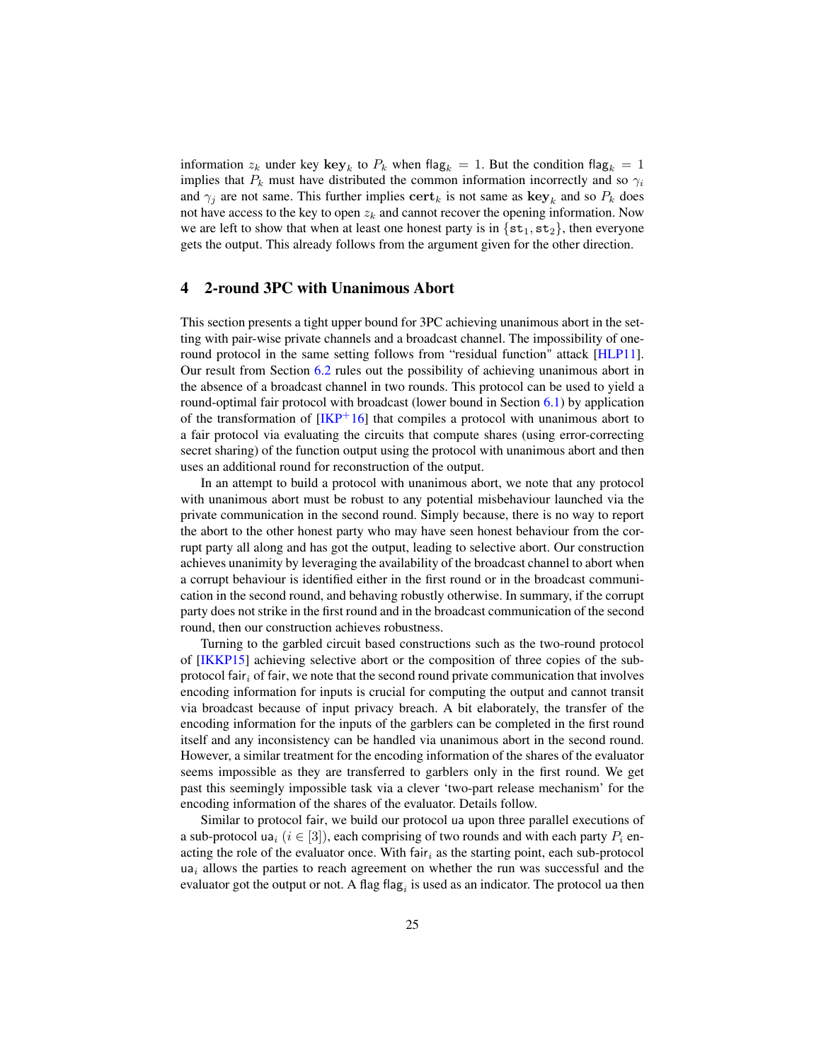information $z_k$ under key $\mathbf{key}_k$ to $P_k$ when $\mathsf{flag}_k = 1$. But the condition $\mathsf{flag}_k = 1$ implies that $P_k$ must have distributed the common information incorrectly and so $\gamma_i$ and $\gamma_j$ are not same. This further implies $\mathbf{cert}_k$ is not same as $\mathbf{key}_k$ and so $P_k$ does not have access to the key to open $z_k$ and cannot recover the opening information. Now we are left to show that when at least one honest party is in $\{\mathtt{st}_1, \mathtt{st}_2\}$, then everyone gets the output. This already follows from the argument given for the other direction.

## 4 2-round 3PC with Unanimous Abort

This section presents a tight upper bound for 3PC achieving unanimous abort in the setting with pair-wise private channels and a broadcast channel. The impossibility of one-round protocol in the same setting follows from "residual function" attack [HLP11]. Our result from Section 6.2 rules out the possibility of achieving unanimous abort in the absence of a broadcast channel in two rounds. This protocol can be used to yield a round-optimal fair protocol with broadcast (lower bound in Section 6.1) by application of the transformation of [IKP+16] that compiles a protocol with unanimous abort to a fair protocol via evaluating the circuits that compute shares (using error-correcting secret sharing) of the function output using the protocol with unanimous abort and then uses an additional round for reconstruction of the output.

In an attempt to build a protocol with unanimous abort, we note that any protocol with unanimous abort must be robust to any potential misbehaviour launched via the private communication in the second round. Simply because, there is no way to report the abort to the other honest party who may have seen honest behaviour from the corrupt party all along and has got the output, leading to selective abort. Our construction achieves unanimity by leveraging the availability of the broadcast channel to abort when a corrupt behaviour is identified either in the first round or in the broadcast communication in the second round, and behaving robustly otherwise. In summary, if the corrupt party does not strike in the first round and in the broadcast communication of the second round, then our construction achieves robustness.

Turning to the garbled circuit based constructions such as the two-round protocol of [IKKP15] achieving selective abort or the composition of three copies of the sub-protocol $\mathsf{fair}_i$ of $\mathsf{fair}$, we note that the second round private communication that involves encoding information for inputs is crucial for computing the output and cannot transit via broadcast because of input privacy breach. A bit elaborately, the transfer of the encoding information for the inputs of the garblers can be completed in the first round itself and any inconsistency can be handled via unanimous abort in the second round. However, a similar treatment for the encoding information of the shares of the evaluator seems impossible as they are transferred to garblers only in the first round. We get past this seemingly impossible task via a clever 'two-part release mechanism' for the encoding information of the shares of the evaluator. Details follow.

Similar to protocol $\mathsf{fair}$, we build our protocol $\mathsf{ua}$ upon three parallel executions of a sub-protocol $\mathsf{ua}_i$ ($i \in [3]$), each comprising of two rounds and with each party $P_i$ enacting the role of the evaluator once. With $\mathsf{fair}_i$ as the starting point, each sub-protocol $\mathsf{ua}_i$ allows the parties to reach agreement on whether the run was successful and the evaluator got the output or not. A flag $\mathsf{flag}_i$ is used as an indicator. The protocol $\mathsf{ua}$ then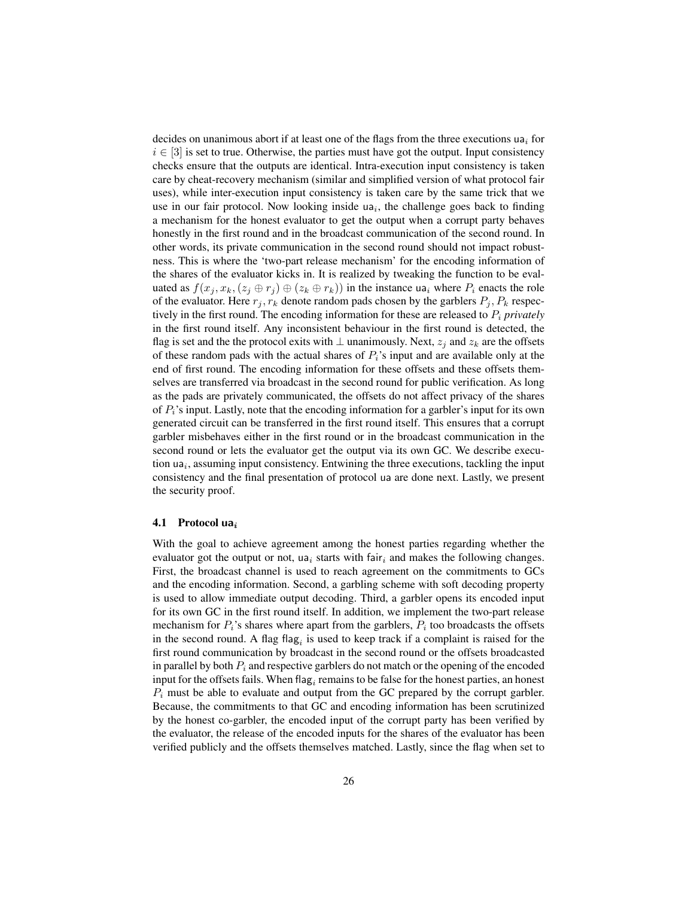decides on unanimous abort if at least one of the flags from the three executions $\mathsf{ua}_i$ for $i \in [3]$ is set to true. Otherwise, the parties must have got the output. Input consistency checks ensure that the outputs are identical. Intra-execution input consistency is taken care by cheat-recovery mechanism (similar and simplified version of what protocol $\mathsf{fair}$ uses), while inter-execution input consistency is taken care by the same trick that we use in our fair protocol. Now looking inside $\mathsf{ua}_i$, the challenge goes back to finding a mechanism for the honest evaluator to get the output when a corrupt party behaves honestly in the first round and in the broadcast communication of the second round. In other words, its private communication in the second round should not impact robustness. This is where the 'two-part release mechanism' for the encoding information of the shares of the evaluator kicks in. It is realized by tweaking the function to be evaluated as $f(x_j, x_k, (z_j \oplus r_j) \oplus (z_k \oplus r_k))$ in the instance $\mathsf{ua}_i$ where $P_i$ enacts the role of the evaluator. Here $r_j, r_k$ denote random pads chosen by the garblers $P_j, P_k$ respectively in the first round. The encoding information for these are released to $P_i$ *privately* in the first round itself. Any inconsistent behaviour in the first round is detected, the flag is set and the the protocol exits with $\bot$ unanimously. Next, $z_j$ and $z_k$ are the offsets of these random pads with the actual shares of $P_i$'s input and are available only at the end of first round. The encoding information for these offsets and these offsets themselves are transferred via broadcast in the second round for public verification. As long as the pads are privately communicated, the offsets do not affect privacy of the shares of $P_i$'s input. Lastly, note that the encoding information for a garbler's input for its own generated circuit can be transferred in the first round itself. This ensures that a corrupt garbler misbehaves either in the first round or in the broadcast communication in the second round or lets the evaluator get the output via its own GC. We describe execution $\mathsf{ua}_i$, assuming input consistency. Entwining the three executions, tackling the input consistency and the final presentation of protocol $\mathsf{ua}$ are done next. Lastly, we present the security proof.

### 4.1 Protocol $\mathsf{ua}_i$

With the goal to achieve agreement among the honest parties regarding whether the evaluator got the output or not, $\mathsf{ua}_i$ starts with $\mathsf{fair}_i$ and makes the following changes. First, the broadcast channel is used to reach agreement on the commitments to GCs and the encoding information. Second, a garbling scheme with soft decoding property is used to allow immediate output decoding. Third, a garbler opens its encoded input for its own GC in the first round itself. In addition, we implement the two-part release mechanism for $P_i$'s shares where apart from the garblers, $P_i$ too broadcasts the offsets in the second round. A flag $\mathsf{flag}_i$ is used to keep track if a complaint is raised for the first round communication by broadcast in the second round or the offsets broadcasted in parallel by both $P_i$ and respective garblers do not match or the opening of the encoded input for the offsets fails. When $\mathsf{flag}_i$ remains to be false for the honest parties, an honest $P_i$ must be able to evaluate and output from the GC prepared by the corrupt garbler. Because, the commitments to that GC and encoding information has been scrutinized by the honest co-garbler, the encoded input of the corrupt party has been verified by the evaluator, the release of the encoded inputs for the shares of the evaluator has been verified publicly and the offsets themselves matched. Lastly, since the flag when set to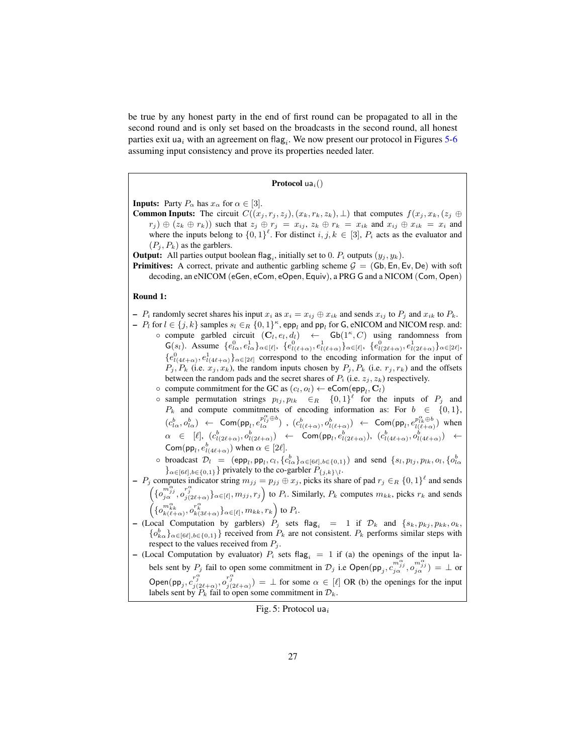be true by any honest party in the end of first round can be propagated to all in the second round and is only set based on the broadcasts in the second round, all honest parties exit $\mathsf{ua}_i$ with an agreement on $\mathsf{flag}_i$. We now present our protocol in Figures 5-6 assuming input consistency and prove its properties needed later.

**Protocol** $\mathsf{ua}_i()$

**Inputs:** Party $P_\alpha$ has $x_\alpha$ for $\alpha \in [3]$.

**Common Inputs:** The circuit $C((x_j, r_j, z_j), (x_k, r_k, z_k), \perp)$ that computes $f(x_j, x_k, (z_j \oplus r_j) \oplus (z_k \oplus r_k))$ such that $z_j \oplus r_j = x_{ij}$, $z_k \oplus r_k = x_{ik}$ and $x_{ij} \oplus x_{ik} = x_i$ and where the inputs belong to $\{0,1\}^\ell$. For distinct $i, j, k \in [3]$, $P_i$ acts as the evaluator and $(P_j, P_k)$ as the garblers.

**Output:** All parties output boolean $\mathsf{flag}_i$, initially set to 0. $P_i$ outputs $(y_j, y_k)$.

**Primitives:** A correct, private and authentic garbling scheme $\mathcal{G} = (\mathsf{Gb}, \mathsf{En}, \mathsf{Ev}, \mathsf{De})$ with soft decoding, an eNICOM $(\mathsf{eGen}, \mathsf{eCom}, \mathsf{eOpen}, \mathsf{Equiv})$, a PRG $\mathsf{G}$ and a NICOM $(\mathsf{Com}, \mathsf{Open})$

**Round 1:**

- $P_i$ randomly secret shares his input $x_i$ as $x_i = x_{ij} \oplus x_{ik}$ and sends $x_{ij}$ to $P_j$ and $x_{ik}$ to $P_k$.
- $P_l$ for $l \in \{j, k\}$ samples $s_l \in_R \{0,1\}^\kappa$, $\mathsf{epp}_l$ and $\mathsf{pp}_l$ for $\mathsf{G}$, eNICOM and NICOM resp. and:
  - compute garbled circuit $(\mathbf{C}_l, e_l, d_l) \leftarrow \mathsf{Gb}(1^\kappa, C)$ using randomness from $\mathsf{G}(s_l)$. Assume $\{e^0_{l\alpha}, e^1_{l\alpha}\}_{\alpha\in[\ell]}$, $\{e^0_{l(\ell+\alpha)}, e^1_{l(\ell+\alpha)}\}_{\alpha\in[\ell]}$, $\{e^0_{l(2\ell+\alpha)}, e^1_{l(2\ell+\alpha)}\}_{\alpha\in[2\ell]}$, $\{e^0_{l(4\ell+\alpha)}, e^1_{l(4\ell+\alpha)}\}_{\alpha\in[2\ell]}$ correspond to the encoding information for the input of $P_j, P_k$ (i.e. $x_j, x_k$), the random inputs chosen by $P_j, P_k$ (i.e. $r_j, r_k$) and the offsets between the random pads and the secret shares of $P_i$ (i.e. $z_j, z_k$) respectively.
  - compute commitment for the GC as $(c_l, o_l) \leftarrow \mathsf{eCom}(\mathsf{epp}_l, \mathbf{C}_l)$
  - sample permutation strings $p_{lj}, p_{lk} \in_R \{0,1\}^\ell$ for the inputs of $P_j$ and $P_k$ and compute commitments of encoding information as: For $b \in \{0,1\}$, $(c^b_{l\alpha}, o^b_{l\alpha}) \leftarrow \mathsf{Com}(\mathsf{pp}_l, e^{p^\alpha_{lj}\oplus b}_{l\alpha})$ , $(c^b_{l(\ell+\alpha)}, o^b_{l(\ell+\alpha)}) \leftarrow \mathsf{Com}(\mathsf{pp}_l, e^{p^\alpha_{lk}\oplus b}_{l(\ell+\alpha)})$ when $\alpha \in [\ell]$, $(c^b_{l(2\ell+\alpha)}, o^b_{l(2\ell+\alpha)}) \leftarrow \mathsf{Com}(\mathsf{pp}_l, e^b_{l(2\ell+\alpha)})$, $(c^b_{l(4\ell+\alpha)}, o^b_{l(4\ell+\alpha)}) \leftarrow \mathsf{Com}(\mathsf{pp}_l, e^b_{l(4\ell+\alpha)})$ when $\alpha \in [2\ell]$.
  - broadcast $\mathcal{D}_l = (\mathsf{epp}_l, \mathsf{pp}_l, c_l, \{c^b_{l\alpha}\}_{\alpha\in[6\ell], b\in\{0,1\}})$ and send $\{s_l, p_{lj}, p_{lk}, o_l, \{o^b_{l\alpha}\}_{\alpha\in[6\ell], b\in\{0,1\}}\}$ privately to the co-garbler $P_{\{j,k\}\setminus l}$.
- $P_j$ computes indicator string $m_{jj} = p_{jj} \oplus x_j$, picks its share of pad $r_j \in_R \{0,1\}^\ell$ and sends $\left(\{o^{m^\alpha_{jj}}_{j\alpha}, o^{r^\alpha_j}_{j(2\ell+\alpha)}\}_{\alpha\in[\ell]}, m_{jj}, r_j\right)$ to $P_i$. Similarly, $P_k$ computes $m_{kk}$, picks $r_k$ and sends $\left(\{o^{m^\alpha_{kk}}_{k(\ell+\alpha)}, o^{r^\alpha_k}_{k(3\ell+\alpha)}\}_{\alpha\in[\ell]}, m_{kk}, r_k\right)$ to $P_i$.
- (Local Computation by garblers) $P_j$ sets $\mathsf{flag}_i = 1$ if $\mathcal{D}_k$ and $\{s_k, p_{kj}, p_{kk}, o_k, \{o^b_{k\alpha}\}_{\alpha\in[6\ell], b\in\{0,1\}}\}$ received from $P_k$ are not consistent. $P_k$ performs similar steps with respect to the values received from $P_j$.
- (Local Computation by evaluator) $P_i$ sets $\mathsf{flag}_i = 1$ if (a) the openings of the input labels sent by $P_j$ fail to open some commitment in $\mathcal{D}_j$ i.e $\mathsf{Open}(\mathsf{pp}_j, c^{m^\alpha_{jj}}_{j\alpha}, o^{m^\alpha_{jj}}_{j\alpha}) = \perp$ or $\mathsf{Open}(\mathsf{pp}_j, c^{r^\alpha_j}_{j(2\ell+\alpha)}, o^{r^\alpha_j}_{j(2\ell+\alpha)}) = \perp$ for some $\alpha \in [\ell]$ OR (b) the openings for the input labels sent by $P_k$ fail to open some commitment in $\mathcal{D}_k$.

Fig. 5: Protocol $\mathsf{ua}_i$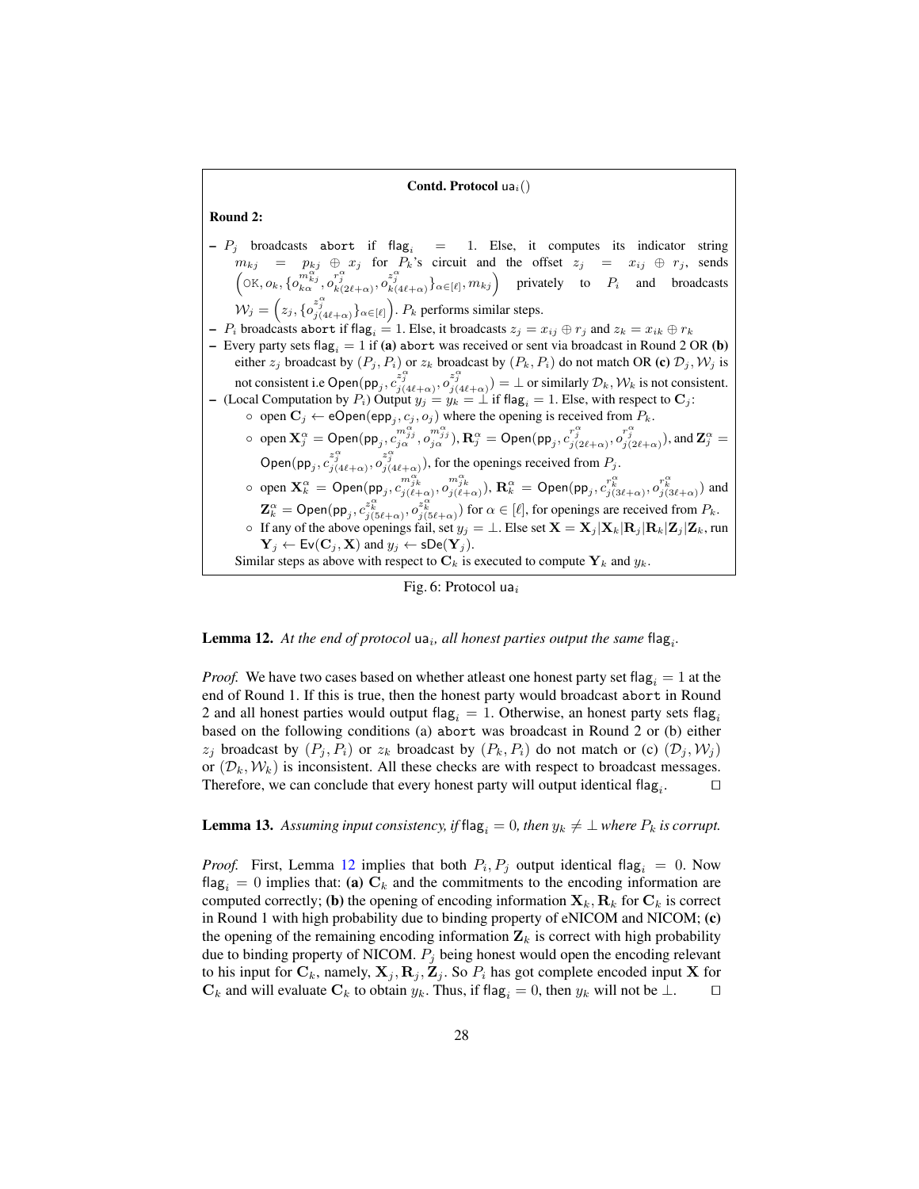**Contd. Protocol** $\mathsf{ua}_i()$

**Round 2:**

- $P_j$ broadcasts `abort` if $\mathsf{flag}_i = 1$. Else, it computes its indicator string $m_{kj} = p_{kj} \oplus x_j$ for $P_k$'s circuit and the offset $z_j = x_{ij} \oplus r_j$, sends $\left(\texttt{OK}, o_k, \{o_{k\alpha}^{m_{kj}^\alpha}, o_{k(2\ell+\alpha)}^{r_j^\alpha}, o_{k(4\ell+\alpha)}^{z_j^\alpha}\}_{\alpha \in [\ell]}, m_{kj}\right)$ privately to $P_i$ and broadcasts $\mathcal{W}_j = \left(z_j, \{o_{j(4\ell+\alpha)}^{z_j^\alpha}\}_{\alpha \in [\ell]}\right)$. $P_k$ performs similar steps.
- $P_i$ broadcasts `abort` if $\mathsf{flag}_i = 1$. Else, it broadcasts $z_j = x_{ij} \oplus r_j$ and $z_k = x_{ik} \oplus r_k$
- Every party sets $\mathsf{flag}_i = 1$ if **(a)** `abort` was received or sent via broadcast in Round 2 OR **(b)** either $z_j$ broadcast by $(P_j, P_i)$ or $z_k$ broadcast by $(P_k, P_i)$ do not match OR **(c)** $\mathcal{D}_j, \mathcal{W}_j$ is not consistent i.e $\mathsf{Open}(\mathsf{pp}_j, c_{j(4\ell+\alpha)}^{z_j^\alpha}, o_{j(4\ell+\alpha)}^{z_j^\alpha}) = \perp$ or similarly $\mathcal{D}_k, \mathcal{W}_k$ is not consistent.
- (Local Computation by $P_i$) Output $y_j = y_k = \perp$ if $\mathsf{flag}_i = 1$. Else, with respect to $\mathbf{C}_j$:
  - open $\mathbf{C}_j \leftarrow \mathsf{eOpen}(\mathsf{epp}_j, c_j, o_j)$ where the opening is received from $P_k$.
  - open $\mathbf{X}_j^\alpha = \mathsf{Open}(\mathsf{pp}_j, c_{j\alpha}^{m_{jj}^\alpha}, o_{j\alpha}^{m_{jj}^\alpha})$, $\mathbf{R}_j^\alpha = \mathsf{Open}(\mathsf{pp}_j, c_{j(2\ell+\alpha)}^{r_j^\alpha}, o_{j(2\ell+\alpha)}^{r_j^\alpha})$, and $\mathbf{Z}_j^\alpha = \mathsf{Open}(\mathsf{pp}_j, c_{j(4\ell+\alpha)}^{z_j^\alpha}, o_{j(4\ell+\alpha)}^{z_j^\alpha})$, for the openings received from $P_j$.
  - open $\mathbf{X}_k^\alpha = \mathsf{Open}(\mathsf{pp}_j, c_{j(\ell+\alpha)}^{m_{jk}^\alpha}, o_{j(\ell+\alpha)}^{m_{jk}^\alpha})$, $\mathbf{R}_k^\alpha = \mathsf{Open}(\mathsf{pp}_j, c_{j(3\ell+\alpha)}^{r_k^\alpha}, o_{j(3\ell+\alpha)}^{r_k^\alpha})$ and $\mathbf{Z}_k^\alpha = \mathsf{Open}(\mathsf{pp}_j, c_{j(5\ell+\alpha)}^{z_k^\alpha}, o_{j(5\ell+\alpha)}^{z_k^\alpha})$ for $\alpha \in [\ell]$, for openings are received from $P_k$.
  - If any of the above openings fail, set $y_j = \perp$. Else set $\mathbf{X} = \mathbf{X}_j|\mathbf{X}_k|\mathbf{R}_j|\mathbf{R}_k|\mathbf{Z}_j|\mathbf{Z}_k$, run $\mathbf{Y}_j \leftarrow \mathsf{Ev}(\mathbf{C}_j, \mathbf{X})$ and $y_j \leftarrow \mathsf{sDe}(\mathbf{Y}_j)$.

  Similar steps as above with respect to $\mathbf{C}_k$ is executed to compute $\mathbf{Y}_k$ and $y_k$.

Fig. 6: Protocol $\mathsf{ua}_i$

**Lemma 12.** *At the end of protocol* $\mathsf{ua}_i$*, all honest parties output the same* $\mathsf{flag}_i$*.*

*Proof.* We have two cases based on whether atleast one honest party set $\mathsf{flag}_i = 1$ at the end of Round 1. If this is true, then the honest party would broadcast `abort` in Round 2 and all honest parties would output $\mathsf{flag}_i = 1$. Otherwise, an honest party sets $\mathsf{flag}_i$ based on the following conditions (a) `abort` was broadcast in Round 2 or (b) either $z_j$ broadcast by $(P_j, P_i)$ or $z_k$ broadcast by $(P_k, P_i)$ do not match or (c) $(\mathcal{D}_j, \mathcal{W}_j)$ or $(\mathcal{D}_k, \mathcal{W}_k)$ is inconsistent. All these checks are with respect to broadcast messages. Therefore, we can conclude that every honest party will output identical $\mathsf{flag}_i$. □

**Lemma 13.** *Assuming input consistency, if* $\mathsf{flag}_i = 0$*, then* $y_k \neq \perp$ *where* $P_k$ *is corrupt.*

*Proof.* First, Lemma 12 implies that both $P_i, P_j$ output identical $\mathsf{flag}_i = 0$. Now $\mathsf{flag}_i = 0$ implies that: **(a)** $\mathbf{C}_k$ and the commitments to the encoding information are computed correctly; **(b)** the opening of encoding information $\mathbf{X}_k, \mathbf{R}_k$ for $\mathbf{C}_k$ is correct in Round 1 with high probability due to binding property of eNICOM and NICOM; **(c)** the opening of the remaining encoding information $\mathbf{Z}_k$ is correct with high probability due to binding property of NICOM. $P_j$ being honest would open the encoding relevant to his input for $\mathbf{C}_k$, namely, $\mathbf{X}_j, \mathbf{R}_j, \mathbf{Z}_j$. So $P_i$ has got complete encoded input $\mathbf{X}$ for $\mathbf{C}_k$ and will evaluate $\mathbf{C}_k$ to obtain $y_k$. Thus, if $\mathsf{flag}_i = 0$, then $y_k$ will not be $\perp$. □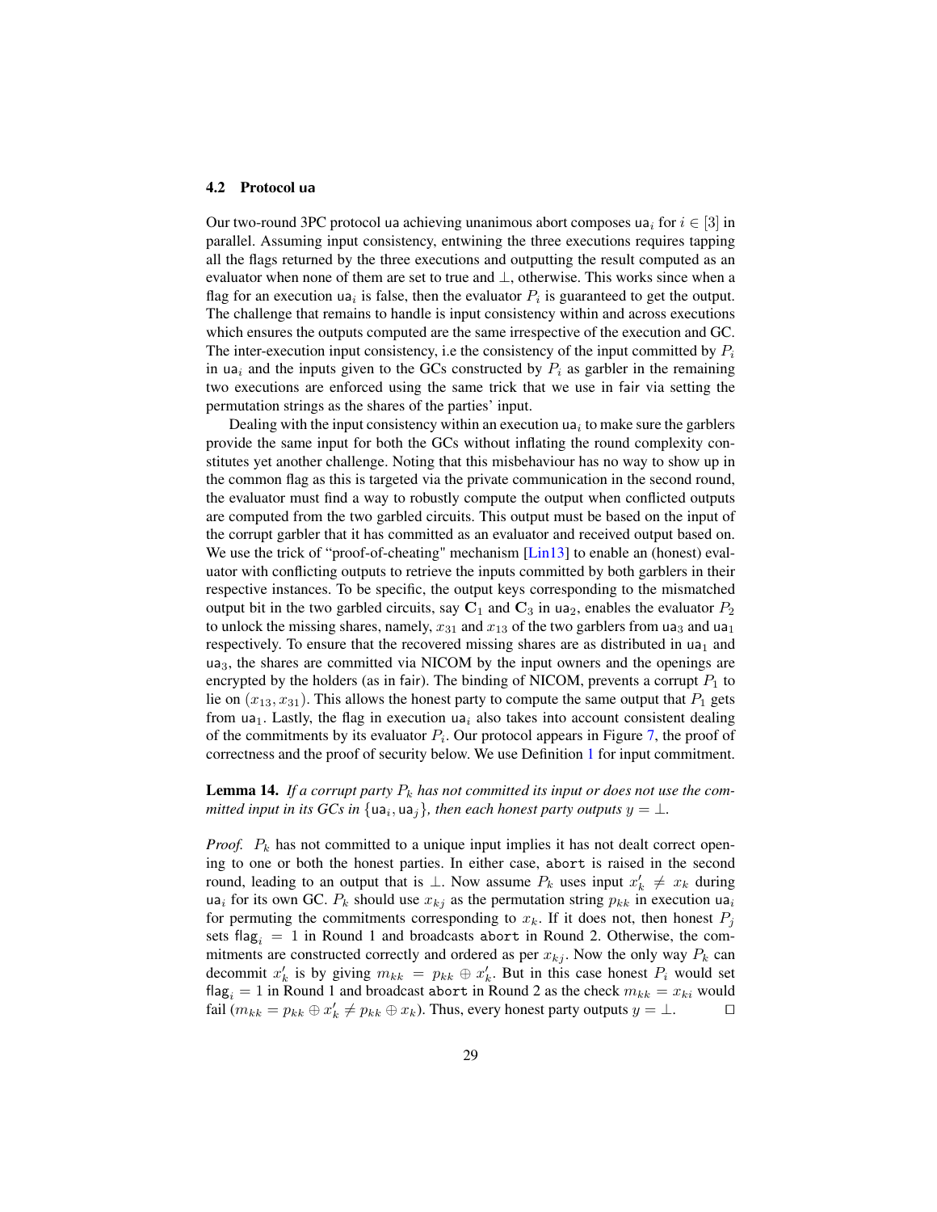### 4.2 Protocol ua

Our two-round 3PC protocol ua achieving unanimous abort composes $\mathsf{ua}_i$ for $i \in [3]$ in parallel. Assuming input consistency, entwining the three executions requires tapping all the flags returned by the three executions and outputting the result computed as an evaluator when none of them are set to true and $\perp$, otherwise. This works since when a flag for an execution $\mathsf{ua}_i$ is false, then the evaluator $P_i$ is guaranteed to get the output. The challenge that remains to handle is input consistency within and across executions which ensures the outputs computed are the same irrespective of the execution and GC. The inter-execution input consistency, i.e the consistency of the input committed by $P_i$ in $\mathsf{ua}_i$ and the inputs given to the GCs constructed by $P_i$ as garbler in the remaining two executions are enforced using the same trick that we use in fair via setting the permutation strings as the shares of the parties' input.

Dealing with the input consistency within an execution $\mathsf{ua}_i$ to make sure the garblers provide the same input for both the GCs without inflating the round complexity constitutes yet another challenge. Noting that this misbehaviour has no way to show up in the common flag as this is targeted via the private communication in the second round, the evaluator must find a way to robustly compute the output when conflicted outputs are computed from the two garbled circuits. This output must be based on the input of the corrupt garbler that it has committed as an evaluator and received output based on. We use the trick of "proof-of-cheating" mechanism [Lin13] to enable an (honest) evaluator with conflicting outputs to retrieve the inputs committed by both garblers in their respective instances. To be specific, the output keys corresponding to the mismatched output bit in the two garbled circuits, say $\mathbf{C}_1$ and $\mathbf{C}_3$ in $\mathsf{ua}_2$, enables the evaluator $P_2$ to unlock the missing shares, namely, $x_{31}$ and $x_{13}$ of the two garblers from $\mathsf{ua}_3$ and $\mathsf{ua}_1$ respectively. To ensure that the recovered missing shares are as distributed in $\mathsf{ua}_1$ and $\mathsf{ua}_3$, the shares are committed via NICOM by the input owners and the openings are encrypted by the holders (as in fair). The binding of NICOM, prevents a corrupt $P_1$ to lie on $(x_{13}, x_{31})$. This allows the honest party to compute the same output that $P_1$ gets from $\mathsf{ua}_1$. Lastly, the flag in execution $\mathsf{ua}_i$ also takes into account consistent dealing of the commitments by its evaluator $P_i$. Our protocol appears in Figure 7, the proof of correctness and the proof of security below. We use Definition 1 for input commitment.

**Lemma 14.** *If a corrupt party $P_k$ has not committed its input or does not use the committed input in its GCs in $\{\mathsf{ua}_i, \mathsf{ua}_j\}$, then each honest party outputs $y = \perp$.*

*Proof.* $P_k$ has not committed to a unique input implies it has not dealt correct opening to one or both the honest parties. In either case, `abort` is raised in the second round, leading to an output that is $\perp$. Now assume $P_k$ uses input $x'_k \neq x_k$ during $\mathsf{ua}_i$ for its own GC. $P_k$ should use $x_{kj}$ as the permutation string $p_{kk}$ in execution $\mathsf{ua}_i$ for permuting the commitments corresponding to $x_k$. If it does not, then honest $P_j$ sets $\mathsf{flag}_i = 1$ in Round 1 and broadcasts `abort` in Round 2. Otherwise, the commitments are constructed correctly and ordered as per $x_{kj}$. Now the only way $P_k$ can decommit $x'_k$ is by giving $m_{kk} = p_{kk} \oplus x'_k$. But in this case honest $P_i$ would set $\mathsf{flag}_i = 1$ in Round 1 and broadcast `abort` in Round 2 as the check $m_{kk} = x_{ki}$ would fail ($m_{kk} = p_{kk} \oplus x'_k \neq p_{kk} \oplus x_k$). Thus, every honest party outputs $y = \perp$. □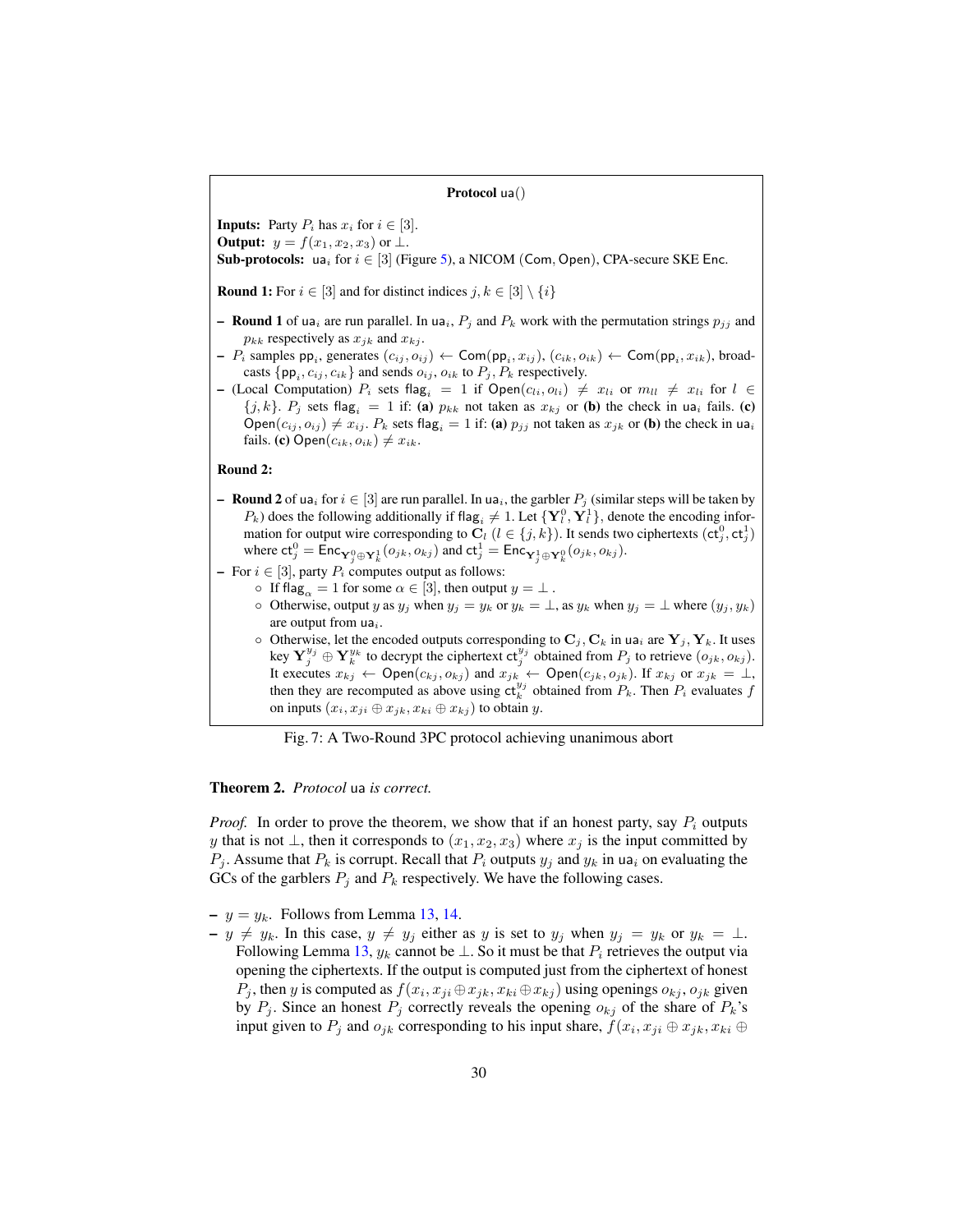**Protocol** $\mathsf{ua}()$

**Inputs:** Party $P_i$ has $x_i$ for $i \in [3]$.
**Output:** $y = f(x_1, x_2, x_3)$ or $\bot$.
**Sub-protocols:** $\mathsf{ua}_i$ for $i \in [3]$ (Figure 5), a NICOM (Com, Open), CPA-secure SKE Enc.

**Round 1:** For $i \in [3]$ and for distinct indices $j, k \in [3] \setminus \{i\}$

- **Round 1** of $\mathsf{ua}_i$ are run parallel. In $\mathsf{ua}_i$, $P_j$ and $P_k$ work with the permutation strings $p_{jj}$ and $p_{kk}$ respectively as $x_{jk}$ and $x_{kj}$.
- $P_i$ samples $\mathsf{pp}_i$, generates $(c_{ij}, o_{ij}) \leftarrow \mathsf{Com}(\mathsf{pp}_i, x_{ij})$, $(c_{ik}, o_{ik}) \leftarrow \mathsf{Com}(\mathsf{pp}_i, x_{ik})$, broadcasts $\{\mathsf{pp}_i, c_{ij}, c_{ik}\}$ and sends $o_{ij}$, $o_{ik}$ to $P_j$, $P_k$ respectively.
- (Local Computation) $P_i$ sets $\mathsf{flag}_i = 1$ if $\mathsf{Open}(c_{li}, o_{li}) \neq x_{li}$ or $m_{ll} \neq x_{li}$ for $l \in \{j, k\}$. $P_j$ sets $\mathsf{flag}_i = 1$ if: **(a)** $p_{kk}$ not taken as $x_{kj}$ or **(b)** the check in $\mathsf{ua}_i$ fails. **(c)** $\mathsf{Open}(c_{ij}, o_{ij}) \neq x_{ij}$. $P_k$ sets $\mathsf{flag}_i = 1$ if: **(a)** $p_{jj}$ not taken as $x_{jk}$ or **(b)** the check in $\mathsf{ua}_i$ fails. **(c)** $\mathsf{Open}(c_{ik}, o_{ik}) \neq x_{ik}$.

**Round 2:**

- **Round 2** of $\mathsf{ua}_i$ for $i \in [3]$ are run parallel. In $\mathsf{ua}_i$, the garbler $P_j$ (similar steps will be taken by $P_k$) does the following additionally if $\mathsf{flag}_i \neq 1$. Let $\{\mathbf{Y}_l^0, \mathbf{Y}_l^1\}$, denote the encoding information for output wire corresponding to $\mathbf{C}_l$ $(l \in \{j, k\})$. It sends two ciphertexts $(\mathsf{ct}_j^0, \mathsf{ct}_j^1)$ where $\mathsf{ct}_j^0 = \mathsf{Enc}_{\mathbf{Y}_j^0 \oplus \mathbf{Y}_k^1}(o_{jk}, o_{kj})$ and $\mathsf{ct}_j^1 = \mathsf{Enc}_{\mathbf{Y}_j^1 \oplus \mathbf{Y}_k^0}(o_{jk}, o_{kj})$.
- For $i \in [3]$, party $P_i$ computes output as follows:
  - If $\mathsf{flag}_\alpha = 1$ for some $\alpha \in [3]$, then output $y = \bot$ .
  - Otherwise, output $y$ as $y_j$ when $y_j = y_k$ or $y_k = \bot$, as $y_k$ when $y_j = \bot$ where $(y_j, y_k)$ are output from $\mathsf{ua}_i$.
  - Otherwise, let the encoded outputs corresponding to $\mathbf{C}_j, \mathbf{C}_k$ in $\mathsf{ua}_i$ are $\mathbf{Y}_j, \mathbf{Y}_k$. It uses key $\mathbf{Y}_j^{y_j} \oplus \mathbf{Y}_k^{y_k}$ to decrypt the ciphertext $\mathsf{ct}_j^{y_j}$ obtained from $P_j$ to retrieve $(o_{jk}, o_{kj})$. It executes $x_{kj} \leftarrow \mathsf{Open}(c_{kj}, o_{kj})$ and $x_{jk} \leftarrow \mathsf{Open}(c_{jk}, o_{jk})$. If $x_{kj}$ or $x_{jk} = \bot$, then they are recomputed as above using $\mathsf{ct}_k^{y_j}$ obtained from $P_k$. Then $P_i$ evaluates $f$ on inputs $(x_i, x_{ji} \oplus x_{jk}, x_{ki} \oplus x_{kj})$ to obtain $y$.

Fig. 7: A Two-Round 3PC protocol achieving unanimous abort

**Theorem 2.** *Protocol* $\mathsf{ua}$ *is correct.*

*Proof.* In order to prove the theorem, we show that if an honest party, say $P_i$ outputs $y$ that is not $\bot$, then it corresponds to $(x_1, x_2, x_3)$ where $x_j$ is the input committed by $P_j$. Assume that $P_k$ is corrupt. Recall that $P_i$ outputs $y_j$ and $y_k$ in $\mathsf{ua}_i$ on evaluating the GCs of the garblers $P_j$ and $P_k$ respectively. We have the following cases.

- $y = y_k$. Follows from Lemma 13, 14.
- $y \neq y_k$. In this case, $y \neq y_j$ either as $y$ is set to $y_j$ when $y_j = y_k$ or $y_k = \bot$. Following Lemma 13, $y_k$ cannot be $\bot$. So it must be that $P_i$ retrieves the output via opening the ciphertexts. If the output is computed just from the ciphertext of honest $P_j$, then $y$ is computed as $f(x_i, x_{ji} \oplus x_{jk}, x_{ki} \oplus x_{kj})$ using openings $o_{kj}, o_{jk}$ given by $P_j$. Since an honest $P_j$ correctly reveals the opening $o_{kj}$ of the share of $P_k$'s input given to $P_j$ and $o_{jk}$ corresponding to his input share, $f(x_i, x_{ji} \oplus x_{jk}, x_{ki} \oplus$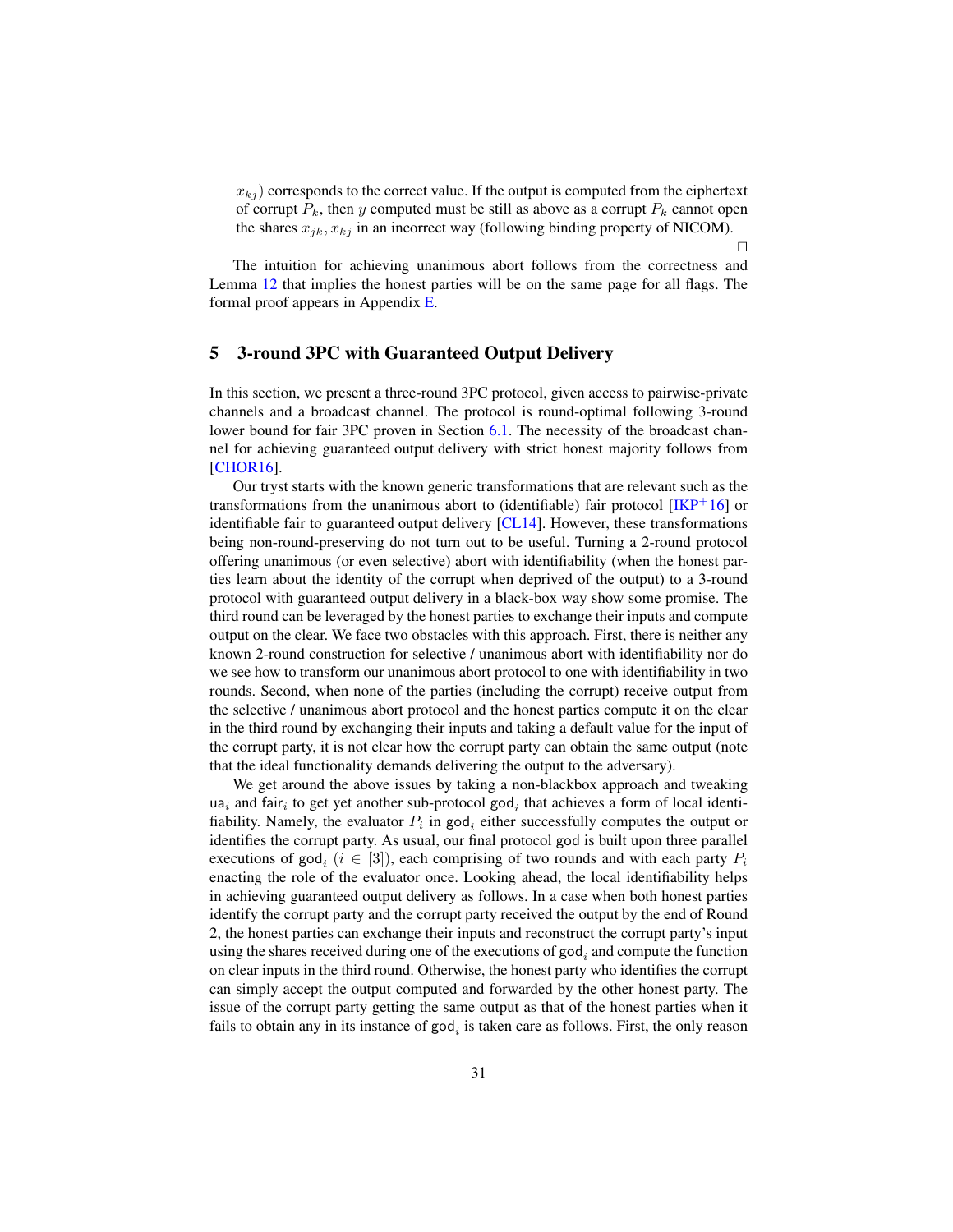$x_{kj}$) corresponds to the correct value. If the output is computed from the ciphertext of corrupt $P_k$, then $y$ computed must be still as above as a corrupt $P_k$ cannot open the shares $x_{jk}, x_{kj}$ in an incorrect way (following binding property of NICOM). □

The intuition for achieving unanimous abort follows from the correctness and Lemma 12 that implies the honest parties will be on the same page for all flags. The formal proof appears in Appendix E.

## 5 3-round 3PC with Guaranteed Output Delivery

In this section, we present a three-round 3PC protocol, given access to pairwise-private channels and a broadcast channel. The protocol is round-optimal following 3-round lower bound for fair 3PC proven in Section 6.1. The necessity of the broadcast channel for achieving guaranteed output delivery with strict honest majority follows from [CHOR16].

Our tryst starts with the known generic transformations that are relevant such as the transformations from the unanimous abort to (identifiable) fair protocol [IKP+16] or identifiable fair to guaranteed output delivery [CL14]. However, these transformations being non-round-preserving do not turn out to be useful. Turning a 2-round protocol offering unanimous (or even selective) abort with identifiability (when the honest parties learn about the identity of the corrupt when deprived of the output) to a 3-round protocol with guaranteed output delivery in a black-box way show some promise. The third round can be leveraged by the honest parties to exchange their inputs and compute output on the clear. We face two obstacles with this approach. First, there is neither any known 2-round construction for selective / unanimous abort with identifiability nor do we see how to transform our unanimous abort protocol to one with identifiability in two rounds. Second, when none of the parties (including the corrupt) receive output from the selective / unanimous abort protocol and the honest parties compute it on the clear in the third round by exchanging their inputs and taking a default value for the input of the corrupt party, it is not clear how the corrupt party can obtain the same output (note that the ideal functionality demands delivering the output to the adversary).

We get around the above issues by taking a non-blackbox approach and tweaking $\mathsf{ua}_i$ and $\mathsf{fair}_i$ to get yet another sub-protocol $\mathsf{god}_i$ that achieves a form of local identifiability. Namely, the evaluator $P_i$ in $\mathsf{god}_i$ either successfully computes the output or identifies the corrupt party. As usual, our final protocol $\mathsf{god}$ is built upon three parallel executions of $\mathsf{god}_i$ ($i \in [3]$), each comprising of two rounds and with each party $P_i$ enacting the role of the evaluator once. Looking ahead, the local identifiability helps in achieving guaranteed output delivery as follows. In a case when both honest parties identify the corrupt party and the corrupt party received the output by the end of Round 2, the honest parties can exchange their inputs and reconstruct the corrupt party's input using the shares received during one of the executions of $\mathsf{god}_i$ and compute the function on clear inputs in the third round. Otherwise, the honest party who identifies the corrupt can simply accept the output computed and forwarded by the other honest party. The issue of the corrupt party getting the same output as that of the honest parties when it fails to obtain any in its instance of $\mathsf{god}_i$ is taken care as follows. First, the only reason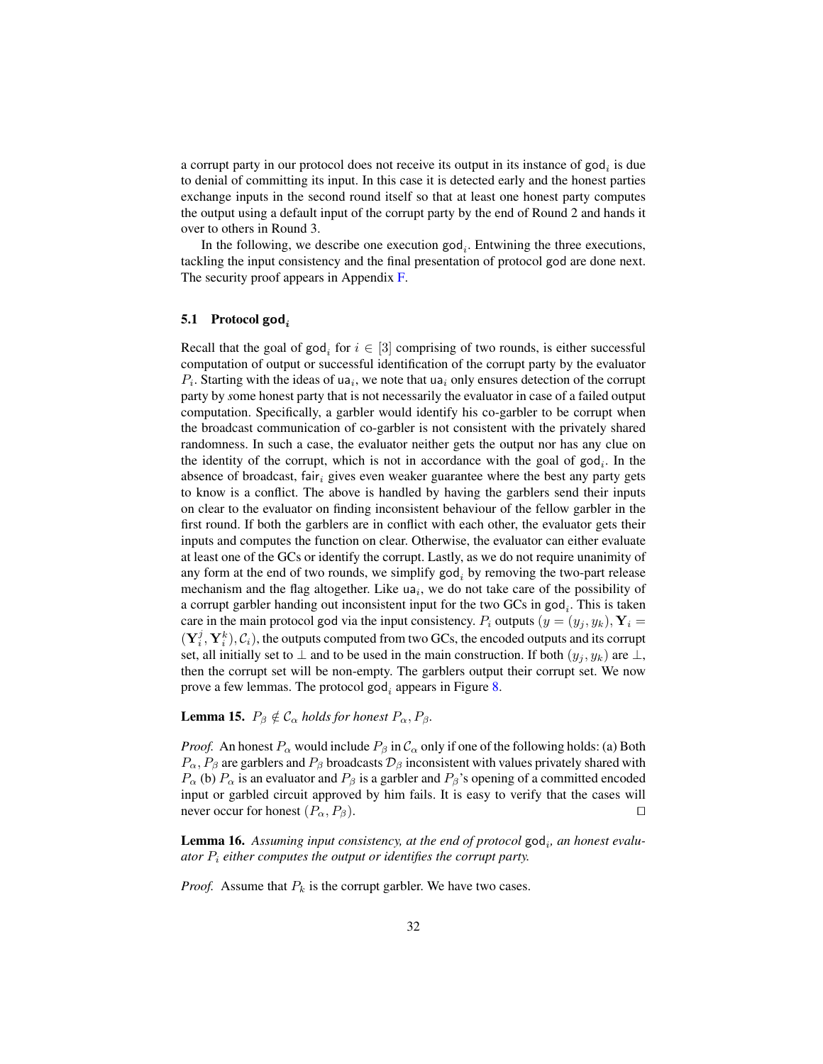a corrupt party in our protocol does not receive its output in its instance of $\mathsf{god}_i$ is due to denial of committing its input. In this case it is detected early and the honest parties exchange inputs in the second round itself so that at least one honest party computes the output using a default input of the corrupt party by the end of Round 2 and hands it over to others in Round 3.

In the following, we describe one execution $\mathsf{god}_i$. Entwining the three executions, tackling the input consistency and the final presentation of protocol god are done next. The security proof appears in Appendix F.

### 5.1 Protocol $\mathsf{god}_i$

Recall that the goal of $\mathsf{god}_i$ for $i \in [3]$ comprising of two rounds, is either successful computation of output or successful identification of the corrupt party by the evaluator $P_i$. Starting with the ideas of $\mathsf{ua}_i$, we note that $\mathsf{ua}_i$ only ensures detection of the corrupt party by *s*ome honest party that is not necessarily the evaluator in case of a failed output computation. Specifically, a garbler would identify his co-garbler to be corrupt when the broadcast communication of co-garbler is not consistent with the privately shared randomness. In such a case, the evaluator neither gets the output nor has any clue on the identity of the corrupt, which is not in accordance with the goal of $\mathsf{god}_i$. In the absence of broadcast, $\mathsf{fair}_i$ gives even weaker guarantee where the best any party gets to know is a conflict. The above is handled by having the garblers send their inputs on clear to the evaluator on finding inconsistent behaviour of the fellow garbler in the first round. If both the garblers are in conflict with each other, the evaluator gets their inputs and computes the function on clear. Otherwise, the evaluator can either evaluate at least one of the GCs or identify the corrupt. Lastly, as we do not require unanimity of any form at the end of two rounds, we simplify $\mathsf{god}_i$ by removing the two-part release mechanism and the flag altogether. Like $\mathsf{ua}_i$, we do not take care of the possibility of a corrupt garbler handing out inconsistent input for the two GCs in $\mathsf{god}_i$. This is taken care in the main protocol god via the input consistency. $P_i$ outputs $(y = (y_j, y_k), \mathbf{Y}_i = (\mathbf{Y}_i^j, \mathbf{Y}_i^k), \mathcal{C}_i)$, the outputs computed from two GCs, the encoded outputs and its corrupt set, all initially set to $\perp$ and to be used in the main construction. If both $(y_j, y_k)$ are $\perp$, then the corrupt set will be non-empty. The garblers output their corrupt set. We now prove a few lemmas. The protocol $\mathsf{god}_i$ appears in Figure 8.

**Lemma 15.** *$P_\beta \notin \mathcal{C}_\alpha$ holds for honest $P_\alpha, P_\beta$.*

*Proof.* An honest $P_\alpha$ would include $P_\beta$ in $\mathcal{C}_\alpha$ only if one of the following holds: (a) Both $P_\alpha, P_\beta$ are garblers and $P_\beta$ broadcasts $\mathcal{D}_\beta$ inconsistent with values privately shared with $P_\alpha$ (b) $P_\alpha$ is an evaluator and $P_\beta$ is a garbler and $P_\beta$'s opening of a committed encoded input or garbled circuit approved by him fails. It is easy to verify that the cases will never occur for honest $(P_\alpha, P_\beta)$. ◻

**Lemma 16.** *Assuming input consistency, at the end of protocol $\mathsf{god}_i$, an honest evaluator $P_i$ either computes the output or identifies the corrupt party.*

*Proof.* Assume that $P_k$ is the corrupt garbler. We have two cases.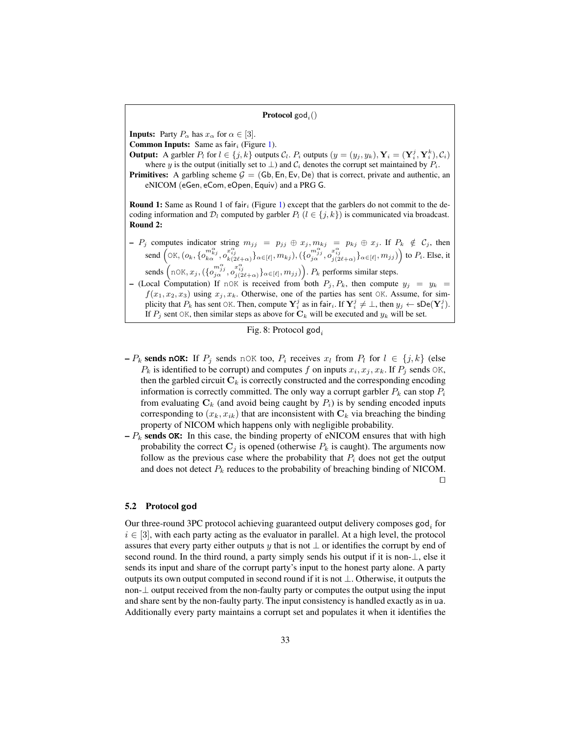**Protocol** $\mathsf{god}_i()$

**Inputs:** Party $P_\alpha$ has $x_\alpha$ for $\alpha \in [3]$.

**Common Inputs:** Same as $\mathsf{fair}_i$ (Figure 1).

**Output:** A garbler $P_l$ for $l \in \{j,k\}$ outputs $\mathcal{C}_l$. $P_i$ outputs $(y = (y_j, y_k), \mathbf{Y}_i = (\mathbf{Y}_i^j, \mathbf{Y}_i^k), \mathcal{C}_i)$ where $y$ is the output (initially set to $\perp$) and $\mathcal{C}_i$ denotes the corrupt set maintained by $P_i$.

**Primitives:** A garbling scheme $\mathcal{G} = (\mathsf{Gb}, \mathsf{En}, \mathsf{Ev}, \mathsf{De})$ that is correct, private and authentic, an eNICOM $(\mathsf{eGen}, \mathsf{eCom}, \mathsf{eOpen}, \mathsf{Equiv})$ and a PRG $\mathsf{G}$.

**Round 1:** Same as Round 1 of $\mathsf{fair}_i$ (Figure 1) except that the garblers do not commit to the decoding information and $\mathcal{D}_l$ computed by garbler $P_l$ ($l \in \{j,k\}$) is communicated via broadcast.

**Round 2:**

- $P_j$ computes indicator string $m_{jj} = p_{jj} \oplus x_j, m_{kj} = p_{kj} \oplus x_j$. If $P_k \notin \mathcal{C}_j$, then send $\left(\texttt{OK}, (o_k, \{o_{k\alpha}^{m_{kj}^\alpha}, o_{k(2\ell+\alpha)}^{x_{ij}^\alpha}\}_{\alpha\in[\ell]}, m_{kj}), (\{o_{j\alpha}^{m_{jj}^\alpha}, o_{j(2\ell+\alpha)}^{x_{ij}^\alpha}\}_{\alpha\in[\ell]}, m_{jj})\right)$ to $P_i$. Else, it sends $\left(\texttt{nOK}, x_j, (\{o_{j\alpha}^{m_{jj}^\alpha}, o_{j(2\ell+\alpha)}^{x_{ij}^\alpha}\}_{\alpha\in[\ell]}, m_{jj})\right)$. $P_k$ performs similar steps.
- (Local Computation) If $\texttt{nOK}$ is received from both $P_j, P_k$, then compute $y_j = y_k = f(x_1, x_2, x_3)$ using $x_j, x_k$. Otherwise, one of the parties has sent $\texttt{OK}$. Assume, for simplicity that $P_k$ has sent $\texttt{OK}$. Then, compute $\mathbf{Y}_i^j$ as in $\mathsf{fair}_i$. If $\mathbf{Y}_i^j \neq \perp$, then $y_j \leftarrow \mathsf{sDe}(\mathbf{Y}_i^j)$. If $P_j$ sent $\texttt{OK}$, then similar steps as above for $\mathbf{C}_k$ will be executed and $y_k$ will be set.

Fig. 8: Protocol $\mathsf{god}_i$

- $P_k$ **sends nOK:** If $P_j$ sends $\texttt{nOK}$ too, $P_i$ receives $x_l$ from $P_l$ for $l \in \{j,k\}$ (else $P_k$ is identified to be corrupt) and computes $f$ on inputs $x_i, x_j, x_k$. If $P_j$ sends $\texttt{OK}$, then the garbled circuit $\mathbf{C}_k$ is correctly constructed and the corresponding encoding information is correctly committed. The only way a corrupt garbler $P_k$ can stop $P_i$ from evaluating $\mathbf{C}_k$ (and avoid being caught by $P_i$) is by sending encoded inputs corresponding to $(x_k, x_{ik})$ that are inconsistent with $\mathbf{C}_k$ via breaching the binding property of NICOM which happens only with negligible probability.
- $P_k$ **sends OK:** In this case, the binding property of eNICOM ensures that with high probability the correct $\mathbf{C}_j$ is opened (otherwise $P_k$ is caught). The arguments now follow as the previous case where the probability that $P_i$ does not get the output and does not detect $P_k$ reduces to the probability of breaching binding of NICOM. □

### 5.2 Protocol god

Our three-round 3PC protocol achieving guaranteed output delivery composes $\mathsf{god}_i$ for $i \in [3]$, with each party acting as the evaluator in parallel. At a high level, the protocol assures that every party either outputs $y$ that is not $\perp$ or identifies the corrupt by end of second round. In the third round, a party simply sends his output if it is non-$\perp$, else it sends its input and share of the corrupt party's input to the honest party alone. A party outputs its own output computed in second round if it is not $\perp$. Otherwise, it outputs the non-$\perp$ output received from the non-faulty party or computes the output using the input and share sent by the non-faulty party. The input consistency is handled exactly as in $\mathsf{ua}$. Additionally every party maintains a corrupt set and populates it when it identifies the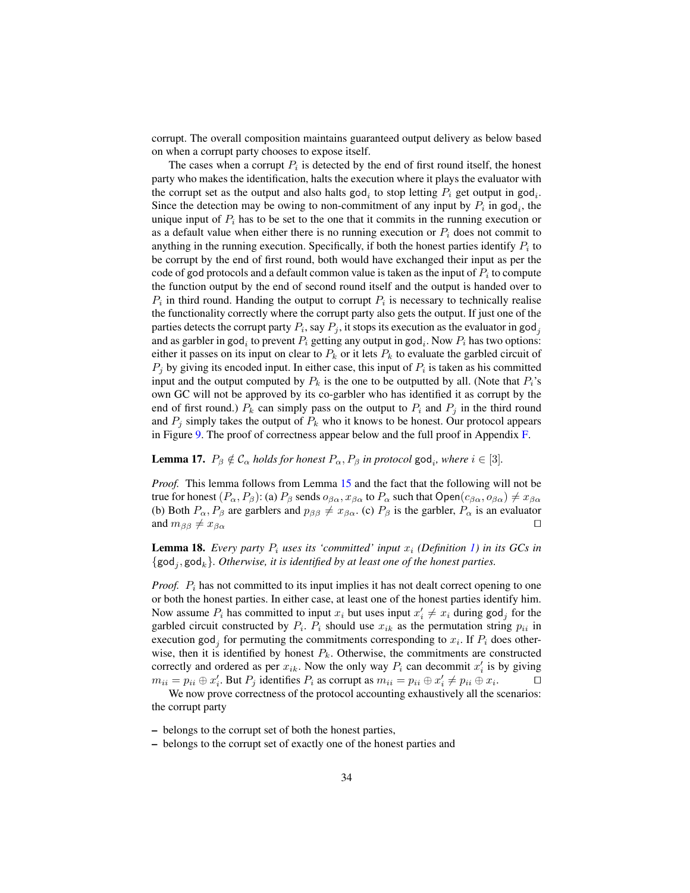corrupt. The overall composition maintains guaranteed output delivery as below based on when a corrupt party chooses to expose itself.

The cases when a corrupt $P_i$ is detected by the end of first round itself, the honest party who makes the identification, halts the execution where it plays the evaluator with the corrupt set as the output and also halts $\mathsf{god}_i$ to stop letting $P_i$ get output in $\mathsf{god}_i$. Since the detection may be owing to non-commitment of any input by $P_i$ in $\mathsf{god}_i$, the unique input of $P_i$ has to be set to the one that it commits in the running execution or as a default value when either there is no running execution or $P_i$ does not commit to anything in the running execution. Specifically, if both the honest parties identify $P_i$ to be corrupt by the end of first round, both would have exchanged their input as per the code of god protocols and a default common value is taken as the input of $P_i$ to compute the function output by the end of second round itself and the output is handed over to $P_i$ in third round. Handing the output to corrupt $P_i$ is necessary to technically realise the functionality correctly where the corrupt party also gets the output. If just one of the parties detects the corrupt party $P_i$, say $P_j$, it stops its execution as the evaluator in $\mathsf{god}_j$ and as garbler in $\mathsf{god}_i$ to prevent $P_i$ getting any output in $\mathsf{god}_i$. Now $P_i$ has two options: either it passes on its input on clear to $P_k$ or it lets $P_k$ to evaluate the garbled circuit of $P_j$ by giving its encoded input. In either case, this input of $P_i$ is taken as his committed input and the output computed by $P_k$ is the one to be outputted by all. (Note that $P_i$'s own GC will not be approved by its co-garbler who has identified it as corrupt by the end of first round.) $P_k$ can simply pass on the output to $P_i$ and $P_j$ in the third round and $P_j$ simply takes the output of $P_k$ it knows to be honest. Our protocol appears in Figure 9. The proof of correctness appear below and the full proof in Appendix F.

**Lemma 17.** *$P_\beta \notin \mathcal{C}_\alpha$ holds for honest $P_\alpha, P_\beta$ in protocol $\mathsf{god}_i$, where $i \in [3]$.*

*Proof.* This lemma follows from Lemma 15 and the fact that the following will not be true for honest $(P_\alpha, P_\beta)$: (a) $P_\beta$ sends $o_{\beta\alpha}, x_{\beta\alpha}$ to $P_\alpha$ such that $\mathsf{Open}(c_{\beta\alpha}, o_{\beta\alpha}) \neq x_{\beta\alpha}$ (b) Both $P_\alpha, P_\beta$ are garblers and $p_{\beta\beta} \neq x_{\beta\alpha}$. (c) $P_\beta$ is the garbler, $P_\alpha$ is an evaluator and $m_{\beta\beta} \neq x_{\beta\alpha}$ □

**Lemma 18.** *Every party $P_i$ uses its 'committed' input $x_i$ (Definition 1) in its GCs in $\{\mathsf{god}_j, \mathsf{god}_k\}$. Otherwise, it is identified by at least one of the honest parties.*

*Proof.* $P_i$ has not committed to its input implies it has not dealt correct opening to one or both the honest parties. In either case, at least one of the honest parties identify him. Now assume $P_i$ has committed to input $x_i$ but uses input $x_i' \neq x_i$ during $\mathsf{god}_j$ for the garbled circuit constructed by $P_i$. $P_i$ should use $x_{ik}$ as the permutation string $p_{ii}$ in execution $\mathsf{god}_j$ for permuting the commitments corresponding to $x_i$. If $P_i$ does otherwise, then it is identified by honest $P_k$. Otherwise, the commitments are constructed correctly and ordered as per $x_{ik}$. Now the only way $P_i$ can decommit $x_i'$ is by giving $m_{ii} = p_{ii} \oplus x_i'$. But $P_j$ identifies $P_i$ as corrupt as $m_{ii} = p_{ii} \oplus x_i' \neq p_{ii} \oplus x_i$. □

We now prove correctness of the protocol accounting exhaustively all the scenarios: the corrupt party

- belongs to the corrupt set of both the honest parties,
- belongs to the corrupt set of exactly one of the honest parties and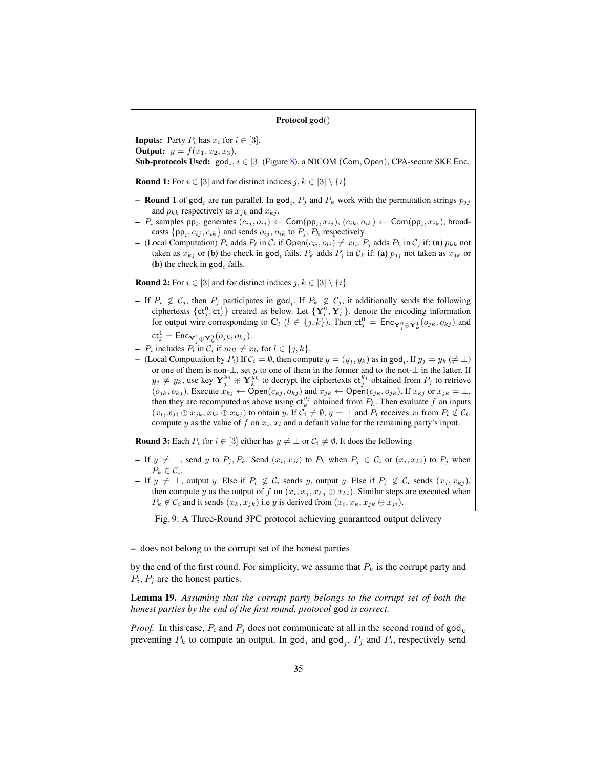**Protocol** $\mathsf{god}()$

**Inputs:** Party $P_i$ has $x_i$ for $i \in [3]$.
**Output:** $y = f(x_1, x_2, x_3)$.
**Sub-protocols Used:** $\mathsf{god}_i$, $i \in [3]$ (Figure 8), a NICOM ($\mathsf{Com}, \mathsf{Open}$), CPA-secure SKE $\mathsf{Enc}$.

**Round 1:** For $i \in [3]$ and for distinct indices $j, k \in [3] \setminus \{i\}$

- **Round 1** of $\mathsf{god}_i$ are run parallel. In $\mathsf{god}_i$, $P_j$ and $P_k$ work with the permutation strings $p_{jj}$ and $p_{kk}$ respectively as $x_{jk}$ and $x_{kj}$.
- $P_i$ samples $\mathsf{pp}_i$, generates $(c_{ij}, o_{ij}) \leftarrow \mathsf{Com}(\mathsf{pp}_i, x_{ij})$, $(c_{ik}, o_{ik}) \leftarrow \mathsf{Com}(\mathsf{pp}_i, x_{ik})$, broadcasts $\{\mathsf{pp}_i, c_{ij}, c_{ik}\}$ and sends $o_{ij}$, $o_{ik}$ to $P_j$, $P_k$ respectively.
- (Local Computation) $P_i$ adds $P_\ell$ in $\mathcal{C}_i$ if $\mathsf{Open}(c_{li}, o_{li}) \neq x_{li}$. $P_j$ adds $P_k$ in $\mathcal{C}_j$ if: **(a)** $p_{kk}$ not taken as $x_{kj}$ or **(b)** the check in $\mathsf{god}_i$ fails. $P_k$ adds $P_j$ in $\mathcal{C}_k$ if: **(a)** $p_{jj}$ not taken as $x_{jk}$ or **(b)** the check in $\mathsf{god}_i$ fails.

**Round 2:** For $i \in [3]$ and for distinct indices $j, k \in [3] \setminus \{i\}$

- If $P_i \notin \mathcal{C}_j$, then $P_j$ participates in $\mathsf{god}_i$. If $P_k \notin \mathcal{C}_j$, it additionally sends the following ciphertexts $\{\mathsf{ct}_j^0, \mathsf{ct}_j^1\}$ created as below. Let $\{\mathbf{Y}_l^0, \mathbf{Y}_l^1\}$, denote the encoding information for output wire corresponding to $\mathbf{C}_l$ ($l \in \{j, k\}$). Then $\mathsf{ct}_j^0 = \mathsf{Enc}_{\mathbf{Y}_j^0 \oplus \mathbf{Y}_k^1}(o_{jk}, o_{kj})$ and $\mathsf{ct}_j^1 = \mathsf{Enc}_{\mathbf{Y}_j^1 \oplus \mathbf{Y}_k^0}(o_{jk}, o_{kj})$.
- $P_i$ includes $P_l$ in $\mathcal{C}_i$ if $m_{ll} \neq x_{li}$ for $l \in \{j, k\}$.
- (Local Computation by $P_i$) If $\mathcal{C}_i = \emptyset$, then compute $y = (y_j, y_k)$ as in $\mathsf{god}_i$. If $y_j = y_k$ ($\neq \perp$) or one of them is non-$\perp$, set $y$ to one of them in the former and to the not-$\perp$ in the latter. If $y_j \neq y_k$, use key $\mathbf{Y}_j^{y_j} \oplus \mathbf{Y}_k^{y_k}$ to decrypt the ciphertexts $\mathsf{ct}_j^{y_j}$ obtained from $P_j$ to retrieve $(o_{jk}, o_{kj})$. Execute $x_{kj} \leftarrow \mathsf{Open}(c_{kj}, o_{kj})$ and $x_{jk} \leftarrow \mathsf{Open}(c_{jk}, o_{jk})$. If $x_{kj}$ or $x_{jk} = \perp$, then they are recomputed as above using $\mathsf{ct}_k^{y_j}$ obtained from $P_k$. Then evaluate $f$ on inputs $(x_i, x_{ji} \oplus x_{jk}, x_{ki} \oplus x_{kj})$ to obtain $y$. If $\mathcal{C}_i \neq \emptyset$, $y = \perp$ and $P_i$ receives $x_l$ from $P_l \notin \mathcal{C}_i$, compute $y$ as the value of $f$ on $x_i, x_l$ and a default value for the remaining party's input.

**Round 3:** Each $P_i$ for $i \in [3]$ either has $y \neq \perp$ or $\mathcal{C}_i \neq \emptyset$. It does the following

- If $y \neq \perp$, send $y$ to $P_j, P_k$. Send $(x_i, x_{ji})$ to $P_k$ when $P_j \in \mathcal{C}_i$ or $(x_i, x_{ki})$ to $P_j$ when $P_k \in \mathcal{C}_i$.
- If $y \neq \perp$, output $y$. Else if $P_l \notin \mathcal{C}_i$ sends $y$, output $y$. Else if $P_j \notin \mathcal{C}_i$ sends $(x_j, x_{kj})$, then compute $y$ as the output of $f$ on $(x_i, x_j, x_{kj} \oplus x_{ki})$. Similar steps are executed when $P_k \notin \mathcal{C}_i$ and it sends $(x_k, x_{jk})$ i.e $y$ is derived from $(x_i, x_k, x_{jk} \oplus x_{ji})$.

Fig. 9: A Three-Round 3PC protocol achieving guaranteed output delivery

– does not belong to the corrupt set of the honest parties

by the end of the first round. For simplicity, we assume that $P_k$ is the corrupt party and $P_i, P_j$ are the honest parties.

**Lemma 19.** *Assuming that the corrupt party belongs to the corrupt set of both the honest parties by the end of the first round, protocol* $\mathsf{god}$ *is correct.*

*Proof.* In this case, $P_i$ and $P_j$ does not communicate at all in the second round of $\mathsf{god}_k$ preventing $P_k$ to compute an output. In $\mathsf{god}_i$ and $\mathsf{god}_j$, $P_j$ and $P_i$, respectively send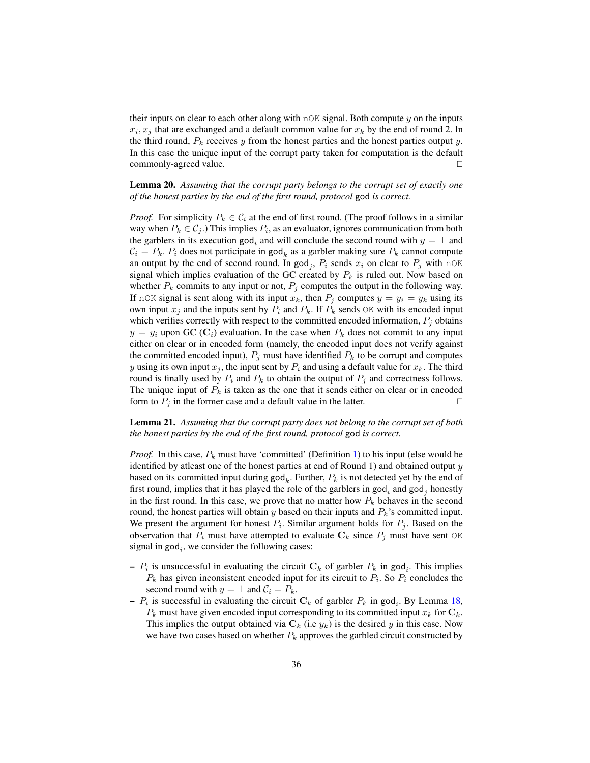their inputs on clear to each other along with nOK signal. Both compute $y$ on the inputs $x_i, x_j$ that are exchanged and a default common value for $x_k$ by the end of round 2. In the third round, $P_k$ receives $y$ from the honest parties and the honest parties output $y$. In this case the unique input of the corrupt party taken for computation is the default commonly-agreed value. □

**Lemma 20.** *Assuming that the corrupt party belongs to the corrupt set of exactly one of the honest parties by the end of the first round, protocol* god *is correct.*

*Proof.* For simplicity $P_k \in \mathcal{C}_i$ at the end of first round. (The proof follows in a similar way when $P_k \in \mathcal{C}_j$.) This implies $P_i$, as an evaluator, ignores communication from both the garblers in its execution $\mathsf{god}_i$ and will conclude the second round with $y = \perp$ and $\mathcal{C}_i = P_k$. $P_i$ does not participate in $\mathsf{god}_k$ as a garbler making sure $P_k$ cannot compute an output by the end of second round. In $\mathsf{god}_j$, $P_i$ sends $x_i$ on clear to $P_j$ with nOK signal which implies evaluation of the GC created by $P_k$ is ruled out. Now based on whether $P_k$ commits to any input or not, $P_j$ computes the output in the following way. If nOK signal is sent along with its input $x_k$, then $P_j$ computes $y = y_i = y_k$ using its own input $x_j$ and the inputs sent by $P_i$ and $P_k$. If $P_k$ sends OK with its encoded input which verifies correctly with respect to the committed encoded information, $P_j$ obtains $y = y_i$ upon GC ($\mathbf{C}_i$) evaluation. In the case when $P_k$ does not commit to any input either on clear or in encoded form (namely, the encoded input does not verify against the committed encoded input), $P_j$ must have identified $P_k$ to be corrupt and computes $y$ using its own input $x_j$, the input sent by $P_i$ and using a default value for $x_k$. The third round is finally used by $P_i$ and $P_k$ to obtain the output of $P_j$ and correctness follows. The unique input of $P_k$ is taken as the one that it sends either on clear or in encoded form to $P_j$ in the former case and a default value in the latter. □

**Lemma 21.** *Assuming that the corrupt party does not belong to the corrupt set of both the honest parties by the end of the first round, protocol* god *is correct.*

*Proof.* In this case, $P_k$ must have 'committed' (Definition 1) to his input (else would be identified by atleast one of the honest parties at end of Round 1) and obtained output $y$ based on its committed input during $\mathsf{god}_k$. Further, $P_k$ is not detected yet by the end of first round, implies that it has played the role of the garblers in $\mathsf{god}_i$ and $\mathsf{god}_j$ honestly in the first round. In this case, we prove that no matter how $P_k$ behaves in the second round, the honest parties will obtain $y$ based on their inputs and $P_k$'s committed input. We present the argument for honest $P_i$. Similar argument holds for $P_j$. Based on the observation that $P_i$ must have attempted to evaluate $\mathbf{C}_k$ since $P_j$ must have sent OK signal in $\mathsf{god}_i$, we consider the following cases:

– $P_i$ is unsuccessful in evaluating the circuit $\mathbf{C}_k$ of garbler $P_k$ in $\mathsf{god}_i$. This implies $P_k$ has given inconsistent encoded input for its circuit to $P_i$. So $P_i$ concludes the second round with $y = \perp$ and $\mathcal{C}_i = P_k$.

– $P_i$ is successful in evaluating the circuit $\mathbf{C}_k$ of garbler $P_k$ in $\mathsf{god}_i$. By Lemma 18, $P_k$ must have given encoded input corresponding to its committed input $x_k$ for $\mathbf{C}_k$. This implies the output obtained via $\mathbf{C}_k$ (i.e $y_k$) is the desired $y$ in this case. Now we have two cases based on whether $P_k$ approves the garbled circuit constructed by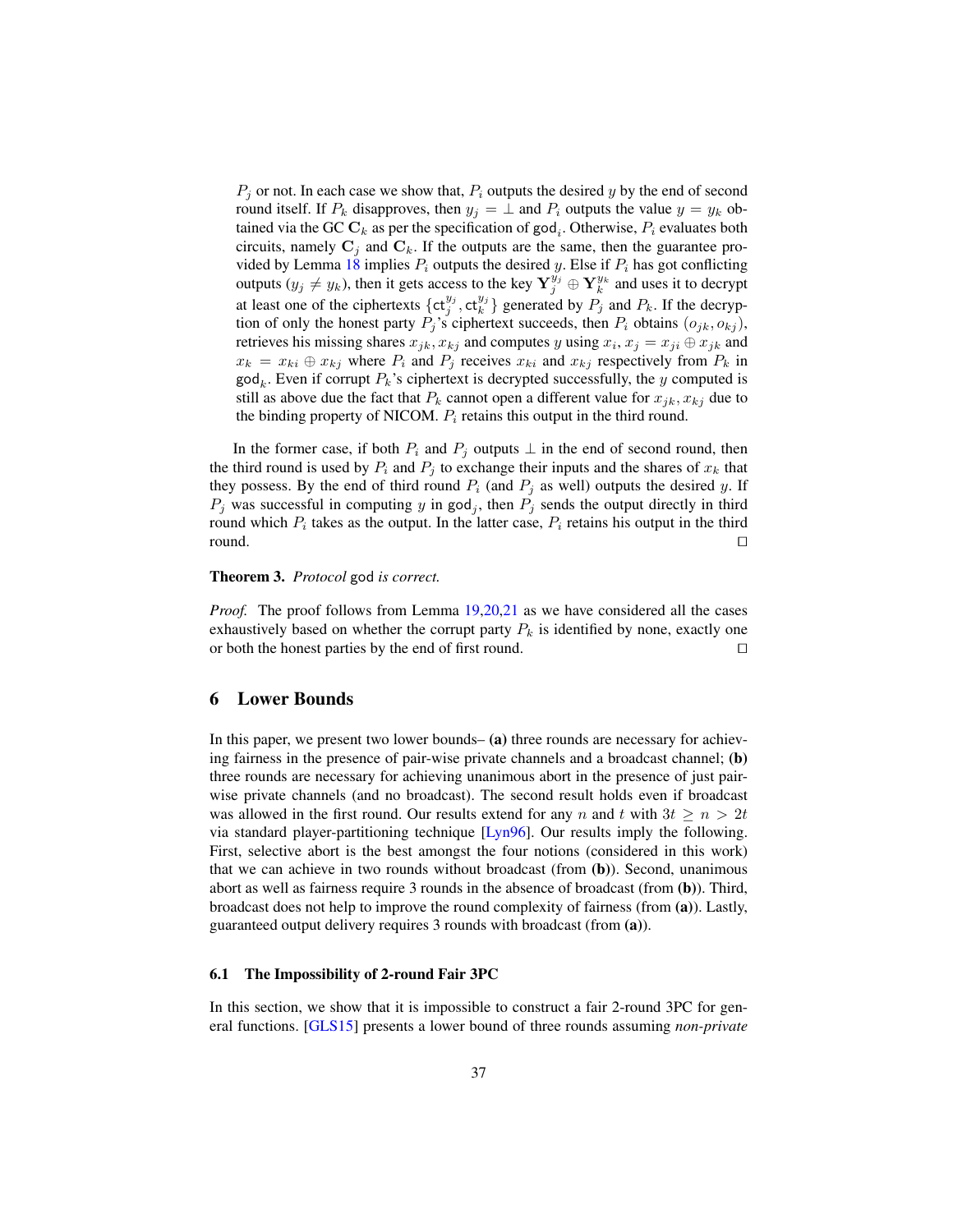$P_j$ or not. In each case we show that, $P_i$ outputs the desired $y$ by the end of second round itself. If $P_k$ disapproves, then $y_j = \perp$ and $P_i$ outputs the value $y = y_k$ obtained via the GC $\mathbf{C}_k$ as per the specification of $\mathsf{god}_i$. Otherwise, $P_i$ evaluates both circuits, namely $\mathbf{C}_j$ and $\mathbf{C}_k$. If the outputs are the same, then the guarantee provided by Lemma 18 implies $P_i$ outputs the desired $y$. Else if $P_i$ has got conflicting outputs ($y_j \neq y_k$), then it gets access to the key $\mathbf{Y}_j^{y_j} \oplus \mathbf{Y}_k^{y_k}$ and uses it to decrypt at least one of the ciphertexts $\{\mathsf{ct}_j^{y_j}, \mathsf{ct}_k^{y_j}\}$ generated by $P_j$ and $P_k$. If the decryption of only the honest party $P_j$'s ciphertext succeeds, then $P_i$ obtains $(o_{jk}, o_{kj})$, retrieves his missing shares $x_{jk}, x_{kj}$ and computes $y$ using $x_i, x_j = x_{ji} \oplus x_{jk}$ and $x_k = x_{ki} \oplus x_{kj}$ where $P_i$ and $P_j$ receives $x_{ki}$ and $x_{kj}$ respectively from $P_k$ in $\mathsf{god}_k$. Even if corrupt $P_k$'s ciphertext is decrypted successfully, the $y$ computed is still as above due the fact that $P_k$ cannot open a different value for $x_{jk}, x_{kj}$ due to the binding property of NICOM. $P_i$ retains this output in the third round.

In the former case, if both $P_i$ and $P_j$ outputs $\perp$ in the end of second round, then the third round is used by $P_i$ and $P_j$ to exchange their inputs and the shares of $x_k$ that they possess. By the end of third round $P_i$ (and $P_j$ as well) outputs the desired $y$. If $P_j$ was successful in computing $y$ in $\mathsf{god}_j$, then $P_j$ sends the output directly in third round which $P_i$ takes as the output. In the latter case, $P_i$ retains his output in the third round. □

**Theorem 3.** *Protocol* $\mathsf{god}$ *is correct.*

*Proof.* The proof follows from Lemma 19,20,21 as we have considered all the cases exhaustively based on whether the corrupt party $P_k$ is identified by none, exactly one or both the honest parties by the end of first round. □

## 6 Lower Bounds

In this paper, we present two lower bounds– **(a)** three rounds are necessary for achieving fairness in the presence of pair-wise private channels and a broadcast channel; **(b)** three rounds are necessary for achieving unanimous abort in the presence of just pair-wise private channels (and no broadcast). The second result holds even if broadcast was allowed in the first round. Our results extend for any $n$ and $t$ with $3t \geq n > 2t$ via standard player-partitioning technique [Lyn96]. Our results imply the following. First, selective abort is the best amongst the four notions (considered in this work) that we can achieve in two rounds without broadcast (from **(b)**). Second, unanimous abort as well as fairness require 3 rounds in the absence of broadcast (from **(b)**). Third, broadcast does not help to improve the round complexity of fairness (from **(a)**). Lastly, guaranteed output delivery requires 3 rounds with broadcast (from **(a)**).

### 6.1 The Impossibility of 2-round Fair 3PC

In this section, we show that it is impossible to construct a fair 2-round 3PC for general functions. [GLS15] presents a lower bound of three rounds assuming *non-private*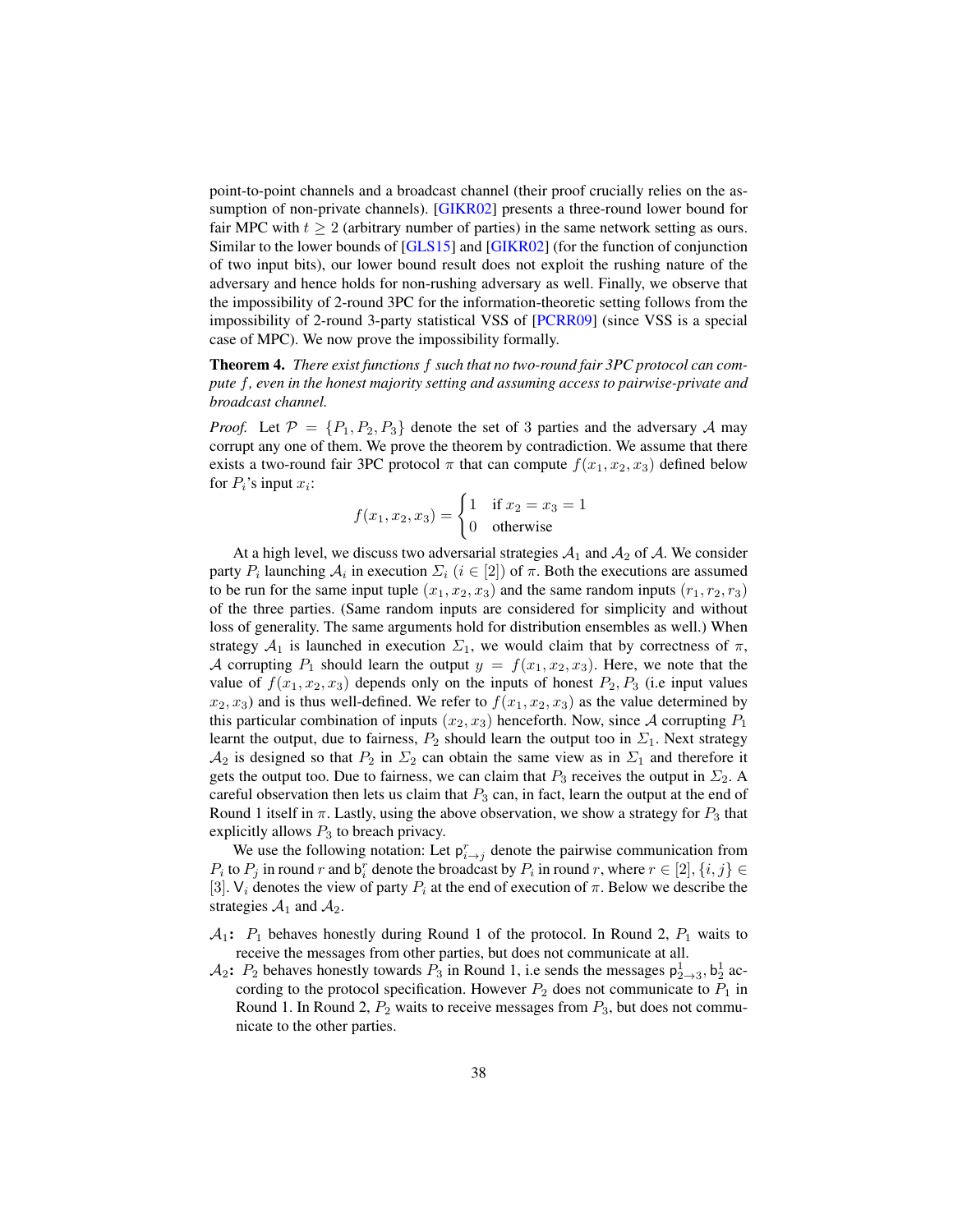point-to-point channels and a broadcast channel (their proof crucially relies on the assumption of non-private channels). [GIKR02] presents a three-round lower bound for fair MPC with $t \geq 2$ (arbitrary number of parties) in the same network setting as ours. Similar to the lower bounds of [GLS15] and [GIKR02] (for the function of conjunction of two input bits), our lower bound result does not exploit the rushing nature of the adversary and hence holds for non-rushing adversary as well. Finally, we observe that the impossibility of 2-round 3PC for the information-theoretic setting follows from the impossibility of 2-round 3-party statistical VSS of [PCRR09] (since VSS is a special case of MPC). We now prove the impossibility formally.

**Theorem 4.** *There exist functions $f$ such that no two-round fair 3PC protocol can compute $f$, even in the honest majority setting and assuming access to pairwise-private and broadcast channel.*

*Proof.* Let $\mathcal{P} = \{P_1, P_2, P_3\}$ denote the set of 3 parties and the adversary $\mathcal{A}$ may corrupt any one of them. We prove the theorem by contradiction. We assume that there exists a two-round fair 3PC protocol $\pi$ that can compute $f(x_1, x_2, x_3)$ defined below for $P_i$'s input $x_i$:

$$f(x_1, x_2, x_3) = \begin{cases} 1 & \text{if } x_2 = x_3 = 1 \\ 0 & \text{otherwise} \end{cases}$$

At a high level, we discuss two adversarial strategies $\mathcal{A}_1$ and $\mathcal{A}_2$ of $\mathcal{A}$. We consider party $P_i$ launching $\mathcal{A}_i$ in execution $\Sigma_i$ ($i \in [2]$) of $\pi$. Both the executions are assumed to be run for the same input tuple $(x_1, x_2, x_3)$ and the same random inputs $(r_1, r_2, r_3)$ of the three parties. (Same random inputs are considered for simplicity and without loss of generality. The same arguments hold for distribution ensembles as well.) When strategy $\mathcal{A}_1$ is launched in execution $\Sigma_1$, we would claim that by correctness of $\pi$, $\mathcal{A}$ corrupting $P_1$ should learn the output $y = f(x_1, x_2, x_3)$. Here, we note that the value of $f(x_1, x_2, x_3)$ depends only on the inputs of honest $P_2, P_3$ (i.e input values $x_2, x_3$) and is thus well-defined. We refer to $f(x_1, x_2, x_3)$ as the value determined by this particular combination of inputs $(x_2, x_3)$ henceforth. Now, since $\mathcal{A}$ corrupting $P_1$ learnt the output, due to fairness, $P_2$ should learn the output too in $\Sigma_1$. Next strategy $\mathcal{A}_2$ is designed so that $P_2$ in $\Sigma_2$ can obtain the same view as in $\Sigma_1$ and therefore it gets the output too. Due to fairness, we can claim that $P_3$ receives the output in $\Sigma_2$. A careful observation then lets us claim that $P_3$ can, in fact, learn the output at the end of Round 1 itself in $\pi$. Lastly, using the above observation, we show a strategy for $P_3$ that explicitly allows $P_3$ to breach privacy.

We use the following notation: Let $\mathsf{p}^r_{i \to j}$ denote the pairwise communication from $P_i$ to $P_j$ in round $r$ and $\mathsf{b}^r_i$ denote the broadcast by $P_i$ in round $r$, where $r \in [2], \{i, j\} \in [3]$. $\mathsf{V}_i$ denotes the view of party $P_i$ at the end of execution of $\pi$. Below we describe the strategies $\mathcal{A}_1$ and $\mathcal{A}_2$.

- $\mathcal{A}_1$**:** $P_1$ behaves honestly during Round 1 of the protocol. In Round 2, $P_1$ waits to receive the messages from other parties, but does not communicate at all.
- $\mathcal{A}_2$**:** $P_2$ behaves honestly towards $P_3$ in Round 1, i.e sends the messages $\mathsf{p}^1_{2 \to 3}, \mathsf{b}^1_2$ according to the protocol specification. However $P_2$ does not communicate to $P_1$ in Round 1. In Round 2, $P_2$ waits to receive messages from $P_3$, but does not communicate to the other parties.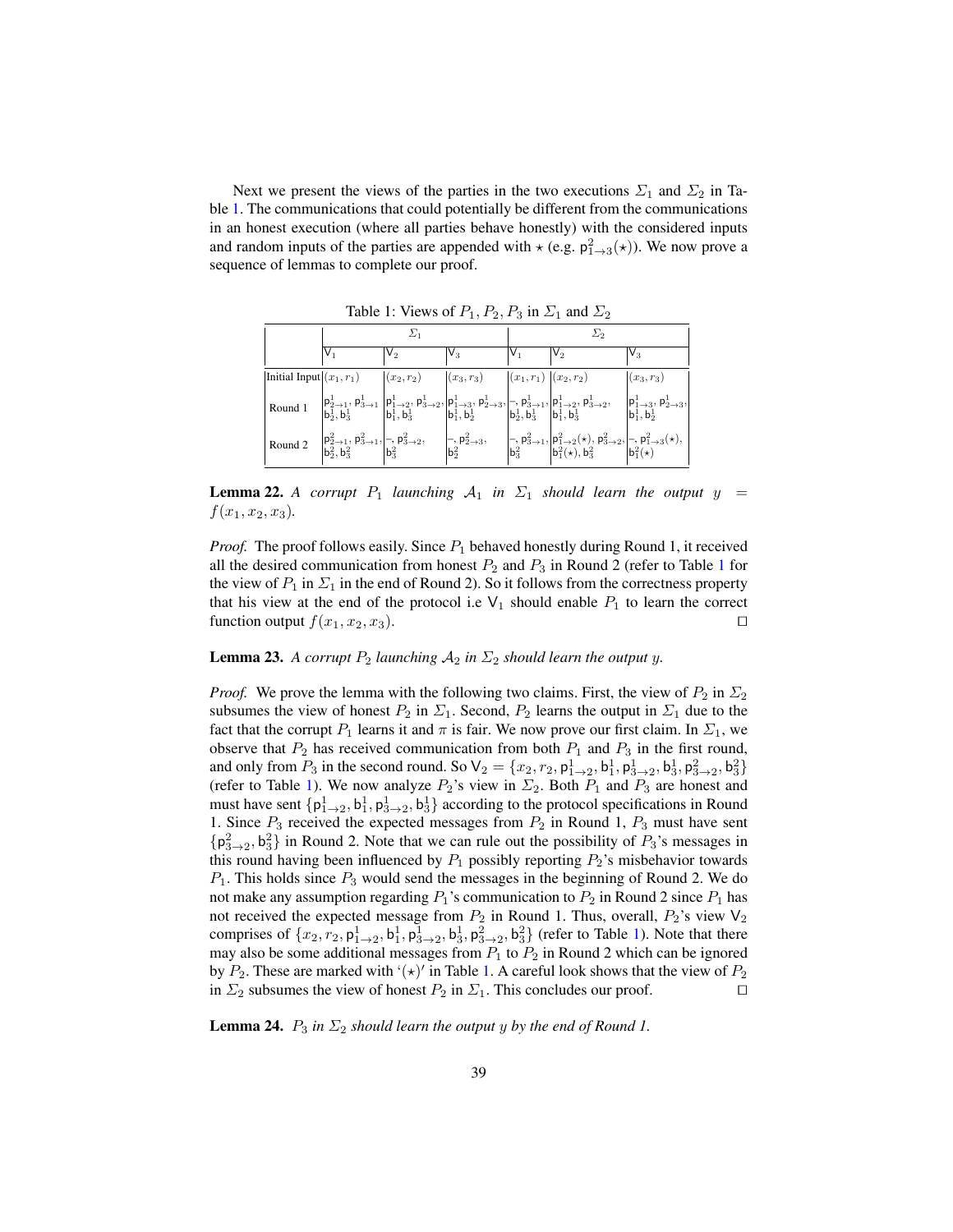Next we present the views of the parties in the two executions $\Sigma_1$ and $\Sigma_2$ in Table 1. The communications that could potentially be different from the communications in an honest execution (where all parties behave honestly) with the considered inputs and random inputs of the parties are appended with $\star$ (e.g. $\mathsf{p}^2_{1\to3}(\star)$). We now prove a sequence of lemmas to complete our proof.

Table 1: Views of $P_1, P_2, P_3$ in $\Sigma_1$ and $\Sigma_2$

| | $\Sigma_1$ | | | $\Sigma_2$ | | |
|---|---|---|---|---|---|---|
| | $\mathsf{V}_1$ | $\mathsf{V}_2$ | $\mathsf{V}_3$ | $\mathsf{V}_1$ | $\mathsf{V}_2$ | $\mathsf{V}_3$ |
| Initial Input | $(x_1, r_1)$ | $(x_2, r_2)$ | $(x_3, r_3)$ | $(x_1, r_1)$ | $(x_2, r_2)$ | $(x_3, r_3)$ |
| Round 1 | $\mathsf{p}^1_{2\to1}, \mathsf{p}^1_{3\to1}$ $\mathsf{b}^1_2, \mathsf{b}^1_3$ | $\mathsf{p}^1_{1\to2}, \mathsf{p}^1_{3\to2}$, $\mathsf{b}^1_1, \mathsf{b}^1_3$ | $\mathsf{p}^1_{1\to3}, \mathsf{p}^1_{2\to3}$, $\mathsf{b}^1_1, \mathsf{b}^1_2$ | $-, \mathsf{p}^1_{3\to1}$, $\mathsf{b}^1_2, \mathsf{b}^1_3$ | $\mathsf{p}^1_{1\to2}, \mathsf{p}^1_{3\to2}$, $\mathsf{b}^1_1, \mathsf{b}^1_3$ | $\mathsf{p}^1_{1\to3}, \mathsf{p}^1_{2\to3}$, $\mathsf{b}^1_1, \mathsf{b}^1_2$ |
| Round 2 | $\mathsf{p}^2_{2\to1}, \mathsf{p}^2_{3\to1}$, $\mathsf{b}^2_2, \mathsf{b}^2_3$ | $-, \mathsf{p}^2_{3\to2}$, $\mathsf{b}^2_3$ | $-, \mathsf{p}^2_{2\to3}$, $\mathsf{b}^2_2$ | $-, \mathsf{p}^2_{3\to1}$, $\mathsf{b}^2_3$ | $\mathsf{p}^2_{1\to2}(\star), \mathsf{p}^2_{3\to2}$, $\mathsf{b}^2_1(\star), \mathsf{b}^2_3$ | $-, \mathsf{p}^2_{1\to3}(\star)$, $\mathsf{b}^2_1(\star)$ |

**Lemma 22.** *A corrupt $P_1$ launching $\mathcal{A}_1$ in $\Sigma_1$ should learn the output $y = f(x_1, x_2, x_3)$.*

*Proof.* The proof follows easily. Since $P_1$ behaved honestly during Round 1, it received all the desired communication from honest $P_2$ and $P_3$ in Round 2 (refer to Table 1 for the view of $P_1$ in $\Sigma_1$ in the end of Round 2). So it follows from the correctness property that his view at the end of the protocol i.e $\mathsf{V}_1$ should enable $P_1$ to learn the correct function output $f(x_1, x_2, x_3)$. □

**Lemma 23.** *A corrupt $P_2$ launching $\mathcal{A}_2$ in $\Sigma_2$ should learn the output $y$.*

*Proof.* We prove the lemma with the following two claims. First, the view of $P_2$ in $\Sigma_2$ subsumes the view of honest $P_2$ in $\Sigma_1$. Second, $P_2$ learns the output in $\Sigma_1$ due to the fact that the corrupt $P_1$ learns it and $\pi$ is fair. We now prove our first claim. In $\Sigma_1$, we observe that $P_2$ has received communication from both $P_1$ and $P_3$ in the first round, and only from $P_3$ in the second round. So $\mathsf{V}_2 = \{x_2, r_2, \mathsf{p}^1_{1\to2}, \mathsf{b}^1_1, \mathsf{p}^1_{3\to2}, \mathsf{b}^1_3, \mathsf{p}^2_{3\to2}, \mathsf{b}^2_3\}$ (refer to Table 1). We now analyze $P_2$'s view in $\Sigma_2$. Both $P_1$ and $P_3$ are honest and must have sent $\{\mathsf{p}^1_{1\to2}, \mathsf{b}^1_1, \mathsf{p}^1_{3\to2}, \mathsf{b}^1_3\}$ according to the protocol specifications in Round 1. Since $P_3$ received the expected messages from $P_2$ in Round 1, $P_3$ must have sent $\{\mathsf{p}^2_{3\to2}, \mathsf{b}^2_3\}$ in Round 2. Note that we can rule out the possibility of $P_3$'s messages in this round having been influenced by $P_1$ possibly reporting $P_2$'s misbehavior towards $P_1$. This holds since $P_3$ would send the messages in the beginning of Round 2. We do not make any assumption regarding $P_1$'s communication to $P_2$ in Round 2 since $P_1$ has not received the expected message from $P_2$ in Round 1. Thus, overall, $P_2$'s view $\mathsf{V}_2$ comprises of $\{x_2, r_2, \mathsf{p}^1_{1\to2}, \mathsf{b}^1_1, \mathsf{p}^1_{3\to2}, \mathsf{b}^1_3, \mathsf{p}^2_{3\to2}, \mathsf{b}^2_3\}$ (refer to Table 1). Note that there may also be some additional messages from $P_1$ to $P_2$ in Round 2 which can be ignored by $P_2$. These are marked with '$(\star)$' in Table 1. A careful look shows that the view of $P_2$ in $\Sigma_2$ subsumes the view of honest $P_2$ in $\Sigma_1$. This concludes our proof. □

**Lemma 24.** *$P_3$ in $\Sigma_2$ should learn the output $y$ by the end of Round 1.*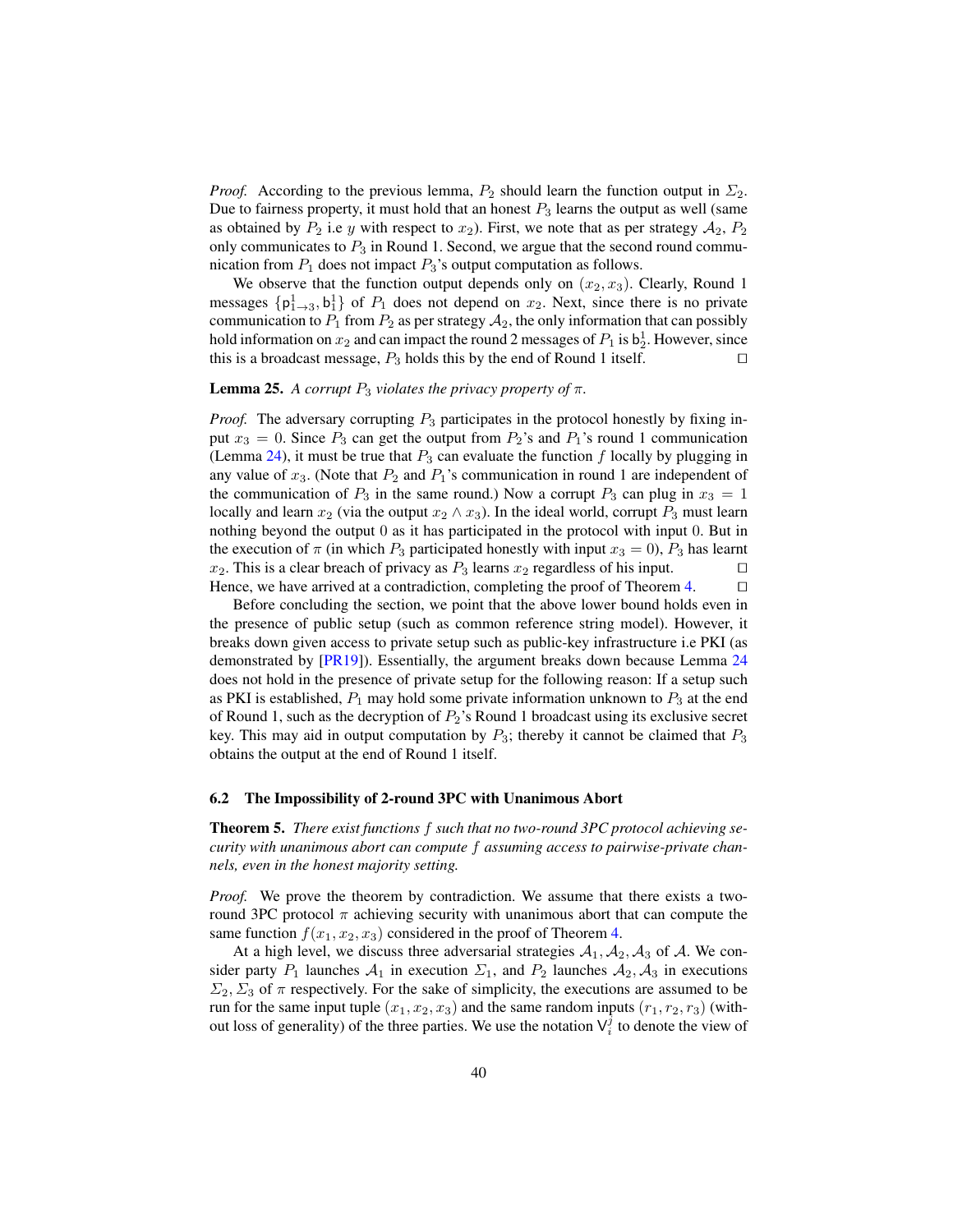*Proof.* According to the previous lemma, $P_2$ should learn the function output in $\Sigma_2$. Due to fairness property, it must hold that an honest $P_3$ learns the output as well (same as obtained by $P_2$ i.e $y$ with respect to $x_2$). First, we note that as per strategy $\mathcal{A}_2$, $P_2$ only communicates to $P_3$ in Round 1. Second, we argue that the second round communication from $P_1$ does not impact $P_3$'s output computation as follows.

We observe that the function output depends only on $(x_2, x_3)$. Clearly, Round 1 messages $\{\mathsf{p}^1_{1\to 3}, \mathsf{b}^1_1\}$ of $P_1$ does not depend on $x_2$. Next, since there is no private communication to $P_1$ from $P_2$ as per strategy $\mathcal{A}_2$, the only information that can possibly hold information on $x_2$ and can impact the round 2 messages of $P_1$ is $\mathsf{b}^1_2$. However, since this is a broadcast message, $P_3$ holds this by the end of Round 1 itself. □

**Lemma 25.** *A corrupt $P_3$ violates the privacy property of $\pi$.*

*Proof.* The adversary corrupting $P_3$ participates in the protocol honestly by fixing input $x_3 = 0$. Since $P_3$ can get the output from $P_2$'s and $P_1$'s round 1 communication (Lemma 24), it must be true that $P_3$ can evaluate the function $f$ locally by plugging in any value of $x_3$. (Note that $P_2$ and $P_1$'s communication in round 1 are independent of the communication of $P_3$ in the same round.) Now a corrupt $P_3$ can plug in $x_3 = 1$ locally and learn $x_2$ (via the output $x_2 \wedge x_3$). In the ideal world, corrupt $P_3$ must learn nothing beyond the output $0$ as it has participated in the protocol with input $0$. But in the execution of $\pi$ (in which $P_3$ participated honestly with input $x_3 = 0$), $P_3$ has learnt $x_2$. This is a clear breach of privacy as $P_3$ learns $x_2$ regardless of his input. □

Hence, we have arrived at a contradiction, completing the proof of Theorem 4. □

Before concluding the section, we point that the above lower bound holds even in the presence of public setup (such as common reference string model). However, it breaks down given access to private setup such as public-key infrastructure i.e PKI (as demonstrated by [PR19]). Essentially, the argument breaks down because Lemma 24 does not hold in the presence of private setup for the following reason: If a setup such as PKI is established, $P_1$ may hold some private information unknown to $P_3$ at the end of Round 1, such as the decryption of $P_2$'s Round 1 broadcast using its exclusive secret key. This may aid in output computation by $P_3$; thereby it cannot be claimed that $P_3$ obtains the output at the end of Round 1 itself.

### 6.2 The Impossibility of 2-round 3PC with Unanimous Abort

**Theorem 5.** *There exist functions $f$ such that no two-round 3PC protocol achieving security with unanimous abort can compute $f$ assuming access to pairwise-private channels, even in the honest majority setting.*

*Proof.* We prove the theorem by contradiction. We assume that there exists a two-round 3PC protocol $\pi$ achieving security with unanimous abort that can compute the same function $f(x_1, x_2, x_3)$ considered in the proof of Theorem 4.

At a high level, we discuss three adversarial strategies $\mathcal{A}_1, \mathcal{A}_2, \mathcal{A}_3$ of $\mathcal{A}$. We consider party $P_1$ launches $\mathcal{A}_1$ in execution $\Sigma_1$, and $P_2$ launches $\mathcal{A}_2, \mathcal{A}_3$ in executions $\Sigma_2, \Sigma_3$ of $\pi$ respectively. For the sake of simplicity, the executions are assumed to be run for the same input tuple $(x_1, x_2, x_3)$ and the same random inputs $(r_1, r_2, r_3)$ (without loss of generality) of the three parties. We use the notation $\mathsf{V}^j_i$ to denote the view of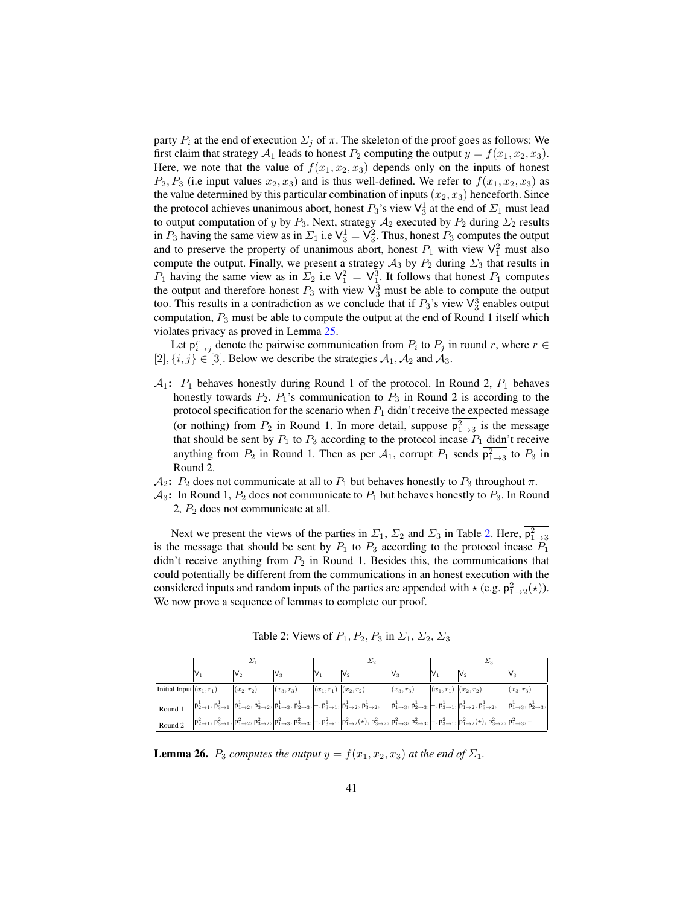party $P_i$ at the end of execution $\Sigma_j$ of $\pi$. The skeleton of the proof goes as follows: We first claim that strategy $\mathcal{A}_1$ leads to honest $P_2$ computing the output $y = f(x_1, x_2, x_3)$. Here, we note that the value of $f(x_1, x_2, x_3)$ depends only on the inputs of honest $P_2, P_3$ (i.e input values $x_2, x_3$) and is thus well-defined. We refer to $f(x_1, x_2, x_3)$ as the value determined by this particular combination of inputs $(x_2, x_3)$ henceforth. Since the protocol achieves unanimous abort, honest $P_3$'s view $\mathsf{V}_3^1$ at the end of $\Sigma_1$ must lead to output computation of $y$ by $P_3$. Next, strategy $\mathcal{A}_2$ executed by $P_2$ during $\Sigma_2$ results in $P_3$ having the same view as in $\Sigma_1$ i.e $\mathsf{V}_3^1 = \mathsf{V}_3^2$. Thus, honest $P_3$ computes the output and to preserve the property of unanimous abort, honest $P_1$ with view $\mathsf{V}_1^2$ must also compute the output. Finally, we present a strategy $\mathcal{A}_3$ by $P_2$ during $\Sigma_3$ that results in $P_1$ having the same view as in $\Sigma_2$ i.e $\mathsf{V}_1^2 = \mathsf{V}_1^3$. It follows that honest $P_1$ computes the output and therefore honest $P_3$ with view $\mathsf{V}_3^3$ must be able to compute the output too. This results in a contradiction as we conclude that if $P_3$'s view $\mathsf{V}_3^3$ enables output computation, $P_3$ must be able to compute the output at the end of Round 1 itself which violates privacy as proved in Lemma 25.

Let $\mathsf{p}_{i \to j}^r$ denote the pairwise communication from $P_i$ to $P_j$ in round $r$, where $r \in [2], \{i, j\} \in [3]$. Below we describe the strategies $\mathcal{A}_1, \mathcal{A}_2$ and $\mathcal{A}_3$.

- $\mathcal{A}_1$**:** $P_1$ behaves honestly during Round 1 of the protocol. In Round 2, $P_1$ behaves honestly towards $P_2$. $P_1$'s communication to $P_3$ in Round 2 is according to the protocol specification for the scenario when $P_1$ didn't receive the expected message (or nothing) from $P_2$ in Round 1. In more detail, suppose $\overline{\mathsf{p}_{1 \to 3}^2}$ is the message that should be sent by $P_1$ to $P_3$ according to the protocol incase $P_1$ didn't receive anything from $P_2$ in Round 1. Then as per $\mathcal{A}_1$, corrupt $P_1$ sends $\overline{\mathsf{p}_{1 \to 3}^2}$ to $P_3$ in Round 2.
- $\mathcal{A}_2$**:** $P_2$ does not communicate at all to $P_1$ but behaves honestly to $P_3$ throughout $\pi$.
- $\mathcal{A}_3$**:** In Round 1, $P_2$ does not communicate to $P_1$ but behaves honestly to $P_3$. In Round 2, $P_2$ does not communicate at all.

Next we present the views of the parties in $\Sigma_1$, $\Sigma_2$ and $\Sigma_3$ in Table 2. Here, $\overline{\mathsf{p}_{1 \to 3}^2}$ is the message that should be sent by $P_1$ to $P_3$ according to the protocol incase $P_1$ didn't receive anything from $P_2$ in Round 1. Besides this, the communications that could potentially be different from the communications in an honest execution with the considered inputs and random inputs of the parties are appended with $\star$ (e.g. $\mathsf{p}_{1 \to 2}^2(\star)$). We now prove a sequence of lemmas to complete our proof.

Table 2: Views of $P_1, P_2, P_3$ in $\Sigma_1$, $\Sigma_2$, $\Sigma_3$

| | $\Sigma_1$ | | | $\Sigma_2$ | | | $\Sigma_3$ | | |
|---|---|---|---|---|---|---|---|---|---|
| | $\mathsf{V}_1$ | $\mathsf{V}_2$ | $\mathsf{V}_3$ | $\mathsf{V}_1$ | $\mathsf{V}_2$ | $\mathsf{V}_3$ | $\mathsf{V}_1$ | $\mathsf{V}_2$ | $\mathsf{V}_3$ |
| Initial Input | $(x_1, r_1)$ | $(x_2, r_2)$ | $(x_3, r_3)$ | $(x_1, r_1)$ | $(x_2, r_2)$ | $(x_3, r_3)$ | $(x_1, r_1)$ | $(x_2, r_2)$ | $(x_3, r_3)$ |
| Round 1 | $\mathsf{p}_{2\to1}^1, \mathsf{p}_{3\to1}^1$ | $\mathsf{p}_{1\to2}^1, \mathsf{p}_{3\to2}^1,$ | $\mathsf{p}_{1\to3}^1, \mathsf{p}_{2\to3}^1,$ | $-, \mathsf{p}_{3\to1}^1,$ | $\mathsf{p}_{1\to2}^1, \mathsf{p}_{3\to2}^1,$ | $\mathsf{p}_{1\to3}^1, \mathsf{p}_{2\to3}^1,$ | $-, \mathsf{p}_{3\to1}^1,$ | $\mathsf{p}_{1\to2}^1, \mathsf{p}_{3\to2}^1,$ | $\mathsf{p}_{1\to3}^1, \mathsf{p}_{2\to3}^1,$ |
| Round 2 | $\mathsf{p}_{2\to1}^2, \mathsf{p}_{3\to1}^2,$ | $\mathsf{p}_{1\to2}^2, \mathsf{p}_{3\to2}^2,$ | $\overline{\mathsf{p}_{1\to3}^2}, \mathsf{p}_{2\to3}^2,$ | $-, \mathsf{p}_{3\to1}^2,$ | $\mathsf{p}_{1\to2}^2(\star), \mathsf{p}_{3\to2}^2,$ | $\overline{\mathsf{p}_{1\to3}^2}, \mathsf{p}_{2\to3}^2,$ | $-, \mathsf{p}_{3\to1}^2,$ | $\mathsf{p}_{1\to2}^2(\star), \mathsf{p}_{3\to2}^2,$ | $\overline{\mathsf{p}_{1\to3}^2}, -$ |

**Lemma 26.** *$P_3$ computes the output $y = f(x_1, x_2, x_3)$ at the end of $\Sigma_1$.*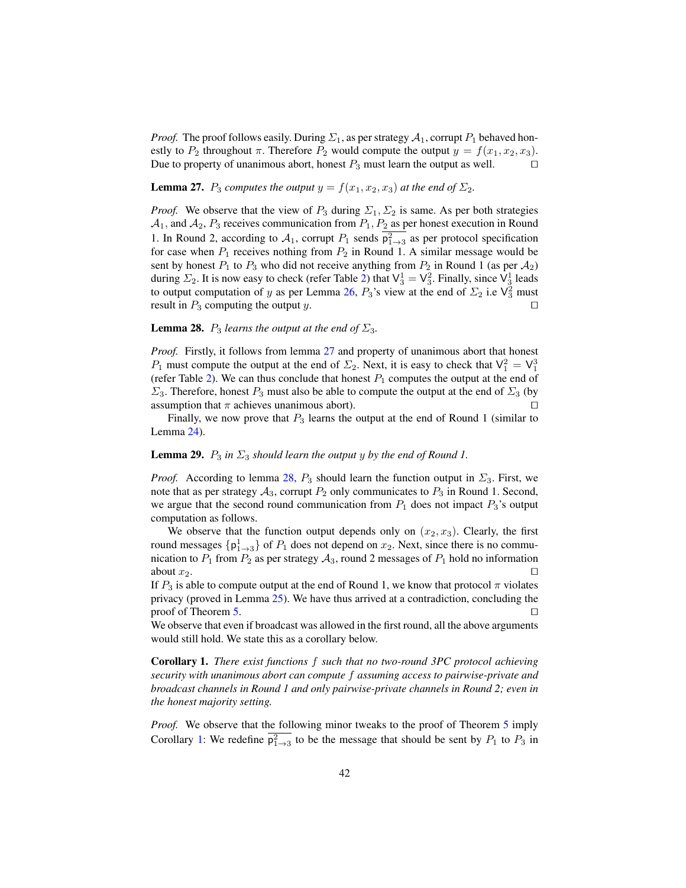*Proof.* The proof follows easily. During $\Sigma_1$, as per strategy $\mathcal{A}_1$, corrupt $P_1$ behaved honestly to $P_2$ throughout $\pi$. Therefore $P_2$ would compute the output $y = f(x_1, x_2, x_3)$. Due to property of unanimous abort, honest $P_3$ must learn the output as well. $\square$

**Lemma 27.** *$P_3$ computes the output $y = f(x_1, x_2, x_3)$ at the end of $\Sigma_2$.*

*Proof.* We observe that the view of $P_3$ during $\Sigma_1, \Sigma_2$ is same. As per both strategies $\mathcal{A}_1$, and $\mathcal{A}_2$, $P_3$ receives communication from $P_1, P_2$ as per honest execution in Round 1. In Round 2, according to $\mathcal{A}_1$, corrupt $P_1$ sends $\overline{\mathsf{p}^2_{1\to3}}$ as per protocol specification for case when $P_1$ receives nothing from $P_2$ in Round 1. A similar message would be sent by honest $P_1$ to $P_3$ who did not receive anything from $P_2$ in Round 1 (as per $\mathcal{A}_2$) during $\Sigma_2$. It is now easy to check (refer Table 2) that $\mathsf{V}^1_3 = \mathsf{V}^2_3$. Finally, since $\mathsf{V}^1_3$ leads to output computation of $y$ as per Lemma 26, $P_3$'s view at the end of $\Sigma_2$ i.e $\mathsf{V}^2_3$ must result in $P_3$ computing the output $y$. $\square$

**Lemma 28.** *$P_3$ learns the output at the end of $\Sigma_3$.*

*Proof.* Firstly, it follows from lemma 27 and property of unanimous abort that honest $P_1$ must compute the output at the end of $\Sigma_2$. Next, it is easy to check that $\mathsf{V}^2_1 = \mathsf{V}^3_1$ (refer Table 2). We can thus conclude that honest $P_1$ computes the output at the end of $\Sigma_3$. Therefore, honest $P_3$ must also be able to compute the output at the end of $\Sigma_3$ (by assumption that $\pi$ achieves unanimous abort). $\square$

Finally, we now prove that $P_3$ learns the output at the end of Round 1 (similar to Lemma 24).

**Lemma 29.** *$P_3$ in $\Sigma_3$ should learn the output $y$ by the end of Round 1.*

*Proof.* According to lemma 28, $P_3$ should learn the function output in $\Sigma_3$. First, we note that as per strategy $\mathcal{A}_3$, corrupt $P_2$ only communicates to $P_3$ in Round 1. Second, we argue that the second round communication from $P_1$ does not impact $P_3$'s output computation as follows.

We observe that the function output depends only on $(x_2, x_3)$. Clearly, the first round messages $\{\mathsf{p}^1_{1\to3}\}$ of $P_1$ does not depend on $x_2$. Next, since there is no communication to $P_1$ from $P_2$ as per strategy $\mathcal{A}_3$, round 2 messages of $P_1$ hold no information about $x_2$. $\square$

If $P_3$ is able to compute output at the end of Round 1, we know that protocol $\pi$ violates privacy (proved in Lemma 25). We have thus arrived at a contradiction, concluding the proof of Theorem 5. $\square$

We observe that even if broadcast was allowed in the first round, all the above arguments would still hold. We state this as a corollary below.

**Corollary 1.** *There exist functions $f$ such that no two-round 3PC protocol achieving security with unanimous abort can compute $f$ assuming access to pairwise-private and broadcast channels in Round 1 and only pairwise-private channels in Round 2; even in the honest majority setting.*

*Proof.* We observe that the following minor tweaks to the proof of Theorem 5 imply Corollary 1: We redefine $\overline{\mathsf{p}^2_{1\to3}}$ to be the message that should be sent by $P_1$ to $P_3$ in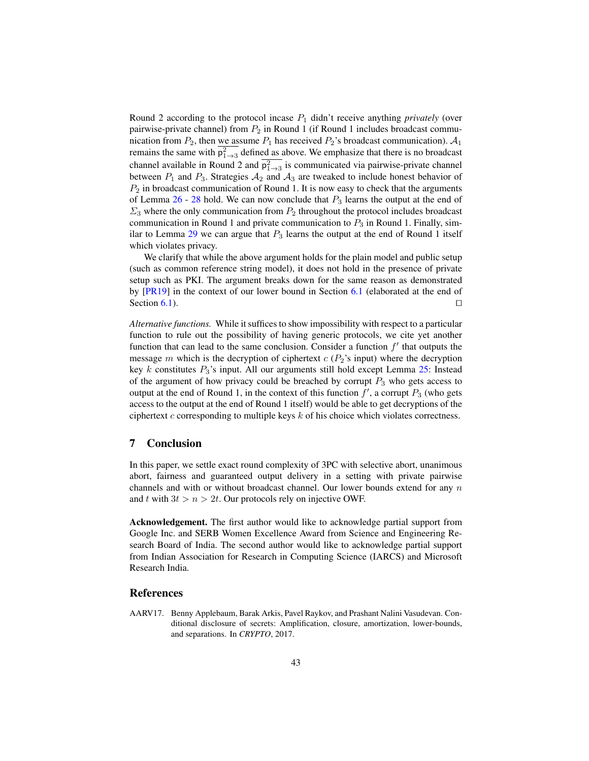Round 2 according to the protocol incase $P_1$ didn't receive anything *privately* (over pairwise-private channel) from $P_2$ in Round 1 (if Round 1 includes broadcast communication from $P_2$, then we assume $P_1$ has received $P_2$'s broadcast communication). $\mathcal{A}_1$ remains the same with $\overline{\mathsf{p}^2_{1\to 3}}$ defined as above. We emphasize that there is no broadcast channel available in Round 2 and $\overline{\mathsf{p}^2_{1\to 3}}$ is communicated via pairwise-private channel between $P_1$ and $P_3$. Strategies $\mathcal{A}_2$ and $\mathcal{A}_3$ are tweaked to include honest behavior of $P_2$ in broadcast communication of Round 1. It is now easy to check that the arguments of Lemma 26 - 28 hold. We can now conclude that $P_3$ learns the output at the end of $\Sigma_3$ where the only communication from $P_2$ throughout the protocol includes broadcast communication in Round 1 and private communication to $P_3$ in Round 1. Finally, similar to Lemma 29 we can argue that $P_3$ learns the output at the end of Round 1 itself which violates privacy.

We clarify that while the above argument holds for the plain model and public setup (such as common reference string model), it does not hold in the presence of private setup such as PKI. The argument breaks down for the same reason as demonstrated by [PR19] in the context of our lower bound in Section 6.1 (elaborated at the end of Section 6.1). ◻

*Alternative functions.* While it suffices to show impossibility with respect to a particular function to rule out the possibility of having generic protocols, we cite yet another function that can lead to the same conclusion. Consider a function $f'$ that outputs the message $m$ which is the decryption of ciphertext $c$ ($P_2$'s input) where the decryption key $k$ constitutes $P_3$'s input. All our arguments still hold except Lemma 25: Instead of the argument of how privacy could be breached by corrupt $P_3$ who gets access to output at the end of Round 1, in the context of this function $f'$, a corrupt $P_3$ (who gets access to the output at the end of Round 1 itself) would be able to get decryptions of the ciphertext $c$ corresponding to multiple keys $k$ of his choice which violates correctness.

## 7 Conclusion

In this paper, we settle exact round complexity of 3PC with selective abort, unanimous abort, fairness and guaranteed output delivery in a setting with private pairwise channels and with or without broadcast channel. Our lower bounds extend for any $n$ and $t$ with $3t > n > 2t$. Our protocols rely on injective OWF.

**Acknowledgement.** The first author would like to acknowledge partial support from Google Inc. and SERB Women Excellence Award from Science and Engineering Research Board of India. The second author would like to acknowledge partial support from Indian Association for Research in Computing Science (IARCS) and Microsoft Research India.

## References

AARV17. Benny Applebaum, Barak Arkis, Pavel Raykov, and Prashant Nalini Vasudevan. Conditional disclosure of secrets: Amplification, closure, amortization, lower-bounds, and separations. In *CRYPTO*, 2017.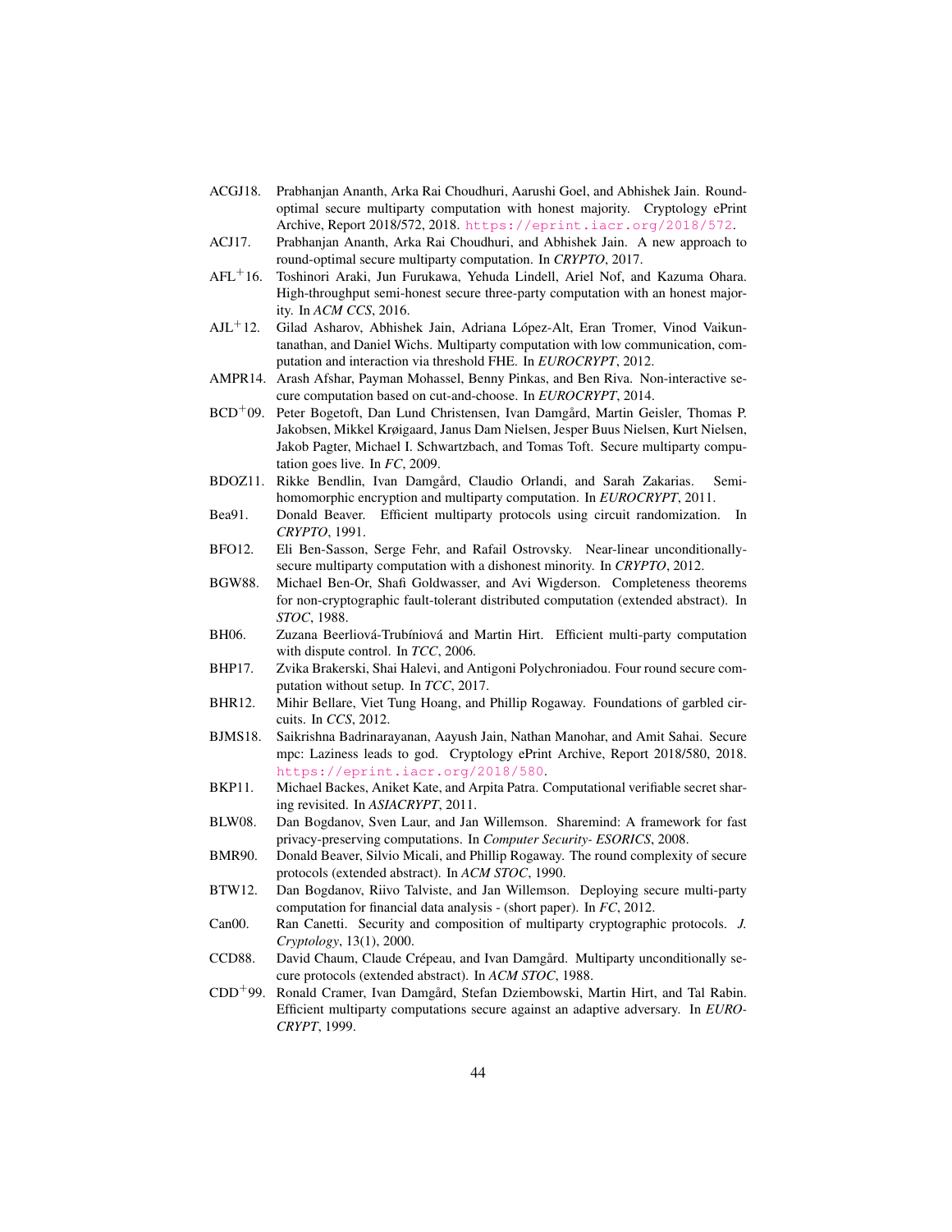- ACGJ18. Prabhanjan Ananth, Arka Rai Choudhuri, Aarushi Goel, and Abhishek Jain. Round-optimal secure multiparty computation with honest majority. Cryptology ePrint Archive, Report 2018/572, 2018. https://eprint.iacr.org/2018/572.
- ACJ17. Prabhanjan Ananth, Arka Rai Choudhuri, and Abhishek Jain. A new approach to round-optimal secure multiparty computation. In *CRYPTO*, 2017.
- AFL+16. Toshinori Araki, Jun Furukawa, Yehuda Lindell, Ariel Nof, and Kazuma Ohara. High-throughput semi-honest secure three-party computation with an honest majority. In *ACM CCS*, 2016.
- AJL+12. Gilad Asharov, Abhishek Jain, Adriana López-Alt, Eran Tromer, Vinod Vaikuntanathan, and Daniel Wichs. Multiparty computation with low communication, computation and interaction via threshold FHE. In *EUROCRYPT*, 2012.
- AMPR14. Arash Afshar, Payman Mohassel, Benny Pinkas, and Ben Riva. Non-interactive secure computation based on cut-and-choose. In *EUROCRYPT*, 2014.
- BCD+09. Peter Bogetoft, Dan Lund Christensen, Ivan Damgård, Martin Geisler, Thomas P. Jakobsen, Mikkel Krøigaard, Janus Dam Nielsen, Jesper Buus Nielsen, Kurt Nielsen, Jakob Pagter, Michael I. Schwartzbach, and Tomas Toft. Secure multiparty computation goes live. In *FC*, 2009.
- BDOZ11. Rikke Bendlin, Ivan Damgård, Claudio Orlandi, and Sarah Zakarias. Semi-homomorphic encryption and multiparty computation. In *EUROCRYPT*, 2011.
- Bea91. Donald Beaver. Efficient multiparty protocols using circuit randomization. In *CRYPTO*, 1991.
- BFO12. Eli Ben-Sasson, Serge Fehr, and Rafail Ostrovsky. Near-linear unconditionally-secure multiparty computation with a dishonest minority. In *CRYPTO*, 2012.
- BGW88. Michael Ben-Or, Shafi Goldwasser, and Avi Wigderson. Completeness theorems for non-cryptographic fault-tolerant distributed computation (extended abstract). In *STOC*, 1988.
- BH06. Zuzana Beerliová-Trubíniová and Martin Hirt. Efficient multi-party computation with dispute control. In *TCC*, 2006.
- BHP17. Zvika Brakerski, Shai Halevi, and Antigoni Polychroniadou. Four round secure computation without setup. In *TCC*, 2017.
- BHR12. Mihir Bellare, Viet Tung Hoang, and Phillip Rogaway. Foundations of garbled circuits. In *CCS*, 2012.
- BJMS18. Saikrishna Badrinarayanan, Aayush Jain, Nathan Manohar, and Amit Sahai. Secure mpc: Laziness leads to god. Cryptology ePrint Archive, Report 2018/580, 2018. https://eprint.iacr.org/2018/580.
- BKP11. Michael Backes, Aniket Kate, and Arpita Patra. Computational verifiable secret sharing revisited. In *ASIACRYPT*, 2011.
- BLW08. Dan Bogdanov, Sven Laur, and Jan Willemson. Sharemind: A framework for fast privacy-preserving computations. In *Computer Security- ESORICS*, 2008.
- BMR90. Donald Beaver, Silvio Micali, and Phillip Rogaway. The round complexity of secure protocols (extended abstract). In *ACM STOC*, 1990.
- BTW12. Dan Bogdanov, Riivo Talviste, and Jan Willemson. Deploying secure multi-party computation for financial data analysis - (short paper). In *FC*, 2012.
- Can00. Ran Canetti. Security and composition of multiparty cryptographic protocols. *J. Cryptology*, 13(1), 2000.
- CCD88. David Chaum, Claude Crépeau, and Ivan Damgård. Multiparty unconditionally secure protocols (extended abstract). In *ACM STOC*, 1988.
- CDD+99. Ronald Cramer, Ivan Damgård, Stefan Dziembowski, Martin Hirt, and Tal Rabin. Efficient multiparty computations secure against an adaptive adversary. In *EUROCRYPT*, 1999.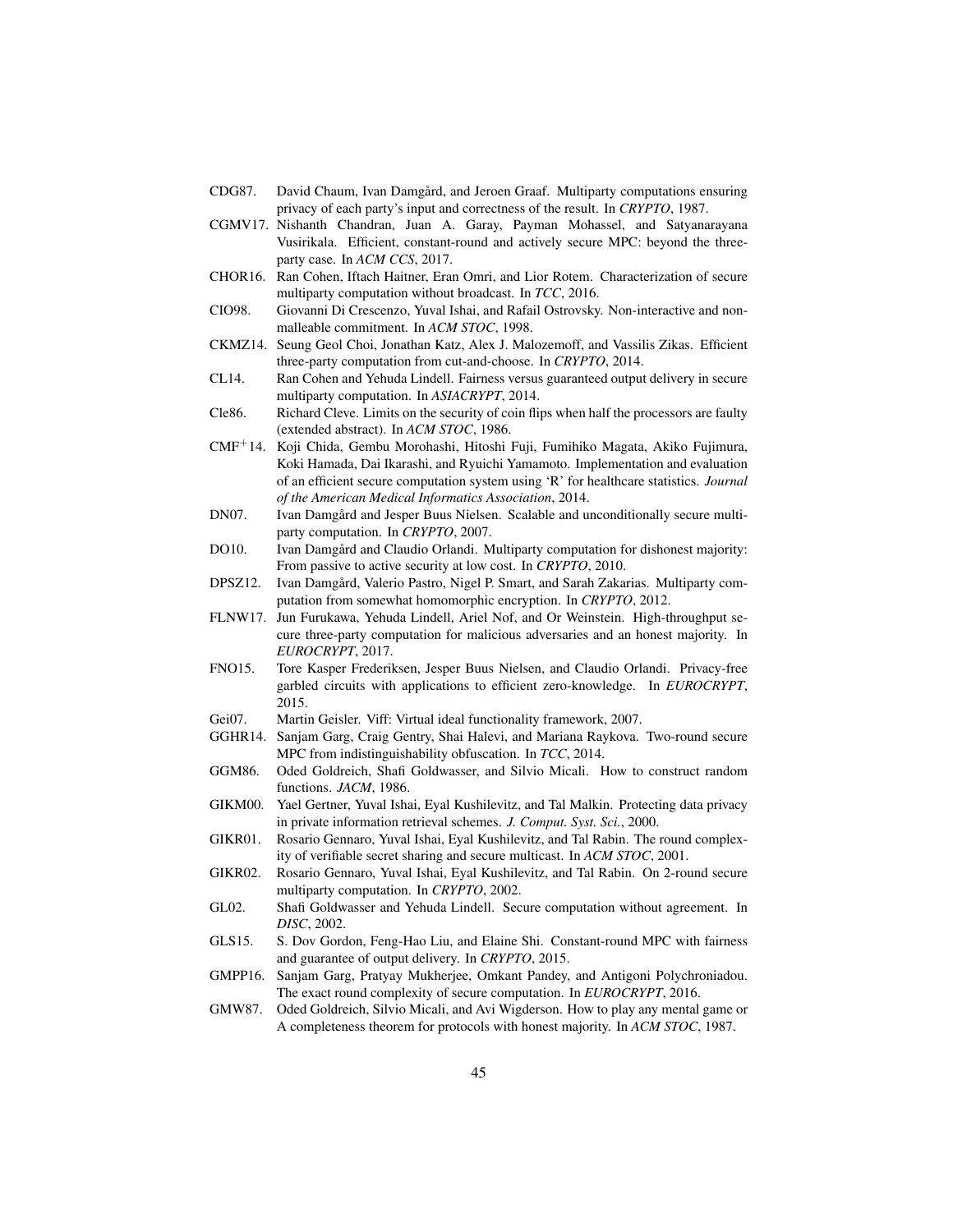CDG87. David Chaum, Ivan Damgård, and Jeroen Graaf. Multiparty computations ensuring privacy of each party's input and correctness of the result. In *CRYPTO*, 1987.

CGMV17. Nishanth Chandran, Juan A. Garay, Payman Mohassel, and Satyanarayana Vusirikala. Efficient, constant-round and actively secure MPC: beyond the three-party case. In *ACM CCS*, 2017.

CHOR16. Ran Cohen, Iftach Haitner, Eran Omri, and Lior Rotem. Characterization of secure multiparty computation without broadcast. In *TCC*, 2016.

CIO98. Giovanni Di Crescenzo, Yuval Ishai, and Rafail Ostrovsky. Non-interactive and non-malleable commitment. In *ACM STOC*, 1998.

CKMZ14. Seung Geol Choi, Jonathan Katz, Alex J. Malozemoff, and Vassilis Zikas. Efficient three-party computation from cut-and-choose. In *CRYPTO*, 2014.

CL14. Ran Cohen and Yehuda Lindell. Fairness versus guaranteed output delivery in secure multiparty computation. In *ASIACRYPT*, 2014.

Cle86. Richard Cleve. Limits on the security of coin flips when half the processors are faulty (extended abstract). In *ACM STOC*, 1986.

CMF$^+$14. Koji Chida, Gembu Morohashi, Hitoshi Fuji, Fumihiko Magata, Akiko Fujimura, Koki Hamada, Dai Ikarashi, and Ryuichi Yamamoto. Implementation and evaluation of an efficient secure computation system using 'R' for healthcare statistics. *Journal of the American Medical Informatics Association*, 2014.

DN07. Ivan Damgård and Jesper Buus Nielsen. Scalable and unconditionally secure multiparty computation. In *CRYPTO*, 2007.

DO10. Ivan Damgård and Claudio Orlandi. Multiparty computation for dishonest majority: From passive to active security at low cost. In *CRYPTO*, 2010.

DPSZ12. Ivan Damgård, Valerio Pastro, Nigel P. Smart, and Sarah Zakarias. Multiparty computation from somewhat homomorphic encryption. In *CRYPTO*, 2012.

FLNW17. Jun Furukawa, Yehuda Lindell, Ariel Nof, and Or Weinstein. High-throughput secure three-party computation for malicious adversaries and an honest majority. In *EUROCRYPT*, 2017.

FNO15. Tore Kasper Frederiksen, Jesper Buus Nielsen, and Claudio Orlandi. Privacy-free garbled circuits with applications to efficient zero-knowledge. In *EUROCRYPT*, 2015.

Gei07. Martin Geisler. Viff: Virtual ideal functionality framework, 2007.

GGHR14. Sanjam Garg, Craig Gentry, Shai Halevi, and Mariana Raykova. Two-round secure MPC from indistinguishability obfuscation. In *TCC*, 2014.

GGM86. Oded Goldreich, Shafi Goldwasser, and Silvio Micali. How to construct random functions. *JACM*, 1986.

GIKM00. Yael Gertner, Yuval Ishai, Eyal Kushilevitz, and Tal Malkin. Protecting data privacy in private information retrieval schemes. *J. Comput. Syst. Sci.*, 2000.

GIKR01. Rosario Gennaro, Yuval Ishai, Eyal Kushilevitz, and Tal Rabin. The round complexity of verifiable secret sharing and secure multicast. In *ACM STOC*, 2001.

GIKR02. Rosario Gennaro, Yuval Ishai, Eyal Kushilevitz, and Tal Rabin. On 2-round secure multiparty computation. In *CRYPTO*, 2002.

GL02. Shafi Goldwasser and Yehuda Lindell. Secure computation without agreement. In *DISC*, 2002.

GLS15. S. Dov Gordon, Feng-Hao Liu, and Elaine Shi. Constant-round MPC with fairness and guarantee of output delivery. In *CRYPTO*, 2015.

GMPP16. Sanjam Garg, Pratyay Mukherjee, Omkant Pandey, and Antigoni Polychroniadou. The exact round complexity of secure computation. In *EUROCRYPT*, 2016.

GMW87. Oded Goldreich, Silvio Micali, and Avi Wigderson. How to play any mental game or A completeness theorem for protocols with honest majority. In *ACM STOC*, 1987.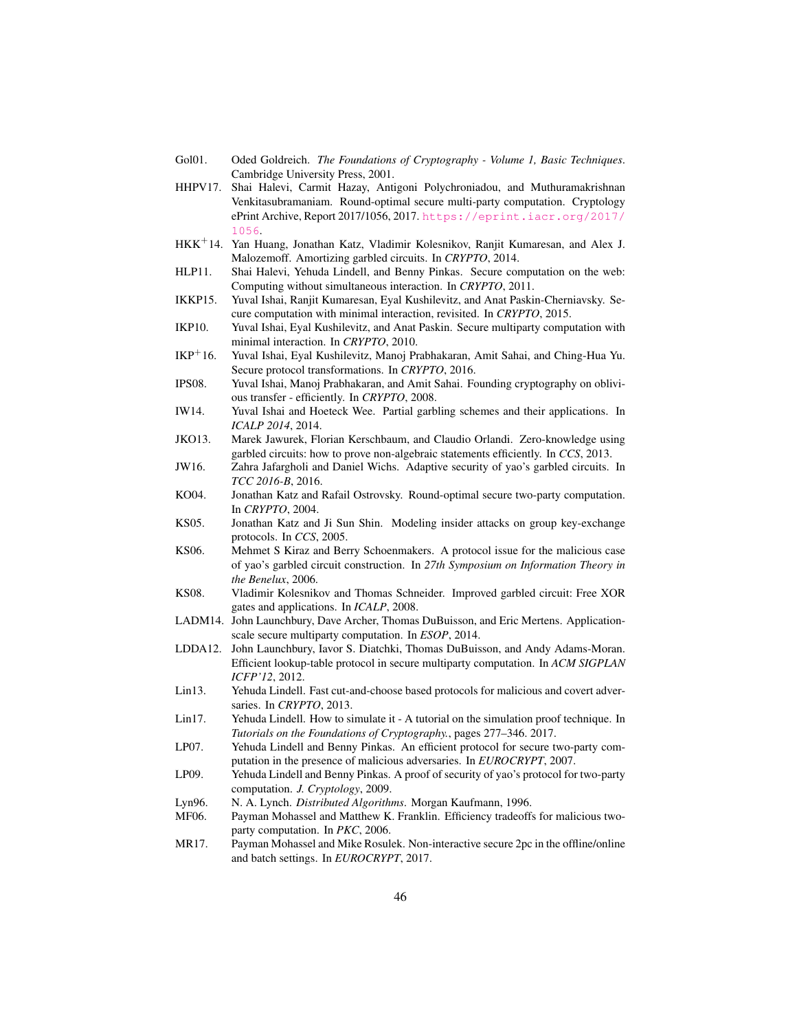- Gol01. Oded Goldreich. *The Foundations of Cryptography - Volume 1, Basic Techniques*. Cambridge University Press, 2001.
- HHPV17. Shai Halevi, Carmit Hazay, Antigoni Polychroniadou, and Muthuramakrishnan Venkitasubramaniam. Round-optimal secure multi-party computation. Cryptology ePrint Archive, Report 2017/1056, 2017. https://eprint.iacr.org/2017/1056.
- HKK$^+$14. Yan Huang, Jonathan Katz, Vladimir Kolesnikov, Ranjit Kumaresan, and Alex J. Malozemoff. Amortizing garbled circuits. In *CRYPTO*, 2014.
- HLP11. Shai Halevi, Yehuda Lindell, and Benny Pinkas. Secure computation on the web: Computing without simultaneous interaction. In *CRYPTO*, 2011.
- IKKP15. Yuval Ishai, Ranjit Kumaresan, Eyal Kushilevitz, and Anat Paskin-Cherniavsky. Secure computation with minimal interaction, revisited. In *CRYPTO*, 2015.
- IKP10. Yuval Ishai, Eyal Kushilevitz, and Anat Paskin. Secure multiparty computation with minimal interaction. In *CRYPTO*, 2010.
- IKP$^+$16. Yuval Ishai, Eyal Kushilevitz, Manoj Prabhakaran, Amit Sahai, and Ching-Hua Yu. Secure protocol transformations. In *CRYPTO*, 2016.
- IPS08. Yuval Ishai, Manoj Prabhakaran, and Amit Sahai. Founding cryptography on oblivious transfer - efficiently. In *CRYPTO*, 2008.
- IW14. Yuval Ishai and Hoeteck Wee. Partial garbling schemes and their applications. In *ICALP 2014*, 2014.
- JKO13. Marek Jawurek, Florian Kerschbaum, and Claudio Orlandi. Zero-knowledge using garbled circuits: how to prove non-algebraic statements efficiently. In *CCS*, 2013.
- JW16. Zahra Jafargholi and Daniel Wichs. Adaptive security of yao's garbled circuits. In *TCC 2016-B*, 2016.
- KO04. Jonathan Katz and Rafail Ostrovsky. Round-optimal secure two-party computation. In *CRYPTO*, 2004.
- KS05. Jonathan Katz and Ji Sun Shin. Modeling insider attacks on group key-exchange protocols. In *CCS*, 2005.
- KS06. Mehmet S Kiraz and Berry Schoenmakers. A protocol issue for the malicious case of yao's garbled circuit construction. In *27th Symposium on Information Theory in the Benelux*, 2006.
- KS08. Vladimir Kolesnikov and Thomas Schneider. Improved garbled circuit: Free XOR gates and applications. In *ICALP*, 2008.
- LADM14. John Launchbury, Dave Archer, Thomas DuBuisson, and Eric Mertens. Application-scale secure multiparty computation. In *ESOP*, 2014.
- LDDA12. John Launchbury, Iavor S. Diatchki, Thomas DuBuisson, and Andy Adams-Moran. Efficient lookup-table protocol in secure multiparty computation. In *ACM SIGPLAN ICFP'12*, 2012.
- Lin13. Yehuda Lindell. Fast cut-and-choose based protocols for malicious and covert adversaries. In *CRYPTO*, 2013.
- Lin17. Yehuda Lindell. How to simulate it - A tutorial on the simulation proof technique. In *Tutorials on the Foundations of Cryptography.*, pages 277–346. 2017.
- LP07. Yehuda Lindell and Benny Pinkas. An efficient protocol for secure two-party computation in the presence of malicious adversaries. In *EUROCRYPT*, 2007.
- LP09. Yehuda Lindell and Benny Pinkas. A proof of security of yao's protocol for two-party computation. *J. Cryptology*, 2009.
- Lyn96. N. A. Lynch. *Distributed Algorithms*. Morgan Kaufmann, 1996.
- MF06. Payman Mohassel and Matthew K. Franklin. Efficiency tradeoffs for malicious two-party computation. In *PKC*, 2006.
- MR17. Payman Mohassel and Mike Rosulek. Non-interactive secure 2pc in the offline/online and batch settings. In *EUROCRYPT*, 2017.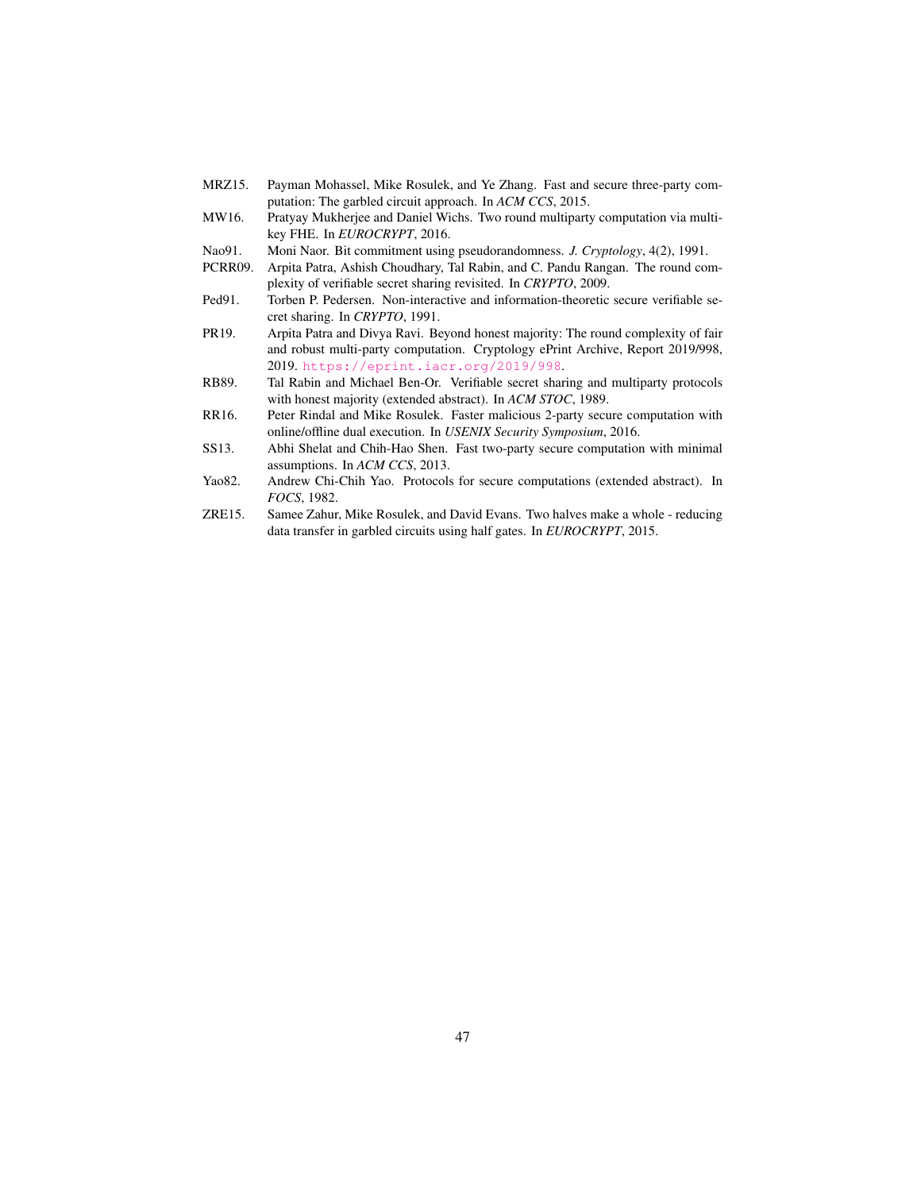MRZ15. Payman Mohassel, Mike Rosulek, and Ye Zhang. Fast and secure three-party computation: The garbled circuit approach. In *ACM CCS*, 2015.

MW16. Pratyay Mukherjee and Daniel Wichs. Two round multiparty computation via multi-key FHE. In *EUROCRYPT*, 2016.

Nao91. Moni Naor. Bit commitment using pseudorandomness. *J. Cryptology*, 4(2), 1991.

PCRR09. Arpita Patra, Ashish Choudhary, Tal Rabin, and C. Pandu Rangan. The round complexity of verifiable secret sharing revisited. In *CRYPTO*, 2009.

Ped91. Torben P. Pedersen. Non-interactive and information-theoretic secure verifiable secret sharing. In *CRYPTO*, 1991.

PR19. Arpita Patra and Divya Ravi. Beyond honest majority: The round complexity of fair and robust multi-party computation. Cryptology ePrint Archive, Report 2019/998, 2019. https://eprint.iacr.org/2019/998.

RB89. Tal Rabin and Michael Ben-Or. Verifiable secret sharing and multiparty protocols with honest majority (extended abstract). In *ACM STOC*, 1989.

RR16. Peter Rindal and Mike Rosulek. Faster malicious 2-party secure computation with online/offline dual execution. In *USENIX Security Symposium*, 2016.

SS13. Abhi Shelat and Chih-Hao Shen. Fast two-party secure computation with minimal assumptions. In *ACM CCS*, 2013.

Yao82. Andrew Chi-Chih Yao. Protocols for secure computations (extended abstract). In *FOCS*, 1982.

ZRE15. Samee Zahur, Mike Rosulek, and David Evans. Two halves make a whole - reducing data transfer in garbled circuits using half gates. In *EUROCRYPT*, 2015.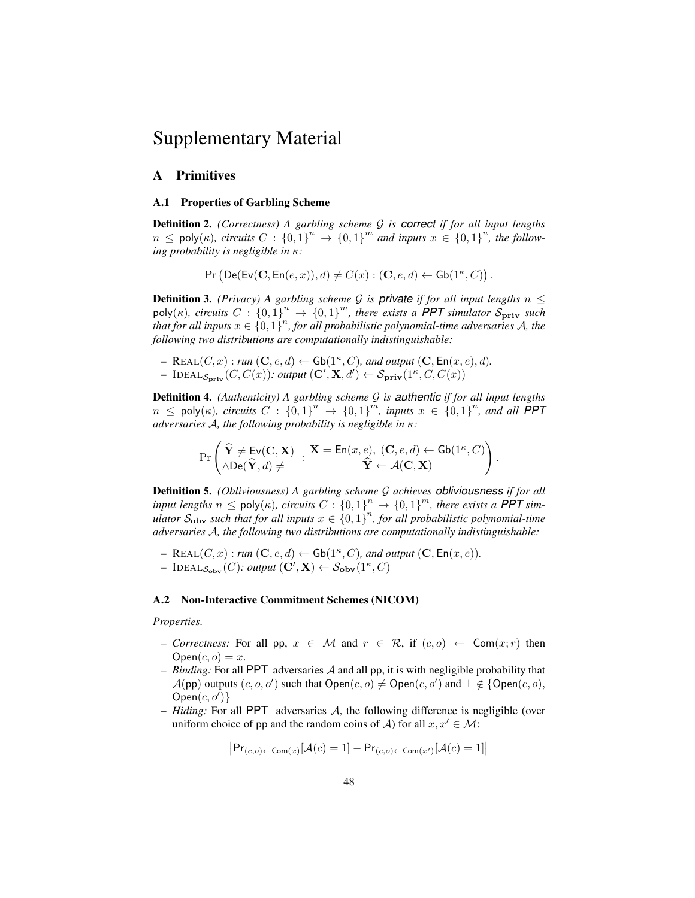# Supplementary Material

## A Primitives

### A.1 Properties of Garbling Scheme

**Definition 2.** *(Correctness) A garbling scheme $\mathcal{G}$ is* ***correct*** *if for all input lengths $n \leq \mathsf{poly}(\kappa)$, circuits $C : \{0,1\}^n \rightarrow \{0,1\}^m$ and inputs $x \in \{0,1\}^n$, the following probability is negligible in $\kappa$:*

$$\Pr\left(\mathsf{De}(\mathsf{Ev}(\mathbf{C}, \mathsf{En}(e, x)), d) \neq C(x) : (\mathbf{C}, e, d) \leftarrow \mathsf{Gb}(1^\kappa, C)\right).$$

**Definition 3.** *(Privacy) A garbling scheme $\mathcal{G}$ is* ***private*** *if for all input lengths $n \leq \mathsf{poly}(\kappa)$, circuits $C : \{0,1\}^n \rightarrow \{0,1\}^m$, there exists a* ***PPT*** *simulator $\mathcal{S}_{\mathbf{priv}}$ such that for all inputs $x \in \{0,1\}^n$, for all probabilistic polynomial-time adversaries $\mathcal{A}$, the following two distributions are computationally indistinguishable:*

- $\textsc{Real}(C, x)$ *: run $(\mathbf{C}, e, d) \leftarrow \mathsf{Gb}(1^\kappa, C)$, and output $(\mathbf{C}, \mathsf{En}(x, e), d)$.*
- $\textsc{Ideal}_{\mathcal{S}_{\mathbf{priv}}}(C, C(x))$*: output $(\mathbf{C}', \mathbf{X}, d') \leftarrow \mathcal{S}_{\mathbf{priv}}(1^\kappa, C, C(x))$*

**Definition 4.** *(Authenticity) A garbling scheme $\mathcal{G}$ is* ***authentic*** *if for all input lengths $n \leq \mathsf{poly}(\kappa)$, circuits $C : \{0,1\}^n \rightarrow \{0,1\}^m$, inputs $x \in \{0,1\}^n$, and all* ***PPT*** *adversaries $\mathcal{A}$, the following probability is negligible in $\kappa$:*

$$\Pr\left(\begin{matrix}\widehat{\mathbf{Y}} \neq \mathsf{Ev}(\mathbf{C}, \mathbf{X}) \\ \wedge \mathsf{De}(\widehat{\mathbf{Y}}, d) \neq \perp\end{matrix} : \begin{matrix}\mathbf{X} = \mathsf{En}(x, e),\ (\mathbf{C}, e, d) \leftarrow \mathsf{Gb}(1^\kappa, C) \\ \widehat{\mathbf{Y}} \leftarrow \mathcal{A}(\mathbf{C}, \mathbf{X})\end{matrix}\right).$$

**Definition 5.** *(Obliviousness) A garbling scheme $\mathcal{G}$ achieves* ***obliviousness*** *if for all input lengths $n \leq \mathsf{poly}(\kappa)$, circuits $C : \{0,1\}^n \rightarrow \{0,1\}^m$, there exists a* ***PPT*** *simulator $\mathcal{S}_{\mathbf{obv}}$ such that for all inputs $x \in \{0,1\}^n$, for all probabilistic polynomial-time adversaries $\mathcal{A}$, the following two distributions are computationally indistinguishable:*

- $\textsc{Real}(C, x)$ *: run $(\mathbf{C}, e, d) \leftarrow \mathsf{Gb}(1^\kappa, C)$, and output $(\mathbf{C}, \mathsf{En}(x, e))$.*
- $\textsc{Ideal}_{\mathcal{S}_{\mathbf{obv}}}(C)$*: output $(\mathbf{C}', \mathbf{X}) \leftarrow \mathcal{S}_{\mathbf{obv}}(1^\kappa, C)$*

### A.2 Non-Interactive Commitment Schemes (NICOM)

*Properties.*

- *Correctness:* For all $\mathsf{pp}$, $x \in \mathcal{M}$ and $r \in \mathcal{R}$, if $(c, o) \leftarrow \mathsf{Com}(x; r)$ then $\mathsf{Open}(c, o) = x$.
- *Binding:* For all PPT adversaries $\mathcal{A}$ and all $\mathsf{pp}$, it is with negligible probability that $\mathcal{A}(\mathsf{pp})$ outputs $(c, o, o')$ such that $\mathsf{Open}(c, o) \neq \mathsf{Open}(c, o')$ and $\perp \notin \{\mathsf{Open}(c, o), \mathsf{Open}(c, o')\}$
- *Hiding:* For all PPT adversaries $\mathcal{A}$, the following difference is negligible (over uniform choice of $\mathsf{pp}$ and the random coins of $\mathcal{A}$) for all $x, x' \in \mathcal{M}$:

$$\left|\mathsf{Pr}_{(c,o) \leftarrow \mathsf{Com}(x)}[\mathcal{A}(c) = 1] - \mathsf{Pr}_{(c,o) \leftarrow \mathsf{Com}(x')}[\mathcal{A}(c) = 1]\right|$$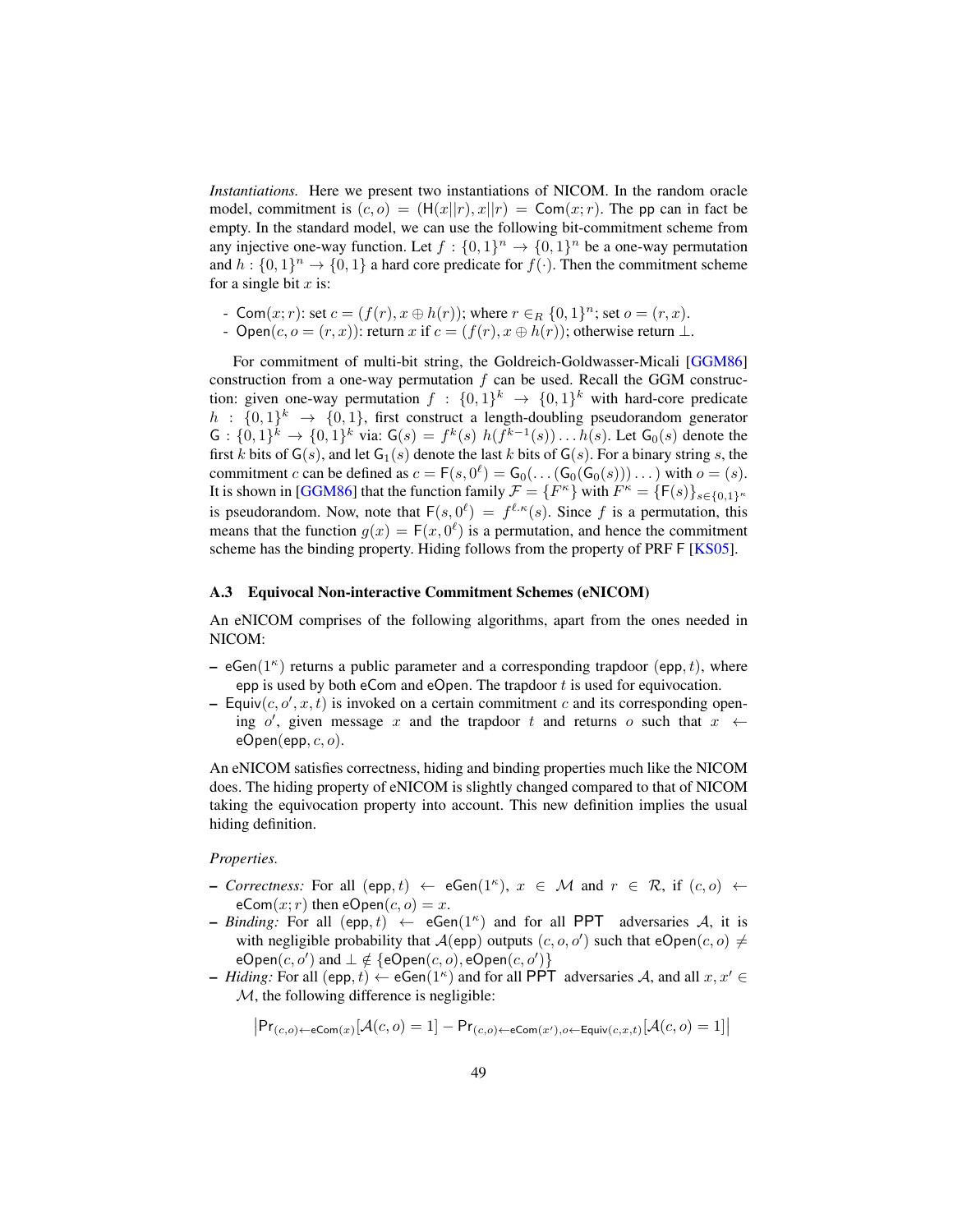*Instantiations.* Here we present two instantiations of NICOM. In the random oracle model, commitment is $(c, o) = (\mathsf{H}(x||r), x||r) = \mathsf{Com}(x; r)$. The $\mathsf{pp}$ can in fact be empty. In the standard model, we can use the following bit-commitment scheme from any injective one-way function. Let $f : \{0,1\}^n \rightarrow \{0,1\}^n$ be a one-way permutation and $h : \{0,1\}^n \rightarrow \{0,1\}$ a hard core predicate for $f(\cdot)$. Then the commitment scheme for a single bit $x$ is:

- $\mathsf{Com}(x; r)$: set $c = (f(r), x \oplus h(r))$; where $r \in_R \{0,1\}^n$; set $o = (r, x)$.
- $\mathsf{Open}(c, o = (r, x))$: return $x$ if $c = (f(r), x \oplus h(r))$; otherwise return $\perp$.

For commitment of multi-bit string, the Goldreich-Goldwasser-Micali [GGM86] construction from a one-way permutation $f$ can be used. Recall the GGM construction: given one-way permutation $f : \{0,1\}^k \rightarrow \{0,1\}^k$ with hard-core predicate $h : \{0,1\}^k \rightarrow \{0,1\}$, first construct a length-doubling pseudorandom generator $\mathsf{G} : \{0,1\}^k \rightarrow \{0,1\}^k$ via: $\mathsf{G}(s) = f^k(s)\ h(f^{k-1}(s)) \ldots h(s)$. Let $\mathsf{G}_0(s)$ denote the first $k$ bits of $\mathsf{G}(s)$, and let $\mathsf{G}_1(s)$ denote the last $k$ bits of $\mathsf{G}(s)$. For a binary string $s$, the commitment $c$ can be defined as $c = \mathsf{F}(s, 0^\ell) = \mathsf{G}_0(\ldots(\mathsf{G}_0(\mathsf{G}_0(s)))\ldots)$ with $o = (s)$. It is shown in [GGM86] that the function family $\mathcal{F} = \{F^\kappa\}$ with $F^\kappa = \{\mathsf{F}(s)\}_{s \in \{0,1\}^\kappa}$ is pseudorandom. Now, note that $\mathsf{F}(s, 0^\ell) = f^{\ell.\kappa}(s)$. Since $f$ is a permutation, this means that the function $g(x) = \mathsf{F}(x, 0^\ell)$ is a permutation, and hence the commitment scheme has the binding property. Hiding follows from the property of PRF $\mathsf{F}$ [KS05].

### A.3 Equivocal Non-interactive Commitment Schemes (eNICOM)

An eNICOM comprises of the following algorithms, apart from the ones needed in NICOM:

- $\mathsf{eGen}(1^\kappa)$ returns a public parameter and a corresponding trapdoor $(\mathsf{epp}, t)$, where $\mathsf{epp}$ is used by both $\mathsf{eCom}$ and $\mathsf{eOpen}$. The trapdoor $t$ is used for equivocation.
- $\mathsf{Equiv}(c, o', x, t)$ is invoked on a certain commitment $c$ and its corresponding opening $o'$, given message $x$ and the trapdoor $t$ and returns $o$ such that $x \leftarrow \mathsf{eOpen}(\mathsf{epp}, c, o)$.

An eNICOM satisfies correctness, hiding and binding properties much like the NICOM does. The hiding property of eNICOM is slightly changed compared to that of NICOM taking the equivocation property into account. This new definition implies the usual hiding definition.

*Properties.*

- *Correctness:* For all $(\mathsf{epp}, t) \leftarrow \mathsf{eGen}(1^\kappa)$, $x \in \mathcal{M}$ and $r \in \mathcal{R}$, if $(c, o) \leftarrow \mathsf{eCom}(x; r)$ then $\mathsf{eOpen}(c, o) = x$.
- *Binding:* For all $(\mathsf{epp}, t) \leftarrow \mathsf{eGen}(1^\kappa)$ and for all PPT adversaries $\mathcal{A}$, it is with negligible probability that $\mathcal{A}(\mathsf{epp})$ outputs $(c, o, o')$ such that $\mathsf{eOpen}(c, o) \neq \mathsf{eOpen}(c, o')$ and $\perp \notin \{\mathsf{eOpen}(c, o), \mathsf{eOpen}(c, o')\}$
- *Hiding:* For all $(\mathsf{epp}, t) \leftarrow \mathsf{eGen}(1^\kappa)$ and for all PPT adversaries $\mathcal{A}$, and all $x, x' \in \mathcal{M}$, the following difference is negligible:

$$\left|\Pr_{(c,o) \leftarrow \mathsf{eCom}(x)}[\mathcal{A}(c, o) = 1] - \Pr_{(c,o) \leftarrow \mathsf{eCom}(x'), o \leftarrow \mathsf{Equiv}(c, x, t)}[\mathcal{A}(c, o) = 1]\right|$$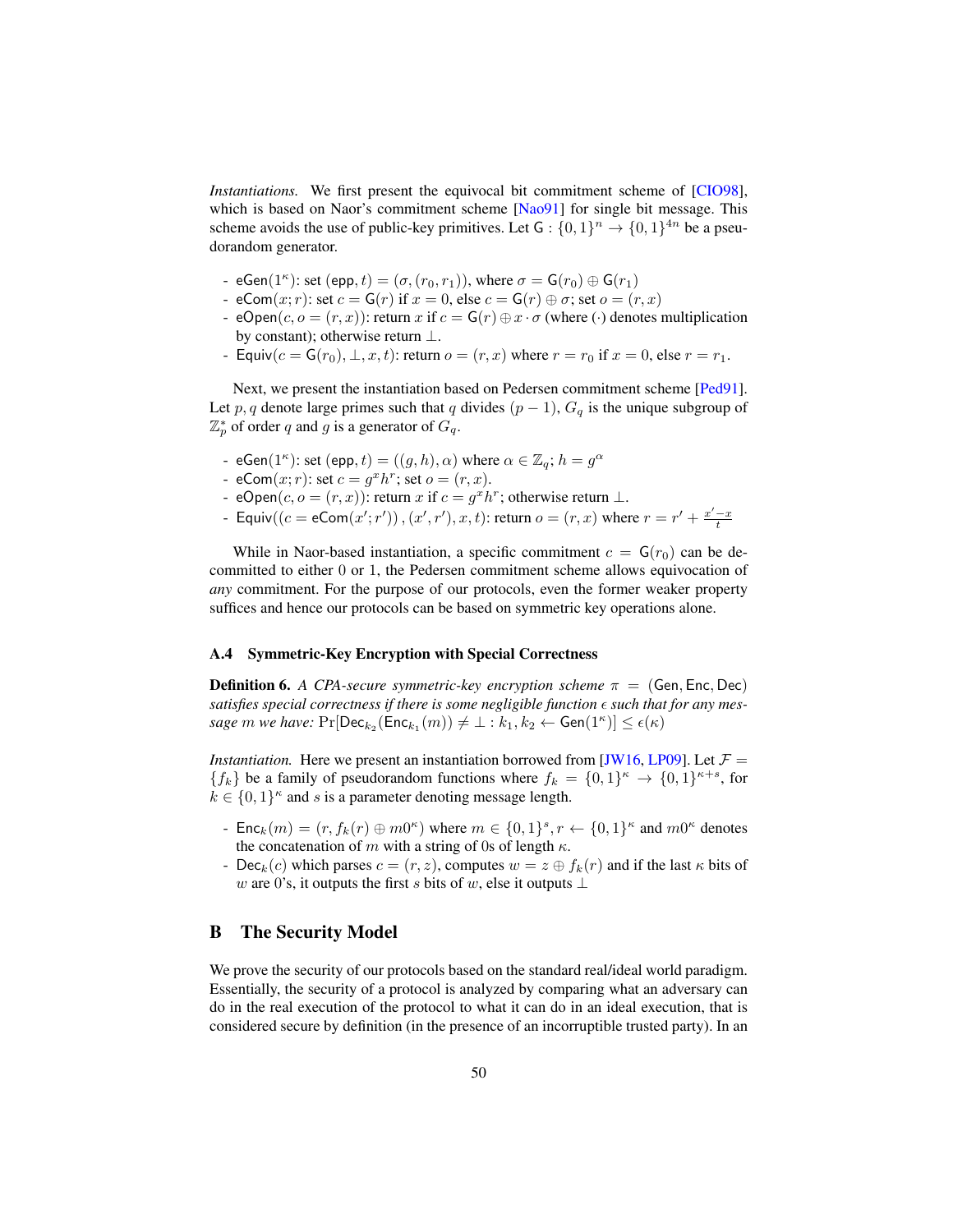*Instantiations.* We first present the equivocal bit commitment scheme of [CIO98], which is based on Naor's commitment scheme [Nao91] for single bit message. This scheme avoids the use of public-key primitives. Let $\mathsf{G} : \{0,1\}^n \to \{0,1\}^{4n}$ be a pseudorandom generator.

- $\mathsf{eGen}(1^\kappa)$: set $(\mathsf{epp}, t) = (\sigma, (r_0, r_1))$, where $\sigma = \mathsf{G}(r_0) \oplus \mathsf{G}(r_1)$
- $\mathsf{eCom}(x; r)$: set $c = \mathsf{G}(r)$ if $x = 0$, else $c = \mathsf{G}(r) \oplus \sigma$; set $o = (r, x)$
- $\mathsf{eOpen}(c, o = (r, x))$: return $x$ if $c = \mathsf{G}(r) \oplus x \cdot \sigma$ (where $(\cdot)$ denotes multiplication by constant); otherwise return $\perp$.
- $\mathsf{Equiv}(c = \mathsf{G}(r_0), \perp, x, t)$: return $o = (r, x)$ where $r = r_0$ if $x = 0$, else $r = r_1$.

Next, we present the instantiation based on Pedersen commitment scheme [Ped91]. Let $p, q$ denote large primes such that $q$ divides $(p-1)$, $G_q$ is the unique subgroup of $\mathbb{Z}_p^*$ of order $q$ and $g$ is a generator of $G_q$.

- $\mathsf{eGen}(1^\kappa)$: set $(\mathsf{epp}, t) = ((g, h), \alpha)$ where $\alpha \in \mathbb{Z}_q$; $h = g^\alpha$
- $\mathsf{eCom}(x; r)$: set $c = g^x h^r$; set $o = (r, x)$.
- $\mathsf{eOpen}(c, o = (r, x))$: return $x$ if $c = g^x h^r$; otherwise return $\perp$.
- $\mathsf{Equiv}((c = \mathsf{eCom}(x'; r')), (x', r'), x, t)$: return $o = (r, x)$ where $r = r' + \frac{x' - x}{t}$

While in Naor-based instantiation, a specific commitment $c = \mathsf{G}(r_0)$ can be decommitted to either 0 or 1, the Pedersen commitment scheme allows equivocation of *any* commitment. For the purpose of our protocols, even the former weaker property suffices and hence our protocols can be based on symmetric key operations alone.

### A.4 Symmetric-Key Encryption with Special Correctness

**Definition 6.** *A CPA-secure symmetric-key encryption scheme* $\pi = (\mathsf{Gen}, \mathsf{Enc}, \mathsf{Dec})$ *satisfies special correctness if there is some negligible function* $\epsilon$ *such that for any message* $m$ *we have:* $\Pr[\mathsf{Dec}_{k_2}(\mathsf{Enc}_{k_1}(m)) \neq \perp : k_1, k_2 \leftarrow \mathsf{Gen}(1^\kappa)] \leq \epsilon(\kappa)$

*Instantiation.* Here we present an instantiation borrowed from [JW16, LP09]. Let $\mathcal{F} = \{f_k\}$ be a family of pseudorandom functions where $f_k = \{0,1\}^\kappa \to \{0,1\}^{\kappa+s}$, for $k \in \{0,1\}^\kappa$ and $s$ is a parameter denoting message length.

- $\mathsf{Enc}_k(m) = (r, f_k(r) \oplus m0^\kappa)$ where $m \in \{0,1\}^s, r \leftarrow \{0,1\}^\kappa$ and $m0^\kappa$ denotes the concatenation of $m$ with a string of 0s of length $\kappa$.
- $\mathsf{Dec}_k(c)$ which parses $c = (r, z)$, computes $w = z \oplus f_k(r)$ and if the last $\kappa$ bits of $w$ are 0's, it outputs the first $s$ bits of $w$, else it outputs $\perp$

## B The Security Model

We prove the security of our protocols based on the standard real/ideal world paradigm. Essentially, the security of a protocol is analyzed by comparing what an adversary can do in the real execution of the protocol to what it can do in an ideal execution, that is considered secure by definition (in the presence of an incorruptible trusted party). In an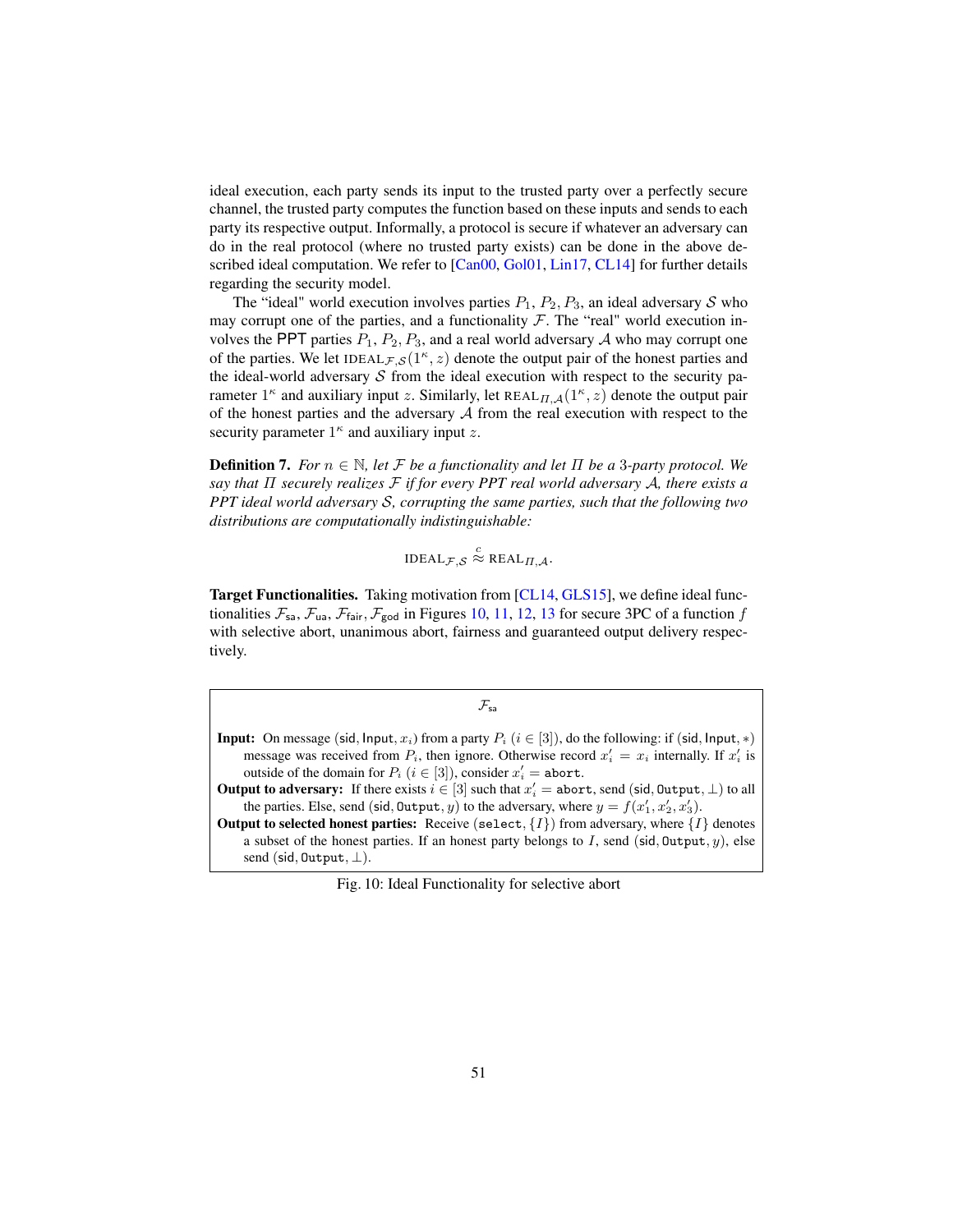ideal execution, each party sends its input to the trusted party over a perfectly secure channel, the trusted party computes the function based on these inputs and sends to each party its respective output. Informally, a protocol is secure if whatever an adversary can do in the real protocol (where no trusted party exists) can be done in the above described ideal computation. We refer to [Can00, Gol01, Lin17, CL14] for further details regarding the security model.

The "ideal" world execution involves parties $P_1$, $P_2$, $P_3$, an ideal adversary $\mathcal{S}$ who may corrupt one of the parties, and a functionality $\mathcal{F}$. The "real" world execution involves the PPT parties $P_1$, $P_2$, $P_3$, and a real world adversary $\mathcal{A}$ who may corrupt one of the parties. We let $\text{IDEAL}_{\mathcal{F},\mathcal{S}}(1^\kappa, z)$ denote the output pair of the honest parties and the ideal-world adversary $\mathcal{S}$ from the ideal execution with respect to the security parameter $1^\kappa$ and auxiliary input $z$. Similarly, let $\text{REAL}_{\Pi,\mathcal{A}}(1^\kappa, z)$ denote the output pair of the honest parties and the adversary $\mathcal{A}$ from the real execution with respect to the security parameter $1^\kappa$ and auxiliary input $z$.

**Definition 7.** *For $n \in \mathbb{N}$, let $\mathcal{F}$ be a functionality and let $\Pi$ be a 3-party protocol. We say that $\Pi$ securely realizes $\mathcal{F}$ if for every PPT real world adversary $\mathcal{A}$, there exists a PPT ideal world adversary $\mathcal{S}$, corrupting the same parties, such that the following two distributions are computationally indistinguishable:*

$$\text{IDEAL}_{\mathcal{F},\mathcal{S}} \overset{c}{\approx} \text{REAL}_{\Pi,\mathcal{A}}.$$

**Target Functionalities.** Taking motivation from [CL14, GLS15], we define ideal functionalities $\mathcal{F}_{\mathsf{sa}}$, $\mathcal{F}_{\mathsf{ua}}$, $\mathcal{F}_{\mathsf{fair}}$, $\mathcal{F}_{\mathsf{god}}$ in Figures 10, 11, 12, 13 for secure 3PC of a function $f$ with selective abort, unanimous abort, fairness and guaranteed output delivery respectively.

---

$\mathcal{F}_{\mathsf{sa}}$

**Input:** On message $(\mathsf{sid}, \mathsf{Input}, x_i)$ from a party $P_i$ ($i \in [3]$), do the following: if $(\mathsf{sid}, \mathsf{Input}, *)$ message was received from $P_i$, then ignore. Otherwise record $x'_i = x_i$ internally. If $x'_i$ is outside of the domain for $P_i$ ($i \in [3]$), consider $x'_i = \mathtt{abort}$.

**Output to adversary:** If there exists $i \in [3]$ such that $x'_i = \mathtt{abort}$, send $(\mathsf{sid}, \mathtt{Output}, \bot)$ to all the parties. Else, send $(\mathsf{sid}, \mathtt{Output}, y)$ to the adversary, where $y = f(x'_1, x'_2, x'_3)$.

**Output to selected honest parties:** Receive $(\mathtt{select}, \{I\})$ from adversary, where $\{I\}$ denotes a subset of the honest parties. If an honest party belongs to $I$, send $(\mathsf{sid}, \mathtt{Output}, y)$, else send $(\mathsf{sid}, \mathtt{Output}, \bot)$.

---

Fig. 10: Ideal Functionality for selective abort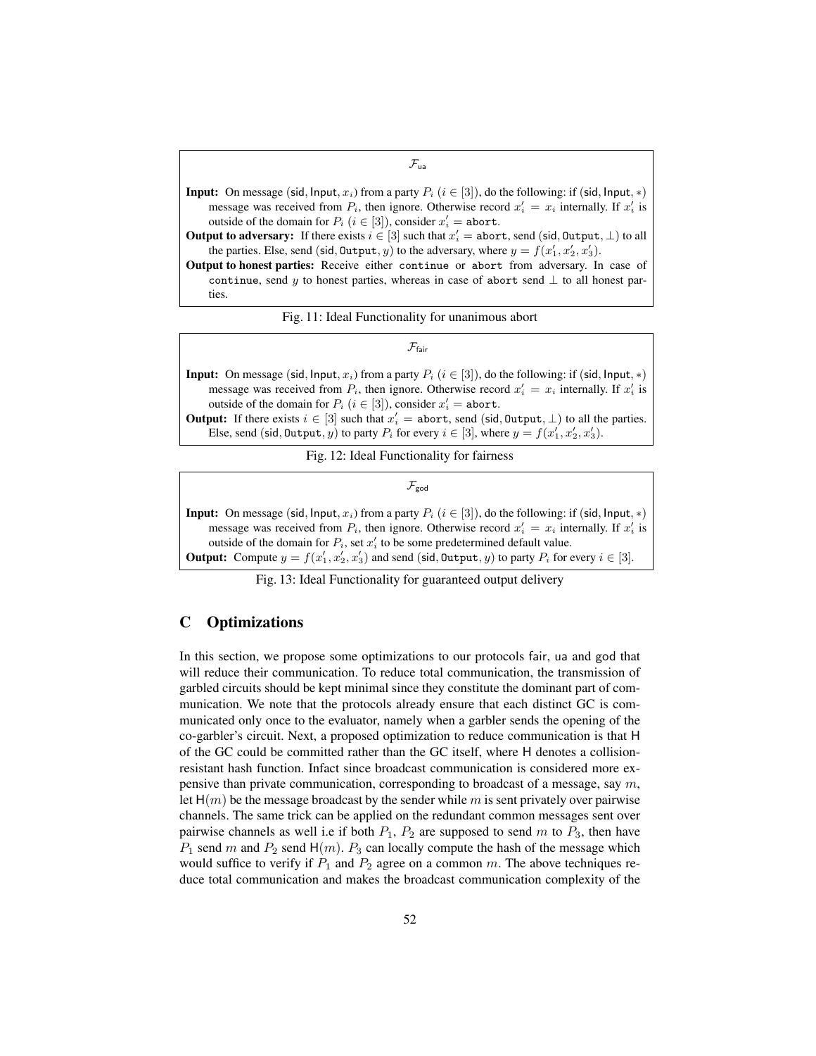$\mathcal{F}_{\mathsf{ua}}$

**Input:** On message $(\mathsf{sid}, \mathsf{Input}, x_i)$ from a party $P_i$ ($i \in [3]$), do the following: if $(\mathsf{sid}, \mathsf{Input}, *)$ message was received from $P_i$, then ignore. Otherwise record $x'_i = x_i$ internally. If $x'_i$ is outside of the domain for $P_i$ ($i \in [3]$), consider $x'_i = \mathtt{abort}$.

**Output to adversary:** If there exists $i \in [3]$ such that $x'_i = \mathtt{abort}$, send $(\mathsf{sid}, \mathtt{Output}, \bot)$ to all the parties. Else, send $(\mathsf{sid}, \mathtt{Output}, y)$ to the adversary, where $y = f(x'_1, x'_2, x'_3)$.

**Output to honest parties:** Receive either continue or abort from adversary. In case of continue, send $y$ to honest parties, whereas in case of abort send $\bot$ to all honest parties.

Fig. 11: Ideal Functionality for unanimous abort

$\mathcal{F}_{\mathsf{fair}}$

**Input:** On message $(\mathsf{sid}, \mathsf{Input}, x_i)$ from a party $P_i$ ($i \in [3]$), do the following: if $(\mathsf{sid}, \mathsf{Input}, *)$ message was received from $P_i$, then ignore. Otherwise record $x'_i = x_i$ internally. If $x'_i$ is outside of the domain for $P_i$ ($i \in [3]$), consider $x'_i = \mathtt{abort}$.

**Output:** If there exists $i \in [3]$ such that $x'_i = \mathtt{abort}$, send $(\mathsf{sid}, \mathtt{Output}, \bot)$ to all the parties. Else, send $(\mathsf{sid}, \mathtt{Output}, y)$ to party $P_i$ for every $i \in [3]$, where $y = f(x'_1, x'_2, x'_3)$.

Fig. 12: Ideal Functionality for fairness

$\mathcal{F}_{\mathsf{god}}$

**Input:** On message $(\mathsf{sid}, \mathsf{Input}, x_i)$ from a party $P_i$ ($i \in [3]$), do the following: if $(\mathsf{sid}, \mathsf{Input}, *)$ message was received from $P_i$, then ignore. Otherwise record $x'_i = x_i$ internally. If $x'_i$ is outside of the domain for $P_i$, set $x'_i$ to be some predetermined default value.

**Output:** Compute $y = f(x'_1, x'_2, x'_3)$ and send $(\mathsf{sid}, \mathtt{Output}, y)$ to party $P_i$ for every $i \in [3]$.

Fig. 13: Ideal Functionality for guaranteed output delivery

## C Optimizations

In this section, we propose some optimizations to our protocols fair, ua and god that will reduce their communication. To reduce total communication, the transmission of garbled circuits should be kept minimal since they constitute the dominant part of communication. We note that the protocols already ensure that each distinct GC is communicated only once to the evaluator, namely when a garbler sends the opening of the co-garbler's circuit. Next, a proposed optimization to reduce communication is that H of the GC could be committed rather than the GC itself, where H denotes a collision-resistant hash function. Infact since broadcast communication is considered more expensive than private communication, corresponding to broadcast of a message, say $m$, let $\mathsf{H}(m)$ be the message broadcast by the sender while $m$ is sent privately over pairwise channels. The same trick can be applied on the redundant common messages sent over pairwise channels as well i.e if both $P_1$, $P_2$ are supposed to send $m$ to $P_3$, then have $P_1$ send $m$ and $P_2$ send $\mathsf{H}(m)$. $P_3$ can locally compute the hash of the message which would suffice to verify if $P_1$ and $P_2$ agree on a common $m$. The above techniques reduce total communication and makes the broadcast communication complexity of the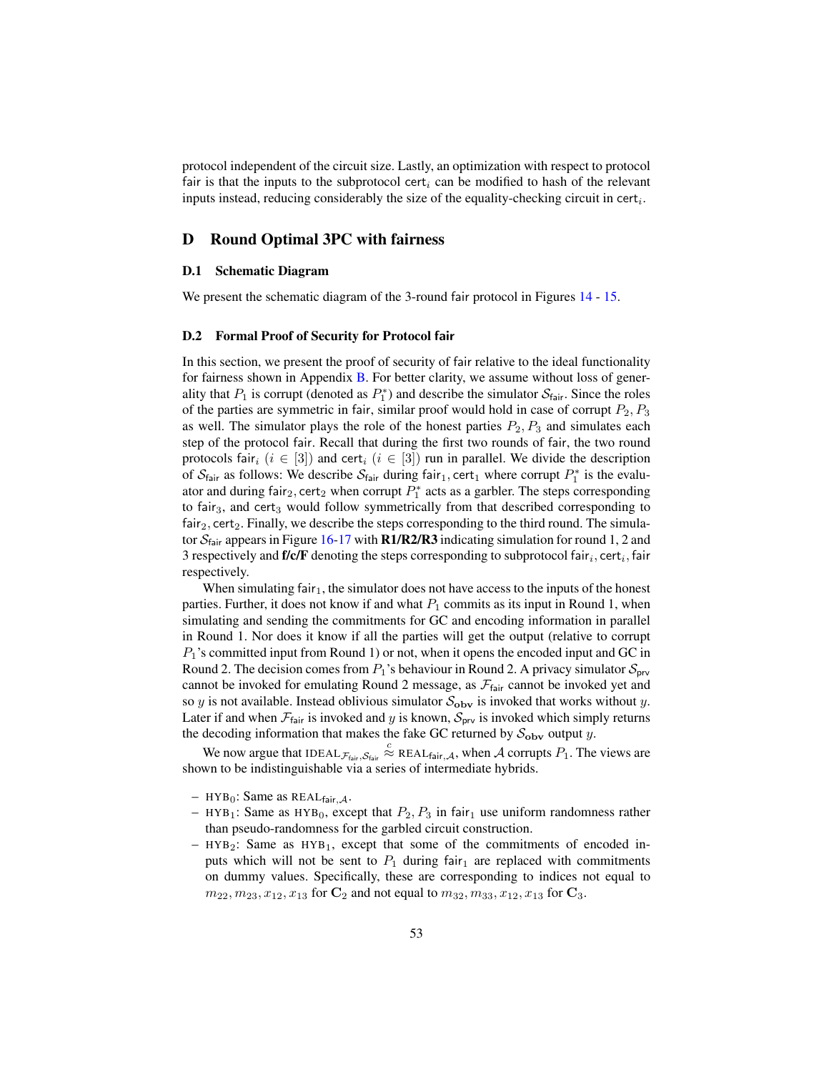protocol independent of the circuit size. Lastly, an optimization with respect to protocol fair is that the inputs to the subprotocol $\mathsf{cert}_i$ can be modified to hash of the relevant inputs instead, reducing considerably the size of the equality-checking circuit in $\mathsf{cert}_i$.

## D Round Optimal 3PC with fairness

### D.1 Schematic Diagram

We present the schematic diagram of the 3-round fair protocol in Figures 14 - 15.

### D.2 Formal Proof of Security for Protocol fair

In this section, we present the proof of security of fair relative to the ideal functionality for fairness shown in Appendix B. For better clarity, we assume without loss of generality that $P_1$ is corrupt (denoted as $P_1^*$) and describe the simulator $\mathcal{S}_{\mathsf{fair}}$. Since the roles of the parties are symmetric in fair, similar proof would hold in case of corrupt $P_2, P_3$ as well. The simulator plays the role of the honest parties $P_2, P_3$ and simulates each step of the protocol fair. Recall that during the first two rounds of fair, the two round protocols $\mathsf{fair}_i$ ($i \in [3]$) and $\mathsf{cert}_i$ ($i \in [3]$) run in parallel. We divide the description of $\mathcal{S}_{\mathsf{fair}}$ as follows: We describe $\mathcal{S}_{\mathsf{fair}}$ during $\mathsf{fair}_1, \mathsf{cert}_1$ where corrupt $P_1^*$ is the evaluator and during $\mathsf{fair}_2, \mathsf{cert}_2$ when corrupt $P_1^*$ acts as a garbler. The steps corresponding to $\mathsf{fair}_3$, and $\mathsf{cert}_3$ would follow symmetrically from that described corresponding to $\mathsf{fair}_2, \mathsf{cert}_2$. Finally, we describe the steps corresponding to the third round. The simulator $\mathcal{S}_{\mathsf{fair}}$ appears in Figure 16-17 with **R1/R2/R3** indicating simulation for round 1, 2 and 3 respectively and **f/c/F** denoting the steps corresponding to subprotocol $\mathsf{fair}_i, \mathsf{cert}_i, \mathsf{fair}$ respectively.

When simulating $\mathsf{fair}_1$, the simulator does not have access to the inputs of the honest parties. Further, it does not know if and what $P_1$ commits as its input in Round 1, when simulating and sending the commitments for GC and encoding information in parallel in Round 1. Nor does it know if all the parties will get the output (relative to corrupt $P_1$'s committed input from Round 1) or not, when it opens the encoded input and GC in Round 2. The decision comes from $P_1$'s behaviour in Round 2. A privacy simulator $\mathcal{S}_{\mathsf{prv}}$ cannot be invoked for emulating Round 2 message, as $\mathcal{F}_{\mathsf{fair}}$ cannot be invoked yet and so $y$ is not available. Instead oblivious simulator $\mathcal{S}_{\mathbf{obv}}$ is invoked that works without $y$. Later if and when $\mathcal{F}_{\mathsf{fair}}$ is invoked and $y$ is known, $\mathcal{S}_{\mathsf{prv}}$ is invoked which simply returns the decoding information that makes the fake GC returned by $\mathcal{S}_{\mathbf{obv}}$ output $y$.

We now argue that $\textsc{ideal}_{\mathcal{F}_{\mathsf{fair}}, \mathcal{S}_{\mathsf{fair}}} \overset{c}{\approx} \textsc{real}_{\mathsf{fair}, \mathcal{A}}$, when $\mathcal{A}$ corrupts $P_1$. The views are shown to be indistinguishable via a series of intermediate hybrids.

- $\textsc{hyb}_0$: Same as $\textsc{real}_{\mathsf{fair}, \mathcal{A}}$.
- $\textsc{hyb}_1$: Same as $\textsc{hyb}_0$, except that $P_2, P_3$ in $\mathsf{fair}_1$ use uniform randomness rather than pseudo-randomness for the garbled circuit construction.
- $\textsc{hyb}_2$: Same as $\textsc{hyb}_1$, except that some of the commitments of encoded inputs which will not be sent to $P_1$ during $\mathsf{fair}_1$ are replaced with commitments on dummy values. Specifically, these are corresponding to indices not equal to $m_{22}, m_{23}, x_{12}, x_{13}$ for $\mathbf{C}_2$ and not equal to $m_{32}, m_{33}, x_{12}, x_{13}$ for $\mathbf{C}_3$.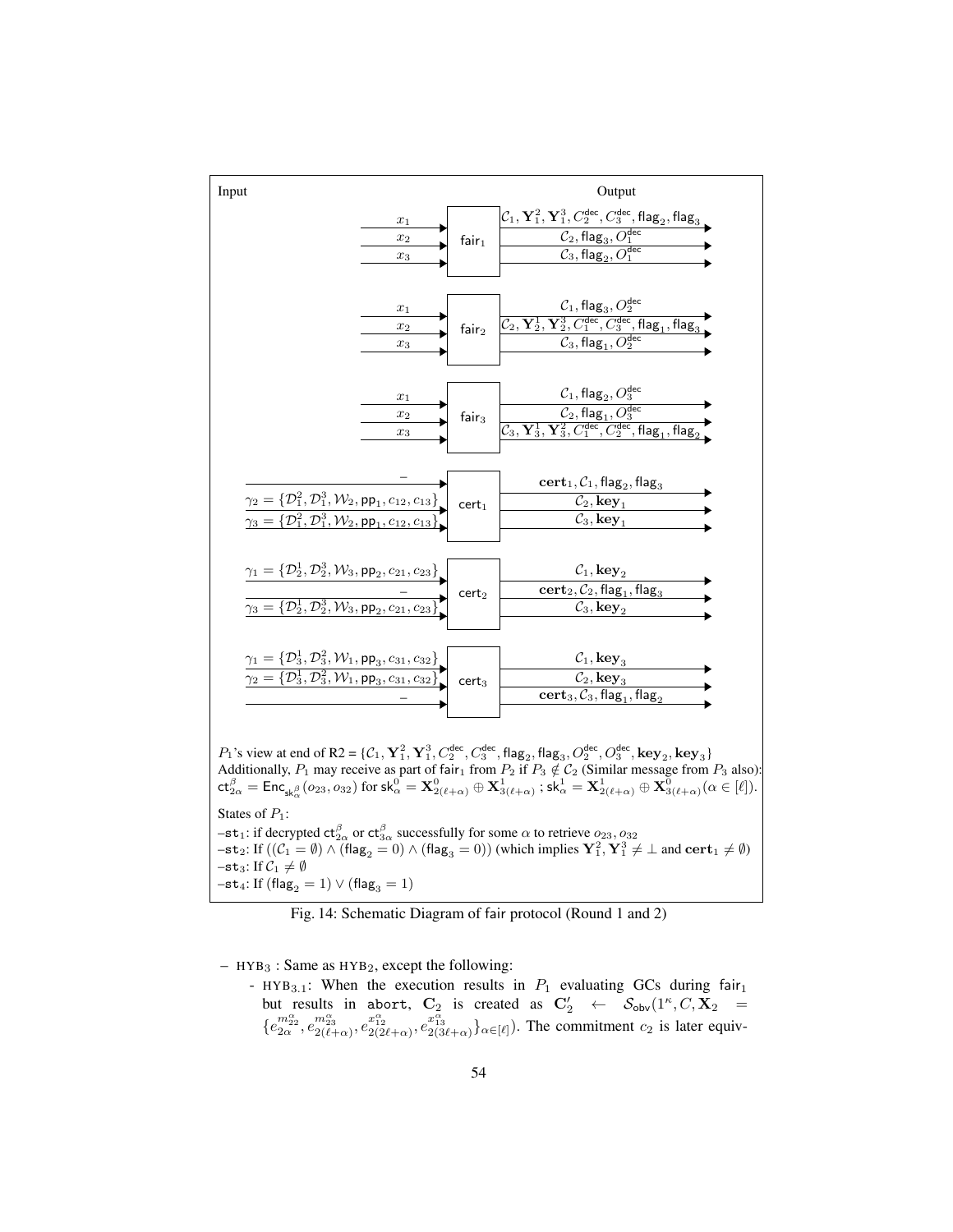Input | Output

| Input | Box | Output |
|---|---|---|
| $x_1$, $x_2$, $x_3$ | $\mathsf{fair}_1$ | $\mathcal{C}_1, \mathbf{Y}_1^2, \mathbf{Y}_1^3, C_2^{\mathsf{dec}}, C_3^{\mathsf{dec}}, \mathsf{flag}_2, \mathsf{flag}_3$ ; $\mathcal{C}_2, \mathsf{flag}_3, O_1^{\mathsf{dec}}$ ; $\mathcal{C}_3, \mathsf{flag}_2, O_1^{\mathsf{dec}}$ |
| $x_1$, $x_2$, $x_3$ | $\mathsf{fair}_2$ | $\mathcal{C}_1, \mathsf{flag}_3, O_2^{\mathsf{dec}}$ ; $\mathcal{C}_2, \mathbf{Y}_2^1, \mathbf{Y}_2^3, C_1^{\mathsf{dec}}, C_3^{\mathsf{dec}}, \mathsf{flag}_1, \mathsf{flag}_3$ ; $\mathcal{C}_3, \mathsf{flag}_1, O_2^{\mathsf{dec}}$ |
| $x_1$, $x_2$, $x_3$ | $\mathsf{fair}_3$ | $\mathcal{C}_1, \mathsf{flag}_2, O_3^{\mathsf{dec}}$ ; $\mathcal{C}_2, \mathsf{flag}_1, O_3^{\mathsf{dec}}$ ; $\mathcal{C}_3, \mathbf{Y}_3^1, \mathbf{Y}_3^2, C_1^{\mathsf{dec}}, C_2^{\mathsf{dec}}, \mathsf{flag}_1, \mathsf{flag}_2$ |
| $-$ ; $\gamma_2 = \{\mathcal{D}_1^2, \mathcal{D}_1^3, \mathcal{W}_2, \mathsf{pp}_1, c_{12}, c_{13}\}$ ; $\gamma_3 = \{\mathcal{D}_1^2, \mathcal{D}_1^3, \mathcal{W}_2, \mathsf{pp}_1, c_{12}, c_{13}\}$ | $\mathsf{cert}_1$ | $\mathbf{cert}_1, \mathcal{C}_1, \mathsf{flag}_2, \mathsf{flag}_3$ ; $\mathcal{C}_2, \mathbf{key}_1$ ; $\mathcal{C}_3, \mathbf{key}_1$ |
| $\gamma_1 = \{\mathcal{D}_2^1, \mathcal{D}_2^3, \mathcal{W}_3, \mathsf{pp}_2, c_{21}, c_{23}\}$ ; $-$ ; $\gamma_3 = \{\mathcal{D}_2^1, \mathcal{D}_2^3, \mathcal{W}_3, \mathsf{pp}_2, c_{21}, c_{23}\}$ | $\mathsf{cert}_2$ | $\mathcal{C}_1, \mathbf{key}_2$ ; $\mathbf{cert}_2, \mathcal{C}_2, \mathsf{flag}_1, \mathsf{flag}_3$ ; $\mathcal{C}_3, \mathbf{key}_2$ |
| $\gamma_1 = \{\mathcal{D}_3^1, \mathcal{D}_3^2, \mathcal{W}_1, \mathsf{pp}_3, c_{31}, c_{32}\}$ ; $\gamma_2 = \{\mathcal{D}_3^1, \mathcal{D}_3^2, \mathcal{W}_1, \mathsf{pp}_3, c_{31}, c_{32}\}$ ; $-$ | $\mathsf{cert}_3$ | $\mathcal{C}_1, \mathbf{key}_3$ ; $\mathcal{C}_2, \mathbf{key}_3$ ; $\mathbf{cert}_3, \mathcal{C}_3, \mathsf{flag}_1, \mathsf{flag}_2$ |

$P_1$'s view at end of R2 = $\{\mathcal{C}_1, \mathbf{Y}_1^2, \mathbf{Y}_1^3, C_2^{\mathsf{dec}}, C_3^{\mathsf{dec}}, \mathsf{flag}_2, \mathsf{flag}_3, O_2^{\mathsf{dec}}, O_3^{\mathsf{dec}}, \mathbf{key}_2, \mathbf{key}_3\}$
Additionally, $P_1$ may receive as part of $\mathsf{fair}_1$ from $P_2$ if $P_3 \notin \mathcal{C}_2$ (Similar message from $P_3$ also): $\mathsf{ct}_{2\alpha}^{\beta} = \mathsf{Enc}_{\mathsf{sk}_\alpha^\beta}(o_{23}, o_{32})$ for $\mathsf{sk}_\alpha^0 = \mathbf{X}^0_{2(\ell+\alpha)} \oplus \mathbf{X}^1_{3(\ell+\alpha)}$ ; $\mathsf{sk}_\alpha^1 = \mathbf{X}^1_{2(\ell+\alpha)} \oplus \mathbf{X}^0_{3(\ell+\alpha)} (\alpha \in [\ell])$.

States of $P_1$:
– $\mathtt{st}_1$: if decrypted $\mathsf{ct}_{2\alpha}^{\beta}$ or $\mathsf{ct}_{3\alpha}^{\beta}$ successfully for some $\alpha$ to retrieve $o_{23}, o_{32}$
– $\mathtt{st}_2$: If $((\mathcal{C}_1 = \emptyset) \wedge (\mathsf{flag}_2 = 0) \wedge (\mathsf{flag}_3 = 0))$ (which implies $\mathbf{Y}_1^2, \mathbf{Y}_1^3 \neq \perp$ and $\mathbf{cert}_1 \neq \emptyset$)
– $\mathtt{st}_3$: If $\mathcal{C}_1 \neq \emptyset$
– $\mathtt{st}_4$: If $(\mathsf{flag}_2 = 1) \vee (\mathsf{flag}_3 = 1)$

Fig. 14: Schematic Diagram of fair protocol (Round 1 and 2)

– $\text{HYB}_3$ : Same as $\text{HYB}_2$, except the following:
  - $\text{HYB}_{3.1}$: When the execution results in $P_1$ evaluating GCs during $\mathsf{fair}_1$ but results in $\mathtt{abort}$, $\mathbf{C}_2$ is created as $\mathbf{C}_2' \leftarrow \mathcal{S}_{\mathsf{obv}}(1^\kappa, C, \mathbf{X}_2 = \{e_{2\alpha}^{m_{22}^\alpha}, e_{2(\ell+\alpha)}^{m_{23}^\alpha}, e_{2(2\ell+\alpha)}^{x_{12}^\alpha}, e_{2(3\ell+\alpha)}^{x_{13}^\alpha}\}_{\alpha\in[\ell]})$. The commitment $c_2$ is later equiv-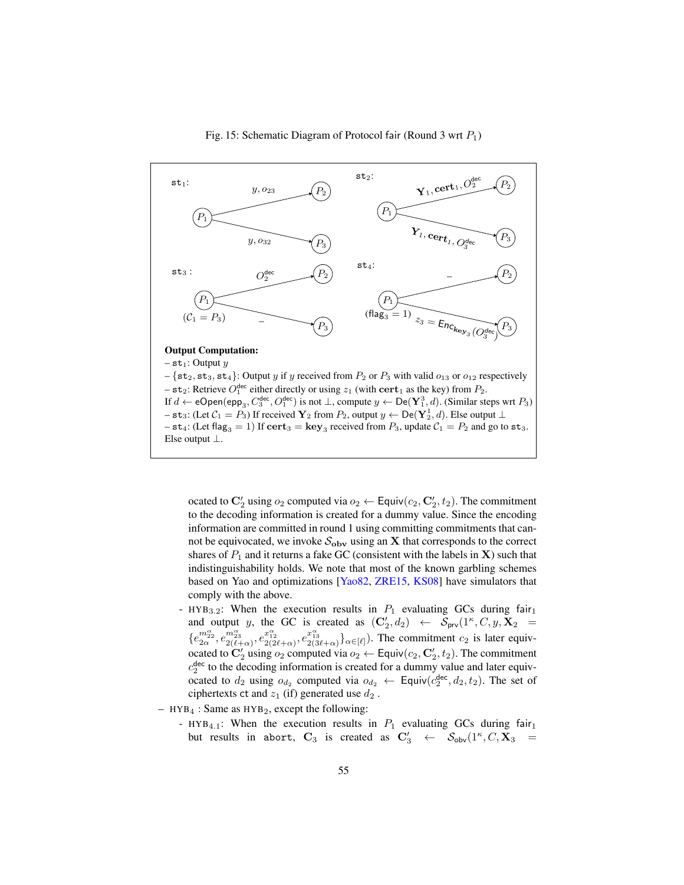Fig. 15: Schematic Diagram of Protocol fair (Round 3 wrt $P_1$)

$\mathtt{st}_1$: $P_1 \to P_2$: $y, o_{23}$; $P_1 \to P_3$: $y, o_{32}$

$\mathtt{st}_2$: $P_1 \to P_2$: $\mathbf{Y}_1, \mathbf{cert}_1, O_2^{\mathsf{dec}}$; $P_1 \to P_3$: $\mathbf{Y}_1, \mathbf{cert}_1, O_3^{\mathsf{dec}}$

$\mathtt{st}_3$: ($\mathcal{C}_1 = P_3$) $P_1 \to P_2$: $O_2^{\mathsf{dec}}$; $P_1 \to P_3$: –

$\mathtt{st}_4$: ($\mathsf{flag}_3 = 1$) $P_1 \to P_2$: –; $P_1 \to P_3$: $z_3 = \mathsf{Enc}_{\mathbf{key}_3}(O_3^{\mathsf{dec}})$

**Output Computation:**

– $\mathtt{st}_1$: Output $y$

– $\{\mathtt{st}_2, \mathtt{st}_3, \mathtt{st}_4\}$: Output $y$ if $y$ received from $P_2$ or $P_3$ with valid $o_{13}$ or $o_{12}$ respectively

– $\mathtt{st}_2$: Retrieve $O_1^{\mathsf{dec}}$ either directly or using $z_1$ (with $\mathbf{cert}_1$ as the key) from $P_2$.
If $d \leftarrow \mathsf{eOpen}(\mathsf{epp}_3, C_3^{\mathsf{dec}}, O_1^{\mathsf{dec}})$ is not $\bot$, compute $y \leftarrow \mathsf{De}(\mathbf{Y}_1^3, d)$. (Similar steps wrt $P_3$)

– $\mathtt{st}_3$: (Let $\mathcal{C}_1 = P_3$) If received $\mathbf{Y}_2$ from $P_2$, output $y \leftarrow \mathsf{De}(\mathbf{Y}_2^1, d)$. Else output $\bot$

– $\mathtt{st}_4$: (Let $\mathsf{flag}_3 = 1$) If $\mathbf{cert}_3 = \mathbf{key}_3$ received from $P_3$, update $\mathcal{C}_1 = P_2$ and go to $\mathtt{st}_3$.
Else output $\bot$.

ocated to $\mathbf{C}_2'$ using $o_2$ computed via $o_2 \leftarrow \mathsf{Equiv}(c_2, \mathbf{C}_2', t_2)$. The commitment to the decoding information is created for a dummy value. Since the encoding information are committed in round 1 using committing commitments that cannot be equivocated, we invoke $\mathcal{S}_{\mathbf{obv}}$ using an $\mathbf{X}$ that corresponds to the correct shares of $P_1$ and it returns a fake GC (consistent with the labels in $\mathbf{X}$) such that indistinguishability holds. We note that most of the known garbling schemes based on Yao and optimizations [Yao82, ZRE15, KS08] have simulators that comply with the above.

- $\text{HYB}_{3.2}$: When the execution results in $P_1$ evaluating GCs during $\mathsf{fair}_1$ and output $y$, the GC is created as $(\mathbf{C}_2', d_2) \leftarrow \mathcal{S}_{\mathsf{prv}}(1^\kappa, C, y, \mathbf{X}_2 = \{e_{2\alpha}^{m_{22}^\alpha}, e_{2(\ell+\alpha)}^{m_{23}^\alpha}, e_{2(2\ell+\alpha)}^{x_{12}^\alpha}, e_{2(3\ell+\alpha)}^{x_{13}^\alpha}\}_{\alpha\in[\ell]})$. The commitment $c_2$ is later equivocated to $\mathbf{C}_2'$ using $o_2$ computed via $o_2 \leftarrow \mathsf{Equiv}(c_2, \mathbf{C}_2', t_2)$. The commitment $c_2^{\mathsf{dec}}$ to the decoding information is created for a dummy value and later equivocated to $d_2$ using $o_{d_2}$ computed via $o_{d_2} \leftarrow \mathsf{Equiv}(c_2^{\mathsf{dec}}, d_2, t_2)$. The set of ciphertexts $\mathsf{ct}$ and $z_1$ (if) generated use $d_2$ .

– $\text{HYB}_4$ : Same as $\text{HYB}_2$, except the following:

- $\text{HYB}_{4.1}$: When the execution results in $P_1$ evaluating GCs during $\mathsf{fair}_1$ but results in $\mathtt{abort}$, $\mathbf{C}_3$ is created as $\mathbf{C}_3' \leftarrow \mathcal{S}_{\mathsf{obv}}(1^\kappa, C, \mathbf{X}_3 =$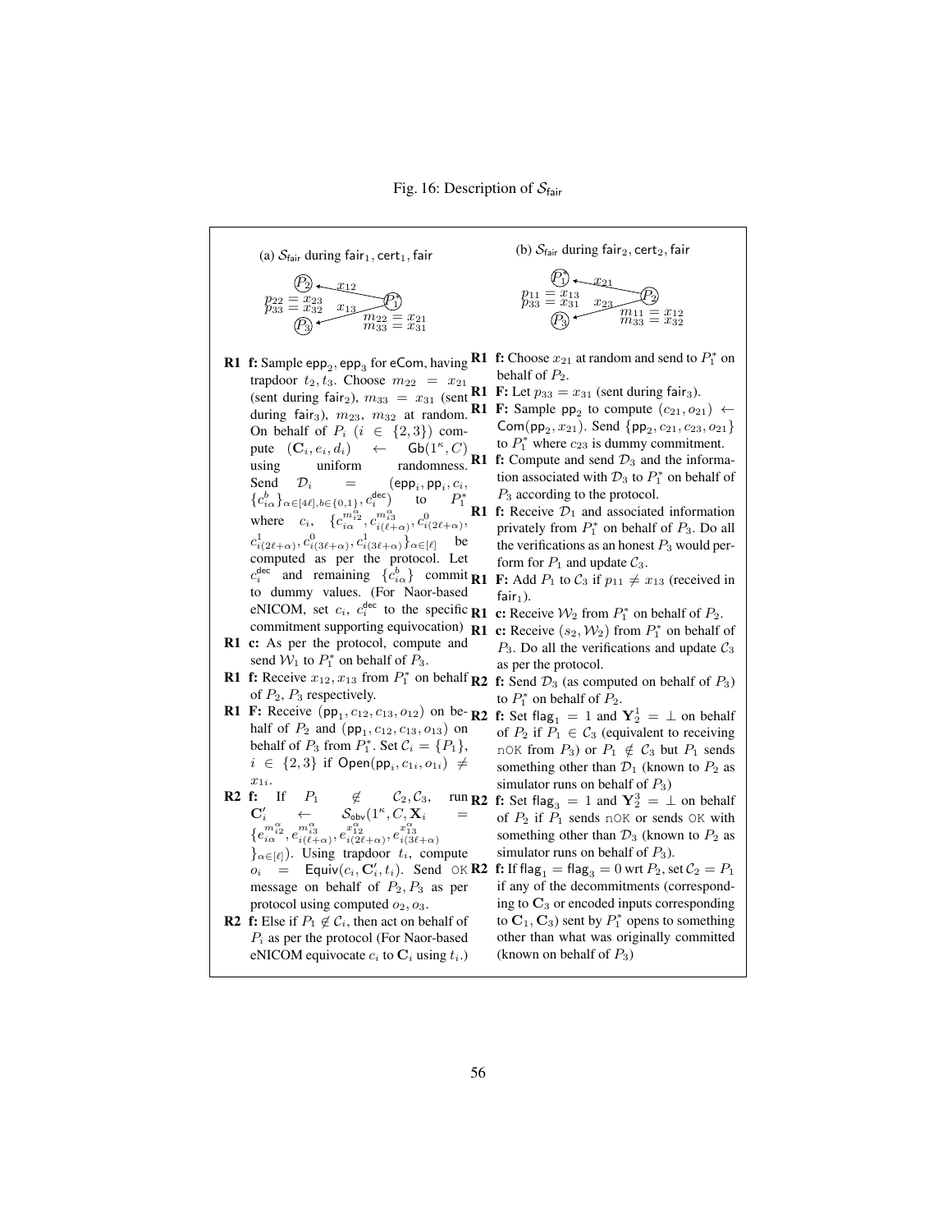Fig. 16: Description of $\mathcal{S}_{\mathsf{fair}}$

**(a) $\mathcal{S}_{\mathsf{fair}}$ during $\mathsf{fair}_1, \mathsf{cert}_1, \mathsf{fair}$**

$P_2 \xleftarrow{x_{12}} P_1^*$, $P_3 \xleftarrow{x_{13}} P_1^*$; $p_{22} = x_{23}$, $p_{33} = x_{32}$; $m_{22} = x_{21}$, $m_{33} = x_{31}$

**R1 f:** Sample $\mathsf{epp}_2, \mathsf{epp}_3$ for $\mathsf{eCom}$, having trapdoor $t_2, t_3$. Choose $m_{22} = x_{21}$ (sent during $\mathsf{fair}_2$), $m_{33} = x_{31}$ (sent during $\mathsf{fair}_3$), $m_{23}$, $m_{32}$ at random. On behalf of $P_i$ ($i \in \{2,3\}$) compute $(\mathbf{C}_i, e_i, d_i) \leftarrow \mathsf{Gb}(1^\kappa, C)$ using uniform randomness. Send $\mathcal{D}_i = (\mathsf{epp}_i, \mathsf{pp}_i, c_i, \{c^b_{i\alpha}\}_{\alpha\in[4\ell], b\in\{0,1\}}, c^{\mathsf{dec}}_i)$ to $P_1^*$ where $c_i$, $\{c^{m^\alpha_{i2}}_{i\alpha}, c^{m^\alpha_{i3}}_{i(\ell+\alpha)}, c^0_{i(2\ell+\alpha)}, c^1_{i(2\ell+\alpha)}, c^0_{i(3\ell+\alpha)}, c^1_{i(3\ell+\alpha)}\}_{\alpha\in[\ell]}$ be computed as per the protocol. Let $c^{\mathsf{dec}}_i$ and remaining $\{c^b_{i\alpha}\}$ commit to dummy values. (For Naor-based eNICOM, set $c_i$, $c^{\mathsf{dec}}_i$ to the specific commitment supporting equivocation)

**R1 c:** As per the protocol, compute and send $\mathcal{W}_1$ to $P_1^*$ on behalf of $P_3$.

**R1 f:** Receive $x_{12}, x_{13}$ from $P_1^*$ on behalf of $P_2$, $P_3$ respectively.

**R1 F:** Receive $(\mathsf{pp}_1, c_{12}, c_{13}, o_{12})$ on behalf of $P_2$ and $(\mathsf{pp}_1, c_{12}, c_{13}, o_{13})$ on behalf of $P_3$ from $P_1^*$. Set $\mathcal{C}_i = \{P_1\}$, $i \in \{2,3\}$ if $\mathsf{Open}(\mathsf{pp}_i, c_{1i}, o_{1i}) \neq x_{1i}$.

**R2 f:** If $P_1 \notin \mathcal{C}_2, \mathcal{C}_3$, run $\mathbf{C}'_i \leftarrow \mathcal{S}_{\mathsf{obv}}(1^\kappa, C, \mathbf{X}_i = \{e^{m^\alpha_{i2}}_{i\alpha}, e^{m^\alpha_{i3}}_{i(\ell+\alpha)}, e^{x^\alpha_{12}}_{i(2\ell+\alpha)}, e^{x^\alpha_{13}}_{i(3\ell+\alpha)}\}_{\alpha\in[\ell]})$. Using trapdoor $t_i$, compute $o_i = \mathsf{Equiv}(c_i, \mathbf{C}'_i, t_i)$. Send $\mathtt{OK}$ message on behalf of $P_2, P_3$ as per protocol using computed $o_2, o_3$.

**R2 f:** Else if $P_1 \notin \mathcal{C}_i$, then act on behalf of $P_i$ as per the protocol (For Naor-based eNICOM equivocate $c_i$ to $\mathbf{C}_i$ using $t_i$.)

**(b) $\mathcal{S}_{\mathsf{fair}}$ during $\mathsf{fair}_2, \mathsf{cert}_2, \mathsf{fair}$**

$P_1^* \xleftarrow{x_{21}} P_2$, $P_3 \xleftarrow{x_{23}} P_2$; $p_{11} = x_{13}$, $p_{33} = x_{31}$; $m_{11} = x_{12}$, $m_{33} = x_{32}$

**R1 f:** Choose $x_{21}$ at random and send to $P_1^*$ on behalf of $P_2$.

**R1 F:** Let $p_{33} = x_{31}$ (sent during $\mathsf{fair}_3$).

**R1 F:** Sample $\mathsf{pp}_2$ to compute $(c_{21}, o_{21}) \leftarrow \mathsf{Com}(\mathsf{pp}_2, x_{21})$. Send $\{\mathsf{pp}_2, c_{21}, c_{23}, o_{21}\}$ to $P_1^*$ where $c_{23}$ is dummy commitment.

**R1 f:** Compute and send $\mathcal{D}_3$ and the information associated with $\mathcal{D}_3$ to $P_1^*$ on behalf of $P_3$ according to the protocol.

**R1 f:** Receive $\mathcal{D}_1$ and associated information privately from $P_1^*$ on behalf of $P_3$. Do all the verifications as an honest $P_3$ would perform for $P_1$ and update $\mathcal{C}_3$.

**R1 F:** Add $P_1$ to $\mathcal{C}_3$ if $p_{11} \neq x_{13}$ (received in $\mathsf{fair}_1$).

**R1 c:** Receive $\mathcal{W}_2$ from $P_1^*$ on behalf of $P_2$.

**R1 c:** Receive $(s_2, \mathcal{W}_2)$ from $P_1^*$ on behalf of $P_3$. Do all the verifications and update $\mathcal{C}_3$ as per the protocol.

**R2 f:** Send $\mathcal{D}_3$ (as computed on behalf of $P_3$) to $P_1^*$ on behalf of $P_2$.

**R2 f:** Set $\mathsf{flag}_1 = 1$ and $\mathbf{Y}^1_2 = \perp$ on behalf of $P_2$ if $P_1 \in \mathcal{C}_3$ (equivalent to receiving $\mathtt{nOK}$ from $P_3$) or $P_1 \notin \mathcal{C}_3$ but $P_1$ sends something other than $\mathcal{D}_1$ (known to $P_2$ as simulator runs on behalf of $P_3$)

**R2 f:** Set $\mathsf{flag}_3 = 1$ and $\mathbf{Y}^3_2 = \perp$ on behalf of $P_2$ if $P_1$ sends $\mathtt{nOK}$ or sends $\mathtt{OK}$ with something other than $\mathcal{D}_3$ (known to $P_2$ as simulator runs on behalf of $P_3$).

**R2 f:** If $\mathsf{flag}_1 = \mathsf{flag}_3 = 0$ wrt $P_2$, set $\mathcal{C}_2 = P_1$ if any of the decommitments (corresponding to $\mathbf{C}_3$ or encoded inputs corresponding to $\mathbf{C}_1, \mathbf{C}_3$) sent by $P_1^*$ opens to something other than what was originally committed (known on behalf of $P_3$)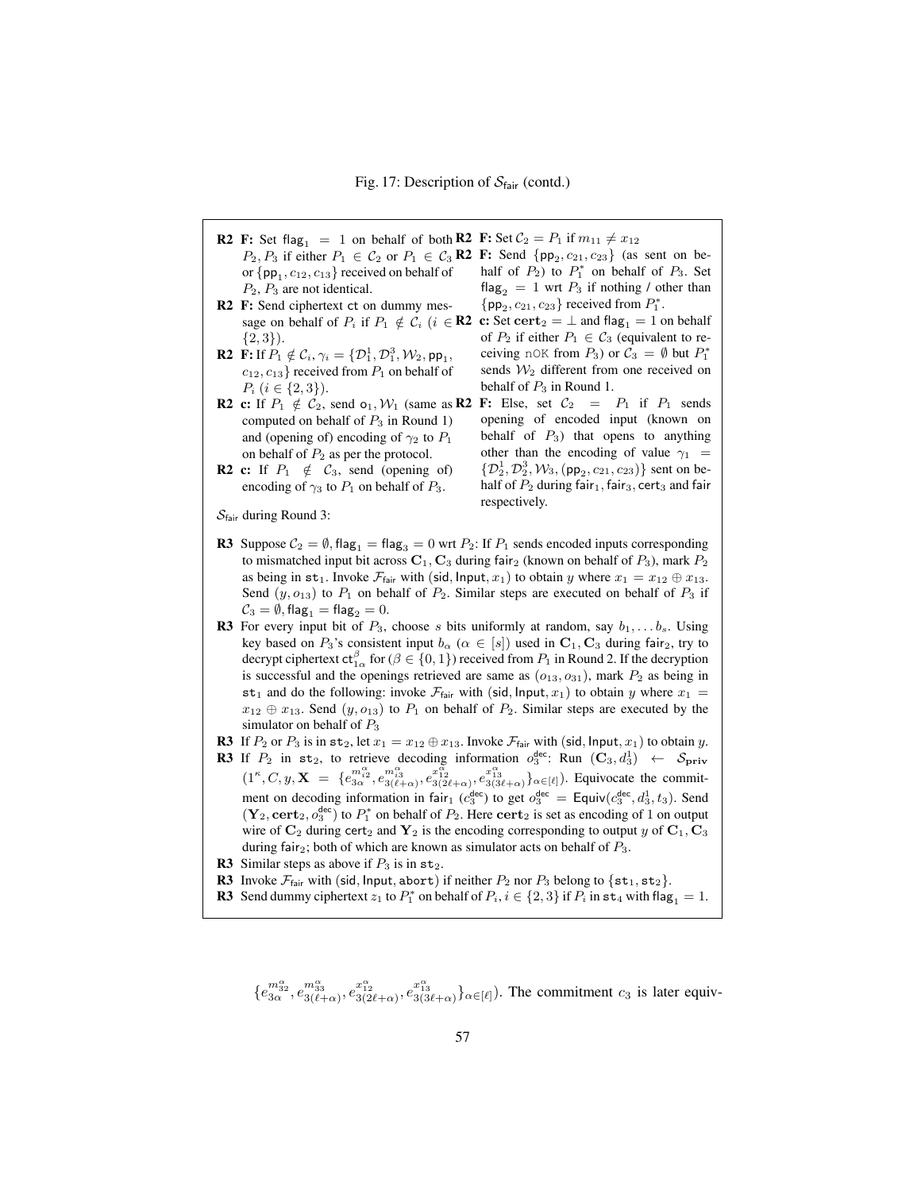Fig. 17: Description of $\mathcal{S}_{\mathsf{fair}}$ (contd.)

**R2 F:** Set $\mathsf{flag}_1 = 1$ on behalf of both $P_2, P_3$ if either $P_1 \in \mathcal{C}_2$ or $P_1 \in \mathcal{C}_3$ or $\{\mathsf{pp}_1, c_{12}, c_{13}\}$ received on behalf of $P_2, P_3$ are not identical.

**R2 F:** Send ciphertext $\mathsf{ct}$ on dummy message on behalf of $P_i$ if $P_1 \notin \mathcal{C}_i$ ($i \in \{2,3\}$).

**R2 F:** If $P_1 \notin \mathcal{C}_i$, $\gamma_i = \{\mathcal{D}_1^1, \mathcal{D}_1^3, \mathcal{W}_2, \mathsf{pp}_1, c_{12}, c_{13}\}$ received from $P_1$ on behalf of $P_i$ ($i \in \{2,3\}$).

**R2 c:** If $P_1 \notin \mathcal{C}_2$, send $\mathsf{o}_1, \mathcal{W}_1$ (same as computed on behalf of $P_3$ in Round 1) and (opening of) encoding of $\gamma_2$ to $P_1$ on behalf of $P_2$ as per the protocol.

**R2 c:** If $P_1 \notin \mathcal{C}_3$, send (opening of) encoding of $\gamma_3$ to $P_1$ on behalf of $P_3$.

**R2 F:** Set $\mathcal{C}_2 = P_1$ if $m_{11} \neq x_{12}$

**R2 F:** Send $\{\mathsf{pp}_2, c_{21}, c_{23}\}$ (as sent on behalf of $P_2$) to $P_1^*$ on behalf of $P_3$. Set $\mathsf{flag}_2 = 1$ wrt $P_3$ if nothing / other than $\{\mathsf{pp}_2, c_{21}, c_{23}\}$ received from $P_1^*$.

**R2 c:** Set $\mathbf{cert}_2 = \perp$ and $\mathsf{flag}_1 = 1$ on behalf of $P_2$ if either $P_1 \in \mathcal{C}_3$ (equivalent to receiving $\mathtt{nOK}$ from $P_3$) or $\mathcal{C}_3 = \emptyset$ but $P_1^*$ sends $\mathcal{W}_2$ different from one received on behalf of $P_3$ in Round 1.

**R2 F:** Else, set $\mathcal{C}_2 = P_1$ if $P_1$ sends opening of encoded input (known on behalf of $P_3$) that opens to anything other than the encoding of value $\gamma_1 = \{\mathcal{D}_2^1, \mathcal{D}_2^3, \mathcal{W}_3, (\mathsf{pp}_2, c_{21}, c_{23})\}$ sent on behalf of $P_2$ during $\mathsf{fair}_1, \mathsf{fair}_3, \mathsf{cert}_3$ and $\mathsf{fair}$ respectively.

$\mathcal{S}_{\mathsf{fair}}$ during Round 3:

**R3** Suppose $\mathcal{C}_2 = \emptyset, \mathsf{flag}_1 = \mathsf{flag}_3 = 0$ wrt $P_2$: If $P_1$ sends encoded inputs corresponding to mismatched input bit across $\mathbf{C}_1, \mathbf{C}_3$ during $\mathsf{fair}_2$ (known on behalf of $P_3$), mark $P_2$ as being in $\mathtt{st}_1$. Invoke $\mathcal{F}_{\mathsf{fair}}$ with $(\mathsf{sid}, \mathsf{Input}, x_1)$ to obtain $y$ where $x_1 = x_{12} \oplus x_{13}$. Send $(y, o_{13})$ to $P_1$ on behalf of $P_2$. Similar steps are executed on behalf of $P_3$ if $\mathcal{C}_3 = \emptyset, \mathsf{flag}_1 = \mathsf{flag}_2 = 0$.

**R3** For every input bit of $P_3$, choose $s$ bits uniformly at random, say $b_1, \ldots b_s$. Using key based on $P_3$'s consistent input $b_\alpha$ ($\alpha \in [s]$) used in $\mathbf{C}_1, \mathbf{C}_3$ during $\mathsf{fair}_2$, try to decrypt ciphertext $\mathsf{ct}_{1\alpha}^{\beta}$ for ($\beta \in \{0,1\}$) received from $P_1$ in Round 2. If the decryption is successful and the openings retrieved are same as $(o_{13}, o_{31})$, mark $P_2$ as being in $\mathtt{st}_1$ and do the following: invoke $\mathcal{F}_{\mathsf{fair}}$ with $(\mathsf{sid}, \mathsf{Input}, x_1)$ to obtain $y$ where $x_1 = x_{12} \oplus x_{13}$. Send $(y, o_{13})$ to $P_1$ on behalf of $P_2$. Similar steps are executed by the simulator on behalf of $P_3$

**R3** If $P_2$ or $P_3$ is in $\mathtt{st}_2$, let $x_1 = x_{12} \oplus x_{13}$. Invoke $\mathcal{F}_{\mathsf{fair}}$ with $(\mathsf{sid}, \mathsf{Input}, x_1)$ to obtain $y$.

**R3** If $P_2$ in $\mathtt{st}_2$, to retrieve decoding information $o_3^{\mathsf{dec}}$: Run $(\mathbf{C}_3, d_3^1) \leftarrow \mathcal{S}_{\mathbf{priv}}(1^\kappa, C, y, \mathbf{X} = \{e_{3\alpha}^{m_{i2}^\alpha}, e_{3(\ell+\alpha)}^{m_{i3}^\alpha}, e_{3(2\ell+\alpha)}^{x_{12}^\alpha}, e_{3(3\ell+\alpha)}^{x_{13}^\alpha}\}_{\alpha \in [\ell]})$. Equivocate the commitment on decoding information in $\mathsf{fair}_1$ ($c_3^{\mathsf{dec}}$) to get $o_3^{\mathsf{dec}} = \mathsf{Equiv}(c_3^{\mathsf{dec}}, d_3^1, t_3)$. Send $(\mathbf{Y}_2, \mathbf{cert}_2, o_3^{\mathsf{dec}})$ to $P_1^*$ on behalf of $P_2$. Here $\mathbf{cert}_2$ is set as encoding of 1 on output wire of $\mathbf{C}_2$ during $\mathsf{cert}_2$ and $\mathbf{Y}_2$ is the encoding corresponding to output $y$ of $\mathbf{C}_1, \mathbf{C}_3$ during $\mathsf{fair}_2$; both of which are known as simulator acts on behalf of $P_3$.

**R3** Similar steps as above if $P_3$ is in $\mathtt{st}_2$.

**R3** Invoke $\mathcal{F}_{\mathsf{fair}}$ with $(\mathsf{sid}, \mathsf{Input}, \mathsf{abort})$ if neither $P_2$ nor $P_3$ belong to $\{\mathtt{st}_1, \mathtt{st}_2\}$.

**R3** Send dummy ciphertext $z_1$ to $P_1^*$ on behalf of $P_i, i \in \{2,3\}$ if $P_i$ in $\mathtt{st}_4$ with $\mathsf{flag}_1 = 1$.

$\{e_{3\alpha}^{m_{32}^\alpha}, e_{3(\ell+\alpha)}^{m_{33}^\alpha}, e_{3(2\ell+\alpha)}^{x_{12}^\alpha}, e_{3(3\ell+\alpha)}^{x_{13}^\alpha}\}_{\alpha \in [\ell]})$. The commitment $c_3$ is later equiv-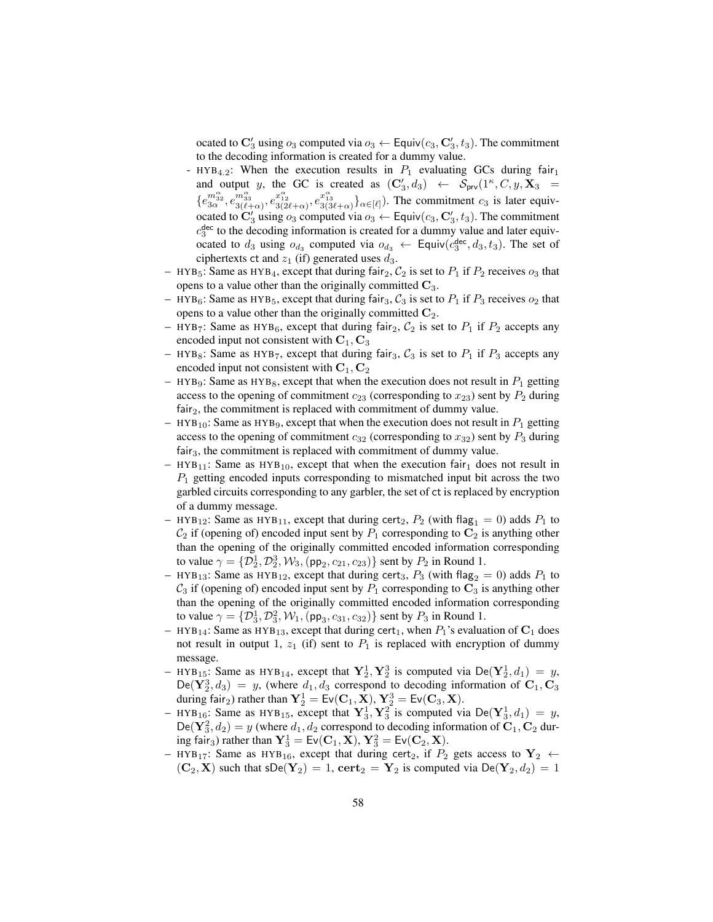ocated to $\mathbf{C}'_3$ using $o_3$ computed via $o_3 \leftarrow \mathsf{Equiv}(c_3, \mathbf{C}'_3, t_3)$. The commitment to the decoding information is created for a dummy value.

  - $\text{HYB}_{4.2}$: When the execution results in $P_1$ evaluating GCs during $\mathsf{fair}_1$ and output $y$, the GC is created as $(\mathbf{C}'_3, d_3) \leftarrow \mathcal{S}_{\mathsf{prv}}(1^\kappa, C, y, \mathbf{X}_3 = \{e^{m^\alpha_{32}}_{3\alpha}, e^{m^\alpha_{33}}_{3(\ell+\alpha)}, e^{x^\alpha_{12}}_{3(2\ell+\alpha)}, e^{x^\alpha_{13}}_{3(3\ell+\alpha)}\}_{\alpha \in [\ell]})$. The commitment $c_3$ is later equivocated to $\mathbf{C}'_3$ using $o_3$ computed via $o_3 \leftarrow \mathsf{Equiv}(c_3, \mathbf{C}'_3, t_3)$. The commitment $c^{\mathsf{dec}}_3$ to the decoding information is created for a dummy value and later equivocated to $d_3$ using $o_{d_3}$ computed via $o_{d_3} \leftarrow \mathsf{Equiv}(c^{\mathsf{dec}}_3, d_3, t_3)$. The set of ciphertexts $\mathsf{ct}$ and $z_1$ (if) generated uses $d_3$.

- $\text{HYB}_5$: Same as $\text{HYB}_4$, except that during $\mathsf{fair}_2$, $\mathcal{C}_2$ is set to $P_1$ if $P_2$ receives $o_3$ that opens to a value other than the originally committed $\mathbf{C}_3$.
- $\text{HYB}_6$: Same as $\text{HYB}_5$, except that during $\mathsf{fair}_3$, $\mathcal{C}_3$ is set to $P_1$ if $P_3$ receives $o_2$ that opens to a value other than the originally committed $\mathbf{C}_2$.
- $\text{HYB}_7$: Same as $\text{HYB}_6$, except that during $\mathsf{fair}_2$, $\mathcal{C}_2$ is set to $P_1$ if $P_2$ accepts any encoded input not consistent with $\mathbf{C}_1, \mathbf{C}_3$
- $\text{HYB}_8$: Same as $\text{HYB}_7$, except that during $\mathsf{fair}_3$, $\mathcal{C}_3$ is set to $P_1$ if $P_3$ accepts any encoded input not consistent with $\mathbf{C}_1, \mathbf{C}_2$
- $\text{HYB}_9$: Same as $\text{HYB}_8$, except that when the execution does not result in $P_1$ getting access to the opening of commitment $c_{23}$ (corresponding to $x_{23}$) sent by $P_2$ during $\mathsf{fair}_2$, the commitment is replaced with commitment of dummy value.
- $\text{HYB}_{10}$: Same as $\text{HYB}_9$, except that when the execution does not result in $P_1$ getting access to the opening of commitment $c_{32}$ (corresponding to $x_{32}$) sent by $P_3$ during $\mathsf{fair}_3$, the commitment is replaced with commitment of dummy value.
- $\text{HYB}_{11}$: Same as $\text{HYB}_{10}$, except that when the execution $\mathsf{fair}_1$ does not result in $P_1$ getting encoded inputs corresponding to mismatched input bit across the two garbled circuits corresponding to any garbler, the set of $\mathsf{ct}$ is replaced by encryption of a dummy message.
- $\text{HYB}_{12}$: Same as $\text{HYB}_{11}$, except that during $\mathsf{cert}_2$, $P_2$ (with $\mathsf{flag}_1 = 0$) adds $P_1$ to $\mathcal{C}_2$ if (opening of) encoded input sent by $P_1$ corresponding to $\mathbf{C}_2$ is anything other than the opening of the originally committed encoded information corresponding to value $\gamma = \{\mathcal{D}^1_2, \mathcal{D}^3_2, \mathcal{W}_3, (\mathsf{pp}_2, c_{21}, c_{23})\}$ sent by $P_2$ in Round 1.
- $\text{HYB}_{13}$: Same as $\text{HYB}_{12}$, except that during $\mathsf{cert}_3$, $P_3$ (with $\mathsf{flag}_2 = 0$) adds $P_1$ to $\mathcal{C}_3$ if (opening of) encoded input sent by $P_1$ corresponding to $\mathbf{C}_3$ is anything other than the opening of the originally committed encoded information corresponding to value $\gamma = \{\mathcal{D}^1_3, \mathcal{D}^2_3, \mathcal{W}_1, (\mathsf{pp}_3, c_{31}, c_{32})\}$ sent by $P_3$ in Round 1.
- $\text{HYB}_{14}$: Same as $\text{HYB}_{13}$, except that during $\mathsf{cert}_1$, when $P_1$'s evaluation of $\mathbf{C}_1$ does not result in output 1, $z_1$ (if) sent to $P_1$ is replaced with encryption of dummy message.
- $\text{HYB}_{15}$: Same as $\text{HYB}_{14}$, except that $\mathbf{Y}^1_2, \mathbf{Y}^3_2$ is computed via $\mathsf{De}(\mathbf{Y}^1_2, d_1) = y$, $\mathsf{De}(\mathbf{Y}^3_2, d_3) = y$, (where $d_1, d_3$ correspond to decoding information of $\mathbf{C}_1, \mathbf{C}_3$ during $\mathsf{fair}_2$) rather than $\mathbf{Y}^1_2 = \mathsf{Ev}(\mathbf{C}_1, \mathbf{X})$, $\mathbf{Y}^3_2 = \mathsf{Ev}(\mathbf{C}_3, \mathbf{X})$.
- $\text{HYB}_{16}$: Same as $\text{HYB}_{15}$, except that $\mathbf{Y}^1_3, \mathbf{Y}^2_3$ is computed via $\mathsf{De}(\mathbf{Y}^1_3, d_1) = y$, $\mathsf{De}(\mathbf{Y}^2_3, d_2) = y$ (where $d_1, d_2$ correspond to decoding information of $\mathbf{C}_1, \mathbf{C}_2$ during $\mathsf{fair}_3$) rather than $\mathbf{Y}^1_3 = \mathsf{Ev}(\mathbf{C}_1, \mathbf{X})$, $\mathbf{Y}^2_3 = \mathsf{Ev}(\mathbf{C}_2, \mathbf{X})$.
- $\text{HYB}_{17}$: Same as $\text{HYB}_{16}$, except that during $\mathsf{cert}_2$, if $P_2$ gets access to $\mathbf{Y}_2 \leftarrow (\mathbf{C}_2, \mathbf{X})$ such that $\mathsf{sDe}(\mathbf{Y}_2) = 1$, $\mathbf{cert}_2 = \mathbf{Y}_2$ is computed via $\mathsf{De}(\mathbf{Y}_2, d_2) = 1$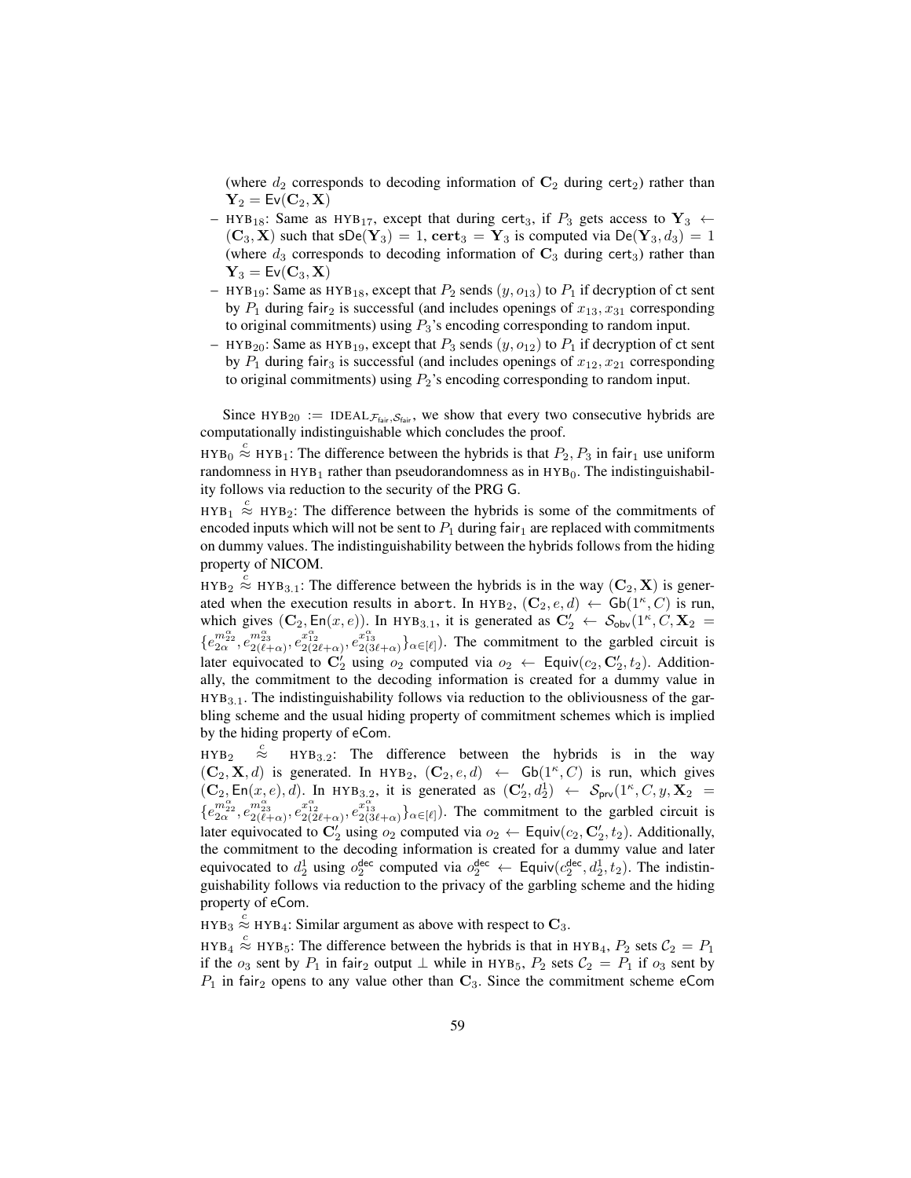(where $d_2$ corresponds to decoding information of $\mathbf{C}_2$ during $\mathsf{cert}_2$) rather than $\mathbf{Y}_2 = \mathsf{Ev}(\mathbf{C}_2, \mathbf{X})$

- $\text{HYB}_{18}$: Same as $\text{HYB}_{17}$, except that during $\mathsf{cert}_3$, if $P_3$ gets access to $\mathbf{Y}_3 \leftarrow (\mathbf{C}_3, \mathbf{X})$ such that $\mathsf{sDe}(\mathbf{Y}_3) = 1$, $\mathbf{cert}_3 = \mathbf{Y}_3$ is computed via $\mathsf{De}(\mathbf{Y}_3, d_3) = 1$ (where $d_3$ corresponds to decoding information of $\mathbf{C}_3$ during $\mathsf{cert}_3$) rather than $\mathbf{Y}_3 = \mathsf{Ev}(\mathbf{C}_3, \mathbf{X})$
- $\text{HYB}_{19}$: Same as $\text{HYB}_{18}$, except that $P_2$ sends $(y, o_{13})$ to $P_1$ if decryption of $\mathsf{ct}$ sent by $P_1$ during $\mathsf{fair}_2$ is successful (and includes openings of $x_{13}, x_{31}$ corresponding to original commitments) using $P_3$'s encoding corresponding to random input.
- $\text{HYB}_{20}$: Same as $\text{HYB}_{19}$, except that $P_3$ sends $(y, o_{12})$ to $P_1$ if decryption of $\mathsf{ct}$ sent by $P_1$ during $\mathsf{fair}_3$ is successful (and includes openings of $x_{12}, x_{21}$ corresponding to original commitments) using $P_2$'s encoding corresponding to random input.

Since $\text{HYB}_{20} := \text{IDEAL}_{\mathcal{F}_{\mathsf{fair}}, \mathcal{S}_{\mathsf{fair}}}$, we show that every two consecutive hybrids are computationally indistinguishable which concludes the proof.

$\text{HYB}_0 \overset{c}{\approx} \text{HYB}_1$: The difference between the hybrids is that $P_2, P_3$ in $\mathsf{fair}_1$ use uniform randomness in $\text{HYB}_1$ rather than pseudorandomness as in $\text{HYB}_0$. The indistinguishability follows via reduction to the security of the PRG $\mathsf{G}$.

$\text{HYB}_1 \overset{c}{\approx} \text{HYB}_2$: The difference between the hybrids is some of the commitments of encoded inputs which will not be sent to $P_1$ during $\mathsf{fair}_1$ are replaced with commitments on dummy values. The indistinguishability between the hybrids follows from the hiding property of NICOM.

$\text{HYB}_2 \overset{c}{\approx} \text{HYB}_{3.1}$: The difference between the hybrids is in the way $(\mathbf{C}_2, \mathbf{X})$ is generated when the execution results in $\mathtt{abort}$. In $\text{HYB}_2$, $(\mathbf{C}_2, e, d) \leftarrow \mathsf{Gb}(1^\kappa, C)$ is run, which gives $(\mathbf{C}_2, \mathsf{En}(x, e))$. In $\text{HYB}_{3.1}$, it is generated as $\mathbf{C}_2' \leftarrow \mathcal{S}_{\mathsf{obv}}(1^\kappa, C, \mathbf{X}_2 = \{e_{2\alpha}^{m_{22}^\alpha}, e_{2(\ell+\alpha)}^{m_{23}^\alpha}, e_{2(2\ell+\alpha)}^{x_{12}^\alpha}, e_{2(3\ell+\alpha)}^{x_{13}^\alpha}\}_{\alpha\in[\ell]})$. The commitment to the garbled circuit is later equivocated to $\mathbf{C}_2'$ using $o_2$ computed via $o_2 \leftarrow \mathsf{Equiv}(c_2, \mathbf{C}_2', t_2)$. Additionally, the commitment to the decoding information is created for a dummy value in $\text{HYB}_{3.1}$. The indistinguishability follows via reduction to the obliviousness of the garbling scheme and the usual hiding property of commitment schemes which is implied by the hiding property of $\mathsf{eCom}$.

$\text{HYB}_2 \overset{c}{\approx} \text{HYB}_{3.2}$: The difference between the hybrids is in the way $(\mathbf{C}_2, \mathbf{X}, d)$ is generated. In $\text{HYB}_2$, $(\mathbf{C}_2, e, d) \leftarrow \mathsf{Gb}(1^\kappa, C)$ is run, which gives $(\mathbf{C}_2, \mathsf{En}(x, e), d)$. In $\text{HYB}_{3.2}$, it is generated as $(\mathbf{C}_2', d_2^1) \leftarrow \mathcal{S}_{\mathsf{prv}}(1^\kappa, C, y, \mathbf{X}_2 = \{e_{2\alpha}^{m_{22}^\alpha}, e_{2(\ell+\alpha)}^{m_{23}^\alpha}, e_{2(2\ell+\alpha)}^{x_{12}^\alpha}, e_{2(3\ell+\alpha)}^{x_{13}^\alpha}\}_{\alpha\in[\ell]})$. The commitment to the garbled circuit is later equivocated to $\mathbf{C}_2'$ using $o_2$ computed via $o_2 \leftarrow \mathsf{Equiv}(c_2, \mathbf{C}_2', t_2)$. Additionally, the commitment to the decoding information is created for a dummy value and later equivocated to $d_2^1$ using $o_2^{\mathsf{dec}}$ computed via $o_2^{\mathsf{dec}} \leftarrow \mathsf{Equiv}(c_2^{\mathsf{dec}}, d_2^1, t_2)$. The indistinguishability follows via reduction to the privacy of the garbling scheme and the hiding property of $\mathsf{eCom}$.

$\text{HYB}_3 \overset{c}{\approx} \text{HYB}_4$: Similar argument as above with respect to $\mathbf{C}_3$.

$\text{HYB}_4 \overset{c}{\approx} \text{HYB}_5$: The difference between the hybrids is that in $\text{HYB}_4$, $P_2$ sets $\mathcal{C}_2 = P_1$ if the $o_3$ sent by $P_1$ in $\mathsf{fair}_2$ output $\perp$ while in $\text{HYB}_5$, $P_2$ sets $\mathcal{C}_2 = P_1$ if $o_3$ sent by $P_1$ in $\mathsf{fair}_2$ opens to any value other than $\mathbf{C}_3$. Since the commitment scheme $\mathsf{eCom}$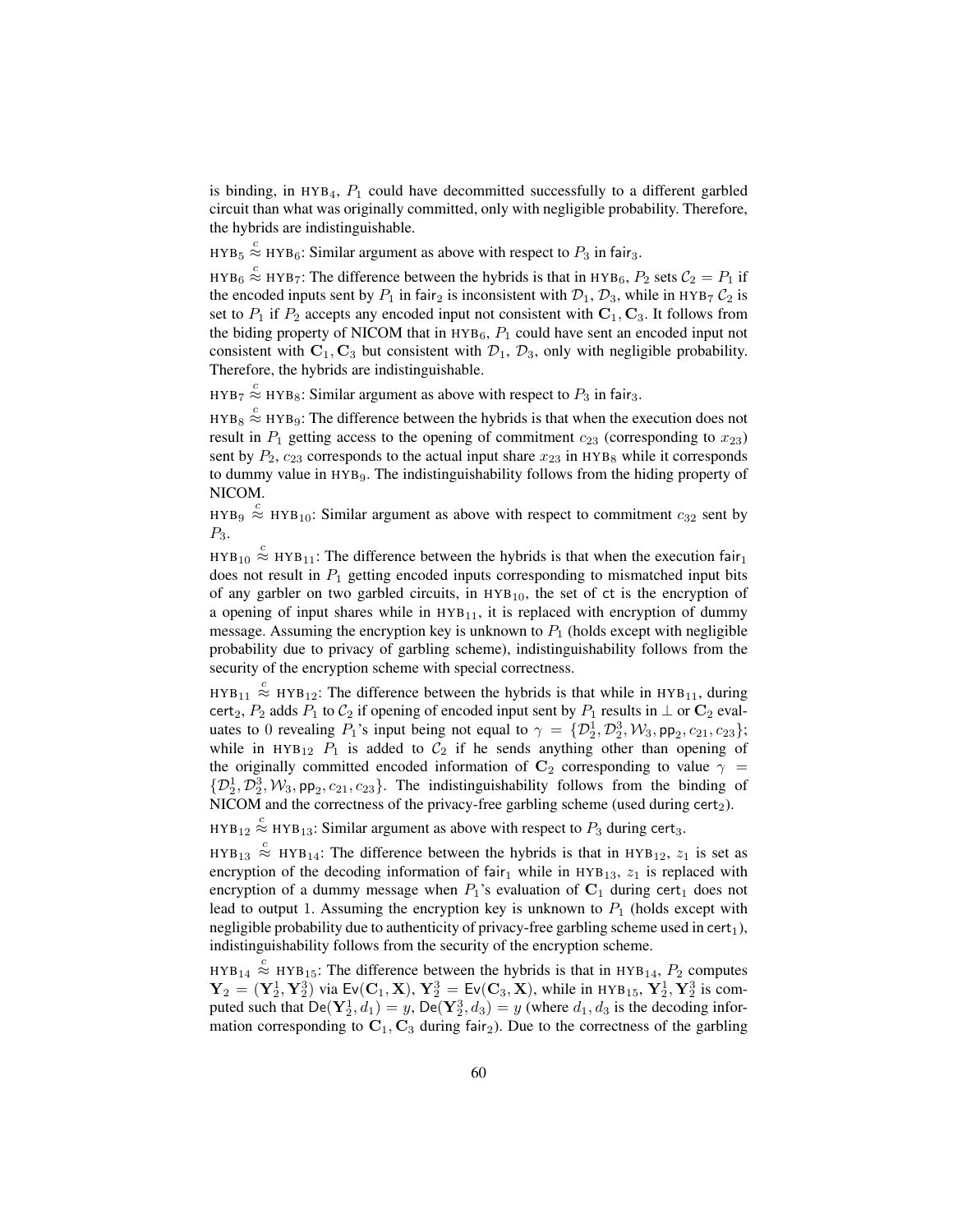is binding, in $\text{HYB}_4$, $P_1$ could have decommitted successfully to a different garbled circuit than what was originally committed, only with negligible probability. Therefore, the hybrids are indistinguishable.

$\text{HYB}_5 \overset{c}{\approx} \text{HYB}_6$: Similar argument as above with respect to $P_3$ in $\mathsf{fair}_3$.

$\text{HYB}_6 \overset{c}{\approx} \text{HYB}_7$: The difference between the hybrids is that in $\text{HYB}_6$, $P_2$ sets $\mathcal{C}_2 = P_1$ if the encoded inputs sent by $P_1$ in $\mathsf{fair}_2$ is inconsistent with $\mathcal{D}_1, \mathcal{D}_3$, while in $\text{HYB}_7$ $\mathcal{C}_2$ is set to $P_1$ if $P_2$ accepts any encoded input not consistent with $\mathbf{C}_1, \mathbf{C}_3$. It follows from the biding property of NICOM that in $\text{HYB}_6$, $P_1$ could have sent an encoded input not consistent with $\mathbf{C}_1, \mathbf{C}_3$ but consistent with $\mathcal{D}_1$, $\mathcal{D}_3$, only with negligible probability. Therefore, the hybrids are indistinguishable.

$\text{HYB}_7 \overset{c}{\approx} \text{HYB}_8$: Similar argument as above with respect to $P_3$ in $\mathsf{fair}_3$.

$\text{HYB}_8 \overset{c}{\approx} \text{HYB}_9$: The difference between the hybrids is that when the execution does not result in $P_1$ getting access to the opening of commitment $c_{23}$ (corresponding to $x_{23}$) sent by $P_2$, $c_{23}$ corresponds to the actual input share $x_{23}$ in $\text{HYB}_8$ while it corresponds to dummy value in $\text{HYB}_9$. The indistinguishability follows from the hiding property of NICOM.

$\text{HYB}_9 \overset{c}{\approx} \text{HYB}_{10}$: Similar argument as above with respect to commitment $c_{32}$ sent by $P_3$.

$\text{HYB}_{10} \overset{c}{\approx} \text{HYB}_{11}$: The difference between the hybrids is that when the execution $\mathsf{fair}_1$ does not result in $P_1$ getting encoded inputs corresponding to mismatched input bits of any garbler on two garbled circuits, in $\text{HYB}_{10}$, the set of $\mathsf{ct}$ is the encryption of a opening of input shares while in $\text{HYB}_{11}$, it is replaced with encryption of dummy message. Assuming the encryption key is unknown to $P_1$ (holds except with negligible probability due to privacy of garbling scheme), indistinguishability follows from the security of the encryption scheme with special correctness.

$\text{HYB}_{11} \overset{c}{\approx} \text{HYB}_{12}$: The difference between the hybrids is that while in $\text{HYB}_{11}$, during $\mathsf{cert}_2$, $P_2$ adds $P_1$ to $\mathcal{C}_2$ if opening of encoded input sent by $P_1$ results in $\perp$ or $\mathbf{C}_2$ evaluates to 0 revealing $P_1$'s input being not equal to $\gamma = \{\mathcal{D}_2^1, \mathcal{D}_2^3, \mathcal{W}_3, \mathsf{pp}_2, c_{21}, c_{23}\}$; while in $\text{HYB}_{12}$ $P_1$ is added to $\mathcal{C}_2$ if he sends anything other than opening of the originally committed encoded information of $\mathbf{C}_2$ corresponding to value $\gamma = \{\mathcal{D}_2^1, \mathcal{D}_2^3, \mathcal{W}_3, \mathsf{pp}_2, c_{21}, c_{23}\}$. The indistinguishability follows from the binding of NICOM and the correctness of the privacy-free garbling scheme (used during $\mathsf{cert}_2$).

$\text{HYB}_{12} \overset{c}{\approx} \text{HYB}_{13}$: Similar argument as above with respect to $P_3$ during $\mathsf{cert}_3$.

$\text{HYB}_{13} \overset{c}{\approx} \text{HYB}_{14}$: The difference between the hybrids is that in $\text{HYB}_{12}$, $z_1$ is set as encryption of the decoding information of $\mathsf{fair}_1$ while in $\text{HYB}_{13}$, $z_1$ is replaced with encryption of a dummy message when $P_1$'s evaluation of $\mathbf{C}_1$ during $\mathsf{cert}_1$ does not lead to output 1. Assuming the encryption key is unknown to $P_1$ (holds except with negligible probability due to authenticity of privacy-free garbling scheme used in $\mathsf{cert}_1$), indistinguishability follows from the security of the encryption scheme.

$\text{HYB}_{14} \overset{c}{\approx} \text{HYB}_{15}$: The difference between the hybrids is that in $\text{HYB}_{14}$, $P_2$ computes $\mathbf{Y}_2 = (\mathbf{Y}_2^1, \mathbf{Y}_2^3)$ via $\mathsf{Ev}(\mathbf{C}_1, \mathbf{X})$, $\mathbf{Y}_2^3 = \mathsf{Ev}(\mathbf{C}_3, \mathbf{X})$, while in $\text{HYB}_{15}$, $\mathbf{Y}_2^1, \mathbf{Y}_2^3$ is computed such that $\mathsf{De}(\mathbf{Y}_2^1, d_1) = y$, $\mathsf{De}(\mathbf{Y}_2^3, d_3) = y$ (where $d_1, d_3$ is the decoding information corresponding to $\mathbf{C}_1, \mathbf{C}_3$ during $\mathsf{fair}_2$). Due to the correctness of the garbling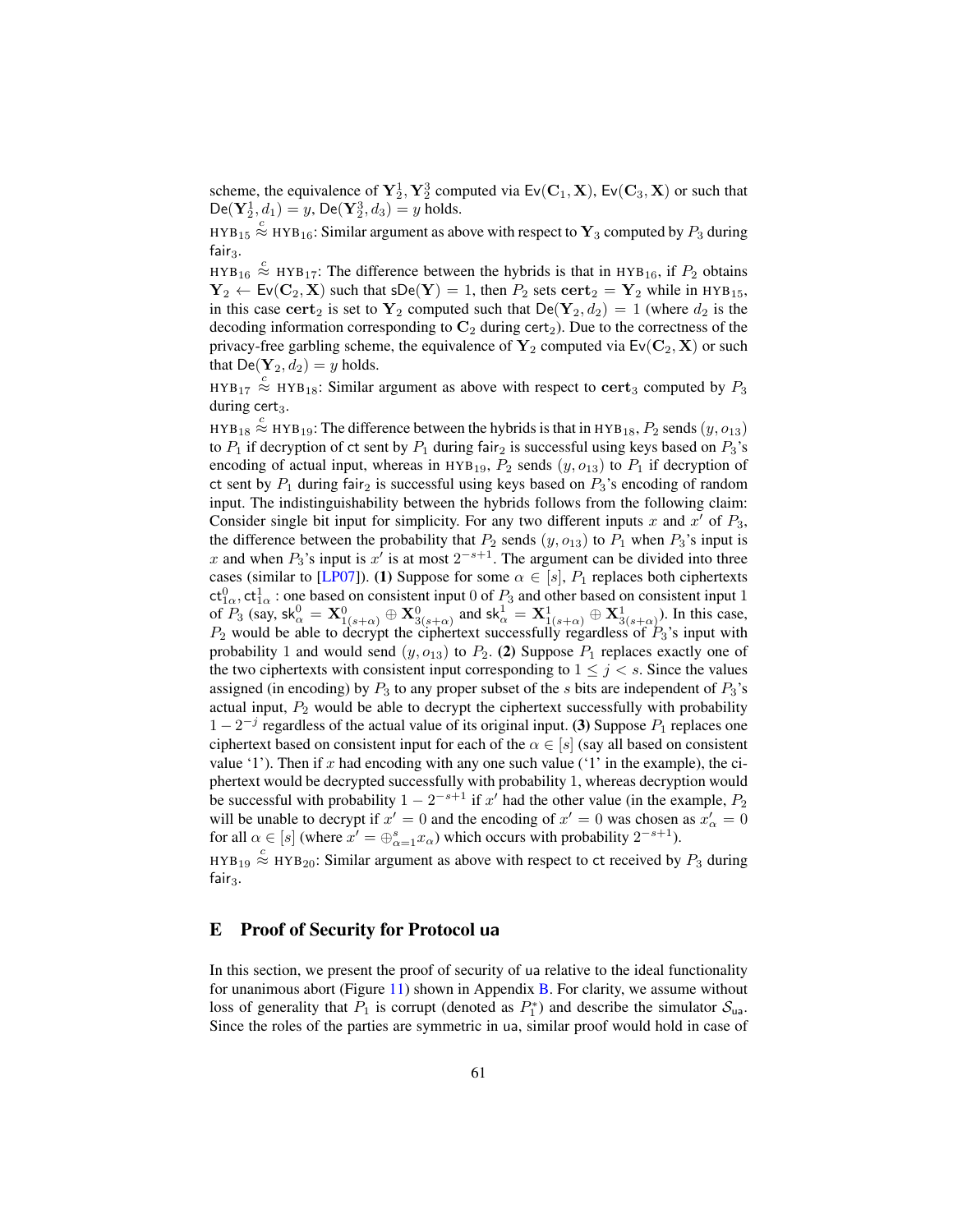scheme, the equivalence of $\mathbf{Y}_2^1, \mathbf{Y}_2^3$ computed via $\mathsf{Ev}(\mathbf{C}_1, \mathbf{X})$, $\mathsf{Ev}(\mathbf{C}_3, \mathbf{X})$ or such that $\mathsf{De}(\mathbf{Y}_2^1, d_1) = y$, $\mathsf{De}(\mathbf{Y}_2^3, d_3) = y$ holds.

$\text{HYB}_{15} \overset{c}{\approx} \text{HYB}_{16}$: Similar argument as above with respect to $\mathbf{Y}_3$ computed by $P_3$ during $\mathsf{fair}_3$.

$\text{HYB}_{16} \overset{c}{\approx} \text{HYB}_{17}$: The difference between the hybrids is that in $\text{HYB}_{16}$, if $P_2$ obtains $\mathbf{Y}_2 \leftarrow \mathsf{Ev}(\mathbf{C}_2, \mathbf{X})$ such that $\mathsf{sDe}(\mathbf{Y}) = 1$, then $P_2$ sets $\mathbf{cert}_2 = \mathbf{Y}_2$ while in $\text{HYB}_{15}$, in this case $\mathbf{cert}_2$ is set to $\mathbf{Y}_2$ computed such that $\mathsf{De}(\mathbf{Y}_2, d_2) = 1$ (where $d_2$ is the decoding information corresponding to $\mathbf{C}_2$ during $\mathsf{cert}_2$). Due to the correctness of the privacy-free garbling scheme, the equivalence of $\mathbf{Y}_2$ computed via $\mathsf{Ev}(\mathbf{C}_2, \mathbf{X})$ or such that $\mathsf{De}(\mathbf{Y}_2, d_2) = y$ holds.

$\text{HYB}_{17} \overset{c}{\approx} \text{HYB}_{18}$: Similar argument as above with respect to $\mathbf{cert}_3$ computed by $P_3$ during $\mathsf{cert}_3$.

$\text{HYB}_{18} \overset{c}{\approx} \text{HYB}_{19}$: The difference between the hybrids is that in $\text{HYB}_{18}$, $P_2$ sends $(y, o_{13})$ to $P_1$ if decryption of $\mathsf{ct}$ sent by $P_1$ during $\mathsf{fair}_2$ is successful using keys based on $P_3$'s encoding of actual input, whereas in $\text{HYB}_{19}$, $P_2$ sends $(y, o_{13})$ to $P_1$ if decryption of $\mathsf{ct}$ sent by $P_1$ during $\mathsf{fair}_2$ is successful using keys based on $P_3$'s encoding of random input. The indistinguishability between the hybrids follows from the following claim: Consider single bit input for simplicity. For any two different inputs $x$ and $x'$ of $P_3$, the difference between the probability that $P_2$ sends $(y, o_{13})$ to $P_1$ when $P_3$'s input is $x$ and when $P_3$'s input is $x'$ is at most $2^{-s+1}$. The argument can be divided into three cases (similar to [LP07]). **(1)** Suppose for some $\alpha \in [s]$, $P_1$ replaces both ciphertexts $\mathsf{ct}^0_{1\alpha}, \mathsf{ct}^1_{1\alpha}$ : one based on consistent input 0 of $P_3$ and other based on consistent input 1 of $P_3$ (say, $\mathsf{sk}^0_\alpha = \mathbf{X}^0_{1(s+\alpha)} \oplus \mathbf{X}^0_{3(s+\alpha)}$ and $\mathsf{sk}^1_\alpha = \mathbf{X}^1_{1(s+\alpha)} \oplus \mathbf{X}^1_{3(s+\alpha)}$). In this case, $P_2$ would be able to decrypt the ciphertext successfully regardless of $P_3$'s input with probability 1 and would send $(y, o_{13})$ to $P_2$. **(2)** Suppose $P_1$ replaces exactly one of the two ciphertexts with consistent input corresponding to $1 \leq j < s$. Since the values assigned (in encoding) by $P_3$ to any proper subset of the $s$ bits are independent of $P_3$'s actual input, $P_2$ would be able to decrypt the ciphertext successfully with probability $1 - 2^{-j}$ regardless of the actual value of its original input. **(3)** Suppose $P_1$ replaces one ciphertext based on consistent input for each of the $\alpha \in [s]$ (say all based on consistent value '1'). Then if $x$ had encoding with any one such value ('1' in the example), the ciphertext would be decrypted successfully with probability 1, whereas decryption would be successful with probability $1 - 2^{-s+1}$ if $x'$ had the other value (in the example, $P_2$ will be unable to decrypt if $x' = 0$ and the encoding of $x' = 0$ was chosen as $x'_\alpha = 0$ for all $\alpha \in [s]$ (where $x' = \oplus_{\alpha=1}^{s} x_\alpha$) which occurs with probability $2^{-s+1}$).

$\text{HYB}_{19} \overset{c}{\approx} \text{HYB}_{20}$: Similar argument as above with respect to $\mathsf{ct}$ received by $P_3$ during $\mathsf{fair}_3$.

## E Proof of Security for Protocol ua

In this section, we present the proof of security of $\mathsf{ua}$ relative to the ideal functionality for unanimous abort (Figure 11) shown in Appendix B. For clarity, we assume without loss of generality that $P_1$ is corrupt (denoted as $P_1^*$) and describe the simulator $\mathcal{S}_{\mathsf{ua}}$. Since the roles of the parties are symmetric in $\mathsf{ua}$, similar proof would hold in case of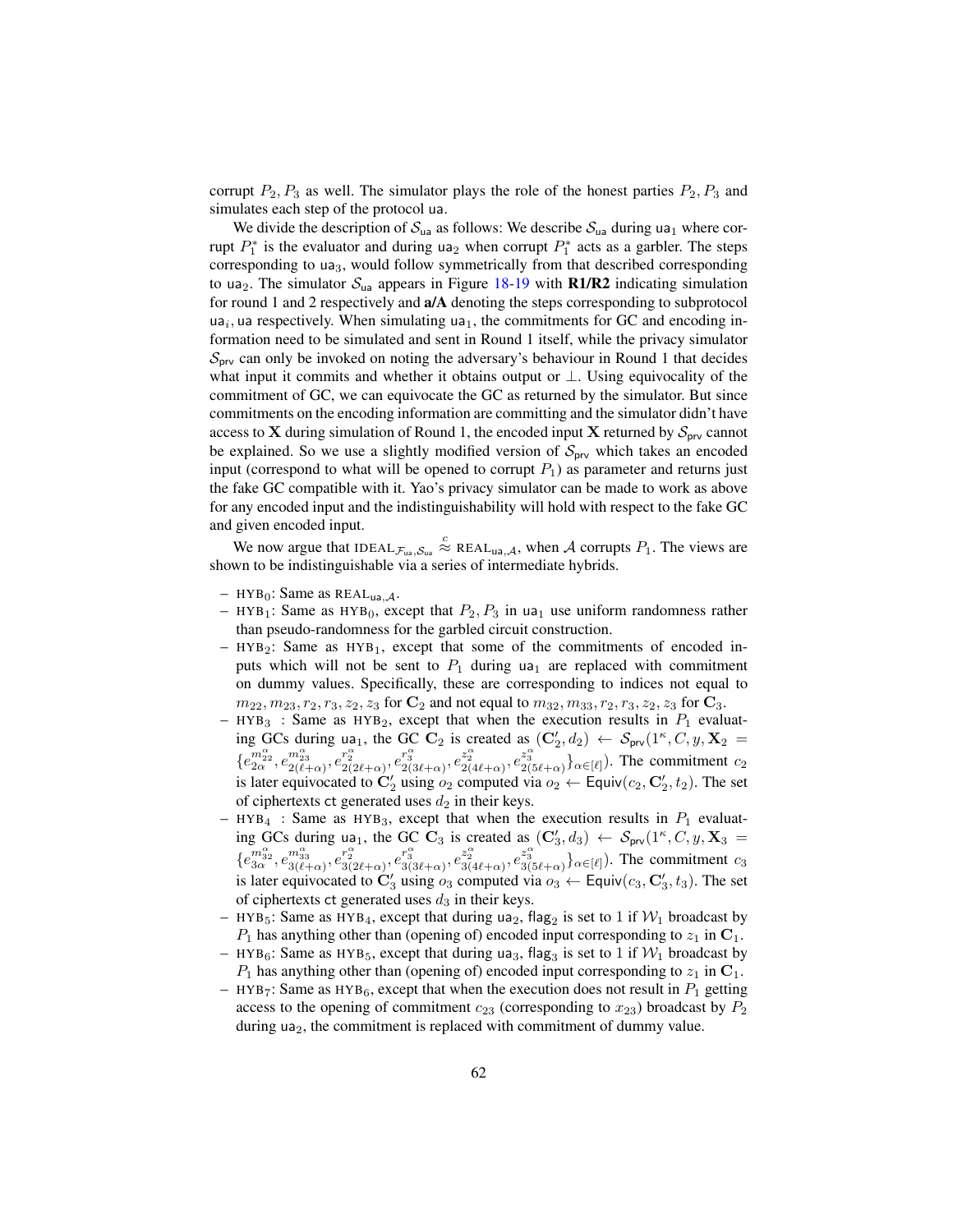corrupt $P_2, P_3$ as well. The simulator plays the role of the honest parties $P_2, P_3$ and simulates each step of the protocol $\mathsf{ua}$.

We divide the description of $\mathcal{S}_{\mathsf{ua}}$ as follows: We describe $\mathcal{S}_{\mathsf{ua}}$ during $\mathsf{ua}_1$ where corrupt $P_1^*$ is the evaluator and during $\mathsf{ua}_2$ when corrupt $P_1^*$ acts as a garbler. The steps corresponding to $\mathsf{ua}_3$, would follow symmetrically from that described corresponding to $\mathsf{ua}_2$. The simulator $\mathcal{S}_{\mathsf{ua}}$ appears in Figure 18-19 with **R1/R2** indicating simulation for round 1 and 2 respectively and **a/A** denoting the steps corresponding to subprotocol $\mathsf{ua}_i$, $\mathsf{ua}$ respectively. When simulating $\mathsf{ua}_1$, the commitments for GC and encoding information need to be simulated and sent in Round 1 itself, while the privacy simulator $\mathcal{S}_{\mathsf{prv}}$ can only be invoked on noting the adversary's behaviour in Round 1 that decides what input it commits and whether it obtains output or $\perp$. Using equivocality of the commitment of GC, we can equivocate the GC as returned by the simulator. But since commitments on the encoding information are committing and the simulator didn't have access to $\mathbf{X}$ during simulation of Round 1, the encoded input $\mathbf{X}$ returned by $\mathcal{S}_{\mathsf{prv}}$ cannot be explained. So we use a slightly modified version of $\mathcal{S}_{\mathsf{prv}}$ which takes an encoded input (correspond to what will be opened to corrupt $P_1$) as parameter and returns just the fake GC compatible with it. Yao's privacy simulator can be made to work as above for any encoded input and the indistinguishability will hold with respect to the fake GC and given encoded input.

We now argue that $\text{IDEAL}_{\mathcal{F}_{\mathsf{ua}},\mathcal{S}_{\mathsf{ua}}} \overset{c}{\approx} \text{REAL}_{\mathsf{ua},\mathcal{A}}$, when $\mathcal{A}$ corrupts $P_1$. The views are shown to be indistinguishable via a series of intermediate hybrids.

- $\text{HYB}_0$: Same as $\text{REAL}_{\mathsf{ua},\mathcal{A}}$.
- $\text{HYB}_1$: Same as $\text{HYB}_0$, except that $P_2, P_3$ in $\mathsf{ua}_1$ use uniform randomness rather than pseudo-randomness for the garbled circuit construction.
- $\text{HYB}_2$: Same as $\text{HYB}_1$, except that some of the commitments of encoded inputs which will not be sent to $P_1$ during $\mathsf{ua}_1$ are replaced with commitment on dummy values. Specifically, these are corresponding to indices not equal to $m_{22}, m_{23}, r_2, r_3, z_2, z_3$ for $\mathbf{C}_2$ and not equal to $m_{32}, m_{33}, r_2, r_3, z_2, z_3$ for $\mathbf{C}_3$.
- $\text{HYB}_3$ : Same as $\text{HYB}_2$, except that when the execution results in $P_1$ evaluating GCs during $\mathsf{ua}_1$, the GC $\mathbf{C}_2$ is created as $(\mathbf{C}_2', d_2) \leftarrow \mathcal{S}_{\mathsf{prv}}(1^\kappa, C, y, \mathbf{X}_2 = \{e_{2\alpha}^{m_{22}^\alpha}, e_{2(\ell+\alpha)}^{m_{23}^\alpha}, e_{2(2\ell+\alpha)}^{r_2^\alpha}, e_{2(3\ell+\alpha)}^{r_3^\alpha}, e_{2(4\ell+\alpha)}^{z_2^\alpha}, e_{2(5\ell+\alpha)}^{z_3^\alpha}\}_{\alpha\in[\ell]})$. The commitment $c_2$ is later equivocated to $\mathbf{C}_2'$ using $o_2$ computed via $o_2 \leftarrow \mathsf{Equiv}(c_2, \mathbf{C}_2', t_2)$. The set of ciphertexts $\mathsf{ct}$ generated uses $d_2$ in their keys.
- $\text{HYB}_4$ : Same as $\text{HYB}_3$, except that when the execution results in $P_1$ evaluating GCs during $\mathsf{ua}_1$, the GC $\mathbf{C}_3$ is created as $(\mathbf{C}_3', d_3) \leftarrow \mathcal{S}_{\mathsf{prv}}(1^\kappa, C, y, \mathbf{X}_3 = \{e_{3\alpha}^{m_{32}^\alpha}, e_{3(\ell+\alpha)}^{m_{33}^\alpha}, e_{3(2\ell+\alpha)}^{r_2^\alpha}, e_{3(3\ell+\alpha)}^{r_3^\alpha}, e_{3(4\ell+\alpha)}^{z_2^\alpha}, e_{3(5\ell+\alpha)}^{z_3^\alpha}\}_{\alpha\in[\ell]})$. The commitment $c_3$ is later equivocated to $\mathbf{C}_3'$ using $o_3$ computed via $o_3 \leftarrow \mathsf{Equiv}(c_3, \mathbf{C}_3', t_3)$. The set of ciphertexts $\mathsf{ct}$ generated uses $d_3$ in their keys.
- $\text{HYB}_5$: Same as $\text{HYB}_4$, except that during $\mathsf{ua}_2$, $\mathsf{flag}_2$ is set to 1 if $\mathcal{W}_1$ broadcast by $P_1$ has anything other than (opening of) encoded input corresponding to $z_1$ in $\mathbf{C}_1$.
- $\text{HYB}_6$: Same as $\text{HYB}_5$, except that during $\mathsf{ua}_3$, $\mathsf{flag}_3$ is set to 1 if $\mathcal{W}_1$ broadcast by $P_1$ has anything other than (opening of) encoded input corresponding to $z_1$ in $\mathbf{C}_1$.
- $\text{HYB}_7$: Same as $\text{HYB}_6$, except that when the execution does not result in $P_1$ getting access to the opening of commitment $c_{23}$ (corresponding to $x_{23}$) broadcast by $P_2$ during $\mathsf{ua}_2$, the commitment is replaced with commitment of dummy value.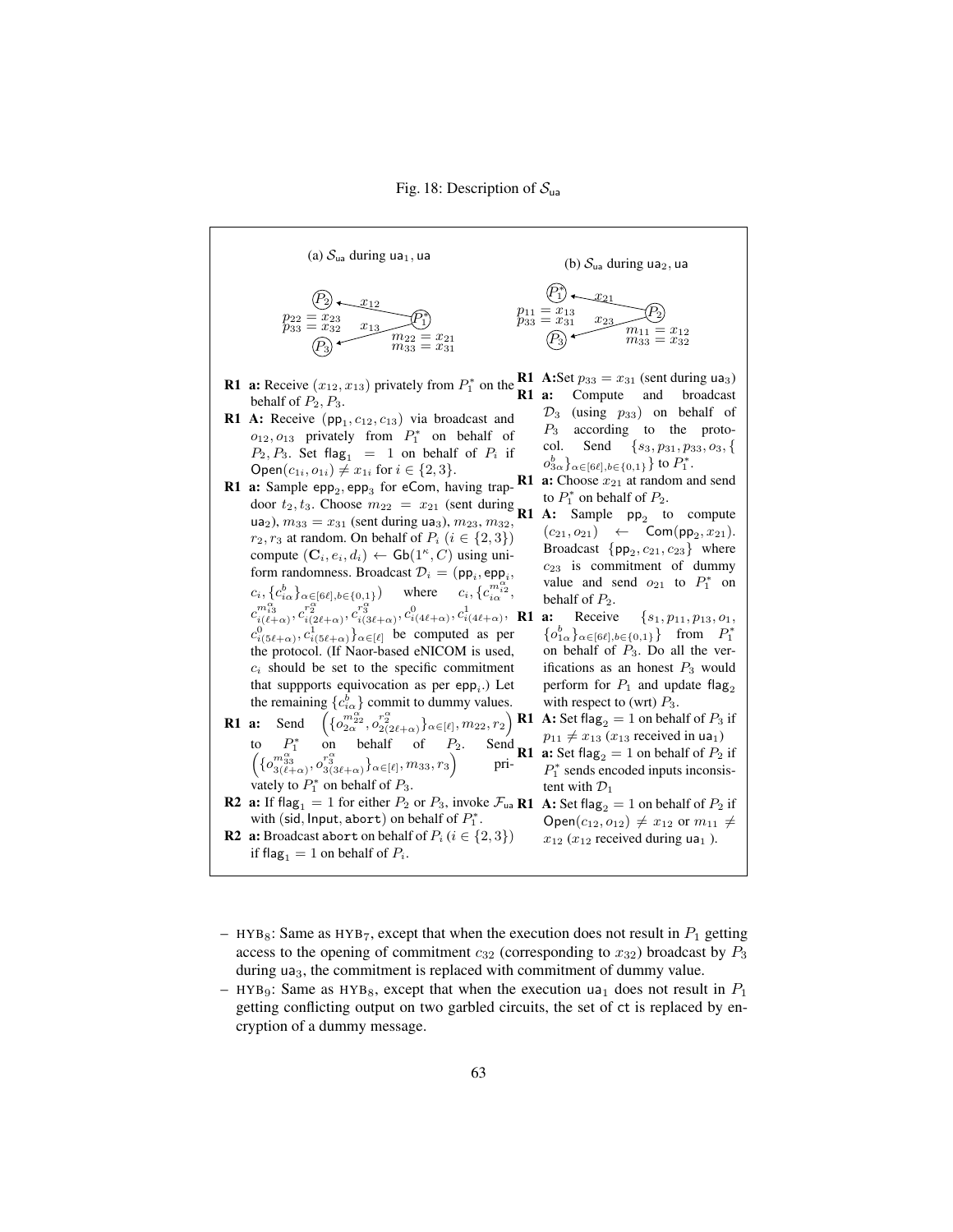Fig. 18: Description of $\mathcal{S}_{\mathsf{ua}}$

(a) $\mathcal{S}_{\mathsf{ua}}$ during $\mathsf{ua}_1, \mathsf{ua}$

$P_1^*$ sends $x_{12}$ to $P_2$ and $x_{13}$ to $P_3$. $p_{22} = x_{23}$, $p_{33} = x_{32}$; $m_{22} = x_{21}$, $m_{33} = x_{31}$.

- **R1 a:** Receive $(x_{12}, x_{13})$ privately from $P_1^*$ on the behalf of $P_2, P_3$.
- **R1 A:** Receive $(\mathsf{pp}_1, c_{12}, c_{13})$ via broadcast and $o_{12}, o_{13}$ privately from $P_1^*$ on behalf of $P_2, P_3$. Set $\mathsf{flag}_1 = 1$ on behalf of $P_i$ if $\mathsf{Open}(c_{1i}, o_{1i}) \neq x_{1i}$ for $i \in \{2,3\}$.
- **R1 a:** Sample $\mathsf{epp}_2, \mathsf{epp}_3$ for eCom, having trapdoor $t_2, t_3$. Choose $m_{22} = x_{21}$ (sent during $\mathsf{ua}_2$), $m_{33} = x_{31}$ (sent during $\mathsf{ua}_3$), $m_{23}, m_{32}, r_2, r_3$ at random. On behalf of $P_i$ ($i \in \{2,3\}$) compute $(\mathbf{C}_i, e_i, d_i) \leftarrow \mathsf{Gb}(1^\kappa, C)$ using uniform randomness. Broadcast $\mathcal{D}_i = (\mathsf{pp}_i, \mathsf{epp}_i, c_i, \{c^b_{i\alpha}\}_{\alpha\in[6\ell], b\in\{0,1\}})$ where $c_i, \{c^{m^\alpha_{i2}}_{i\alpha}, c^{m^\alpha_{i3}}_{i(\ell+\alpha)}, c^{r^\alpha_2}_{i(2\ell+\alpha)}, c^{r^\alpha_3}_{i(3\ell+\alpha)}, c^0_{i(4\ell+\alpha)}, c^1_{i(4\ell+\alpha)}, c^0_{i(5\ell+\alpha)}, c^1_{i(5\ell+\alpha)}\}_{\alpha\in[\ell]}$ be computed as per the protocol. (If Naor-based eNICOM is used, $c_i$ should be set to the specific commitment that suppports equivocation as per $\mathsf{epp}_i$.) Let the remaining $\{c^b_{i\alpha}\}$ commit to dummy values.
- **R1 a:** Send $\left(\{o^{m^\alpha_{22}}_{2\alpha}, o^{r^\alpha_2}_{2(2\ell+\alpha)}\}_{\alpha\in[\ell]}, m_{22}, r_2\right)$ to $P_1^*$ on behalf of $P_2$. Send $\left(\{o^{m^\alpha_{33}}_{3(\ell+\alpha)}, o^{r^\alpha_3}_{3(3\ell+\alpha)}\}_{\alpha\in[\ell]}, m_{33}, r_3\right)$ privately to $P_1^*$ on behalf of $P_3$.
- **R2 a:** If $\mathsf{flag}_1 = 1$ for either $P_2$ or $P_3$, invoke $\mathcal{F}_{\mathsf{ua}}$ with $(\mathsf{sid}, \mathsf{Input}, \mathtt{abort})$ on behalf of $P_1^*$.
- **R2 a:** Broadcast $\mathtt{abort}$ on behalf of $P_i$ ($i \in \{2,3\}$) if $\mathsf{flag}_1 = 1$ on behalf of $P_i$.

(b) $\mathcal{S}_{\mathsf{ua}}$ during $\mathsf{ua}_2, \mathsf{ua}$

$P_2$ sends $x_{21}$ to $P_1^*$ and $x_{23}$ to $P_3$. $p_{11} = x_{13}$, $p_{33} = x_{31}$; $m_{11} = x_{12}$, $m_{33} = x_{32}$.

- **R1 A:** Set $p_{33} = x_{31}$ (sent during $\mathsf{ua}_3$)
- **R1 a:** Compute and broadcast $\mathcal{D}_3$ (using $p_{33}$) on behalf of $P_3$ according to the protocol. Send $\{s_3, p_{31}, p_{33}, o_3, \{o^b_{3\alpha}\}_{\alpha\in[6\ell], b\in\{0,1\}}\}$ to $P_1^*$.
- **R1 a:** Choose $x_{21}$ at random and send to $P_1^*$ on behalf of $P_2$.
- **R1 A:** Sample $\mathsf{pp}_2$ to compute $(c_{21}, o_{21}) \leftarrow \mathsf{Com}(\mathsf{pp}_2, x_{21})$. Broadcast $\{\mathsf{pp}_2, c_{21}, c_{23}\}$ where $c_{23}$ is commitment of dummy value and send $o_{21}$ to $P_1^*$ on behalf of $P_2$.
- **R1 a:** Receive $\{s_1, p_{11}, p_{13}, o_1, \{o^b_{1\alpha}\}_{\alpha\in[6\ell], b\in\{0,1\}}\}$ from $P_1^*$ on behalf of $P_3$. Do all the verifications as an honest $P_3$ would perform for $P_1$ and update $\mathsf{flag}_2$ with respect to (wrt) $P_3$.
- **R1 A:** Set $\mathsf{flag}_2 = 1$ on behalf of $P_3$ if $p_{11} \neq x_{13}$ ($x_{13}$ received in $\mathsf{ua}_1$)
- **R1 a:** Set $\mathsf{flag}_2 = 1$ on behalf of $P_2$ if $P_1^*$ sends encoded inputs inconsistent with $\mathcal{D}_1$
- **R1 A:** Set $\mathsf{flag}_2 = 1$ on behalf of $P_2$ if $\mathsf{Open}(c_{12}, o_{12}) \neq x_{12}$ or $m_{11} \neq x_{12}$ ($x_{12}$ received during $\mathsf{ua}_1$ ).

---

- $\text{HYB}_8$: Same as $\text{HYB}_7$, except that when the execution does not result in $P_1$ getting access to the opening of commitment $c_{32}$ (corresponding to $x_{32}$) broadcast by $P_3$ during $\mathsf{ua}_3$, the commitment is replaced with commitment of dummy value.
- $\text{HYB}_9$: Same as $\text{HYB}_8$, except that when the execution $\mathsf{ua}_1$ does not result in $P_1$ getting conflicting output on two garbled circuits, the set of $\mathsf{ct}$ is replaced by encryption of a dummy message.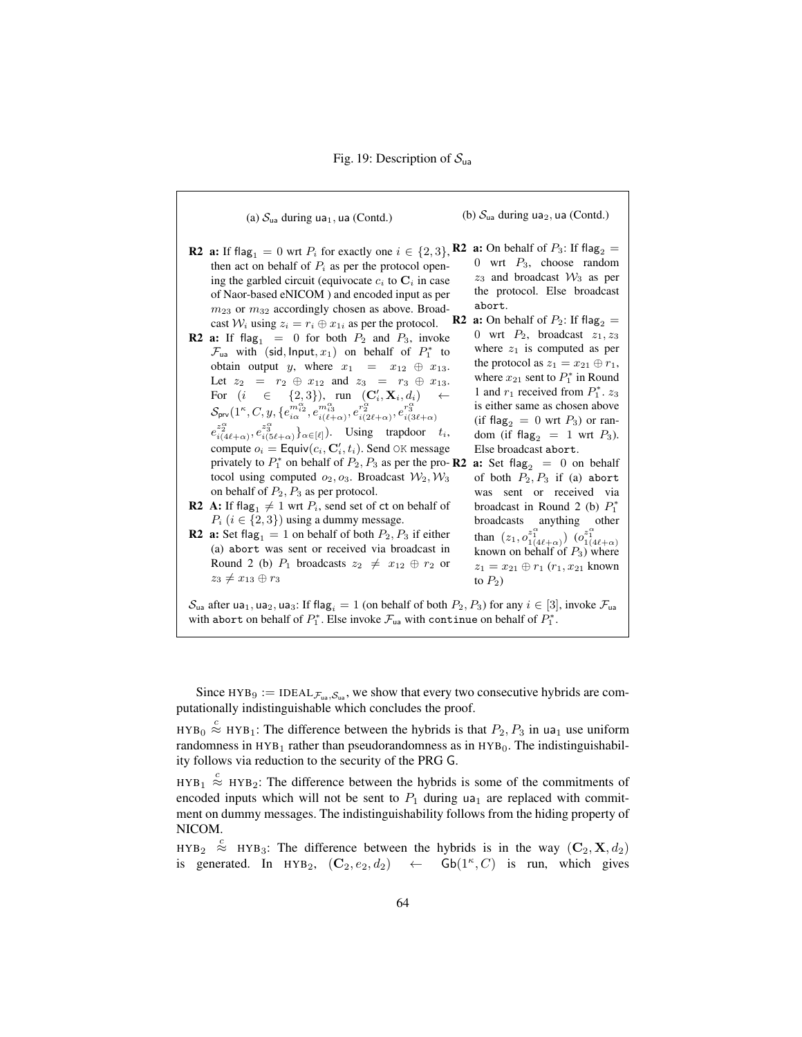Fig. 19: Description of $\mathcal{S}_{\mathsf{ua}}$

(a) $\mathcal{S}_{\mathsf{ua}}$ during $\mathsf{ua}_1, \mathsf{ua}$ (Contd.)

- **R2 a:** If $\mathsf{flag}_1 = 0$ wrt $P_i$ for exactly one $i \in \{2,3\}$, then act on behalf of $P_i$ as per the protocol opening the garbled circuit (equivocate $c_i$ to $\mathbf{C}_i$ in case of Naor-based eNICOM ) and encoded input as per $m_{23}$ or $m_{32}$ accordingly chosen as above. Broadcast $\mathcal{W}_i$ using $z_i = r_i \oplus x_{1i}$ as per the protocol.
- **R2 a:** If $\mathsf{flag}_1 = 0$ for both $P_2$ and $P_3$, invoke $\mathcal{F}_{\mathsf{ua}}$ with $(\mathsf{sid}, \mathsf{Input}, x_1)$ on behalf of $P_1^*$ to obtain output $y$, where $x_1 = x_{12} \oplus x_{13}$. Let $z_2 = r_2 \oplus x_{12}$ and $z_3 = r_3 \oplus x_{13}$. For $(i \in \{2,3\})$, run $(\mathbf{C}'_i, \mathbf{X}_i, d_i) \leftarrow \mathcal{S}_{\mathsf{prv}}(1^\kappa, C, y, \{e^{m^\alpha_{i2}}_{i\alpha}, e^{m^\alpha_{i3}}_{i(\ell+\alpha)}, e^{r^\alpha_2}_{i(2\ell+\alpha)}, e^{r^\alpha_3}_{i(3\ell+\alpha)}$ $e^{z^\alpha_2}_{i(4\ell+\alpha)}, e^{z^\alpha_3}_{i(5\ell+\alpha)}\}_{\alpha \in [\ell]})$. Using trapdoor $t_i$, compute $o_i = \mathsf{Equiv}(c_i, \mathbf{C}'_i, t_i)$. Send $\mathsf{OK}$ message privately to $P_1^*$ on behalf of $P_2, P_3$ as per the protocol using computed $o_2, o_3$. Broadcast $\mathcal{W}_2, \mathcal{W}_3$ on behalf of $P_2, P_3$ as per protocol.
- **R2 A:** If $\mathsf{flag}_1 \neq 1$ wrt $P_i$, send set of $\mathsf{ct}$ on behalf of $P_i$ $(i \in \{2,3\})$ using a dummy message.
- **R2 a:** Set $\mathsf{flag}_1 = 1$ on behalf of both $P_2, P_3$ if either (a) `abort` was sent or received via broadcast in Round 2 (b) $P_1$ broadcasts $z_2 \neq x_{12} \oplus r_2$ or $z_3 \neq x_{13} \oplus r_3$

(b) $\mathcal{S}_{\mathsf{ua}}$ during $\mathsf{ua}_2, \mathsf{ua}$ (Contd.)

- **R2 a:** On behalf of $P_3$: If $\mathsf{flag}_2 = 0$ wrt $P_3$, choose random $z_3$ and broadcast $\mathcal{W}_3$ as per the protocol. Else broadcast `abort`.
- **R2 a:** On behalf of $P_2$: If $\mathsf{flag}_2 = 0$ wrt $P_2$, broadcast $z_1, z_3$ where $z_1$ is computed as per the protocol as $z_1 = x_{21} \oplus r_1$, where $x_{21}$ sent to $P_1^*$ in Round 1 and $r_1$ received from $P_1^*$. $z_3$ is either same as chosen above (if $\mathsf{flag}_2 = 0$ wrt $P_3$) or random (if $\mathsf{flag}_2 = 1$ wrt $P_3$). Else broadcast `abort`.
- **R2 a:** Set $\mathsf{flag}_2 = 0$ on behalf of both $P_2, P_3$ if (a) `abort` was sent or received via broadcast in Round 2 (b) $P_1^*$ broadcasts anything other than $(z_1, o^{z^\alpha_1}_{1(4\ell+\alpha)})$ $(o^{z^\alpha_1}_{1(4\ell+\alpha)}$ known on behalf of $P_3$) where $z_1 = x_{21} \oplus r_1$ ($r_1, x_{21}$ known to $P_2$)

$\mathcal{S}_{\mathsf{ua}}$ after $\mathsf{ua}_1, \mathsf{ua}_2, \mathsf{ua}_3$: If $\mathsf{flag}_i = 1$ (on behalf of both $P_2, P_3$) for any $i \in [3]$, invoke $\mathcal{F}_{\mathsf{ua}}$ with `abort` on behalf of $P_1^*$. Else invoke $\mathcal{F}_{\mathsf{ua}}$ with `continue` on behalf of $P_1^*$.

Since $\text{HYB}_9 := \text{IDEAL}_{\mathcal{F}_{\mathsf{ua}}, \mathcal{S}_{\mathsf{ua}}}$, we show that every two consecutive hybrids are computationally indistinguishable which concludes the proof.

$\text{HYB}_0 \overset{c}{\approx} \text{HYB}_1$: The difference between the hybrids is that $P_2, P_3$ in $\mathsf{ua}_1$ use uniform randomness in $\text{HYB}_1$ rather than pseudorandomness as in $\text{HYB}_0$. The indistinguishability follows via reduction to the security of the PRG $\mathsf{G}$.

$\text{HYB}_1 \overset{c}{\approx} \text{HYB}_2$: The difference between the hybrids is some of the commitments of encoded inputs which will not be sent to $P_1$ during $\mathsf{ua}_1$ are replaced with commitment on dummy messages. The indistinguishability follows from the hiding property of NICOM.

$\text{HYB}_2 \overset{c}{\approx} \text{HYB}_3$: The difference between the hybrids is in the way $(\mathbf{C}_2, \mathbf{X}, d_2)$ is generated. In $\text{HYB}_2$, $(\mathbf{C}_2, e_2, d_2) \leftarrow \mathsf{Gb}(1^\kappa, C)$ is run, which gives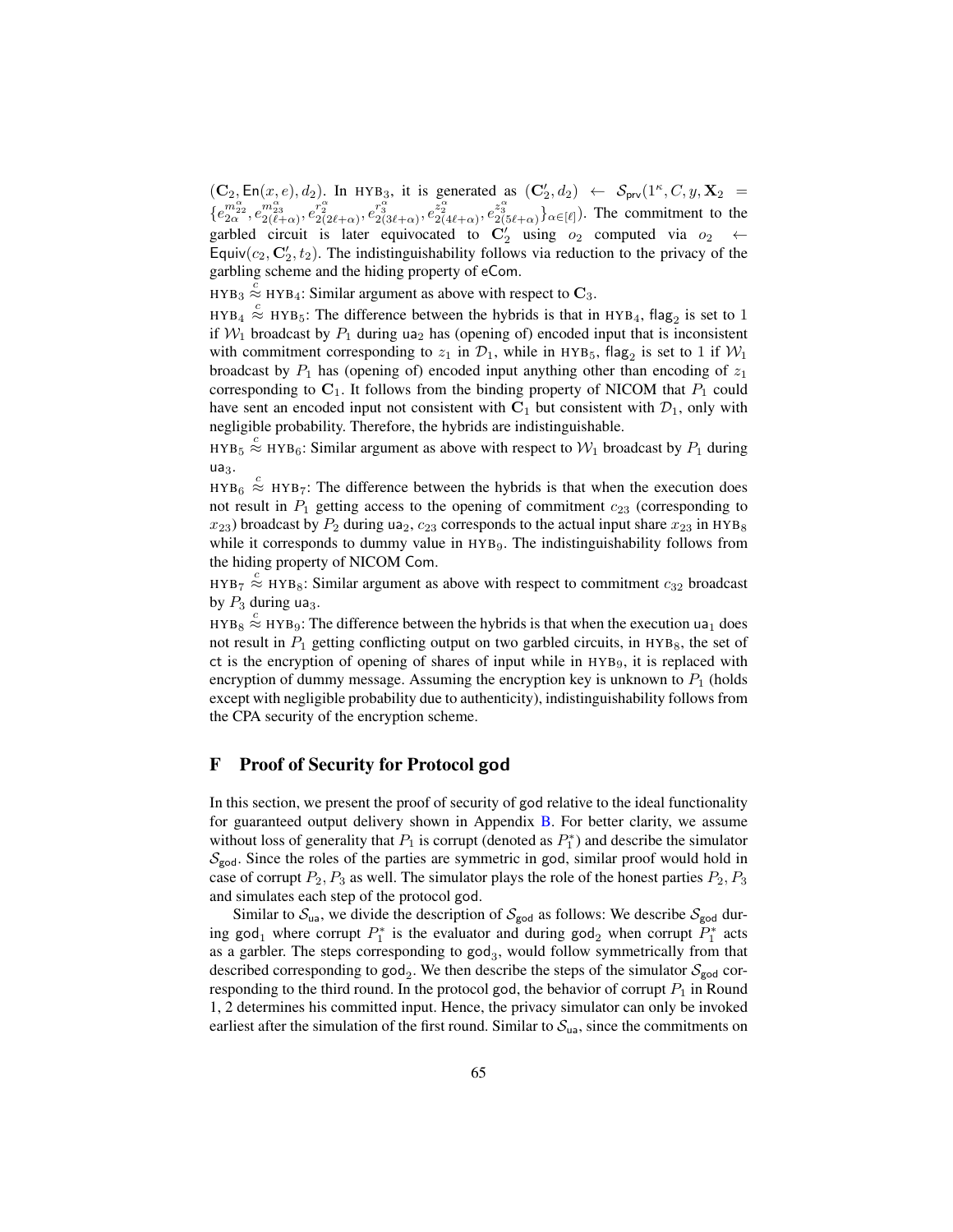$(\mathbf{C}_2, \mathsf{En}(x,e), d_2)$. In $\text{HYB}_3$, it is generated as $(\mathbf{C}_2', d_2) \leftarrow \mathcal{S}_{\mathsf{prv}}(1^\kappa, C, y, \mathbf{X}_2 = \{e_{2\alpha}^{m_{22}^\alpha}, e_{2(\ell+\alpha)}^{m_{23}^\alpha}, e_{2(2\ell+\alpha)}^{r_2^\alpha}, e_{2(3\ell+\alpha)}^{r_3^\alpha}, e_{2(4\ell+\alpha)}^{z_2^\alpha}, e_{2(5\ell+\alpha)}^{z_3^\alpha}\}_{\alpha\in[\ell]})$. The commitment to the garbled circuit is later equivocated to $\mathbf{C}_2'$ using $o_2$ computed via $o_2 \leftarrow \mathsf{Equiv}(c_2, \mathbf{C}_2', t_2)$. The indistinguishability follows via reduction to the privacy of the garbling scheme and the hiding property of $\mathsf{eCom}$.

$\text{HYB}_3 \overset{c}{\approx} \text{HYB}_4$: Similar argument as above with respect to $\mathbf{C}_3$.

$\text{HYB}_4 \overset{c}{\approx} \text{HYB}_5$: The difference between the hybrids is that in $\text{HYB}_4$, $\mathsf{flag}_2$ is set to 1 if $\mathcal{W}_1$ broadcast by $P_1$ during $\mathsf{ua}_2$ has (opening of) encoded input that is inconsistent with commitment corresponding to $z_1$ in $\mathcal{D}_1$, while in $\text{HYB}_5$, $\mathsf{flag}_2$ is set to 1 if $\mathcal{W}_1$ broadcast by $P_1$ has (opening of) encoded input anything other than encoding of $z_1$ corresponding to $\mathbf{C}_1$. It follows from the binding property of NICOM that $P_1$ could have sent an encoded input not consistent with $\mathbf{C}_1$ but consistent with $\mathcal{D}_1$, only with negligible probability. Therefore, the hybrids are indistinguishable.

$\text{HYB}_5 \overset{c}{\approx} \text{HYB}_6$: Similar argument as above with respect to $\mathcal{W}_1$ broadcast by $P_1$ during $\mathsf{ua}_3$.

$\text{HYB}_6 \overset{c}{\approx} \text{HYB}_7$: The difference between the hybrids is that when the execution does not result in $P_1$ getting access to the opening of commitment $c_{23}$ (corresponding to $x_{23}$) broadcast by $P_2$ during $\mathsf{ua}_2$, $c_{23}$ corresponds to the actual input share $x_{23}$ in $\text{HYB}_8$ while it corresponds to dummy value in $\text{HYB}_9$. The indistinguishability follows from the hiding property of NICOM $\mathsf{Com}$.

$\text{HYB}_7 \overset{c}{\approx} \text{HYB}_8$: Similar argument as above with respect to commitment $c_{32}$ broadcast by $P_3$ during $\mathsf{ua}_3$.

$\text{HYB}_8 \overset{c}{\approx} \text{HYB}_9$: The difference between the hybrids is that when the execution $\mathsf{ua}_1$ does not result in $P_1$ getting conflicting output on two garbled circuits, in $\text{HYB}_8$, the set of $\mathsf{ct}$ is the encryption of opening of shares of input while in $\text{HYB}_9$, it is replaced with encryption of dummy message. Assuming the encryption key is unknown to $P_1$ (holds except with negligible probability due to authenticity), indistinguishability follows from the CPA security of the encryption scheme.

## F Proof of Security for Protocol god

In this section, we present the proof of security of god relative to the ideal functionality for guaranteed output delivery shown in Appendix B. For better clarity, we assume without loss of generality that $P_1$ is corrupt (denoted as $P_1^*$) and describe the simulator $\mathcal{S}_{\mathsf{god}}$. Since the roles of the parties are symmetric in god, similar proof would hold in case of corrupt $P_2, P_3$ as well. The simulator plays the role of the honest parties $P_2, P_3$ and simulates each step of the protocol god.

Similar to $\mathcal{S}_{\mathsf{ua}}$, we divide the description of $\mathcal{S}_{\mathsf{god}}$ as follows: We describe $\mathcal{S}_{\mathsf{god}}$ during $\mathsf{god}_1$ where corrupt $P_1^*$ is the evaluator and during $\mathsf{god}_2$ when corrupt $P_1^*$ acts as a garbler. The steps corresponding to $\mathsf{god}_3$, would follow symmetrically from that described corresponding to $\mathsf{god}_2$. We then describe the steps of the simulator $\mathcal{S}_{\mathsf{god}}$ corresponding to the third round. In the protocol god, the behavior of corrupt $P_1$ in Round 1, 2 determines his committed input. Hence, the privacy simulator can only be invoked earliest after the simulation of the first round. Similar to $\mathcal{S}_{\mathsf{ua}}$, since the commitments on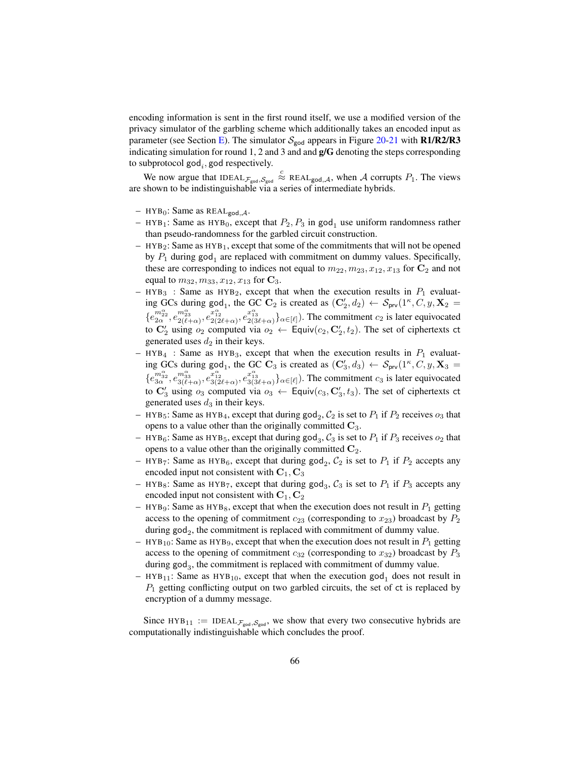encoding information is sent in the first round itself, we use a modified version of the privacy simulator of the garbling scheme which additionally takes an encoded input as parameter (see Section E). The simulator $\mathcal{S}_{\mathsf{god}}$ appears in Figure 20-21 with **R1/R2/R3** indicating simulation for round 1, 2 and 3 and and **g/G** denoting the steps corresponding to subprotocol $\mathsf{god}_i$, god respectively.

We now argue that $\text{IDEAL}_{\mathcal{F}_{\mathsf{god}},\mathcal{S}_{\mathsf{god}}} \overset{c}{\approx} \text{REAL}_{\mathsf{god},\mathcal{A}}$, when $\mathcal{A}$ corrupts $P_1$. The views are shown to be indistinguishable via a series of intermediate hybrids.

- $\text{HYB}_0$: Same as $\text{REAL}_{\mathsf{god},\mathcal{A}}$.
- $\text{HYB}_1$: Same as $\text{HYB}_0$, except that $P_2, P_3$ in $\mathsf{god}_1$ use uniform randomness rather than pseudo-randomness for the garbled circuit construction.
- $\text{HYB}_2$: Same as $\text{HYB}_1$, except that some of the commitments that will not be opened by $P_1$ during $\mathsf{god}_1$ are replaced with commitment on dummy values. Specifically, these are corresponding to indices not equal to $m_{22}, m_{23}, x_{12}, x_{13}$ for $\mathbf{C}_2$ and not equal to $m_{32}, m_{33}, x_{12}, x_{13}$ for $\mathbf{C}_3$.
- $\text{HYB}_3$ : Same as $\text{HYB}_2$, except that when the execution results in $P_1$ evaluating GCs during $\mathsf{god}_1$, the GC $\mathbf{C}_2$ is created as $(\mathbf{C}'_2, d_2) \leftarrow \mathcal{S}_{\mathsf{prv}}(1^\kappa, C, y, \mathbf{X}_2 = \{e_{2\alpha}^{m_{22}^\alpha}, e_{2(\ell+\alpha)}^{m_{23}^\alpha}, e_{2(2\ell+\alpha)}^{x_{12}^\alpha}, e_{2(3\ell+\alpha)}^{x_{13}^\alpha}\}_{\alpha\in[\ell]})$. The commitment $c_2$ is later equivocated to $\mathbf{C}'_2$ using $o_2$ computed via $o_2 \leftarrow \mathsf{Equiv}(c_2, \mathbf{C}'_2, t_2)$. The set of ciphertexts ct generated uses $d_2$ in their keys.
- $\text{HYB}_4$ : Same as $\text{HYB}_3$, except that when the execution results in $P_1$ evaluating GCs during $\mathsf{god}_1$, the GC $\mathbf{C}_3$ is created as $(\mathbf{C}'_3, d_3) \leftarrow \mathcal{S}_{\mathsf{prv}}(1^\kappa, C, y, \mathbf{X}_3 = \{e_{3\alpha}^{m_{32}^\alpha}, e_{3(\ell+\alpha)}^{m_{33}^\alpha}, e_{3(2\ell+\alpha)}^{x_{12}^\alpha}, e_{3(3\ell+\alpha)}^{x_{13}^\alpha}\}_{\alpha\in[\ell]})$. The commitment $c_3$ is later equivocated to $\mathbf{C}'_3$ using $o_3$ computed via $o_3 \leftarrow \mathsf{Equiv}(c_3, \mathbf{C}'_3, t_3)$. The set of ciphertexts ct generated uses $d_3$ in their keys.
- $\text{HYB}_5$: Same as $\text{HYB}_4$, except that during $\mathsf{god}_2$, $\mathcal{C}_2$ is set to $P_1$ if $P_2$ receives $o_3$ that opens to a value other than the originally committed $\mathbf{C}_3$.
- $\text{HYB}_6$: Same as $\text{HYB}_5$, except that during $\mathsf{god}_3$, $\mathcal{C}_3$ is set to $P_1$ if $P_3$ receives $o_2$ that opens to a value other than the originally committed $\mathbf{C}_2$.
- $\text{HYB}_7$: Same as $\text{HYB}_6$, except that during $\mathsf{god}_2$, $\mathcal{C}_2$ is set to $P_1$ if $P_2$ accepts any encoded input not consistent with $\mathbf{C}_1, \mathbf{C}_3$
- $\text{HYB}_8$: Same as $\text{HYB}_7$, except that during $\mathsf{god}_3$, $\mathcal{C}_3$ is set to $P_1$ if $P_3$ accepts any encoded input not consistent with $\mathbf{C}_1, \mathbf{C}_2$
- $\text{HYB}_9$: Same as $\text{HYB}_8$, except that when the execution does not result in $P_1$ getting access to the opening of commitment $c_{23}$ (corresponding to $x_{23}$) broadcast by $P_2$ during $\mathsf{god}_2$, the commitment is replaced with commitment of dummy value.
- $\text{HYB}_{10}$: Same as $\text{HYB}_9$, except that when the execution does not result in $P_1$ getting access to the opening of commitment $c_{32}$ (corresponding to $x_{32}$) broadcast by $P_3$ during $\mathsf{god}_3$, the commitment is replaced with commitment of dummy value.
- $\text{HYB}_{11}$: Same as $\text{HYB}_{10}$, except that when the execution $\mathsf{god}_1$ does not result in $P_1$ getting conflicting output on two garbled circuits, the set of ct is replaced by encryption of a dummy message.

Since $\text{HYB}_{11} := \text{IDEAL}_{\mathcal{F}_{\mathsf{god}},\mathcal{S}_{\mathsf{god}}}$, we show that every two consecutive hybrids are computationally indistinguishable which concludes the proof.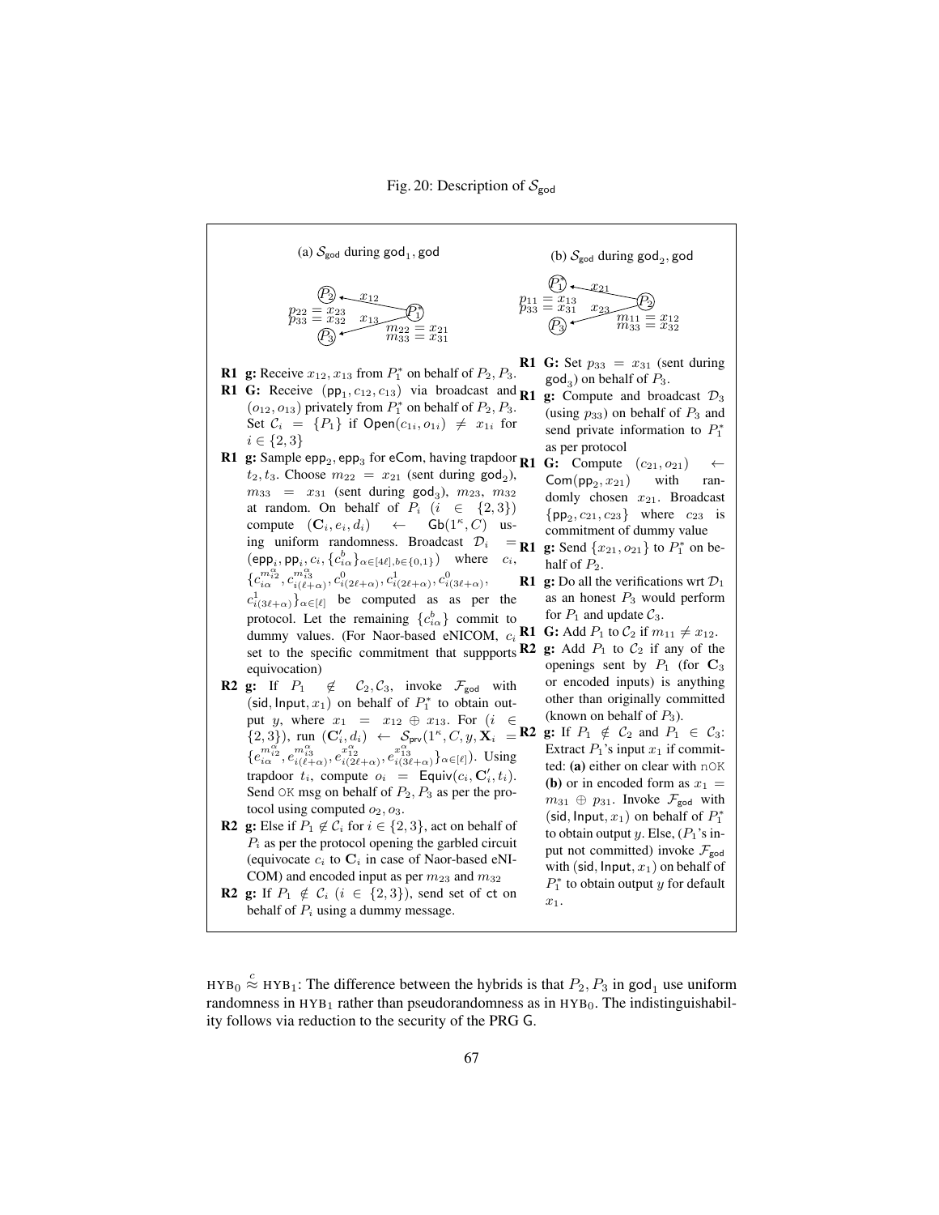Fig. 20: Description of $\mathcal{S}_{\mathsf{god}}$

(a) $\mathcal{S}_{\mathsf{god}}$ during $\mathsf{god}_1$, $\mathsf{god}$

$P_2 \leftarrow x_{12}$ from $P_1^*$; $P_3 \leftarrow x_{13}$ from $P_1^*$; $p_{22} = x_{23}$, $p_{33} = x_{32}$; $m_{22} = x_{21}$, $m_{33} = x_{31}$

**R1** **g:** Receive $x_{12}, x_{13}$ from $P_1^*$ on behalf of $P_2, P_3$.

**R1** **G:** Receive $(\mathsf{pp}_1, c_{12}, c_{13})$ via broadcast and $(o_{12}, o_{13})$ privately from $P_1^*$ on behalf of $P_2, P_3$. Set $\mathcal{C}_i = \{P_1\}$ if $\mathsf{Open}(c_{1i}, o_{1i}) \neq x_{1i}$ for $i \in \{2, 3\}$

**R1** **g:** Sample $\mathsf{epp}_2, \mathsf{epp}_3$ for $\mathsf{eCom}$, having trapdoor $t_2, t_3$. Choose $m_{22} = x_{21}$ (sent during $\mathsf{god}_2$), $m_{33} = x_{31}$ (sent during $\mathsf{god}_3$), $m_{23}$, $m_{32}$ at random. On behalf of $P_i$ $(i \in \{2,3\})$ compute $(\mathbf{C}_i, e_i, d_i) \leftarrow \mathsf{Gb}(1^\kappa, C)$ using uniform randomness. Broadcast $\mathcal{D}_i = (\mathsf{epp}_i, \mathsf{pp}_i, c_i, \{c^b_{i\alpha}\}_{\alpha \in [4\ell], b \in \{0,1\}})$ where $c_i$, $\{c^{m^\alpha_{i2}}_{i\alpha}, c^{m^\alpha_{i3}}_{i(\ell+\alpha)}, c^0_{i(2\ell+\alpha)}, c^1_{i(2\ell+\alpha)}, c^0_{i(3\ell+\alpha)}, c^1_{i(3\ell+\alpha)}\}_{\alpha \in [\ell]}$ be computed as as per the protocol. Let the remaining $\{c^b_{i\alpha}\}$ commit to dummy values. (For Naor-based eNICOM, $c_i$ set to the specific commitment that suppports equivocation)

**R2** **g:** If $P_1 \notin \mathcal{C}_2, \mathcal{C}_3$, invoke $\mathcal{F}_{\mathsf{god}}$ with $(\mathsf{sid}, \mathsf{Input}, x_1)$ on behalf of $P_1^*$ to obtain output $y$, where $x_1 = x_{12} \oplus x_{13}$. For $(i \in \{2,3\})$, run $(\mathbf{C}'_i, d_i) \leftarrow \mathcal{S}_{\mathsf{prv}}(1^\kappa, C, y, \mathbf{X}_i = \{e^{m^\alpha_{i2}}_{i\alpha}, e^{m^\alpha_{i3}}_{i(\ell+\alpha)}, e^{x^\alpha_{12}}_{i(2\ell+\alpha)}, e^{x^\alpha_{13}}_{i(3\ell+\alpha)}\}_{\alpha \in [\ell]})$. Using trapdoor $t_i$, compute $o_i = \mathsf{Equiv}(c_i, \mathbf{C}'_i, t_i)$. Send $\mathtt{OK}$ msg on behalf of $P_2, P_3$ as per the protocol using computed $o_2, o_3$.

**R2** **g:** Else if $P_1 \notin \mathcal{C}_i$ for $i \in \{2,3\}$, act on behalf of $P_i$ as per the protocol opening the garbled circuit (equivocate $c_i$ to $\mathbf{C}_i$ in case of Naor-based eNICOM) and encoded input as per $m_{23}$ and $m_{32}$

**R2** **g:** If $P_1 \notin \mathcal{C}_i$ $(i \in \{2,3\})$, send set of $\mathsf{ct}$ on behalf of $P_i$ using a dummy message.

(b) $\mathcal{S}_{\mathsf{god}}$ during $\mathsf{god}_2$, $\mathsf{god}$

$P_1^* \leftarrow x_{21}$ from $P_2$; $P_3 \leftarrow x_{23}$ from $P_2$; $p_{11} = x_{13}$, $p_{33} = x_{31}$; $m_{11} = x_{12}$, $m_{33} = x_{32}$

**R1** **G:** Set $p_{33} = x_{31}$ (sent during $\mathsf{god}_3$) on behalf of $P_3$.

**R1** **g:** Compute and broadcast $\mathcal{D}_3$ (using $p_{33}$) on behalf of $P_3$ and send private information to $P_1^*$ as per protocol

**R1** **G:** Compute $(c_{21}, o_{21}) \leftarrow \mathsf{Com}(\mathsf{pp}_2, x_{21})$ with randomly chosen $x_{21}$. Broadcast $\{\mathsf{pp}_2, c_{21}, c_{23}\}$ where $c_{23}$ is commitment of dummy value

**R1** **g:** Send $\{x_{21}, o_{21}\}$ to $P_1^*$ on behalf of $P_2$.

**R1** **g:** Do all the verifications wrt $\mathcal{D}_1$ as an honest $P_3$ would perform for $P_1$ and update $\mathcal{C}_3$.

**R1** **G:** Add $P_1$ to $\mathcal{C}_2$ if $m_{11} \neq x_{12}$.

**R2** **g:** Add $P_1$ to $\mathcal{C}_2$ if any of the openings sent by $P_1$ (for $\mathbf{C}_3$ or encoded inputs) is anything other than originally committed (known on behalf of $P_3$).

**R2** **g:** If $P_1 \notin \mathcal{C}_2$ and $P_1 \in \mathcal{C}_3$: Extract $P_1$'s input $x_1$ if committed: **(a)** either on clear with $\mathtt{nOK}$ **(b)** or in encoded form as $x_1 = m_{31} \oplus p_{31}$. Invoke $\mathcal{F}_{\mathsf{god}}$ with $(\mathsf{sid}, \mathsf{Input}, x_1)$ on behalf of $P_1^*$ to obtain output $y$. Else, ($P_1$'s input not committed) invoke $\mathcal{F}_{\mathsf{god}}$ with $(\mathsf{sid}, \mathsf{Input}, x_1)$ on behalf of $P_1^*$ to obtain output $y$ for default $x_1$.

$\text{HYB}_0 \overset{c}{\approx} \text{HYB}_1$: The difference between the hybrids is that $P_2, P_3$ in $\mathsf{god}_1$ use uniform randomness in $\text{HYB}_1$ rather than pseudorandomness as in $\text{HYB}_0$. The indistinguishability follows via reduction to the security of the PRG G.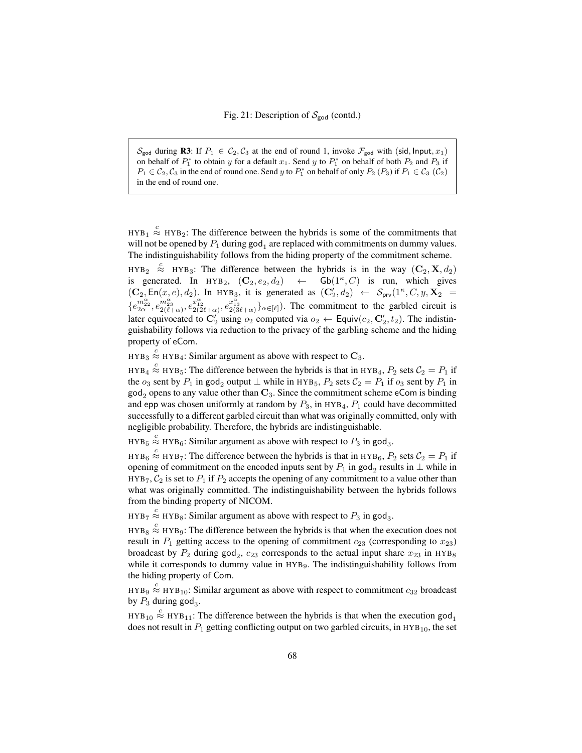Fig. 21: Description of $\mathcal{S}_{\mathsf{god}}$ (contd.)

> $\mathcal{S}_{\mathsf{god}}$ during **R3**: If $P_1 \in \mathcal{C}_2, \mathcal{C}_3$ at the end of round 1, invoke $\mathcal{F}_{\mathsf{god}}$ with $(\mathsf{sid}, \mathsf{Input}, x_1)$ on behalf of $P_1^*$ to obtain $y$ for a default $x_1$. Send $y$ to $P_1^*$ on behalf of both $P_2$ and $P_3$ if $P_1 \in \mathcal{C}_2, \mathcal{C}_3$ in the end of round one. Send $y$ to $P_1^*$ on behalf of only $P_2$ ($P_3$) if $P_1 \in \mathcal{C}_3$ ($\mathcal{C}_2$) in the end of round one.

$\text{HYB}_1 \overset{c}{\approx} \text{HYB}_2$: The difference between the hybrids is some of the commitments that will not be opened by $P_1$ during $\mathsf{god}_1$ are replaced with commitments on dummy values. The indistinguishability follows from the hiding property of the commitment scheme.

$\text{HYB}_2 \overset{c}{\approx} \text{HYB}_3$: The difference between the hybrids is in the way $(\mathbf{C}_2, \mathbf{X}, d_2)$ is generated. In $\text{HYB}_2$, $(\mathbf{C}_2, e_2, d_2) \leftarrow \mathsf{Gb}(1^\kappa, C)$ is run, which gives $(\mathbf{C}_2, \mathsf{En}(x, e), d_2)$. In $\text{HYB}_3$, it is generated as $(\mathbf{C}_2', d_2) \leftarrow \mathcal{S}_{\mathsf{prv}}(1^\kappa, C, y, \mathbf{X}_2 = \{e_{2\alpha}^{m_{22}^\alpha}, e_{2(\ell+\alpha)}^{m_{23}^\alpha}, e_{2(2\ell+\alpha)}^{x_{12}^\alpha}, e_{2(3\ell+\alpha)}^{x_{13}^\alpha}\}_{\alpha \in [\ell]})$. The commitment to the garbled circuit is later equivocated to $\mathbf{C}_2'$ using $o_2$ computed via $o_2 \leftarrow \mathsf{Equiv}(c_2, \mathbf{C}_2', t_2)$. The indistinguishability follows via reduction to the privacy of the garbling scheme and the hiding property of $\mathsf{eCom}$.

$\text{HYB}_3 \overset{c}{\approx} \text{HYB}_4$: Similar argument as above with respect to $\mathbf{C}_3$.

$\text{HYB}_4 \overset{c}{\approx} \text{HYB}_5$: The difference between the hybrids is that in $\text{HYB}_4$, $P_2$ sets $\mathcal{C}_2 = P_1$ if the $o_3$ sent by $P_1$ in $\mathsf{god}_2$ output $\perp$ while in $\text{HYB}_5$, $P_2$ sets $\mathcal{C}_2 = P_1$ if $o_3$ sent by $P_1$ in $\mathsf{god}_2$ opens to any value other than $\mathbf{C}_3$. Since the commitment scheme $\mathsf{eCom}$ is binding and $\mathsf{epp}$ was chosen uniformly at random by $P_3$, in $\text{HYB}_4$, $P_1$ could have decommitted successfully to a different garbled circuit than what was originally committed, only with negligible probability. Therefore, the hybrids are indistinguishable.

$\text{HYB}_5 \overset{c}{\approx} \text{HYB}_6$: Similar argument as above with respect to $P_3$ in $\mathsf{god}_3$.

$\text{HYB}_6 \overset{c}{\approx} \text{HYB}_7$: The difference between the hybrids is that in $\text{HYB}_6$, $P_2$ sets $\mathcal{C}_2 = P_1$ if opening of commitment on the encoded inputs sent by $P_1$ in $\mathsf{god}_2$ results in $\perp$ while in $\text{HYB}_7$, $\mathcal{C}_2$ is set to $P_1$ if $P_2$ accepts the opening of any commitment to a value other than what was originally committed. The indistinguishability between the hybrids follows from the binding property of NICOM.

$\text{HYB}_7 \overset{c}{\approx} \text{HYB}_8$: Similar argument as above with respect to $P_3$ in $\mathsf{god}_3$.

$\text{HYB}_8 \overset{c}{\approx} \text{HYB}_9$: The difference between the hybrids is that when the execution does not result in $P_1$ getting access to the opening of commitment $c_{23}$ (corresponding to $x_{23}$) broadcast by $P_2$ during $\mathsf{god}_2$, $c_{23}$ corresponds to the actual input share $x_{23}$ in $\text{HYB}_8$ while it corresponds to dummy value in $\text{HYB}_9$. The indistinguishability follows from the hiding property of $\mathsf{Com}$.

$\text{HYB}_9 \overset{c}{\approx} \text{HYB}_{10}$: Similar argument as above with respect to commitment $c_{32}$ broadcast by $P_3$ during $\mathsf{god}_3$.

$\text{HYB}_{10} \overset{c}{\approx} \text{HYB}_{11}$: The difference between the hybrids is that when the execution $\mathsf{god}_1$ does not result in $P_1$ getting conflicting output on two garbled circuits, in $\text{HYB}_{10}$, the set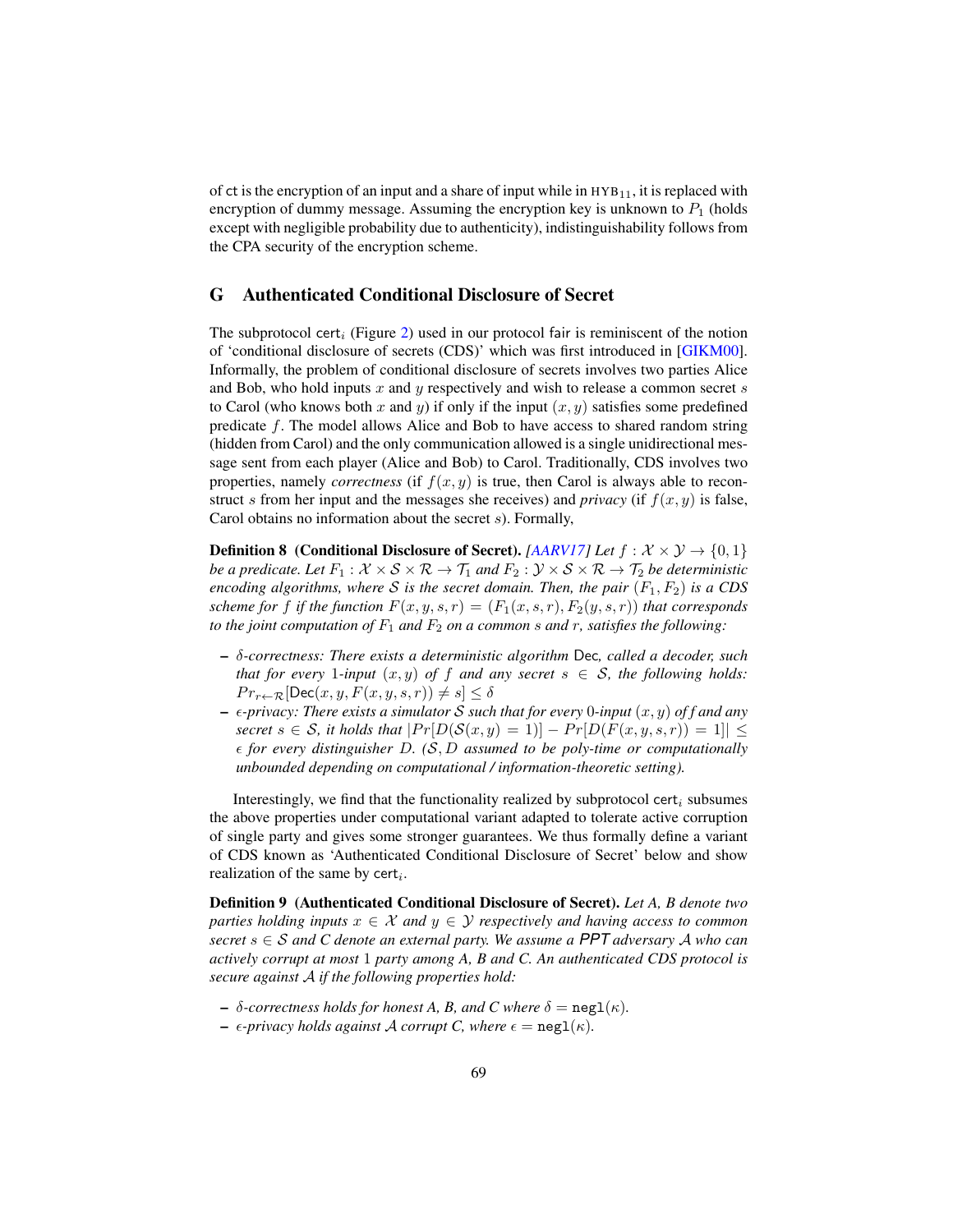of ct is the encryption of an input and a share of input while in $\text{HYB}_{11}$, it is replaced with encryption of dummy message. Assuming the encryption key is unknown to $P_1$ (holds except with negligible probability due to authenticity), indistinguishability follows from the CPA security of the encryption scheme.

## G Authenticated Conditional Disclosure of Secret

The subprotocol $\mathsf{cert}_i$ (Figure 2) used in our protocol fair is reminiscent of the notion of 'conditional disclosure of secrets (CDS)' which was first introduced in [GIKM00]. Informally, the problem of conditional disclosure of secrets involves two parties Alice and Bob, who hold inputs $x$ and $y$ respectively and wish to release a common secret $s$ to Carol (who knows both $x$ and $y$) if only if the input $(x, y)$ satisfies some predefined predicate $f$. The model allows Alice and Bob to have access to shared random string (hidden from Carol) and the only communication allowed is a single unidirectional message sent from each player (Alice and Bob) to Carol. Traditionally, CDS involves two properties, namely *correctness* (if $f(x, y)$ is true, then Carol is always able to reconstruct $s$ from her input and the messages she receives) and *privacy* (if $f(x, y)$ is false, Carol obtains no information about the secret $s$). Formally,

**Definition 8 (Conditional Disclosure of Secret).** *[AARV17] Let $f : \mathcal{X} \times \mathcal{Y} \to \{0, 1\}$ be a predicate. Let $F_1 : \mathcal{X} \times \mathcal{S} \times \mathcal{R} \to \mathcal{T}_1$ and $F_2 : \mathcal{Y} \times \mathcal{S} \times \mathcal{R} \to \mathcal{T}_2$ be deterministic encoding algorithms, where $\mathcal{S}$ is the secret domain. Then, the pair $(F_1, F_2)$ is a CDS scheme for $f$ if the function $F(x, y, s, r) = (F_1(x, s, r), F_2(y, s, r))$ that corresponds to the joint computation of $F_1$ and $F_2$ on a common $s$ and $r$, satisfies the following:*

- *$\delta$-correctness: There exists a deterministic algorithm $\mathsf{Dec}$, called a decoder, such that for every 1-input $(x, y)$ of $f$ and any secret $s \in \mathcal{S}$, the following holds: $Pr_{r \leftarrow \mathcal{R}}[\mathsf{Dec}(x, y, F(x, y, s, r)) \neq s] \leq \delta$*
- *$\epsilon$-privacy: There exists a simulator $\mathcal{S}$ such that for every 0-input $(x, y)$ of $f$ and any secret $s \in \mathcal{S}$, it holds that $|Pr[D(\mathcal{S}(x, y) = 1)] - Pr[D(F(x, y, s, r)) = 1]| \leq \epsilon$ for every distinguisher $D$. ($\mathcal{S}, D$ assumed to be poly-time or computationally unbounded depending on computational / information-theoretic setting).*

Interestingly, we find that the functionality realized by subprotocol $\mathsf{cert}_i$ subsumes the above properties under computational variant adapted to tolerate active corruption of single party and gives some stronger guarantees. We thus formally define a variant of CDS known as 'Authenticated Conditional Disclosure of Secret' below and show realization of the same by $\mathsf{cert}_i$.

**Definition 9 (Authenticated Conditional Disclosure of Secret).** *Let A, B denote two parties holding inputs $x \in \mathcal{X}$ and $y \in \mathcal{Y}$ respectively and having access to common secret $s \in \mathcal{S}$ and C denote an external party. We assume a PPT adversary $\mathcal{A}$ who can actively corrupt at most 1 party among A, B and C. An authenticated CDS protocol is secure against $\mathcal{A}$ if the following properties hold:*

- *$\delta$-correctness holds for honest A, B, and C where $\delta = \mathtt{negl}(\kappa)$.*
- *$\epsilon$-privacy holds against $\mathcal{A}$ corrupt C, where $\epsilon = \mathtt{negl}(\kappa)$.*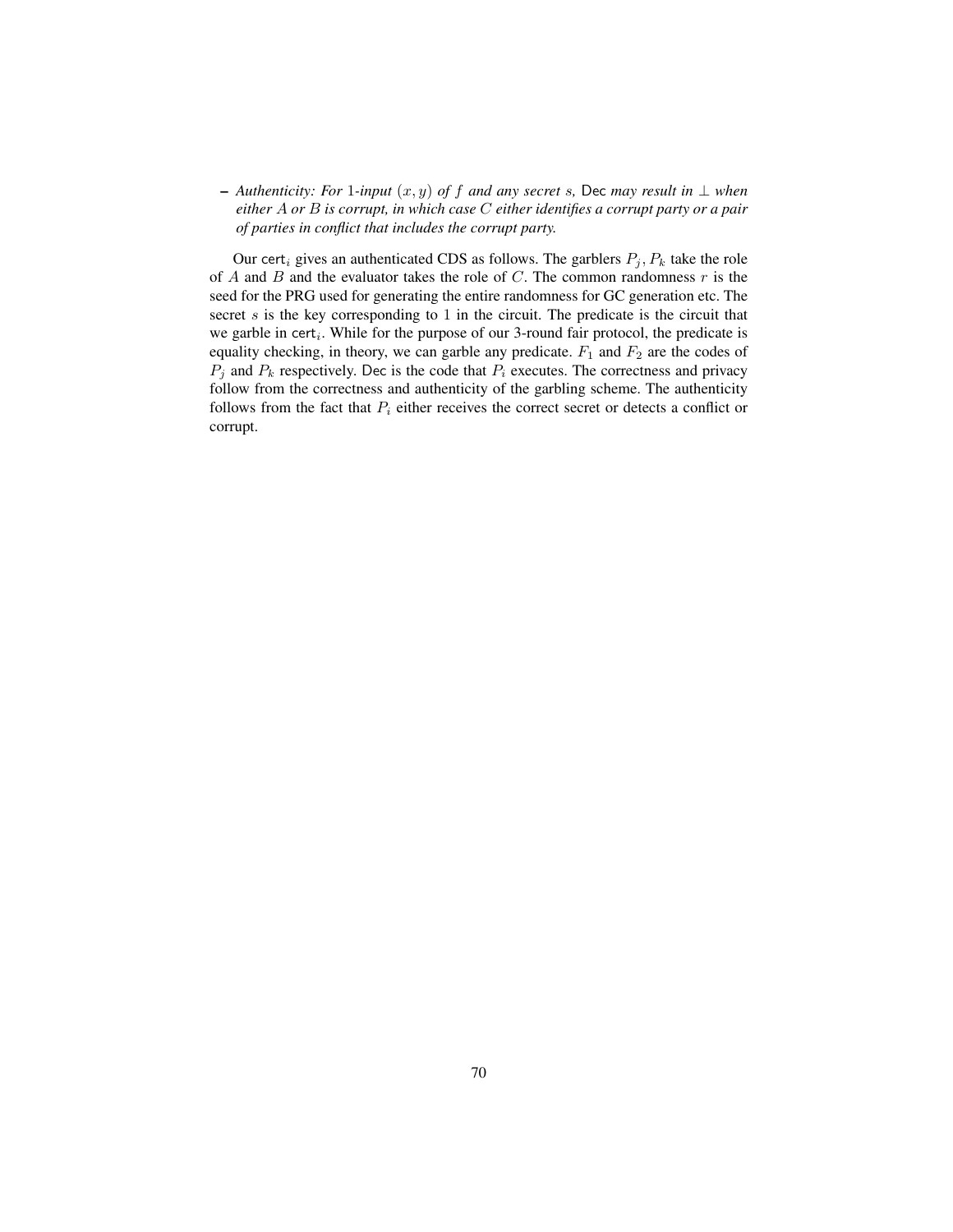– *Authenticity: For* 1*-input* $(x, y)$ *of* $f$ *and any secret* $s$*,* Dec *may result in* $\perp$ *when either* $A$ *or* $B$ *is corrupt, in which case* $C$ *either identifies a corrupt party or a pair of parties in conflict that includes the corrupt party.*

Our $\mathsf{cert}_i$ gives an authenticated CDS as follows. The garblers $P_j, P_k$ take the role of $A$ and $B$ and the evaluator takes the role of $C$. The common randomness $r$ is the seed for the PRG used for generating the entire randomness for GC generation etc. The secret $s$ is the key corresponding to 1 in the circuit. The predicate is the circuit that we garble in $\mathsf{cert}_i$. While for the purpose of our 3-round fair protocol, the predicate is equality checking, in theory, we can garble any predicate. $F_1$ and $F_2$ are the codes of $P_j$ and $P_k$ respectively. Dec is the code that $P_i$ executes. The correctness and privacy follow from the correctness and authenticity of the garbling scheme. The authenticity follows from the fact that $P_i$ either receives the correct secret or detects a conflict or corrupt.